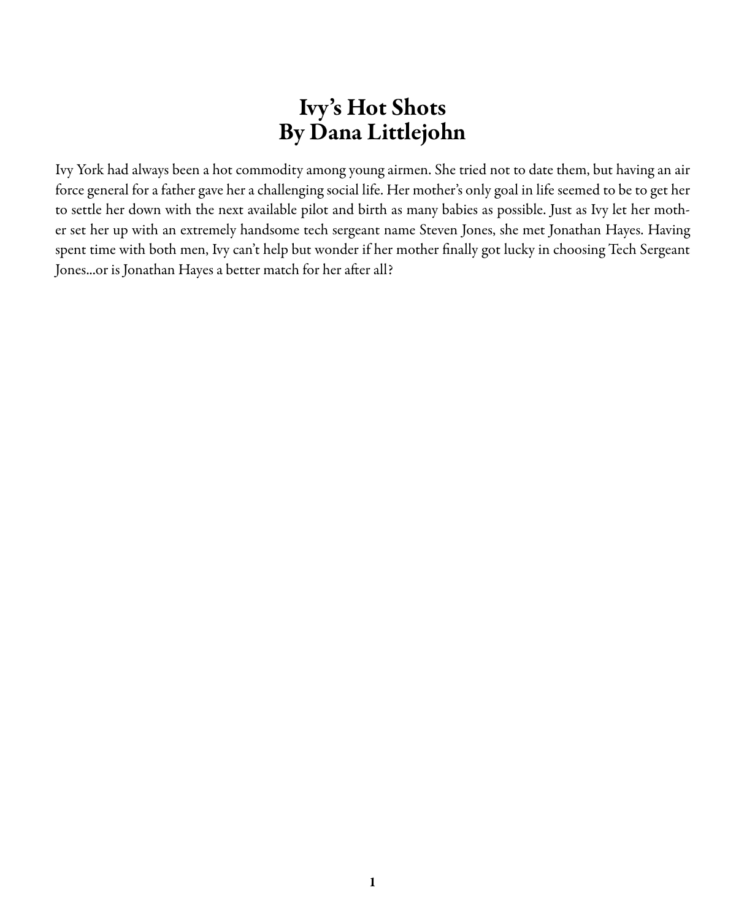# Ivy's Hot Shots
# By Dana Littlejohn

Ivy York had always been a hot commodity among young airmen. She tried not to date them, but having an air force general for a father gave her a challenging social life. Her mother's only goal in life seemed to be to get her to settle her down with the next available pilot and birth as many babies as possible. Just as Ivy let her mother set her up with an extremely handsome tech sergeant name Steven Jones, she met Jonathan Hayes. Having spent time with both men, Ivy can't help but wonder if her mother finally got lucky in choosing Tech Sergeant Jones...or is Jonathan Hayes a better match for her after all?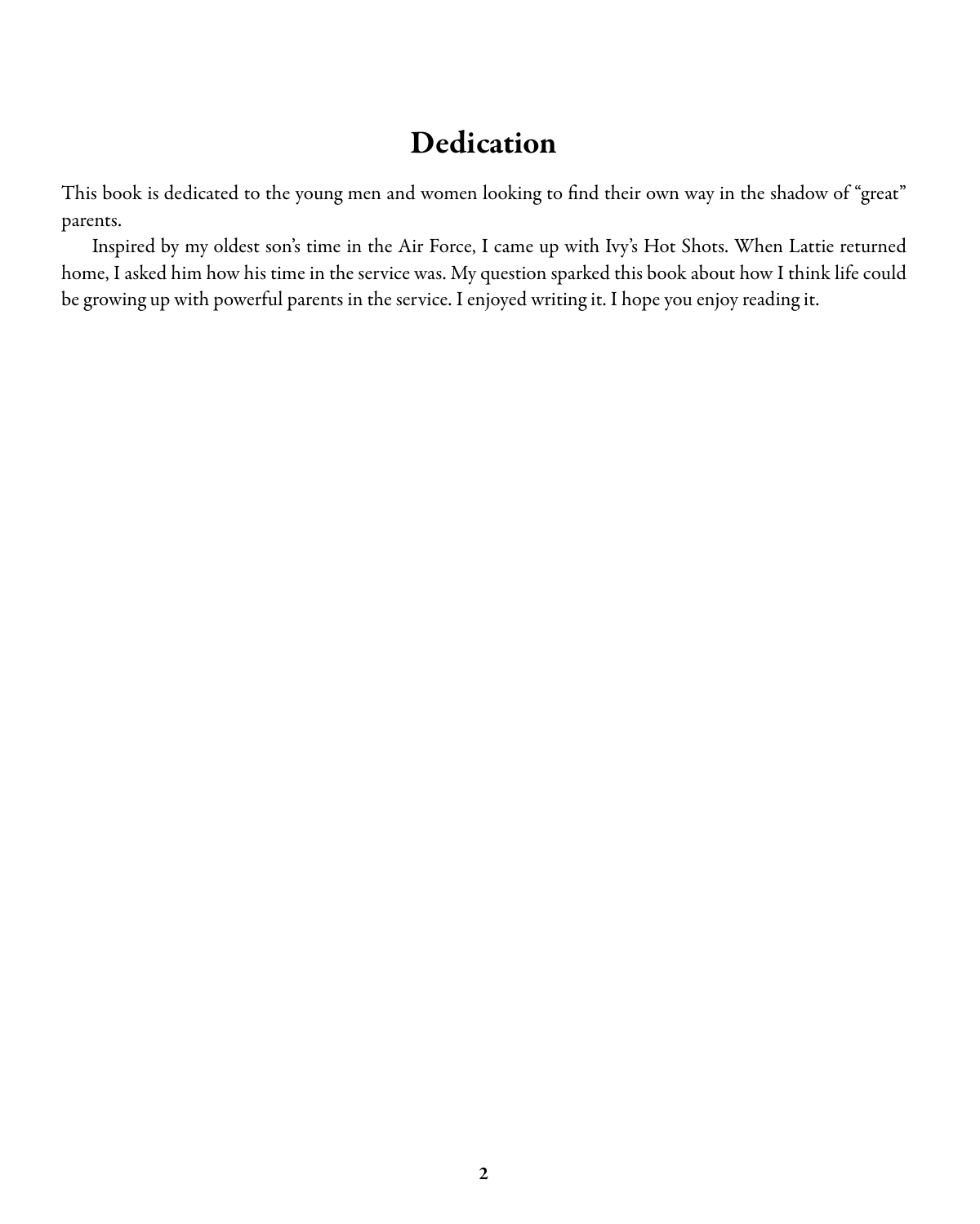# Dedication

This book is dedicated to the young men and women looking to find their own way in the shadow of "great" parents.

Inspired by my oldest son's time in the Air Force, I came up with Ivy's Hot Shots. When Lattie returned home, I asked him how his time in the service was. My question sparked this book about how I think life could be growing up with powerful parents in the service. I enjoyed writing it. I hope you enjoy reading it.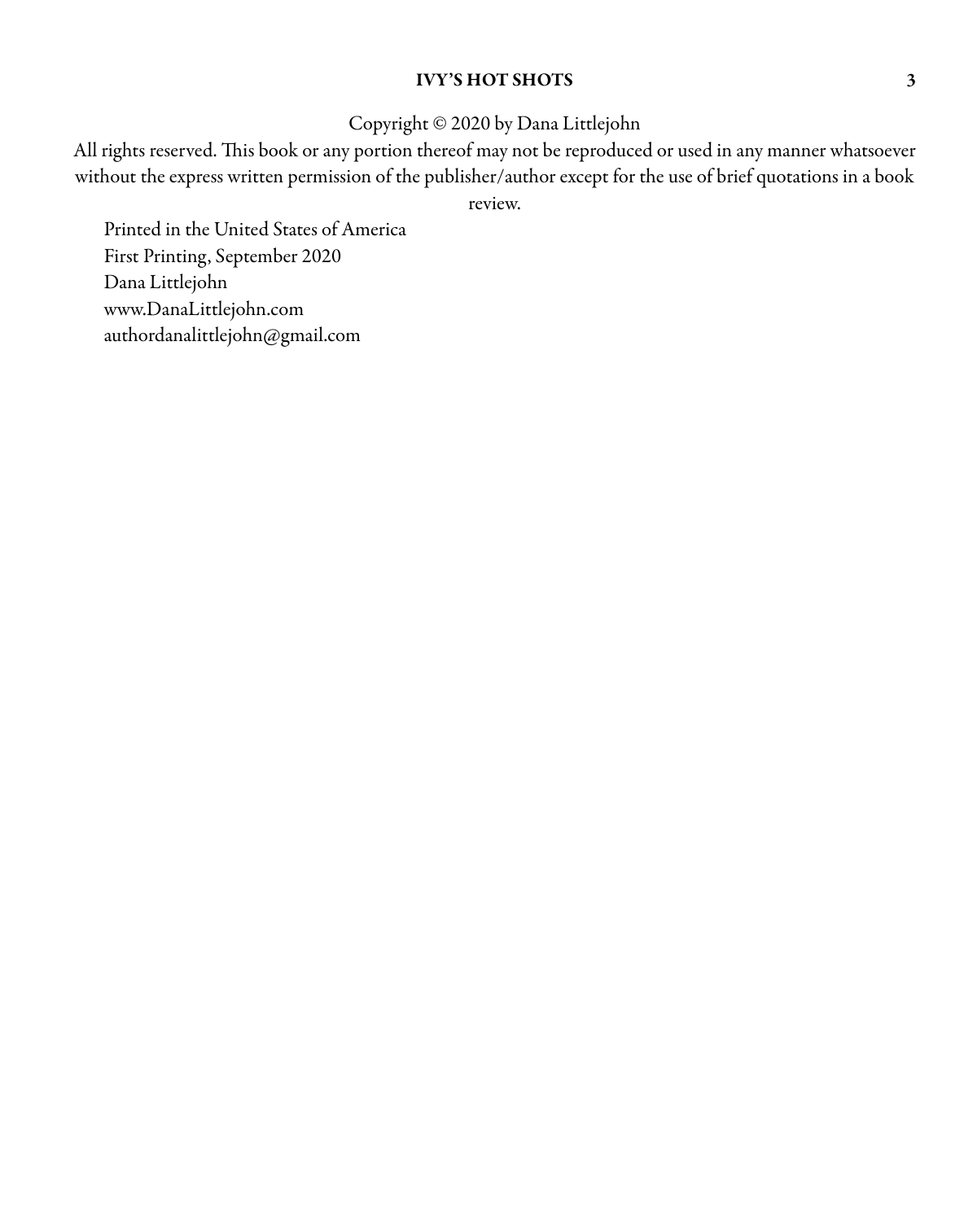Copyright © 2020 by Dana Littlejohn

All rights reserved. This book or any portion thereof may not be reproduced or used in any manner whatsoever without the express written permission of the publisher/author except for the use of brief quotations in a book review.

Printed in the United States of America
First Printing, September 2020
Dana Littlejohn
www.DanaLittlejohn.com
authordanalittlejohn@gmail.com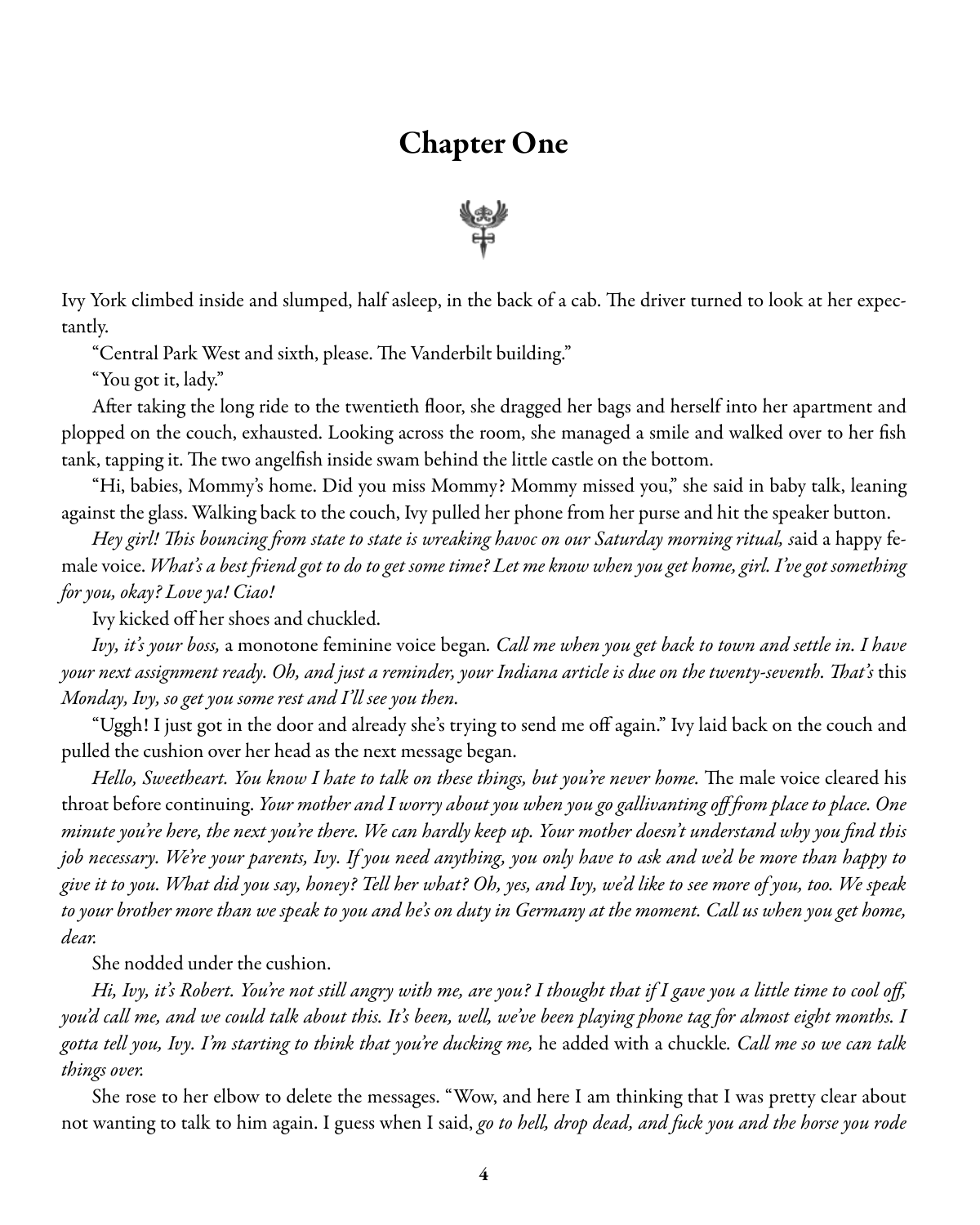# Chapter One

Ivy York climbed inside and slumped, half asleep, in the back of a cab. The driver turned to look at her expectantly.

"Central Park West and sixth, please. The Vanderbilt building."

"You got it, lady."

After taking the long ride to the twentieth floor, she dragged her bags and herself into her apartment and plopped on the couch, exhausted. Looking across the room, she managed a smile and walked over to her fish tank, tapping it. The two angelfish inside swam behind the little castle on the bottom.

"Hi, babies, Mommy's home. Did you miss Mommy? Mommy missed you," she said in baby talk, leaning against the glass. Walking back to the couch, Ivy pulled her phone from her purse and hit the speaker button.

*Hey girl! This bouncing from state to state is wreaking havoc on our Saturday morning ritual, s*aid a happy female voice. *What's a best friend got to do to get some time? Let me know when you get home, girl. I've got something for you, okay? Love ya! Ciao!*

Ivy kicked off her shoes and chuckled.

*Ivy, it's your boss,* a monotone feminine voice began. *Call me when you get back to town and settle in. I have your next assignment ready. Oh, and just a reminder, your Indiana article is due on the twenty-seventh. That's* this *Monday, Ivy, so get you some rest and I'll see you then.*

"Ugh! I just got in the door and already she's trying to send me off again." Ivy laid back on the couch and pulled the cushion over her head as the next message began.

*Hello, Sweetheart. You know I hate to talk on these things, but you're never home.* The male voice cleared his throat before continuing. *Your mother and I worry about you when you go gallivanting off from place to place. One minute you're here, the next you're there. We can hardly keep up. Your mother doesn't understand why you find this job necessary. We're your parents, Ivy. If you need anything, you only have to ask and we'd be more than happy to give it to you. What did you say, honey? Tell her what? Oh, yes, and Ivy, we'd like to see more of you, too. We speak to your brother more than we speak to you and he's on duty in Germany at the moment. Call us when you get home, dear.*

She nodded under the cushion.

*Hi, Ivy, it's Robert. You're not still angry with me, are you? I thought that if I gave you a little time to cool off, you'd call me, and we could talk about this. It's been, well, we've been playing phone tag for almost eight months. I gotta tell you, Ivy. I'm starting to think that you're ducking me,* he added with a chuckle. *Call me so we can talk things over.*

She rose to her elbow to delete the messages. "Wow, and here I am thinking that I was pretty clear about not wanting to talk to him again. I guess when I said, *go to hell, drop dead, and fuck you and the horse you rode*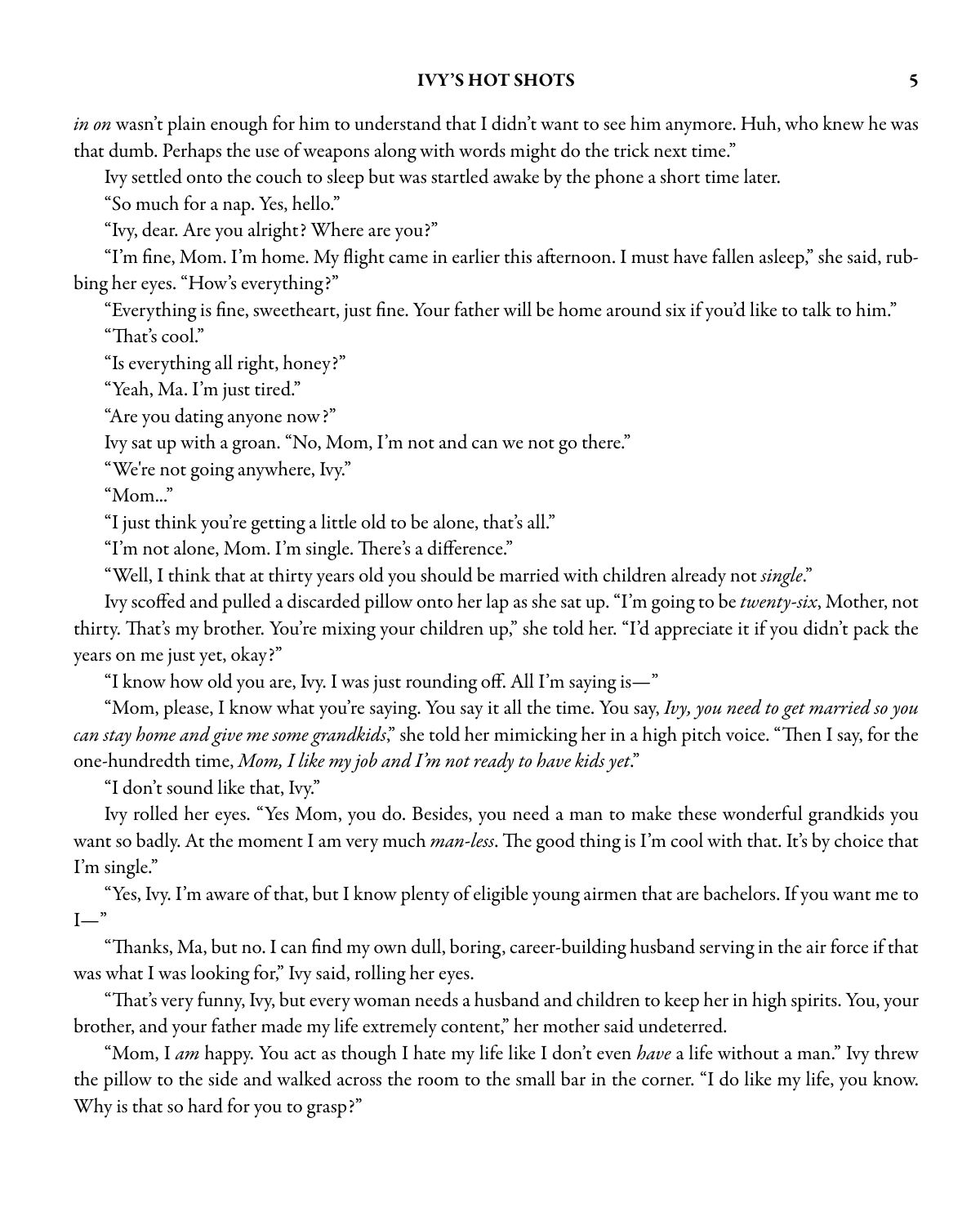*in on* wasn't plain enough for him to understand that I didn't want to see him anymore. Huh, who knew he was that dumb. Perhaps the use of weapons along with words might do the trick next time."

Ivy settled onto the couch to sleep but was startled awake by the phone a short time later.

"So much for a nap. Yes, hello."

"Ivy, dear. Are you alright? Where are you?"

"I'm fine, Mom. I'm home. My flight came in earlier this afternoon. I must have fallen asleep," she said, rubbing her eyes. "How's everything?"

"Everything is fine, sweetheart, just fine. Your father will be home around six if you'd like to talk to him."

"That's cool."

"Is everything all right, honey?"

"Yeah, Ma. I'm just tired."

"Are you dating anyone now?"

Ivy sat up with a groan. "No, Mom, I'm not and can we not go there."

"We're not going anywhere, Ivy."

"Mom..."

"I just think you're getting a little old to be alone, that's all."

"I'm not alone, Mom. I'm single. There's a difference."

"Well, I think that at thirty years old you should be married with children already not *single*."

Ivy scoffed and pulled a discarded pillow onto her lap as she sat up. "I'm going to be *twenty-six*, Mother, not thirty. That's my brother. You're mixing your children up," she told her. "I'd appreciate it if you didn't pack the years on me just yet, okay?"

"I know how old you are, Ivy. I was just rounding off. All I'm saying is—"

"Mom, please, I know what you're saying. You say it all the time. You say, *Ivy, you need to get married so you can stay home and give me some grandkids*," she told her mimicking her in a high pitch voice. "Then I say, for the one-hundredth time, *Mom, I like my job and I'm not ready to have kids yet*."

"I don't sound like that, Ivy."

Ivy rolled her eyes. "Yes Mom, you do. Besides, you need a man to make these wonderful grandkids you want so badly. At the moment I am very much *man-less*. The good thing is I'm cool with that. It's by choice that I'm single."

"Yes, Ivy. I'm aware of that, but I know plenty of eligible young airmen that are bachelors. If you want me to I—"

"Thanks, Ma, but no. I can find my own dull, boring, career-building husband serving in the air force if that was what I was looking for," Ivy said, rolling her eyes.

"That's very funny, Ivy, but every woman needs a husband and children to keep her in high spirits. You, your brother, and your father made my life extremely content," her mother said undeterred.

"Mom, I *am* happy. You act as though I hate my life like I don't even *have* a life without a man." Ivy threw the pillow to the side and walked across the room to the small bar in the corner. "I do like my life, you know. Why is that so hard for you to grasp?"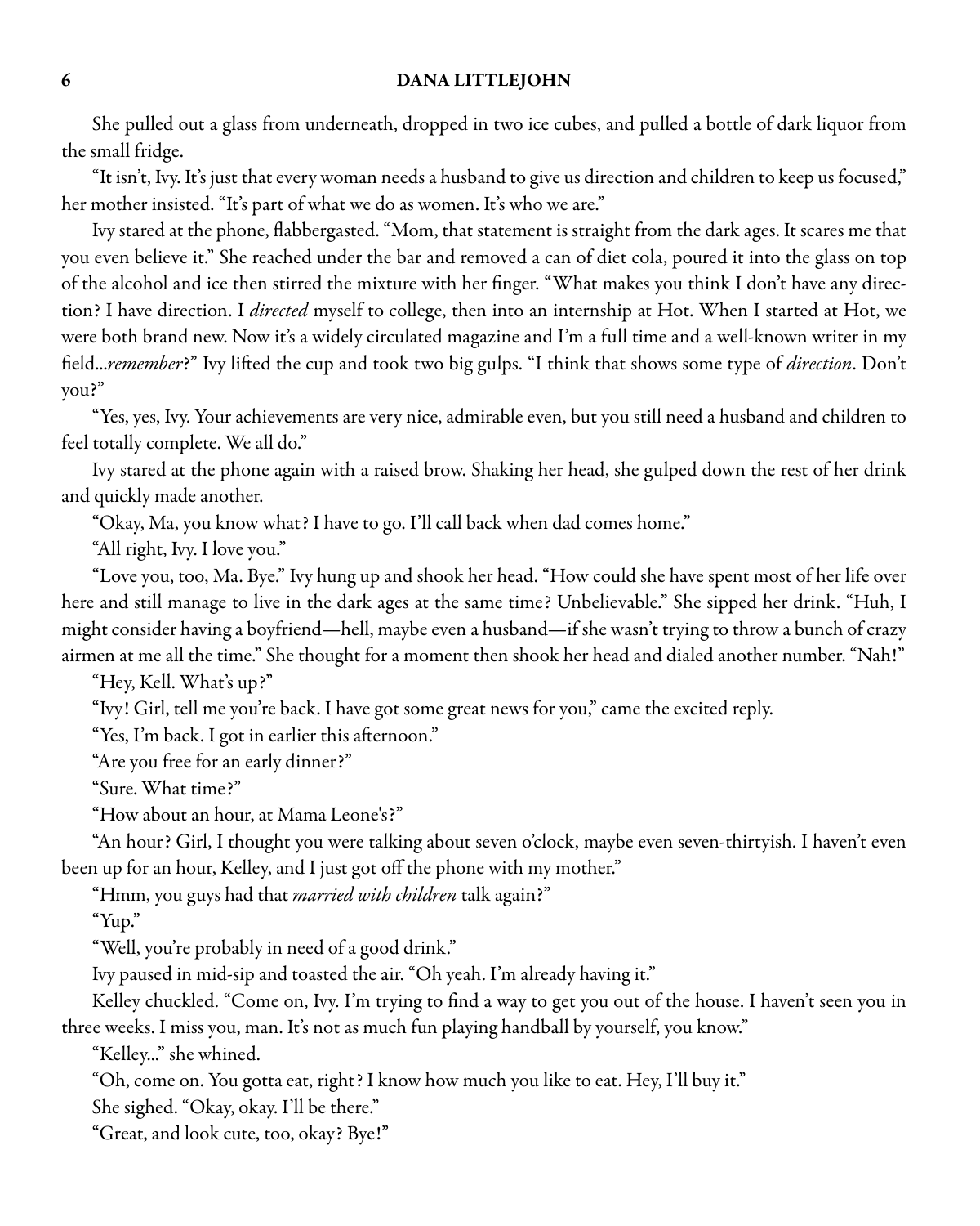She pulled out a glass from underneath, dropped in two ice cubes, and pulled a bottle of dark liquor from the small fridge.

"It isn't, Ivy. It's just that every woman needs a husband to give us direction and children to keep us focused," her mother insisted. "It's part of what we do as women. It's who we are."

Ivy stared at the phone, flabbergasted. "Mom, that statement is straight from the dark ages. It scares me that you even believe it." She reached under the bar and removed a can of diet cola, poured it into the glass on top of the alcohol and ice then stirred the mixture with her finger. "What makes you think I don't have any direction? I have direction. I *directed* myself to college, then into an internship at Hot. When I started at Hot, we were both brand new. Now it's a widely circulated magazine and I'm a full time and a well-known writer in my field...*remember*?" Ivy lifted the cup and took two big gulps. "I think that shows some type of *direction*. Don't you?"

"Yes, yes, Ivy. Your achievements are very nice, admirable even, but you still need a husband and children to feel totally complete. We all do."

Ivy stared at the phone again with a raised brow. Shaking her head, she gulped down the rest of her drink and quickly made another.

"Okay, Ma, you know what? I have to go. I'll call back when dad comes home."

"All right, Ivy. I love you."

"Love you, too, Ma. Bye." Ivy hung up and shook her head. "How could she have spent most of her life over here and still manage to live in the dark ages at the same time? Unbelievable." She sipped her drink. "Huh, I might consider having a boyfriend—hell, maybe even a husband—if she wasn't trying to throw a bunch of crazy airmen at me all the time." She thought for a moment then shook her head and dialed another number. "Nah!"

"Hey, Kell. What's up?"

"Ivy! Girl, tell me you're back. I have got some great news for you," came the excited reply.

"Yes, I'm back. I got in earlier this afternoon."

"Are you free for an early dinner?"

"Sure. What time?"

"How about an hour, at Mama Leone's?"

"An hour? Girl, I thought you were talking about seven o'clock, maybe even seven-thirtyish. I haven't even been up for an hour, Kelley, and I just got off the phone with my mother."

"Hmm, you guys had that *married with children* talk again?"

"Yup."

"Well, you're probably in need of a good drink."

Ivy paused in mid-sip and toasted the air. "Oh yeah. I'm already having it."

Kelley chuckled. "Come on, Ivy. I'm trying to find a way to get you out of the house. I haven't seen you in three weeks. I miss you, man. It's not as much fun playing handball by yourself, you know."

"Kelley..." she whined.

"Oh, come on. You gotta eat, right? I know how much you like to eat. Hey, I'll buy it."

She sighed. "Okay, okay. I'll be there."

"Great, and look cute, too, okay? Bye!"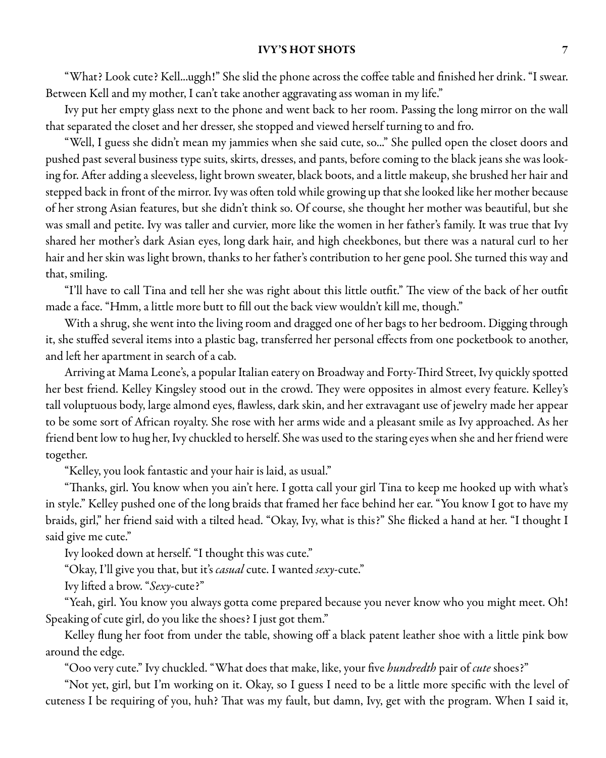"What? Look cute? Kell...uggh!" She slid the phone across the coffee table and finished her drink. "I swear. Between Kell and my mother, I can't take another aggravating ass woman in my life."

Ivy put her empty glass next to the phone and went back to her room. Passing the long mirror on the wall that separated the closet and her dresser, she stopped and viewed herself turning to and fro.

"Well, I guess she didn't mean my jammies when she said cute, so..." She pulled open the closet doors and pushed past several business type suits, skirts, dresses, and pants, before coming to the black jeans she was looking for. After adding a sleeveless, light brown sweater, black boots, and a little makeup, she brushed her hair and stepped back in front of the mirror. Ivy was often told while growing up that she looked like her mother because of her strong Asian features, but she didn't think so. Of course, she thought her mother was beautiful, but she was small and petite. Ivy was taller and curvier, more like the women in her father's family. It was true that Ivy shared her mother's dark Asian eyes, long dark hair, and high cheekbones, but there was a natural curl to her hair and her skin was light brown, thanks to her father's contribution to her gene pool. She turned this way and that, smiling.

"I'll have to call Tina and tell her she was right about this little outfit." The view of the back of her outfit made a face. "Hmm, a little more butt to fill out the back view wouldn't kill me, though."

With a shrug, she went into the living room and dragged one of her bags to her bedroom. Digging through it, she stuffed several items into a plastic bag, transferred her personal effects from one pocketbook to another, and left her apartment in search of a cab.

Arriving at Mama Leone's, a popular Italian eatery on Broadway and Forty-Third Street, Ivy quickly spotted her best friend. Kelley Kingsley stood out in the crowd. They were opposites in almost every feature. Kelley's tall voluptuous body, large almond eyes, flawless, dark skin, and her extravagant use of jewelry made her appear to be some sort of African royalty. She rose with her arms wide and a pleasant smile as Ivy approached. As her friend bent low to hug her, Ivy chuckled to herself. She was used to the staring eyes when she and her friend were together.

"Kelley, you look fantastic and your hair is laid, as usual."

"Thanks, girl. You know when you ain't here. I gotta call your girl Tina to keep me hooked up with what's in style." Kelley pushed one of the long braids that framed her face behind her ear. "You know I got to have my braids, girl," her friend said with a tilted head. "Okay, Ivy, what is this?" She flicked a hand at her. "I thought I said give me cute."

Ivy looked down at herself. "I thought this was cute."

"Okay, I'll give you that, but it's *casual* cute. I wanted *sexy*-cute."

Ivy lifted a brow. "*Sexy*-cute?"

"Yeah, girl. You know you always gotta come prepared because you never know who you might meet. Oh! Speaking of cute girl, do you like the shoes? I just got them."

Kelley flung her foot from under the table, showing off a black patent leather shoe with a little pink bow around the edge.

"Ooo very cute." Ivy chuckled. "What does that make, like, your five *hundredth* pair of *cute* shoes?"

"Not yet, girl, but I'm working on it. Okay, so I guess I need to be a little more specific with the level of cuteness I be requiring of you, huh? That was my fault, but damn, Ivy, get with the program. When I said it,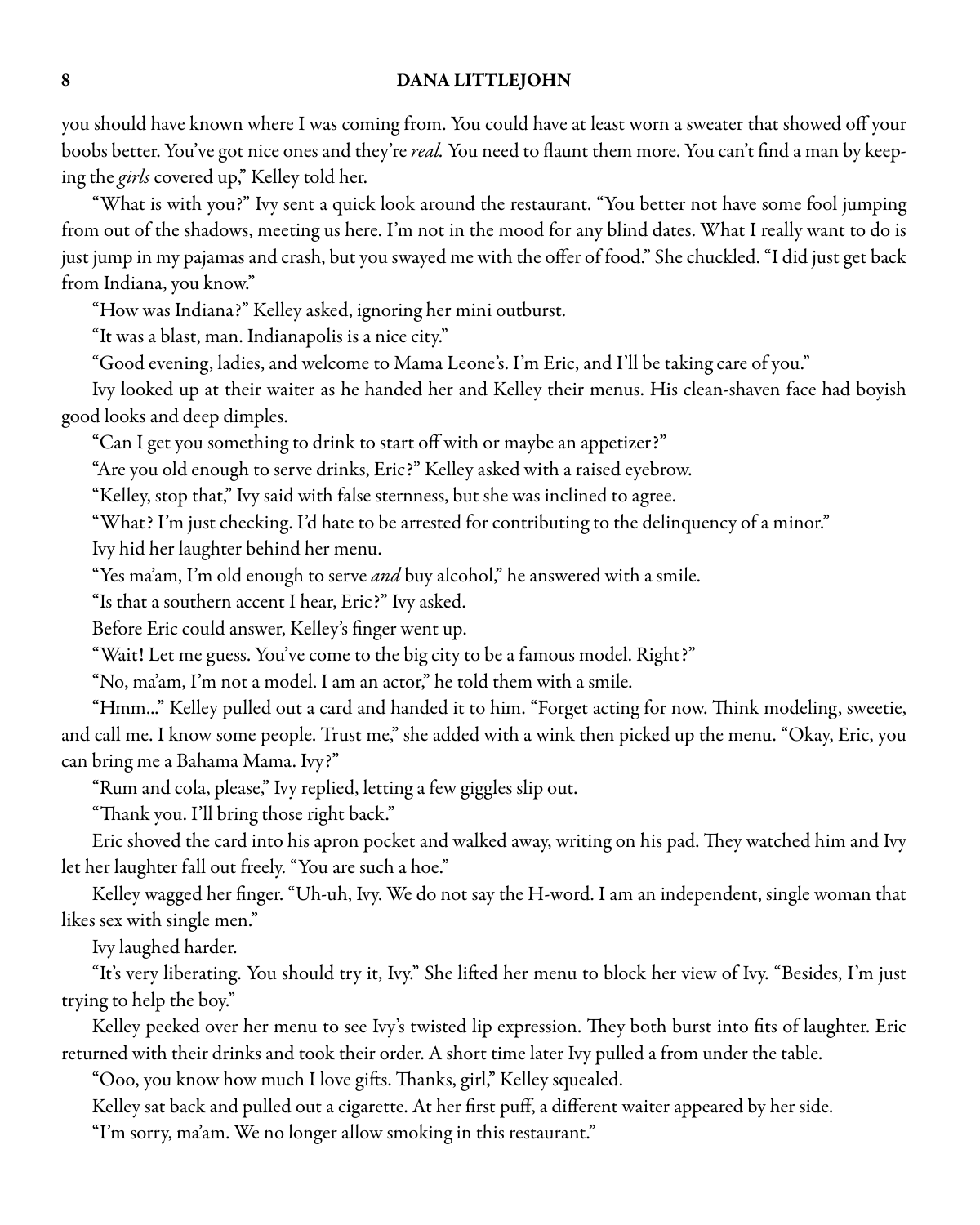you should have known where I was coming from. You could have at least worn a sweater that showed off your boobs better. You've got nice ones and they're *real.* You need to flaunt them more. You can't find a man by keeping the *girls* covered up," Kelley told her.

"What is with you?" Ivy sent a quick look around the restaurant. "You better not have some fool jumping from out of the shadows, meeting us here. I'm not in the mood for any blind dates. What I really want to do is just jump in my pajamas and crash, but you swayed me with the offer of food." She chuckled. "I did just get back from Indiana, you know."

"How was Indiana?" Kelley asked, ignoring her mini outburst.

"It was a blast, man. Indianapolis is a nice city."

"Good evening, ladies, and welcome to Mama Leone's. I'm Eric, and I'll be taking care of you."

Ivy looked up at their waiter as he handed her and Kelley their menus. His clean-shaven face had boyish good looks and deep dimples.

"Can I get you something to drink to start off with or maybe an appetizer?"

"Are you old enough to serve drinks, Eric?" Kelley asked with a raised eyebrow.

"Kelley, stop that," Ivy said with false sternness, but she was inclined to agree.

"What? I'm just checking. I'd hate to be arrested for contributing to the delinquency of a minor."

Ivy hid her laughter behind her menu.

"Yes ma'am, I'm old enough to serve *and* buy alcohol," he answered with a smile.

"Is that a southern accent I hear, Eric?" Ivy asked.

Before Eric could answer, Kelley's finger went up.

"Wait! Let me guess. You've come to the big city to be a famous model. Right?"

"No, ma'am, I'm not a model. I am an actor," he told them with a smile.

"Hmm..." Kelley pulled out a card and handed it to him. "Forget acting for now. Think modeling, sweetie, and call me. I know some people. Trust me," she added with a wink then picked up the menu. "Okay, Eric, you can bring me a Bahama Mama. Ivy?"

"Rum and cola, please," Ivy replied, letting a few giggles slip out.

"Thank you. I'll bring those right back."

Eric shoved the card into his apron pocket and walked away, writing on his pad. They watched him and Ivy let her laughter fall out freely. "You are such a hoe."

Kelley wagged her finger. "Uh-uh, Ivy. We do not say the H-word. I am an independent, single woman that likes sex with single men."

Ivy laughed harder.

"It's very liberating. You should try it, Ivy." She lifted her menu to block her view of Ivy. "Besides, I'm just trying to help the boy."

Kelley peeked over her menu to see Ivy's twisted lip expression. They both burst into fits of laughter. Eric returned with their drinks and took their order. A short time later Ivy pulled a from under the table.

"Ooo, you know how much I love gifts. Thanks, girl," Kelley squealed.

Kelley sat back and pulled out a cigarette. At her first puff, a different waiter appeared by her side.

"I'm sorry, ma'am. We no longer allow smoking in this restaurant."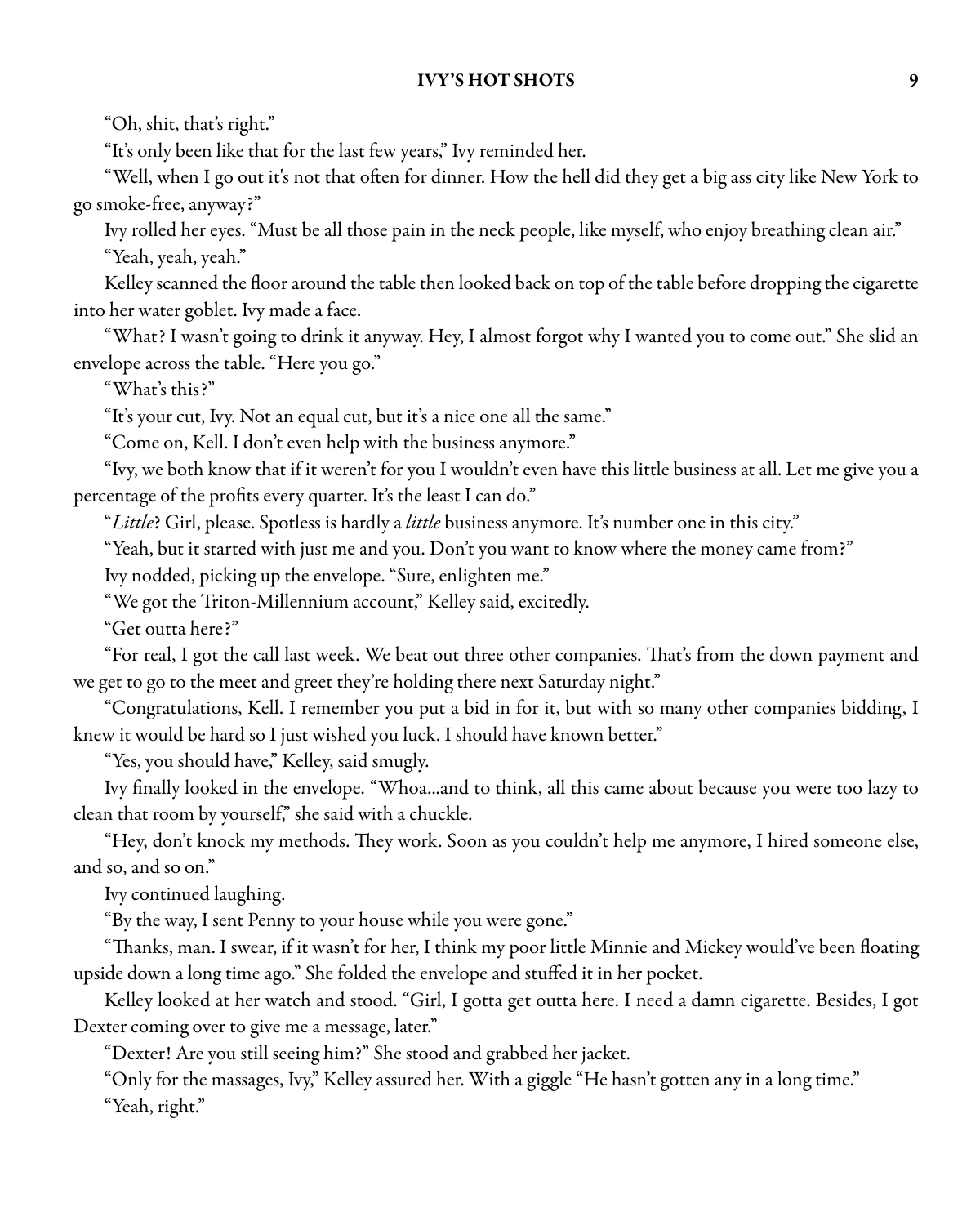"Oh, shit, that's right."

"It's only been like that for the last few years," Ivy reminded her.

"Well, when I go out it's not that often for dinner. How the hell did they get a big ass city like New York to go smoke-free, anyway?"

Ivy rolled her eyes. "Must be all those pain in the neck people, like myself, who enjoy breathing clean air."

"Yeah, yeah, yeah."

Kelley scanned the floor around the table then looked back on top of the table before dropping the cigarette into her water goblet. Ivy made a face.

"What? I wasn't going to drink it anyway. Hey, I almost forgot why I wanted you to come out." She slid an envelope across the table. "Here you go."

"What's this?"

"It's your cut, Ivy. Not an equal cut, but it's a nice one all the same."

"Come on, Kell. I don't even help with the business anymore."

"Ivy, we both know that if it weren't for you I wouldn't even have this little business at all. Let me give you a percentage of the profits every quarter. It's the least I can do."

"*Little*? Girl, please. Spotless is hardly a *little* business anymore. It's number one in this city."

"Yeah, but it started with just me and you. Don't you want to know where the money came from?"

Ivy nodded, picking up the envelope. "Sure, enlighten me."

"We got the Triton-Millennium account," Kelley said, excitedly.

"Get outta here?"

"For real, I got the call last week. We beat out three other companies. That's from the down payment and we get to go to the meet and greet they're holding there next Saturday night."

"Congratulations, Kell. I remember you put a bid in for it, but with so many other companies bidding, I knew it would be hard so I just wished you luck. I should have known better."

"Yes, you should have," Kelley, said smugly.

Ivy finally looked in the envelope. "Whoa...and to think, all this came about because you were too lazy to clean that room by yourself," she said with a chuckle.

"Hey, don't knock my methods. They work. Soon as you couldn't help me anymore, I hired someone else, and so, and so on."

Ivy continued laughing.

"By the way, I sent Penny to your house while you were gone."

"Thanks, man. I swear, if it wasn't for her, I think my poor little Minnie and Mickey would've been floating upside down a long time ago." She folded the envelope and stuffed it in her pocket.

Kelley looked at her watch and stood. "Girl, I gotta get outta here. I need a damn cigarette. Besides, I got Dexter coming over to give me a message, later."

"Dexter! Are you still seeing him?" She stood and grabbed her jacket.

"Only for the massages, Ivy," Kelley assured her. With a giggle "He hasn't gotten any in a long time."

"Yeah, right."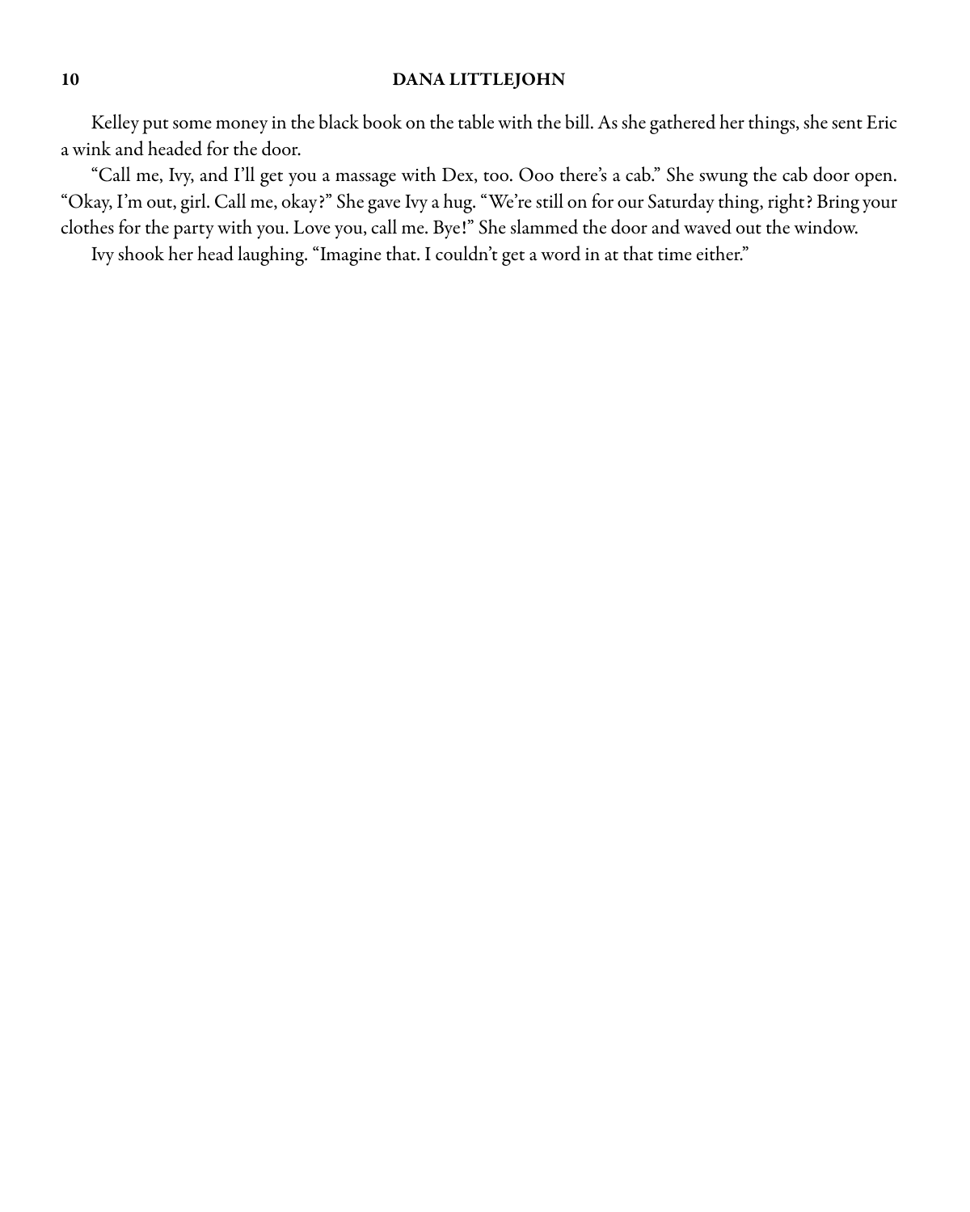Kelley put some money in the black book on the table with the bill. As she gathered her things, she sent Eric a wink and headed for the door.

"Call me, Ivy, and I'll get you a massage with Dex, too. Ooo there's a cab." She swung the cab door open. "Okay, I'm out, girl. Call me, okay?" She gave Ivy a hug. "We're still on for our Saturday thing, right? Bring your clothes for the party with you. Love you, call me. Bye!" She slammed the door and waved out the window.

Ivy shook her head laughing. "Imagine that. I couldn't get a word in at that time either."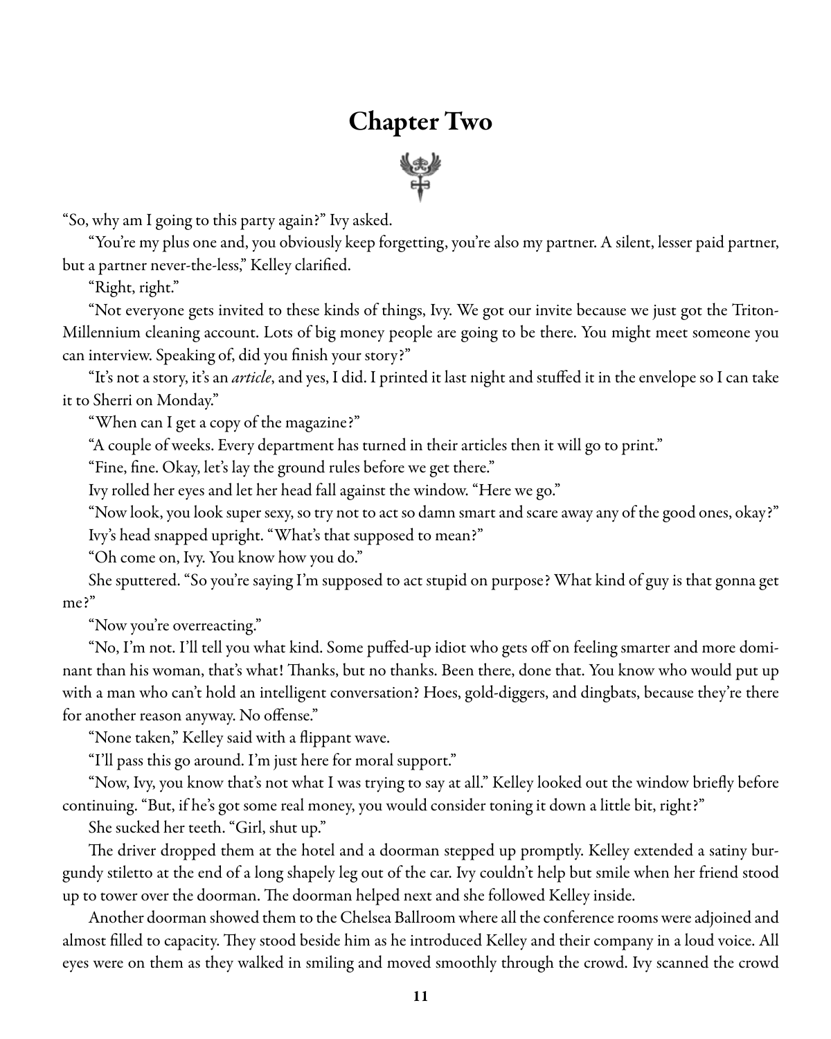# Chapter Two

"So, why am I going to this party again?" Ivy asked.

"You're my plus one and, you obviously keep forgetting, you're also my partner. A silent, lesser paid partner, but a partner never-the-less," Kelley clarified.

"Right, right."

"Not everyone gets invited to these kinds of things, Ivy. We got our invite because we just got the Triton-Millennium cleaning account. Lots of big money people are going to be there. You might meet someone you can interview. Speaking of, did you finish your story?"

"It's not a story, it's an *article*, and yes, I did. I printed it last night and stuffed it in the envelope so I can take it to Sherri on Monday."

"When can I get a copy of the magazine?"

"A couple of weeks. Every department has turned in their articles then it will go to print."

"Fine, fine. Okay, let's lay the ground rules before we get there."

Ivy rolled her eyes and let her head fall against the window. "Here we go."

"Now look, you look super sexy, so try not to act so damn smart and scare away any of the good ones, okay?"

Ivy's head snapped upright. "What's that supposed to mean?"

"Oh come on, Ivy. You know how you do."

She sputtered. "So you're saying I'm supposed to act stupid on purpose? What kind of guy is that gonna get me?"

"Now you're overreacting."

"No, I'm not. I'll tell you what kind. Some puffed-up idiot who gets off on feeling smarter and more dominant than his woman, that's what! Thanks, but no thanks. Been there, done that. You know who would put up with a man who can't hold an intelligent conversation? Hoes, gold-diggers, and dingbats, because they're there for another reason anyway. No offense."

"None taken," Kelley said with a flippant wave.

"I'll pass this go around. I'm just here for moral support."

"Now, Ivy, you know that's not what I was trying to say at all." Kelley looked out the window briefly before continuing. "But, if he's got some real money, you would consider toning it down a little bit, right?"

She sucked her teeth. "Girl, shut up."

The driver dropped them at the hotel and a doorman stepped up promptly. Kelley extended a satiny burgundy stiletto at the end of a long shapely leg out of the car. Ivy couldn't help but smile when her friend stood up to tower over the doorman. The doorman helped next and she followed Kelley inside.

Another doorman showed them to the Chelsea Ballroom where all the conference rooms were adjoined and almost filled to capacity. They stood beside him as he introduced Kelley and their company in a loud voice. All eyes were on them as they walked in smiling and moved smoothly through the crowd. Ivy scanned the crowd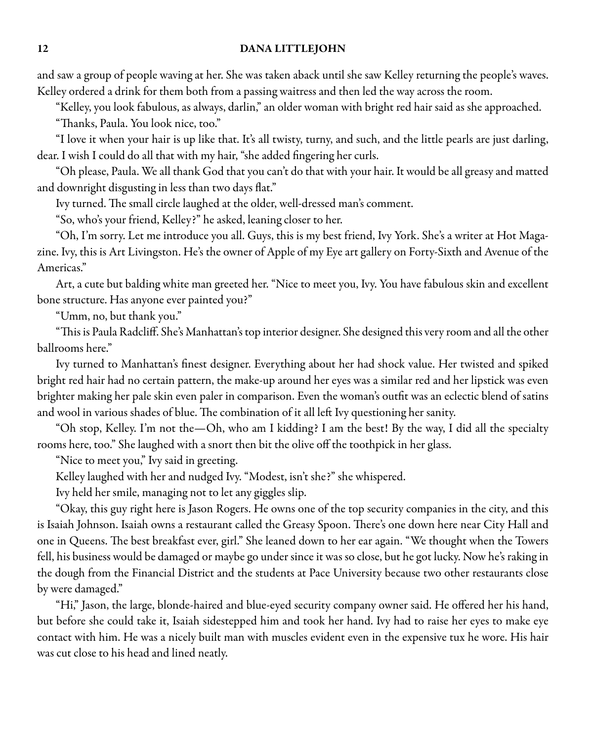and saw a group of people waving at her. She was taken aback until she saw Kelley returning the people's waves. Kelley ordered a drink for them both from a passing waitress and then led the way across the room.

"Kelley, you look fabulous, as always, darlin," an older woman with bright red hair said as she approached.

"Thanks, Paula. You look nice, too."

"I love it when your hair is up like that. It's all twisty, turny, and such, and the little pearls are just darling, dear. I wish I could do all that with my hair, "she added fingering her curls.

"Oh please, Paula. We all thank God that you can't do that with your hair. It would be all greasy and matted and downright disgusting in less than two days flat."

Ivy turned. The small circle laughed at the older, well-dressed man's comment.

"So, who's your friend, Kelley?" he asked, leaning closer to her.

"Oh, I'm sorry. Let me introduce you all. Guys, this is my best friend, Ivy York. She's a writer at Hot Magazine. Ivy, this is Art Livingston. He's the owner of Apple of my Eye art gallery on Forty-Sixth and Avenue of the Americas."

Art, a cute but balding white man greeted her. "Nice to meet you, Ivy. You have fabulous skin and excellent bone structure. Has anyone ever painted you?"

"Umm, no, but thank you."

"This is Paula Radcliff. She's Manhattan's top interior designer. She designed this very room and all the other ballrooms here."

Ivy turned to Manhattan's finest designer. Everything about her had shock value. Her twisted and spiked bright red hair had no certain pattern, the make-up around her eyes was a similar red and her lipstick was even brighter making her pale skin even paler in comparison. Even the woman's outfit was an eclectic blend of satins and wool in various shades of blue. The combination of it all left Ivy questioning her sanity.

"Oh stop, Kelley. I'm not the—Oh, who am I kidding? I am the best! By the way, I did all the specialty rooms here, too." She laughed with a snort then bit the olive off the toothpick in her glass.

"Nice to meet you," Ivy said in greeting.

Kelley laughed with her and nudged Ivy. "Modest, isn't she?" she whispered.

Ivy held her smile, managing not to let any giggles slip.

"Okay, this guy right here is Jason Rogers. He owns one of the top security companies in the city, and this is Isaiah Johnson. Isaiah owns a restaurant called the Greasy Spoon. There's one down here near City Hall and one in Queens. The best breakfast ever, girl." She leaned down to her ear again. "We thought when the Towers fell, his business would be damaged or maybe go under since it was so close, but he got lucky. Now he's raking in the dough from the Financial District and the students at Pace University because two other restaurants close by were damaged."

"Hi," Jason, the large, blonde-haired and blue-eyed security company owner said. He offered her his hand, but before she could take it, Isaiah sidestepped him and took her hand. Ivy had to raise her eyes to make eye contact with him. He was a nicely built man with muscles evident even in the expensive tux he wore. His hair was cut close to his head and lined neatly.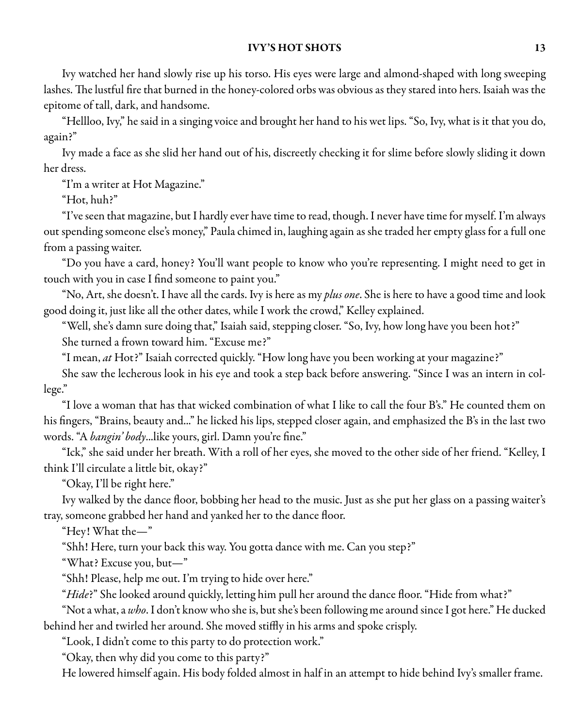Ivy watched her hand slowly rise up his torso. His eyes were large and almond-shaped with long sweeping lashes. The lustful fire that burned in the honey-colored orbs was obvious as they stared into hers. Isaiah was the epitome of tall, dark, and handsome.

"Hellloo, Ivy," he said in a singing voice and brought her hand to his wet lips. "So, Ivy, what is it that you do, again?"

Ivy made a face as she slid her hand out of his, discreetly checking it for slime before slowly sliding it down her dress.

"I'm a writer at Hot Magazine."

"Hot, huh?"

"I've seen that magazine, but I hardly ever have time to read, though. I never have time for myself. I'm always out spending someone else's money," Paula chimed in, laughing again as she traded her empty glass for a full one from a passing waiter.

"Do you have a card, honey? You'll want people to know who you're representing. I might need to get in touch with you in case I find someone to paint you."

"No, Art, she doesn't. I have all the cards. Ivy is here as my *plus one*. She is here to have a good time and look good doing it, just like all the other dates, while I work the crowd," Kelley explained.

"Well, she's damn sure doing that," Isaiah said, stepping closer. "So, Ivy, how long have you been hot?"

She turned a frown toward him. "Excuse me?"

"I mean, *at* Hot?" Isaiah corrected quickly. "How long have you been working at your magazine?"

She saw the lecherous look in his eye and took a step back before answering. "Since I was an intern in college."

"I love a woman that has that wicked combination of what I like to call the four B's." He counted them on his fingers, "Brains, beauty and…" he licked his lips, stepped closer again, and emphasized the B's in the last two words. "A *bangin' body*…like yours, girl. Damn you're fine."

"Ick," she said under her breath. With a roll of her eyes, she moved to the other side of her friend. "Kelley, I think I'll circulate a little bit, okay?"

"Okay, I'll be right here."

Ivy walked by the dance floor, bobbing her head to the music. Just as she put her glass on a passing waiter's tray, someone grabbed her hand and yanked her to the dance floor.

"Hey! What the—"

"Shh! Here, turn your back this way. You gotta dance with me. Can you step?"

"What? Excuse you, but—"

"Shh! Please, help me out. I'm trying to hide over here."

"*Hide*?" She looked around quickly, letting him pull her around the dance floor. "Hide from what?"

"Not a what, a *who*. I don't know who she is, but she's been following me around since I got here." He ducked behind her and twirled her around. She moved stiffly in his arms and spoke crisply.

"Look, I didn't come to this party to do protection work."

"Okay, then why did you come to this party?"

He lowered himself again. His body folded almost in half in an attempt to hide behind Ivy's smaller frame.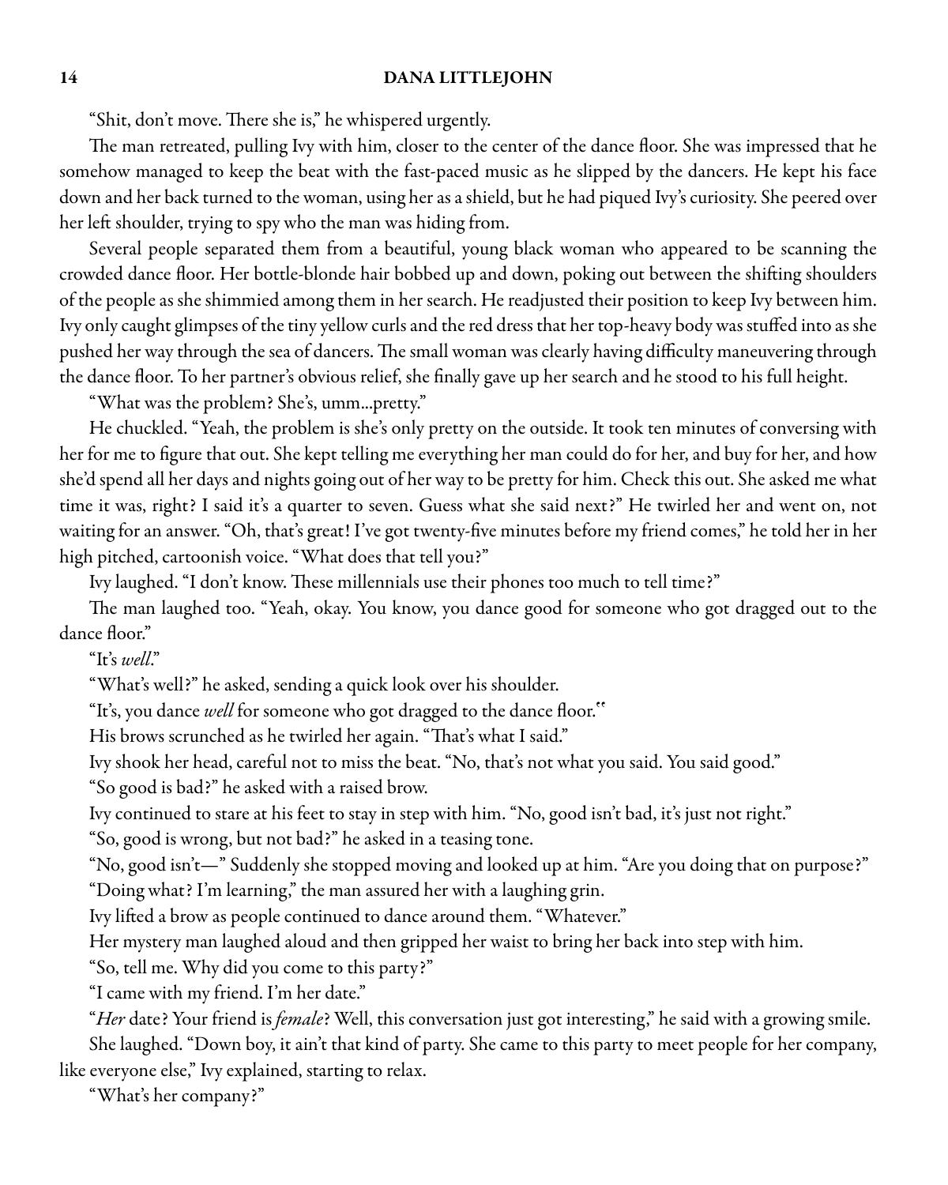"Shit, don't move. There she is," he whispered urgently.

The man retreated, pulling Ivy with him, closer to the center of the dance floor. She was impressed that he somehow managed to keep the beat with the fast-paced music as he slipped by the dancers. He kept his face down and her back turned to the woman, using her as a shield, but he had piqued Ivy's curiosity. She peered over her left shoulder, trying to spy who the man was hiding from.

Several people separated them from a beautiful, young black woman who appeared to be scanning the crowded dance floor. Her bottle-blonde hair bobbed up and down, poking out between the shifting shoulders of the people as she shimmied among them in her search. He readjusted their position to keep Ivy between him. Ivy only caught glimpses of the tiny yellow curls and the red dress that her top-heavy body was stuffed into as she pushed her way through the sea of dancers. The small woman was clearly having difficulty maneuvering through the dance floor. To her partner's obvious relief, she finally gave up her search and he stood to his full height.

"What was the problem? She's, umm...pretty."

He chuckled. "Yeah, the problem is she's only pretty on the outside. It took ten minutes of conversing with her for me to figure that out. She kept telling me everything her man could do for her, and buy for her, and how she'd spend all her days and nights going out of her way to be pretty for him. Check this out. She asked me what time it was, right? I said it's a quarter to seven. Guess what she said next?" He twirled her and went on, not waiting for an answer. "Oh, that's great! I've got twenty-five minutes before my friend comes," he told her in her high pitched, cartoonish voice. "What does that tell you?"

Ivy laughed. "I don't know. These millennials use their phones too much to tell time?"

The man laughed too. "Yeah, okay. You know, you dance good for someone who got dragged out to the dance floor."

"It's *well*."

"What's well?" he asked, sending a quick look over his shoulder.

"It's, you dance *well* for someone who got dragged to the dance floor."

His brows scrunched as he twirled her again. "That's what I said."

Ivy shook her head, careful not to miss the beat. "No, that's not what you said. You said good."

"So good is bad?" he asked with a raised brow.

Ivy continued to stare at his feet to stay in step with him. "No, good isn't bad, it's just not right."

"So, good is wrong, but not bad?" he asked in a teasing tone.

"No, good isn't—" Suddenly she stopped moving and looked up at him. "Are you doing that on purpose?"

"Doing what? I'm learning," the man assured her with a laughing grin.

Ivy lifted a brow as people continued to dance around them. "Whatever."

Her mystery man laughed aloud and then gripped her waist to bring her back into step with him.

"So, tell me. Why did you come to this party?"

"I came with my friend. I'm her date."

"*Her* date? Your friend is *female*? Well, this conversation just got interesting," he said with a growing smile.

She laughed. "Down boy, it ain't that kind of party. She came to this party to meet people for her company, like everyone else," Ivy explained, starting to relax.

"What's her company?"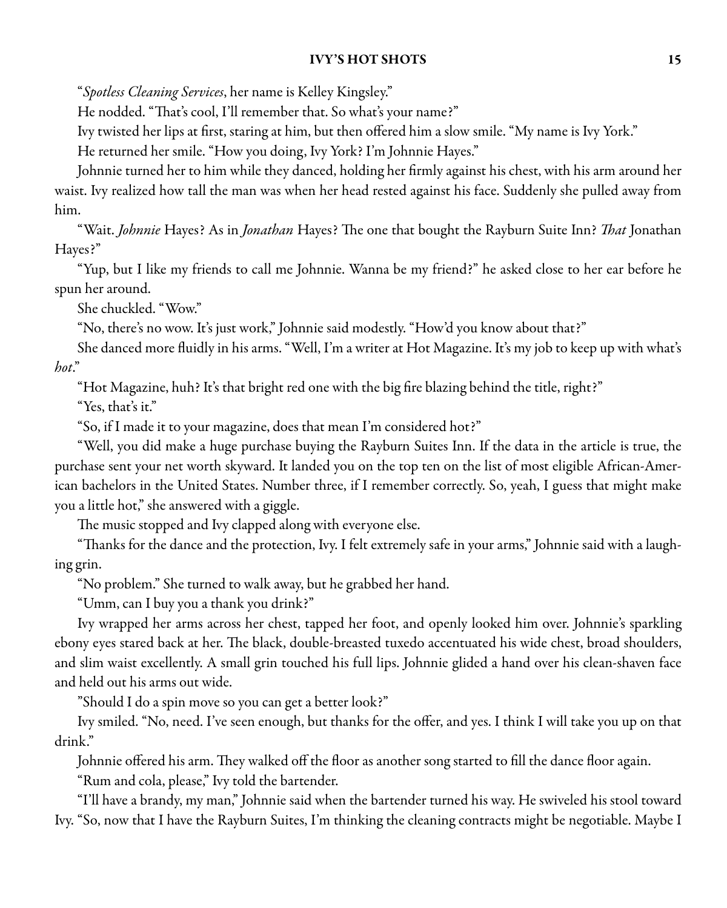"*Spotless Cleaning Services*, her name is Kelley Kingsley."

He nodded. "That's cool, I'll remember that. So what's your name?"

Ivy twisted her lips at first, staring at him, but then offered him a slow smile. "My name is Ivy York."

He returned her smile. "How you doing, Ivy York? I'm Johnnie Hayes."

Johnnie turned her to him while they danced, holding her firmly against his chest, with his arm around her waist. Ivy realized how tall the man was when her head rested against his face. Suddenly she pulled away from him.

"Wait. *Johnnie* Hayes? As in *Jonathan* Hayes? The one that bought the Rayburn Suite Inn? *That* Jonathan Hayes?"

"Yup, but I like my friends to call me Johnnie. Wanna be my friend?" he asked close to her ear before he spun her around.

She chuckled. "Wow."

"No, there's no wow. It's just work," Johnnie said modestly. "How'd you know about that?"

She danced more fluidly in his arms. "Well, I'm a writer at Hot Magazine. It's my job to keep up with what's *hot*."

"Hot Magazine, huh? It's that bright red one with the big fire blazing behind the title, right?"

"Yes, that's it."

"So, if I made it to your magazine, does that mean I'm considered hot?"

"Well, you did make a huge purchase buying the Rayburn Suites Inn. If the data in the article is true, the purchase sent your net worth skyward. It landed you on the top ten on the list of most eligible African-American bachelors in the United States. Number three, if I remember correctly. So, yeah, I guess that might make you a little hot," she answered with a giggle.

The music stopped and Ivy clapped along with everyone else.

"Thanks for the dance and the protection, Ivy. I felt extremely safe in your arms," Johnnie said with a laughing grin.

"No problem." She turned to walk away, but he grabbed her hand.

"Umm, can I buy you a thank you drink?"

Ivy wrapped her arms across her chest, tapped her foot, and openly looked him over. Johnnie's sparkling ebony eyes stared back at her. The black, double-breasted tuxedo accentuated his wide chest, broad shoulders, and slim waist excellently. A small grin touched his full lips. Johnnie glided a hand over his clean-shaven face and held out his arms out wide.

"Should I do a spin move so you can get a better look?"

Ivy smiled. "No, need. I've seen enough, but thanks for the offer, and yes. I think I will take you up on that drink."

Johnnie offered his arm. They walked off the floor as another song started to fill the dance floor again.

"Rum and cola, please," Ivy told the bartender.

"I'll have a brandy, my man," Johnnie said when the bartender turned his way. He swiveled his stool toward Ivy. "So, now that I have the Rayburn Suites, I'm thinking the cleaning contracts might be negotiable. Maybe I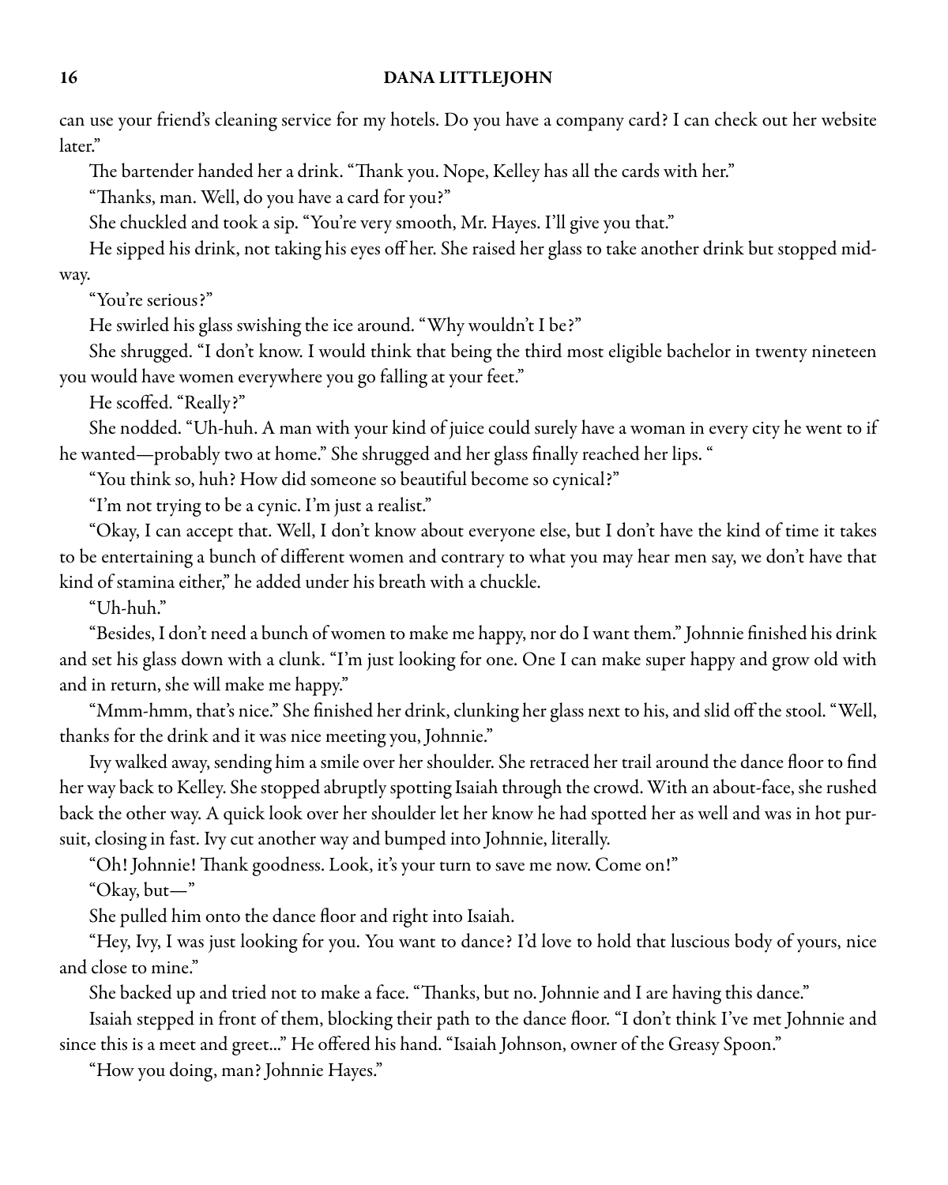can use your friend's cleaning service for my hotels. Do you have a company card? I can check out her website later."

The bartender handed her a drink. "Thank you. Nope, Kelley has all the cards with her."

"Thanks, man. Well, do you have a card for you?"

She chuckled and took a sip. "You're very smooth, Mr. Hayes. I'll give you that."

He sipped his drink, not taking his eyes off her. She raised her glass to take another drink but stopped mid-way.

"You're serious?"

He swirled his glass swishing the ice around. "Why wouldn't I be?"

She shrugged. "I don't know. I would think that being the third most eligible bachelor in twenty nineteen you would have women everywhere you go falling at your feet."

He scoffed. "Really?"

She nodded. "Uh-huh. A man with your kind of juice could surely have a woman in every city he went to if he wanted—probably two at home." She shrugged and her glass finally reached her lips. "

"You think so, huh? How did someone so beautiful become so cynical?"

"I'm not trying to be a cynic. I'm just a realist."

"Okay, I can accept that. Well, I don't know about everyone else, but I don't have the kind of time it takes to be entertaining a bunch of different women and contrary to what you may hear men say, we don't have that kind of stamina either," he added under his breath with a chuckle.

"Uh-huh."

"Besides, I don't need a bunch of women to make me happy, nor do I want them." Johnnie finished his drink and set his glass down with a clunk. "I'm just looking for one. One I can make super happy and grow old with and in return, she will make me happy."

"Mmm-hmm, that's nice." She finished her drink, clunking her glass next to his, and slid off the stool. "Well, thanks for the drink and it was nice meeting you, Johnnie."

Ivy walked away, sending him a smile over her shoulder. She retraced her trail around the dance floor to find her way back to Kelley. She stopped abruptly spotting Isaiah through the crowd. With an about-face, she rushed back the other way. A quick look over her shoulder let her know he had spotted her as well and was in hot pursuit, closing in fast. Ivy cut another way and bumped into Johnnie, literally.

"Oh! Johnnie! Thank goodness. Look, it's your turn to save me now. Come on!"

"Okay, but—"

She pulled him onto the dance floor and right into Isaiah.

"Hey, Ivy, I was just looking for you. You want to dance? I'd love to hold that luscious body of yours, nice and close to mine."

She backed up and tried not to make a face. "Thanks, but no. Johnnie and I are having this dance."

Isaiah stepped in front of them, blocking their path to the dance floor. "I don't think I've met Johnnie and since this is a meet and greet..." He offered his hand. "Isaiah Johnson, owner of the Greasy Spoon."

"How you doing, man? Johnnie Hayes."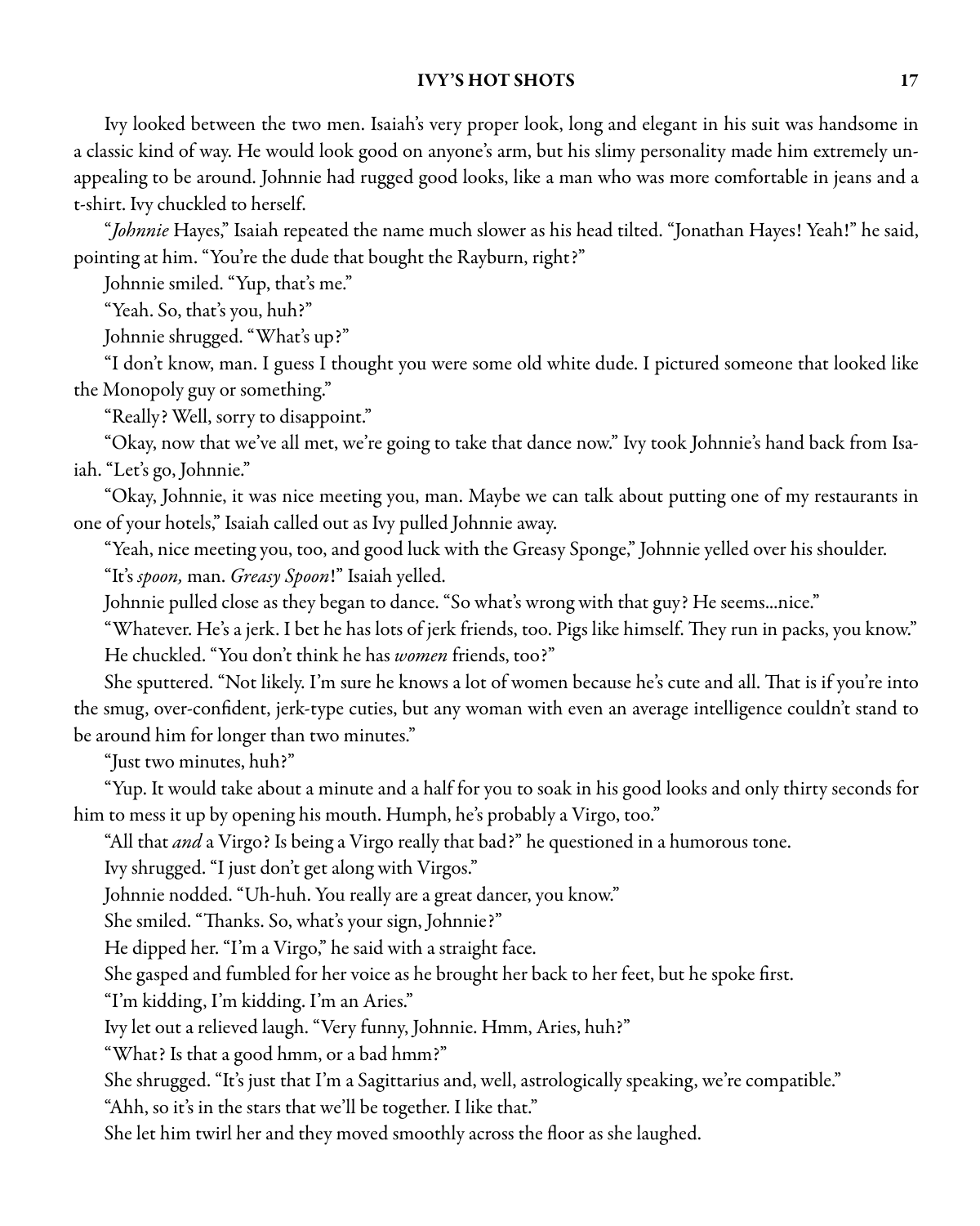Ivy looked between the two men. Isaiah's very proper look, long and elegant in his suit was handsome in a classic kind of way. He would look good on anyone's arm, but his slimy personality made him extremely unappealing to be around. Johnnie had rugged good looks, like a man who was more comfortable in jeans and a t-shirt. Ivy chuckled to herself.

"*Johnnie* Hayes," Isaiah repeated the name much slower as his head tilted. "Jonathan Hayes! Yeah!" he said, pointing at him. "You're the dude that bought the Rayburn, right?"

Johnnie smiled. "Yup, that's me."

"Yeah. So, that's you, huh?"

Johnnie shrugged. "What's up?"

"I don't know, man. I guess I thought you were some old white dude. I pictured someone that looked like the Monopoly guy or something."

"Really? Well, sorry to disappoint."

"Okay, now that we've all met, we're going to take that dance now." Ivy took Johnnie's hand back from Isaiah. "Let's go, Johnnie."

"Okay, Johnnie, it was nice meeting you, man. Maybe we can talk about putting one of my restaurants in one of your hotels," Isaiah called out as Ivy pulled Johnnie away.

"Yeah, nice meeting you, too, and good luck with the Greasy Sponge," Johnnie yelled over his shoulder.

"It's *spoon,* man. *Greasy Spoon*!" Isaiah yelled.

Johnnie pulled close as they began to dance. "So what's wrong with that guy? He seems...nice."

"Whatever. He's a jerk. I bet he has lots of jerk friends, too. Pigs like himself. They run in packs, you know."

He chuckled. "You don't think he has *women* friends, too?"

She sputtered. "Not likely. I'm sure he knows a lot of women because he's cute and all. That is if you're into the smug, over-confident, jerk-type cuties, but any woman with even an average intelligence couldn't stand to be around him for longer than two minutes."

"Just two minutes, huh?"

"Yup. It would take about a minute and a half for you to soak in his good looks and only thirty seconds for him to mess it up by opening his mouth. Humph, he's probably a Virgo, too."

"All that *and* a Virgo? Is being a Virgo really that bad?" he questioned in a humorous tone.

Ivy shrugged. "I just don't get along with Virgos."

Johnnie nodded. "Uh-huh. You really are a great dancer, you know."

She smiled. "Thanks. So, what's your sign, Johnnie?"

He dipped her. "I'm a Virgo," he said with a straight face.

She gasped and fumbled for her voice as he brought her back to her feet, but he spoke first.

"I'm kidding, I'm kidding. I'm an Aries."

Ivy let out a relieved laugh. "Very funny, Johnnie. Hmm, Aries, huh?"

"What? Is that a good hmm, or a bad hmm?"

She shrugged. "It's just that I'm a Sagittarius and, well, astrologically speaking, we're compatible."

"Ahh, so it's in the stars that we'll be together. I like that."

She let him twirl her and they moved smoothly across the floor as she laughed.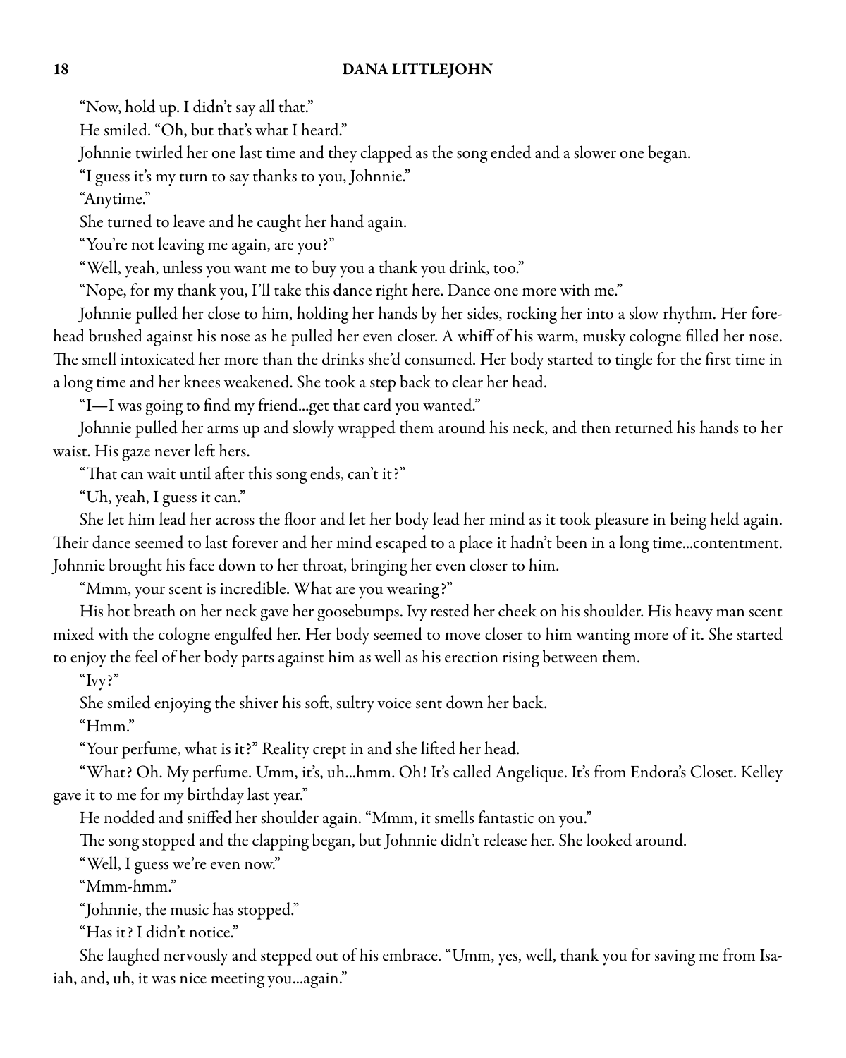"Now, hold up. I didn't say all that."

He smiled. "Oh, but that's what I heard."

Johnnie twirled her one last time and they clapped as the song ended and a slower one began.

"I guess it's my turn to say thanks to you, Johnnie."

"Anytime."

She turned to leave and he caught her hand again.

"You're not leaving me again, are you?"

"Well, yeah, unless you want me to buy you a thank you drink, too."

"Nope, for my thank you, I'll take this dance right here. Dance one more with me."

Johnnie pulled her close to him, holding her hands by her sides, rocking her into a slow rhythm. Her forehead brushed against his nose as he pulled her even closer. A whiff of his warm, musky cologne filled her nose. The smell intoxicated her more than the drinks she'd consumed. Her body started to tingle for the first time in a long time and her knees weakened. She took a step back to clear her head.

"I—I was going to find my friend…get that card you wanted."

Johnnie pulled her arms up and slowly wrapped them around his neck, and then returned his hands to her waist. His gaze never left hers.

"That can wait until after this song ends, can't it?"

"Uh, yeah, I guess it can."

She let him lead her across the floor and let her body lead her mind as it took pleasure in being held again. Their dance seemed to last forever and her mind escaped to a place it hadn't been in a long time…contentment. Johnnie brought his face down to her throat, bringing her even closer to him.

"Mmm, your scent is incredible. What are you wearing?"

His hot breath on her neck gave her goosebumps. Ivy rested her cheek on his shoulder. His heavy man scent mixed with the cologne engulfed her. Her body seemed to move closer to him wanting more of it. She started to enjoy the feel of her body parts against him as well as his erection rising between them.

"Ivy?"

She smiled enjoying the shiver his soft, sultry voice sent down her back.

"Hmm."

"Your perfume, what is it?" Reality crept in and she lifted her head.

"What? Oh. My perfume. Umm, it's, uh…hmm. Oh! It's called Angelique. It's from Endora's Closet. Kelley gave it to me for my birthday last year."

He nodded and sniffed her shoulder again. "Mmm, it smells fantastic on you."

The song stopped and the clapping began, but Johnnie didn't release her. She looked around.

"Well, I guess we're even now."

"Mmm-hmm."

"Johnnie, the music has stopped."

"Has it? I didn't notice."

She laughed nervously and stepped out of his embrace. "Umm, yes, well, thank you for saving me from Isaiah, and, uh, it was nice meeting you…again."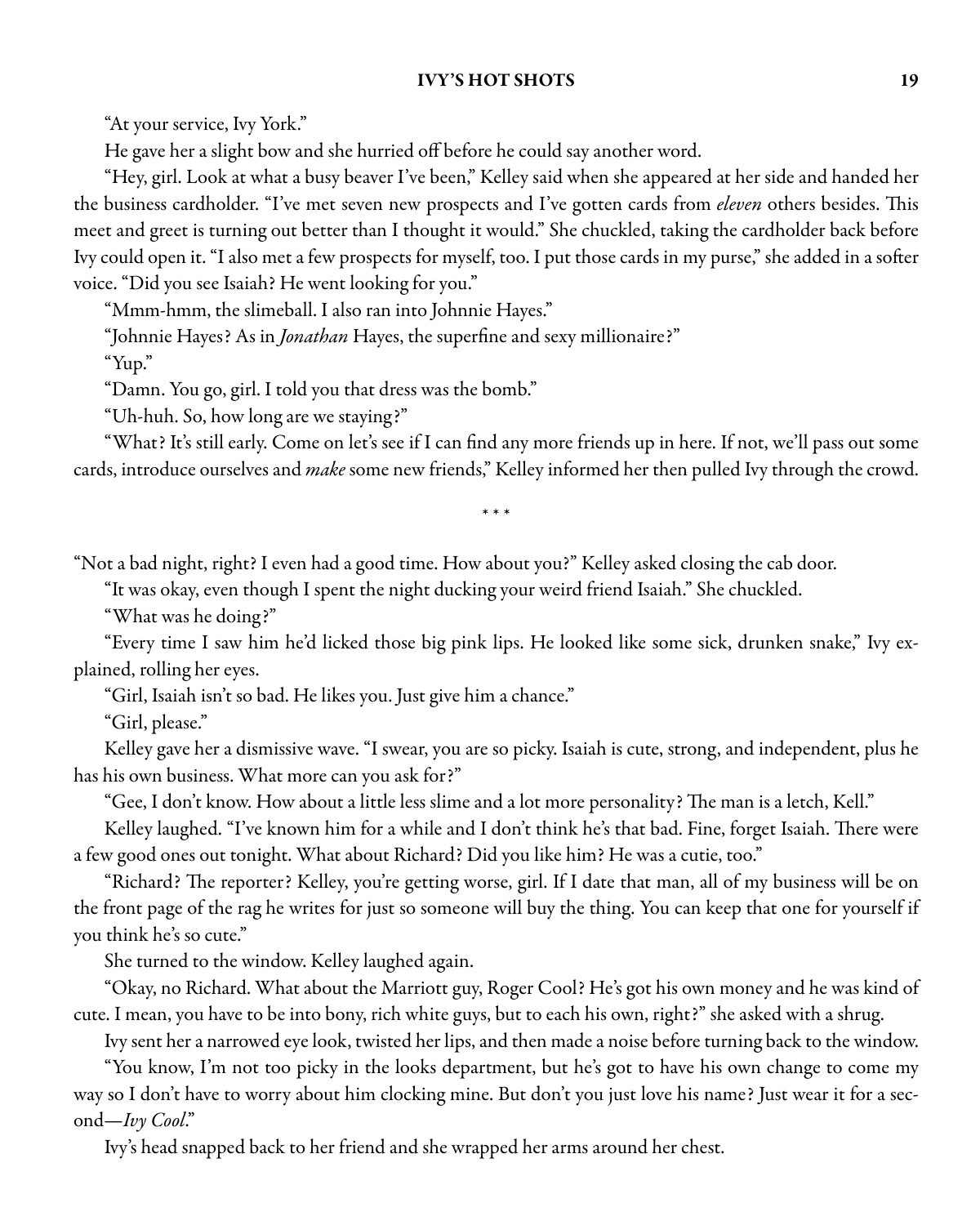"At your service, Ivy York."

He gave her a slight bow and she hurried off before he could say another word.

"Hey, girl. Look at what a busy beaver I've been," Kelley said when she appeared at her side and handed her the business cardholder. "I've met seven new prospects and I've gotten cards from *eleven* others besides. This meet and greet is turning out better than I thought it would." She chuckled, taking the cardholder back before Ivy could open it. "I also met a few prospects for myself, too. I put those cards in my purse," she added in a softer voice. "Did you see Isaiah? He went looking for you."

"Mmm-hmm, the slimeball. I also ran into Johnnie Hayes."

"Johnnie Hayes? As in *Jonathan* Hayes, the superfine and sexy millionaire?"

"Yup."

"Damn. You go, girl. I told you that dress was the bomb."

"Uh-huh. So, how long are we staying?"

"What? It's still early. Come on let's see if I can find any more friends up in here. If not, we'll pass out some cards, introduce ourselves and *make* some new friends," Kelley informed her then pulled Ivy through the crowd.

\* \* \*

"Not a bad night, right? I even had a good time. How about you?" Kelley asked closing the cab door.

"It was okay, even though I spent the night ducking your weird friend Isaiah." She chuckled.

"What was he doing?"

"Every time I saw him he'd licked those big pink lips. He looked like some sick, drunken snake," Ivy explained, rolling her eyes.

"Girl, Isaiah isn't so bad. He likes you. Just give him a chance."

"Girl, please."

Kelley gave her a dismissive wave. "I swear, you are so picky. Isaiah is cute, strong, and independent, plus he has his own business. What more can you ask for?"

"Gee, I don't know. How about a little less slime and a lot more personality? The man is a letch, Kell."

Kelley laughed. "I've known him for a while and I don't think he's that bad. Fine, forget Isaiah. There were a few good ones out tonight. What about Richard? Did you like him? He was a cutie, too."

"Richard? The reporter? Kelley, you're getting worse, girl. If I date that man, all of my business will be on the front page of the rag he writes for just so someone will buy the thing. You can keep that one for yourself if you think he's so cute."

She turned to the window. Kelley laughed again.

"Okay, no Richard. What about the Marriott guy, Roger Cool? He's got his own money and he was kind of cute. I mean, you have to be into bony, rich white guys, but to each his own, right?" she asked with a shrug.

Ivy sent her a narrowed eye look, twisted her lips, and then made a noise before turning back to the window.

"You know, I'm not too picky in the looks department, but he's got to have his own change to come my way so I don't have to worry about him clocking mine. But don't you just love his name? Just wear it for a second—*Ivy Cool*."

Ivy's head snapped back to her friend and she wrapped her arms around her chest.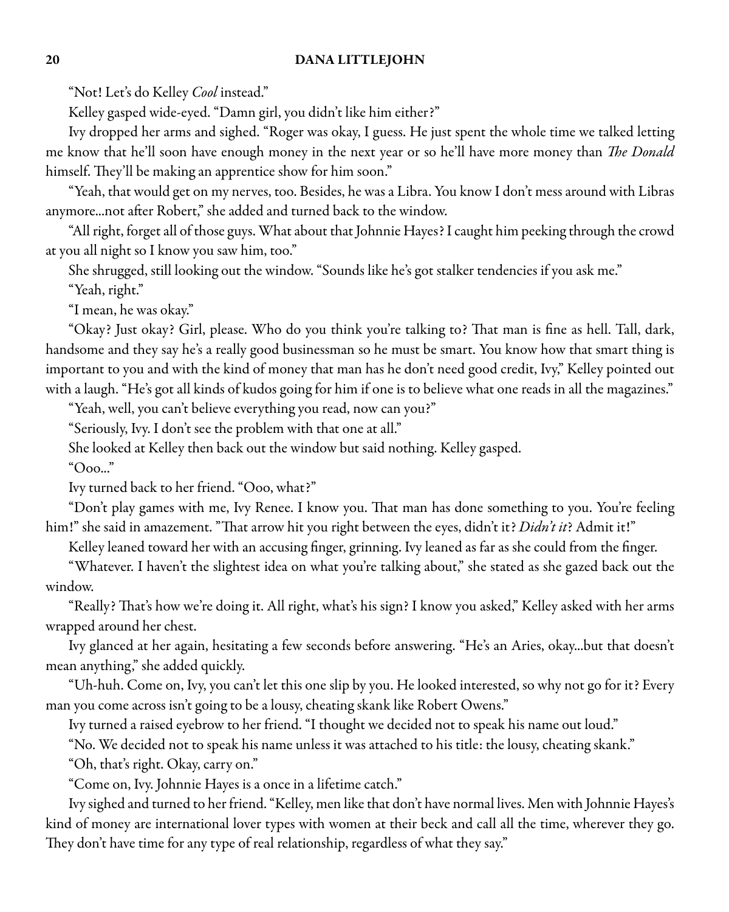"Not! Let's do Kelley *Cool* instead."

Kelley gasped wide-eyed. "Damn girl, you didn't like him either?"

Ivy dropped her arms and sighed. "Roger was okay, I guess. He just spent the whole time we talked letting me know that he'll soon have enough money in the next year or so he'll have more money than *The Donald* himself. They'll be making an apprentice show for him soon."

"Yeah, that would get on my nerves, too. Besides, he was a Libra. You know I don't mess around with Libras anymore...not after Robert," she added and turned back to the window.

"All right, forget all of those guys. What about that Johnnie Hayes? I caught him peeking through the crowd at you all night so I know you saw him, too."

She shrugged, still looking out the window. "Sounds like he's got stalker tendencies if you ask me."

"Yeah, right."

"I mean, he was okay."

"Okay? Just okay? Girl, please. Who do you think you're talking to? That man is fine as hell. Tall, dark, handsome and they say he's a really good businessman so he must be smart. You know how that smart thing is important to you and with the kind of money that man has he don't need good credit, Ivy," Kelley pointed out with a laugh. "He's got all kinds of kudos going for him if one is to believe what one reads in all the magazines."

"Yeah, well, you can't believe everything you read, now can you?"

"Seriously, Ivy. I don't see the problem with that one at all."

She looked at Kelley then back out the window but said nothing. Kelley gasped.

"Ooo..."

Ivy turned back to her friend. "Ooo, what?"

"Don't play games with me, Ivy Renee. I know you. That man has done something to you. You're feeling him!" she said in amazement. "That arrow hit you right between the eyes, didn't it? *Didn't it*? Admit it!"

Kelley leaned toward her with an accusing finger, grinning. Ivy leaned as far as she could from the finger.

"Whatever. I haven't the slightest idea on what you're talking about," she stated as she gazed back out the window.

"Really? That's how we're doing it. All right, what's his sign? I know you asked," Kelley asked with her arms wrapped around her chest.

Ivy glanced at her again, hesitating a few seconds before answering. "He's an Aries, okay...but that doesn't mean anything," she added quickly.

"Uh-huh. Come on, Ivy, you can't let this one slip by you. He looked interested, so why not go for it? Every man you come across isn't going to be a lousy, cheating skank like Robert Owens."

Ivy turned a raised eyebrow to her friend. "I thought we decided not to speak his name out loud."

"No. We decided not to speak his name unless it was attached to his title: the lousy, cheating skank."

"Oh, that's right. Okay, carry on."

"Come on, Ivy. Johnnie Hayes is a once in a lifetime catch."

Ivy sighed and turned to her friend. "Kelley, men like that don't have normal lives. Men with Johnnie Hayes's kind of money are international lover types with women at their beck and call all the time, wherever they go. They don't have time for any type of real relationship, regardless of what they say."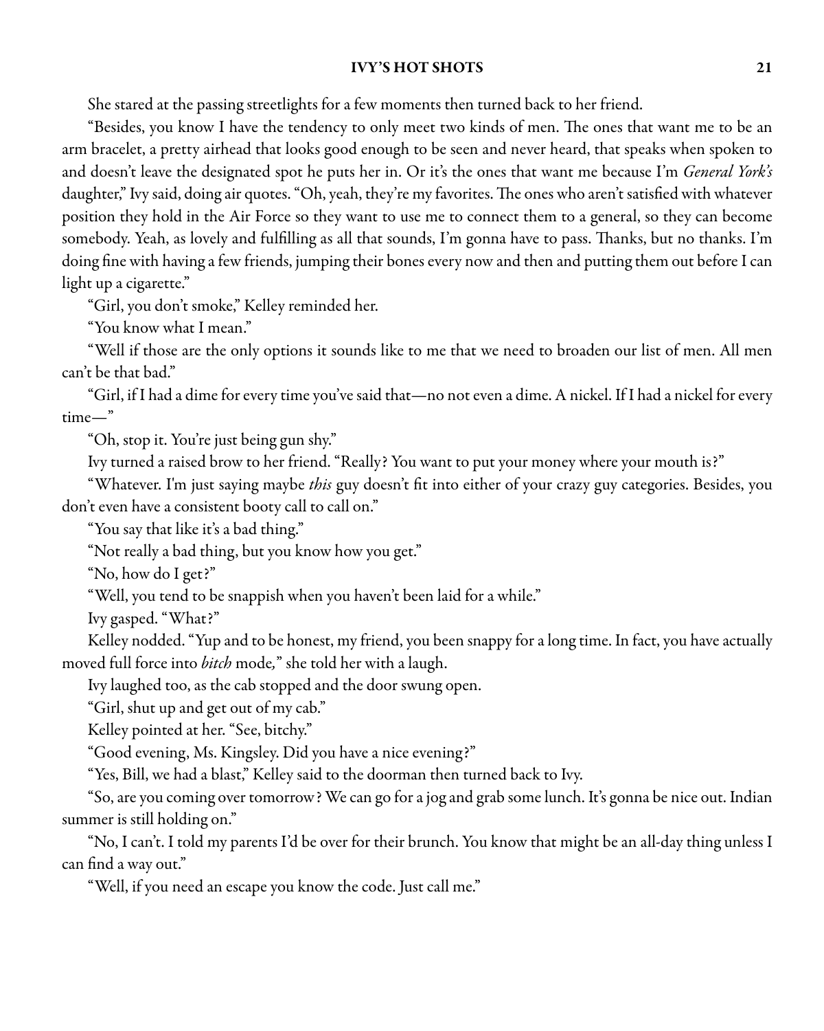She stared at the passing streetlights for a few moments then turned back to her friend.

"Besides, you know I have the tendency to only meet two kinds of men. The ones that want me to be an arm bracelet, a pretty airhead that looks good enough to be seen and never heard, that speaks when spoken to and doesn't leave the designated spot he puts her in. Or it's the ones that want me because I'm *General York's* daughter," Ivy said, doing air quotes. "Oh, yeah, they're my favorites. The ones who aren't satisfied with whatever position they hold in the Air Force so they want to use me to connect them to a general, so they can become somebody. Yeah, as lovely and fulfilling as all that sounds, I'm gonna have to pass. Thanks, but no thanks. I'm doing fine with having a few friends, jumping their bones every now and then and putting them out before I can light up a cigarette."

"Girl, you don't smoke," Kelley reminded her.

"You know what I mean."

"Well if those are the only options it sounds like to me that we need to broaden our list of men. All men can't be that bad."

"Girl, if I had a dime for every time you've said that—no not even a dime. A nickel. If I had a nickel for every time—"

"Oh, stop it. You're just being gun shy."

Ivy turned a raised brow to her friend. "Really? You want to put your money where your mouth is?"

"Whatever. I'm just saying maybe *this* guy doesn't fit into either of your crazy guy categories. Besides, you don't even have a consistent booty call to call on."

"You say that like it's a bad thing."

"Not really a bad thing, but you know how you get."

"No, how do I get?"

"Well, you tend to be snappish when you haven't been laid for a while."

Ivy gasped. "What?"

Kelley nodded. "Yup and to be honest, my friend, you been snappy for a long time. In fact, you have actually moved full force into *bitch* mode," she told her with a laugh.

Ivy laughed too, as the cab stopped and the door swung open.

"Girl, shut up and get out of my cab."

Kelley pointed at her. "See, bitchy."

"Good evening, Ms. Kingsley. Did you have a nice evening?"

"Yes, Bill, we had a blast," Kelley said to the doorman then turned back to Ivy.

"So, are you coming over tomorrow? We can go for a jog and grab some lunch. It's gonna be nice out. Indian summer is still holding on."

"No, I can't. I told my parents I'd be over for their brunch. You know that might be an all-day thing unless I can find a way out."

"Well, if you need an escape you know the code. Just call me."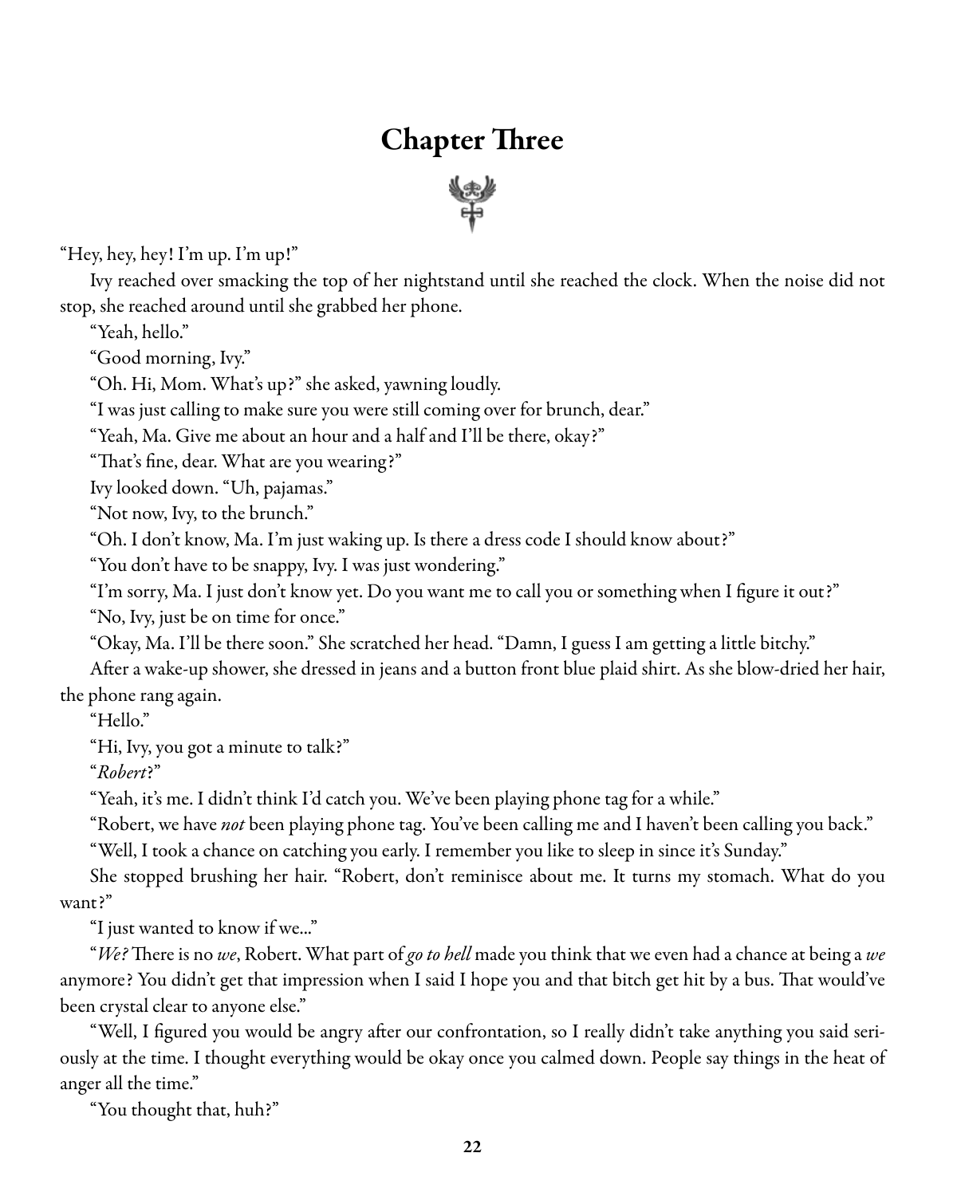# Chapter Three

"Hey, hey, hey! I'm up. I'm up!"

Ivy reached over smacking the top of her nightstand until she reached the clock. When the noise did not stop, she reached around until she grabbed her phone.

"Yeah, hello."

"Good morning, Ivy."

"Oh. Hi, Mom. What's up?" she asked, yawning loudly.

"I was just calling to make sure you were still coming over for brunch, dear."

"Yeah, Ma. Give me about an hour and a half and I'll be there, okay?"

"That's fine, dear. What are you wearing?"

Ivy looked down. "Uh, pajamas."

"Not now, Ivy, to the brunch."

"Oh. I don't know, Ma. I'm just waking up. Is there a dress code I should know about?"

"You don't have to be snappy, Ivy. I was just wondering."

"I'm sorry, Ma. I just don't know yet. Do you want me to call you or something when I figure it out?"

"No, Ivy, just be on time for once."

"Okay, Ma. I'll be there soon." She scratched her head. "Damn, I guess I am getting a little bitchy."

After a wake-up shower, she dressed in jeans and a button front blue plaid shirt. As she blow-dried her hair, the phone rang again.

"Hello."

"Hi, Ivy, you got a minute to talk?"

"*Robert*?"

"Yeah, it's me. I didn't think I'd catch you. We've been playing phone tag for a while."

"Robert, we have *not* been playing phone tag. You've been calling me and I haven't been calling you back."

"Well, I took a chance on catching you early. I remember you like to sleep in since it's Sunday."

She stopped brushing her hair. "Robert, don't reminisce about me. It turns my stomach. What do you want?"

"I just wanted to know if we..."

"*We?* There is no *we*, Robert. What part of *go to hell* made you think that we even had a chance at being a *we* anymore? You didn't get that impression when I said I hope you and that bitch get hit by a bus. That would've been crystal clear to anyone else."

"Well, I figured you would be angry after our confrontation, so I really didn't take anything you said seriously at the time. I thought everything would be okay once you calmed down. People say things in the heat of anger all the time."

"You thought that, huh?"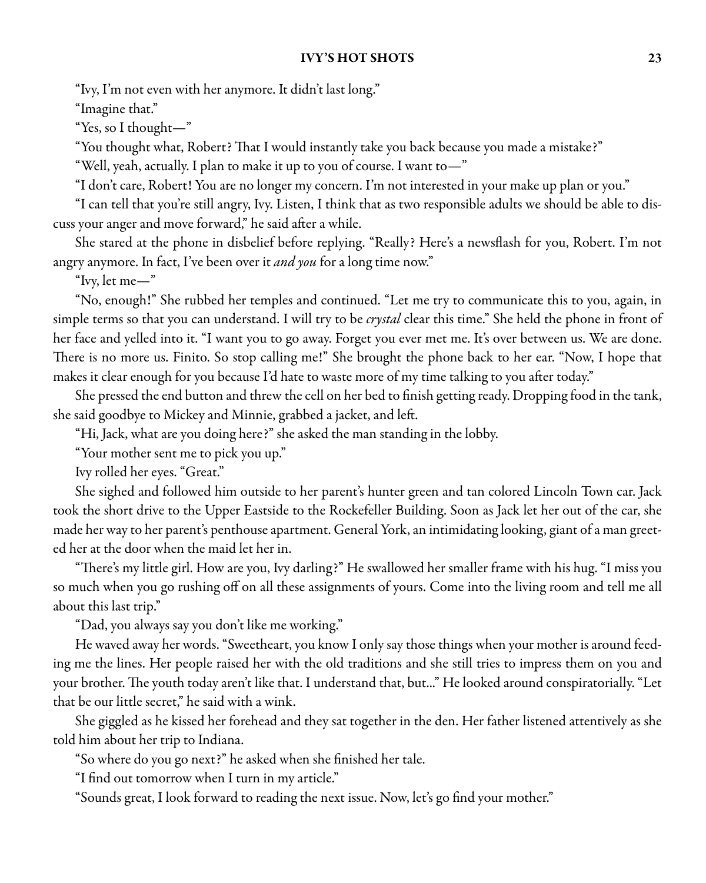"Ivy, I'm not even with her anymore. It didn't last long."

"Imagine that."

"Yes, so I thought—"

"You thought what, Robert? That I would instantly take you back because you made a mistake?"

"Well, yeah, actually. I plan to make it up to you of course. I want to—"

"I don't care, Robert! You are no longer my concern. I'm not interested in your make up plan or you."

"I can tell that you're still angry, Ivy. Listen, I think that as two responsible adults we should be able to discuss your anger and move forward," he said after a while.

She stared at the phone in disbelief before replying. "Really? Here's a newsflash for you, Robert. I'm not angry anymore. In fact, I've been over it *and you* for a long time now."

"Ivy, let me—"

"No, enough!" She rubbed her temples and continued. "Let me try to communicate this to you, again, in simple terms so that you can understand. I will try to be *crystal* clear this time." She held the phone in front of her face and yelled into it. "I want you to go away. Forget you ever met me. It's over between us. We are done. There is no more us. Finito. So stop calling me!" She brought the phone back to her ear. "Now, I hope that makes it clear enough for you because I'd hate to waste more of my time talking to you after today."

She pressed the end button and threw the cell on her bed to finish getting ready. Dropping food in the tank, she said goodbye to Mickey and Minnie, grabbed a jacket, and left.

"Hi, Jack, what are you doing here?" she asked the man standing in the lobby.

"Your mother sent me to pick you up."

Ivy rolled her eyes. "Great."

She sighed and followed him outside to her parent's hunter green and tan colored Lincoln Town car. Jack took the short drive to the Upper Eastside to the Rockefeller Building. Soon as Jack let her out of the car, she made her way to her parent's penthouse apartment. General York, an intimidating looking, giant of a man greeted her at the door when the maid let her in.

"There's my little girl. How are you, Ivy darling?" He swallowed her smaller frame with his hug. "I miss you so much when you go rushing off on all these assignments of yours. Come into the living room and tell me all about this last trip."

"Dad, you always say you don't like me working."

He waved away her words. "Sweetheart, you know I only say those things when your mother is around feeding me the lines. Her people raised her with the old traditions and she still tries to impress them on you and your brother. The youth today aren't like that. I understand that, but..." He looked around conspiratorially. "Let that be our little secret," he said with a wink.

She giggled as he kissed her forehead and they sat together in the den. Her father listened attentively as she told him about her trip to Indiana.

"So where do you go next?" he asked when she finished her tale.

"I find out tomorrow when I turn in my article."

"Sounds great, I look forward to reading the next issue. Now, let's go find your mother."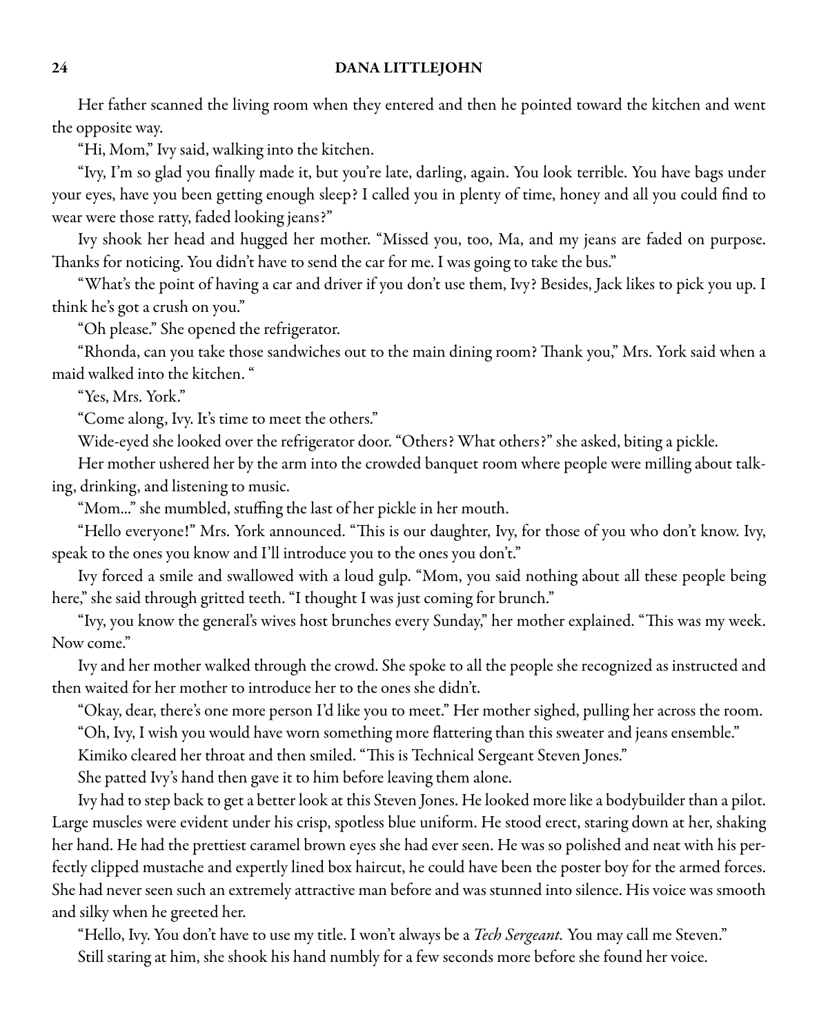Her father scanned the living room when they entered and then he pointed toward the kitchen and went the opposite way.

"Hi, Mom," Ivy said, walking into the kitchen.

"Ivy, I'm so glad you finally made it, but you're late, darling, again. You look terrible. You have bags under your eyes, have you been getting enough sleep? I called you in plenty of time, honey and all you could find to wear were those ratty, faded looking jeans?"

Ivy shook her head and hugged her mother. "Missed you, too, Ma, and my jeans are faded on purpose. Thanks for noticing. You didn't have to send the car for me. I was going to take the bus."

"What's the point of having a car and driver if you don't use them, Ivy? Besides, Jack likes to pick you up. I think he's got a crush on you."

"Oh please." She opened the refrigerator.

"Rhonda, can you take those sandwiches out to the main dining room? Thank you," Mrs. York said when a maid walked into the kitchen. "

"Yes, Mrs. York."

"Come along, Ivy. It's time to meet the others."

Wide-eyed she looked over the refrigerator door. "Others? What others?" she asked, biting a pickle.

Her mother ushered her by the arm into the crowded banquet room where people were milling about talking, drinking, and listening to music.

"Mom..." she mumbled, stuffing the last of her pickle in her mouth.

"Hello everyone!" Mrs. York announced. "This is our daughter, Ivy, for those of you who don't know. Ivy, speak to the ones you know and I'll introduce you to the ones you don't."

Ivy forced a smile and swallowed with a loud gulp. "Mom, you said nothing about all these people being here," she said through gritted teeth. "I thought I was just coming for brunch."

"Ivy, you know the general's wives host brunches every Sunday," her mother explained. "This was my week. Now come."

Ivy and her mother walked through the crowd. She spoke to all the people she recognized as instructed and then waited for her mother to introduce her to the ones she didn't.

"Okay, dear, there's one more person I'd like you to meet." Her mother sighed, pulling her across the room.

"Oh, Ivy, I wish you would have worn something more flattering than this sweater and jeans ensemble."

Kimiko cleared her throat and then smiled. "This is Technical Sergeant Steven Jones."

She patted Ivy's hand then gave it to him before leaving them alone.

Ivy had to step back to get a better look at this Steven Jones. He looked more like a bodybuilder than a pilot. Large muscles were evident under his crisp, spotless blue uniform. He stood erect, staring down at her, shaking her hand. He had the prettiest caramel brown eyes she had ever seen. He was so polished and neat with his perfectly clipped mustache and expertly lined box haircut, he could have been the poster boy for the armed forces. She had never seen such an extremely attractive man before and was stunned into silence. His voice was smooth and silky when he greeted her.

"Hello, Ivy. You don't have to use my title. I won't always be a *Tech Sergeant.* You may call me Steven."

Still staring at him, she shook his hand numbly for a few seconds more before she found her voice.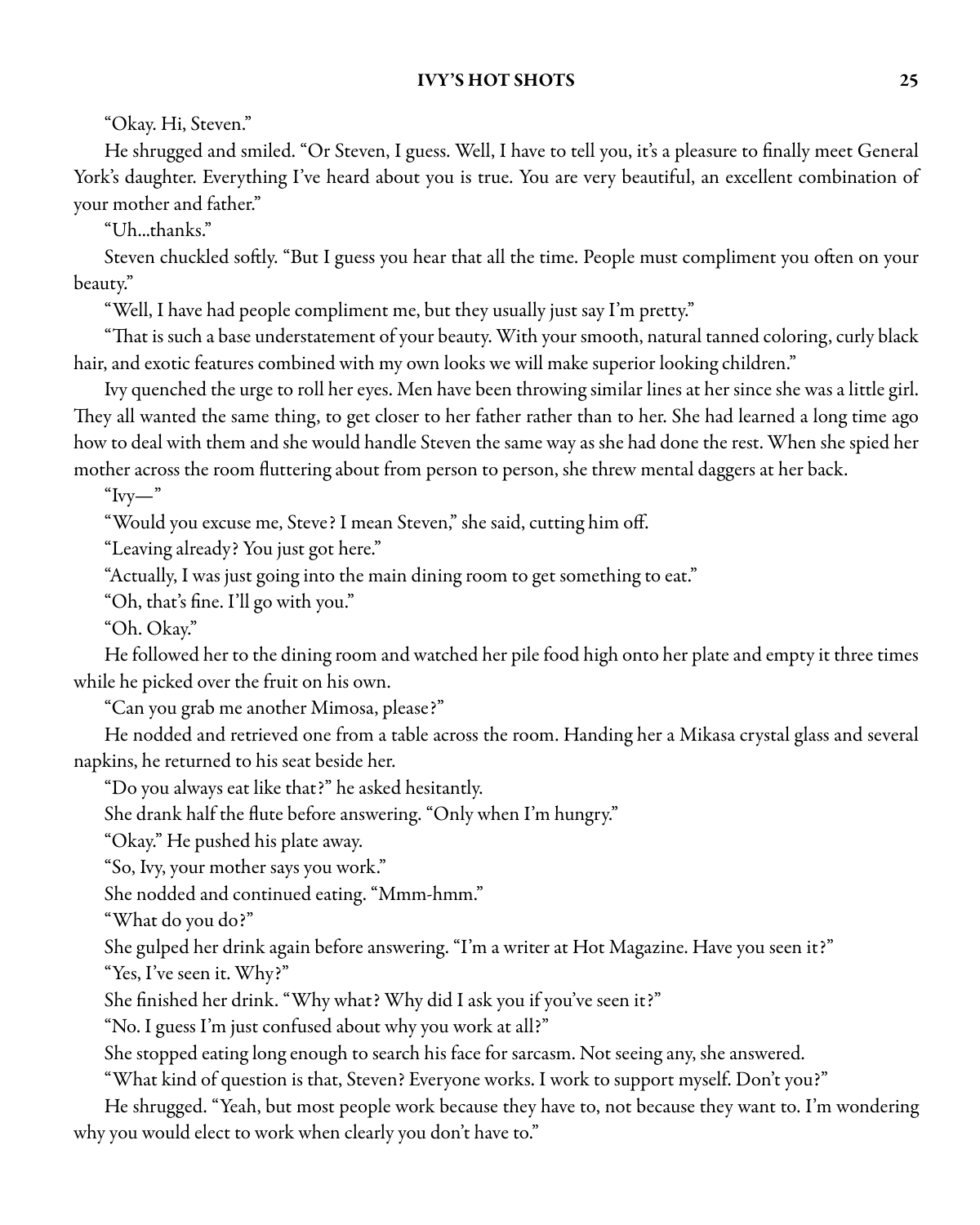"Okay. Hi, Steven."

He shrugged and smiled. "Or Steven, I guess. Well, I have to tell you, it's a pleasure to finally meet General York's daughter. Everything I've heard about you is true. You are very beautiful, an excellent combination of your mother and father."

"Uh...thanks."

Steven chuckled softly. "But I guess you hear that all the time. People must compliment you often on your beauty."

"Well, I have had people compliment me, but they usually just say I'm pretty."

"That is such a base understatement of your beauty. With your smooth, natural tanned coloring, curly black hair, and exotic features combined with my own looks we will make superior looking children."

Ivy quenched the urge to roll her eyes. Men have been throwing similar lines at her since she was a little girl. They all wanted the same thing, to get closer to her father rather than to her. She had learned a long time ago how to deal with them and she would handle Steven the same way as she had done the rest. When she spied her mother across the room fluttering about from person to person, she threw mental daggers at her back.

"Ivy—"

"Would you excuse me, Steve? I mean Steven," she said, cutting him off.

"Leaving already? You just got here."

"Actually, I was just going into the main dining room to get something to eat."

"Oh, that's fine. I'll go with you."

"Oh. Okay."

He followed her to the dining room and watched her pile food high onto her plate and empty it three times while he picked over the fruit on his own.

"Can you grab me another Mimosa, please?"

He nodded and retrieved one from a table across the room. Handing her a Mikasa crystal glass and several napkins, he returned to his seat beside her.

"Do you always eat like that?" he asked hesitantly.

She drank half the flute before answering. "Only when I'm hungry."

"Okay." He pushed his plate away.

"So, Ivy, your mother says you work."

She nodded and continued eating. "Mmm-hmm."

"What do you do?"

She gulped her drink again before answering. "I'm a writer at Hot Magazine. Have you seen it?"

"Yes, I've seen it. Why?"

She finished her drink. "Why what? Why did I ask you if you've seen it?"

"No. I guess I'm just confused about why you work at all?"

She stopped eating long enough to search his face for sarcasm. Not seeing any, she answered.

"What kind of question is that, Steven? Everyone works. I work to support myself. Don't you?"

He shrugged. "Yeah, but most people work because they have to, not because they want to. I'm wondering why you would elect to work when clearly you don't have to."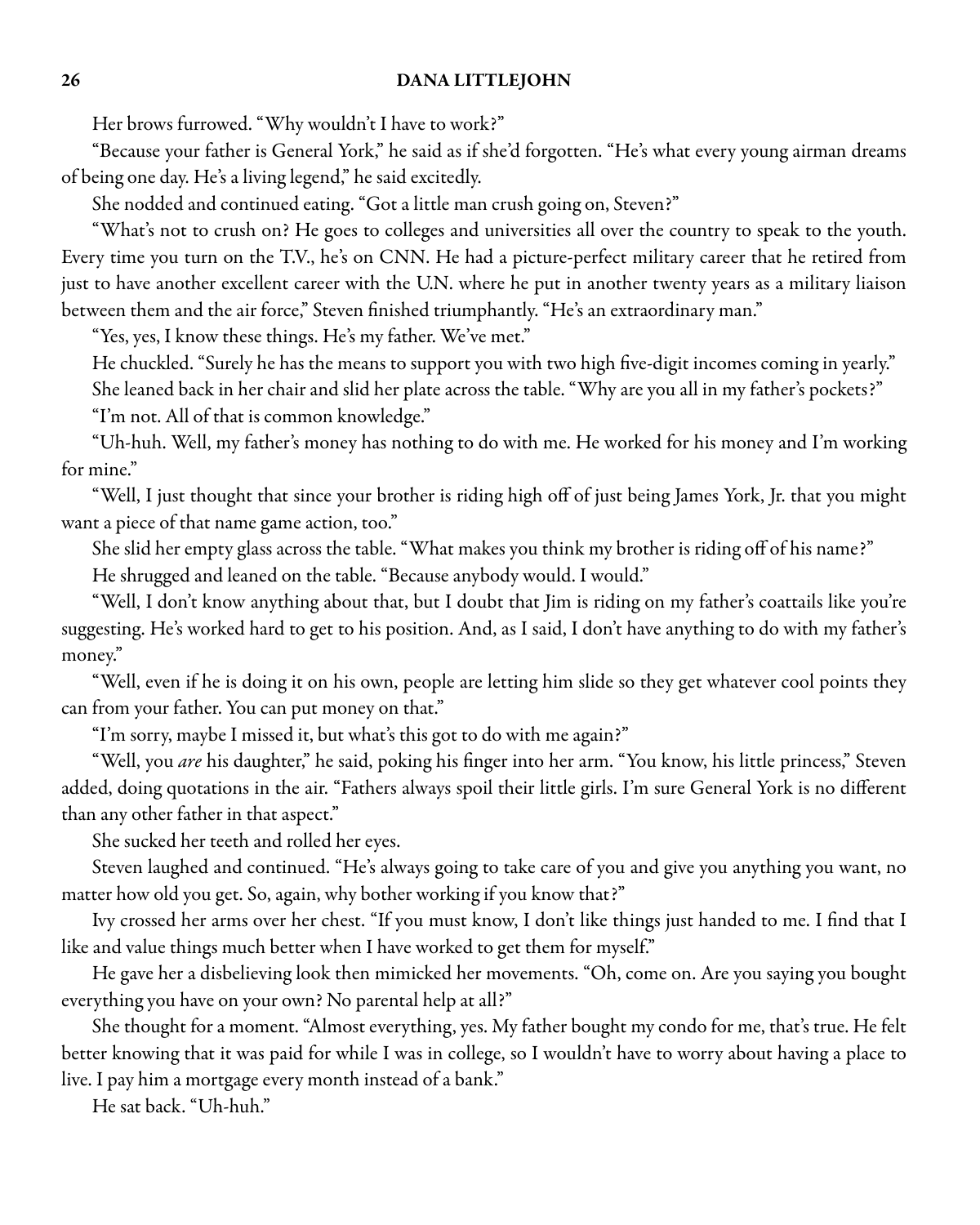Her brows furrowed. "Why wouldn't I have to work?"

"Because your father is General York," he said as if she'd forgotten. "He's what every young airman dreams of being one day. He's a living legend," he said excitedly.

She nodded and continued eating. "Got a little man crush going on, Steven?"

"What's not to crush on? He goes to colleges and universities all over the country to speak to the youth. Every time you turn on the T.V., he's on CNN. He had a picture-perfect military career that he retired from just to have another excellent career with the U.N. where he put in another twenty years as a military liaison between them and the air force," Steven finished triumphantly. "He's an extraordinary man."

"Yes, yes, I know these things. He's my father. We've met."

He chuckled. "Surely he has the means to support you with two high five-digit incomes coming in yearly."

She leaned back in her chair and slid her plate across the table. "Why are you all in my father's pockets?"

"I'm not. All of that is common knowledge."

"Uh-huh. Well, my father's money has nothing to do with me. He worked for his money and I'm working for mine."

"Well, I just thought that since your brother is riding high off of just being James York, Jr. that you might want a piece of that name game action, too."

She slid her empty glass across the table. "What makes you think my brother is riding off of his name?"

He shrugged and leaned on the table. "Because anybody would. I would."

"Well, I don't know anything about that, but I doubt that Jim is riding on my father's coattails like you're suggesting. He's worked hard to get to his position. And, as I said, I don't have anything to do with my father's money."

"Well, even if he is doing it on his own, people are letting him slide so they get whatever cool points they can from your father. You can put money on that."

"I'm sorry, maybe I missed it, but what's this got to do with me again?"

"Well, you *are* his daughter," he said, poking his finger into her arm. "You know, his little princess," Steven added, doing quotations in the air. "Fathers always spoil their little girls. I'm sure General York is no different than any other father in that aspect."

She sucked her teeth and rolled her eyes.

Steven laughed and continued. "He's always going to take care of you and give you anything you want, no matter how old you get. So, again, why bother working if you know that?"

Ivy crossed her arms over her chest. "If you must know, I don't like things just handed to me. I find that I like and value things much better when I have worked to get them for myself."

He gave her a disbelieving look then mimicked her movements. "Oh, come on. Are you saying you bought everything you have on your own? No parental help at all?"

She thought for a moment. "Almost everything, yes. My father bought my condo for me, that's true. He felt better knowing that it was paid for while I was in college, so I wouldn't have to worry about having a place to live. I pay him a mortgage every month instead of a bank."

He sat back. "Uh-huh."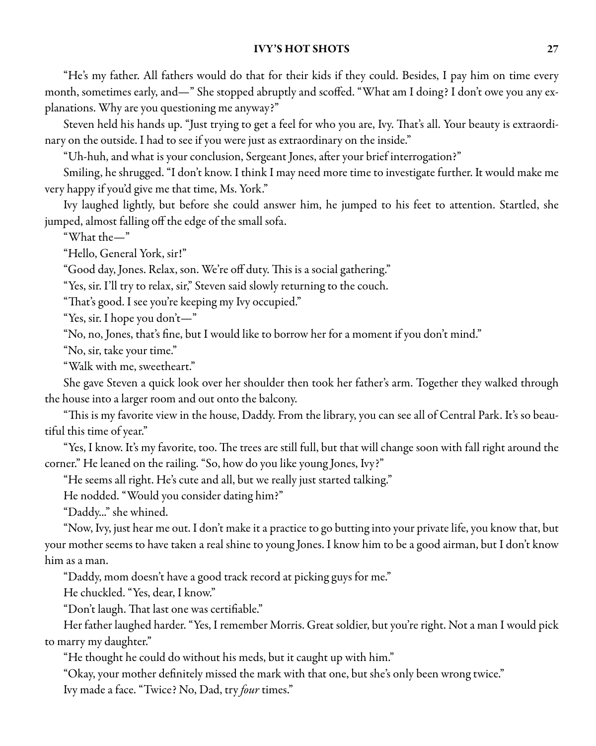"He's my father. All fathers would do that for their kids if they could. Besides, I pay him on time every month, sometimes early, and—" She stopped abruptly and scoffed. "What am I doing? I don't owe you any explanations. Why are you questioning me anyway?"

Steven held his hands up. "Just trying to get a feel for who you are, Ivy. That's all. Your beauty is extraordinary on the outside. I had to see if you were just as extraordinary on the inside."

"Uh-huh, and what is your conclusion, Sergeant Jones, after your brief interrogation?"

Smiling, he shrugged. "I don't know. I think I may need more time to investigate further. It would make me very happy if you'd give me that time, Ms. York."

Ivy laughed lightly, but before she could answer him, he jumped to his feet to attention. Startled, she jumped, almost falling off the edge of the small sofa.

"What the—"

"Hello, General York, sir!"

"Good day, Jones. Relax, son. We're off duty. This is a social gathering."

"Yes, sir. I'll try to relax, sir," Steven said slowly returning to the couch.

"That's good. I see you're keeping my Ivy occupied."

"Yes, sir. I hope you don't—"

"No, no, Jones, that's fine, but I would like to borrow her for a moment if you don't mind."

"No, sir, take your time."

"Walk with me, sweetheart."

She gave Steven a quick look over her shoulder then took her father's arm. Together they walked through the house into a larger room and out onto the balcony.

"This is my favorite view in the house, Daddy. From the library, you can see all of Central Park. It's so beautiful this time of year."

"Yes, I know. It's my favorite, too. The trees are still full, but that will change soon with fall right around the corner." He leaned on the railing. "So, how do you like young Jones, Ivy?"

"He seems all right. He's cute and all, but we really just started talking."

He nodded. "Would you consider dating him?"

"Daddy..." she whined.

"Now, Ivy, just hear me out. I don't make it a practice to go butting into your private life, you know that, but your mother seems to have taken a real shine to young Jones. I know him to be a good airman, but I don't know him as a man.

"Daddy, mom doesn't have a good track record at picking guys for me."

He chuckled. "Yes, dear, I know."

"Don't laugh. That last one was certifiable."

Her father laughed harder. "Yes, I remember Morris. Great soldier, but you're right. Not a man I would pick to marry my daughter."

"He thought he could do without his meds, but it caught up with him."

"Okay, your mother definitely missed the mark with that one, but she's only been wrong twice."

Ivy made a face. "Twice? No, Dad, try *four* times."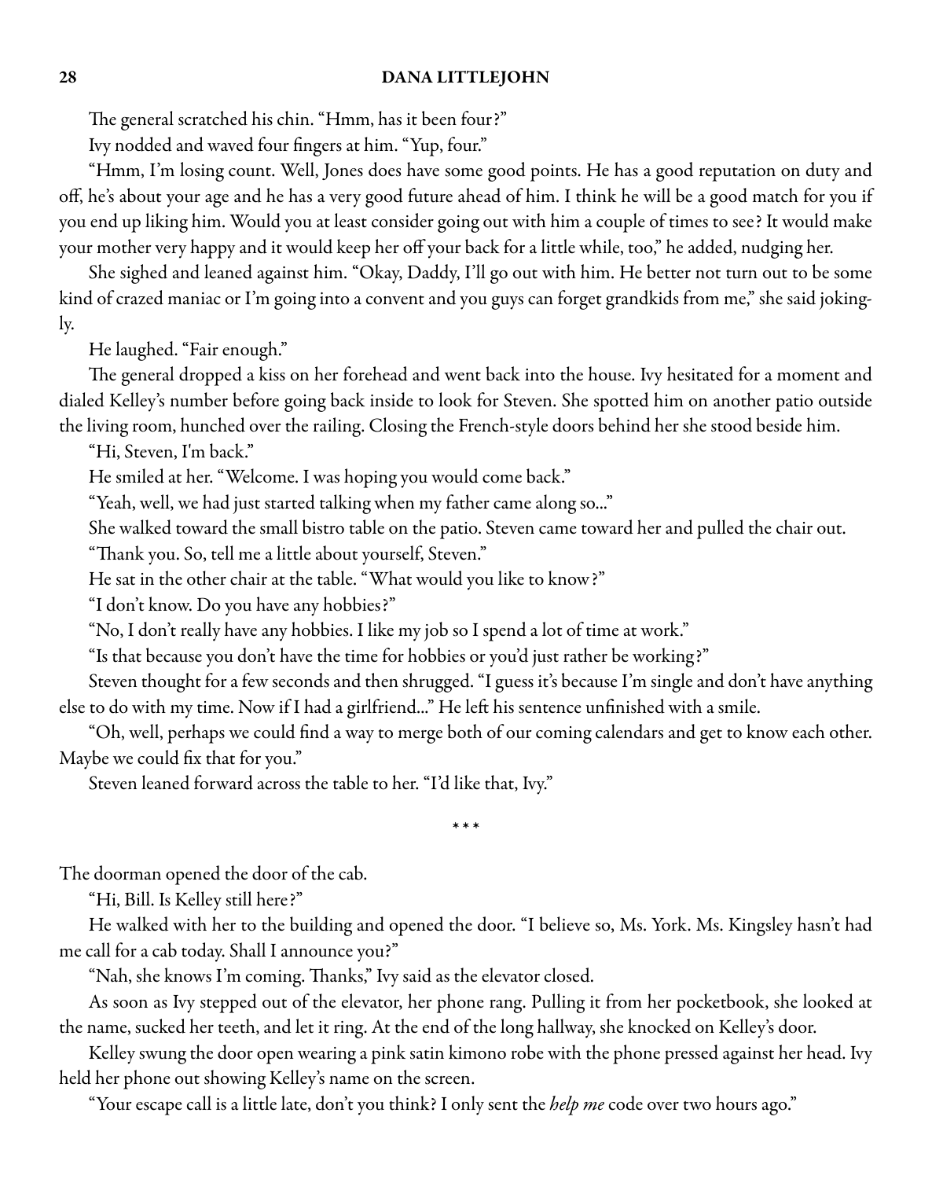The general scratched his chin. "Hmm, has it been four?"

Ivy nodded and waved four fingers at him. "Yup, four."

"Hmm, I'm losing count. Well, Jones does have some good points. He has a good reputation on duty and off, he's about your age and he has a very good future ahead of him. I think he will be a good match for you if you end up liking him. Would you at least consider going out with him a couple of times to see? It would make your mother very happy and it would keep her off your back for a little while, too," he added, nudging her.

She sighed and leaned against him. "Okay, Daddy, I'll go out with him. He better not turn out to be some kind of crazed maniac or I'm going into a convent and you guys can forget grandkids from me," she said jokingly.

He laughed. "Fair enough."

The general dropped a kiss on her forehead and went back into the house. Ivy hesitated for a moment and dialed Kelley's number before going back inside to look for Steven. She spotted him on another patio outside the living room, hunched over the railing. Closing the French-style doors behind her she stood beside him.

"Hi, Steven, I'm back."

He smiled at her. "Welcome. I was hoping you would come back."

"Yeah, well, we had just started talking when my father came along so..."

She walked toward the small bistro table on the patio. Steven came toward her and pulled the chair out.

"Thank you. So, tell me a little about yourself, Steven."

He sat in the other chair at the table. "What would you like to know?"

"I don't know. Do you have any hobbies?"

"No, I don't really have any hobbies. I like my job so I spend a lot of time at work."

"Is that because you don't have the time for hobbies or you'd just rather be working?"

Steven thought for a few seconds and then shrugged. "I guess it's because I'm single and don't have anything else to do with my time. Now if I had a girlfriend..." He left his sentence unfinished with a smile.

"Oh, well, perhaps we could find a way to merge both of our coming calendars and get to know each other. Maybe we could fix that for you."

Steven leaned forward across the table to her. "I'd like that, Ivy."

\* \* \*

The doorman opened the door of the cab.

"Hi, Bill. Is Kelley still here?"

He walked with her to the building and opened the door. "I believe so, Ms. York. Ms. Kingsley hasn't had me call for a cab today. Shall I announce you?"

"Nah, she knows I'm coming. Thanks," Ivy said as the elevator closed.

As soon as Ivy stepped out of the elevator, her phone rang. Pulling it from her pocketbook, she looked at the name, sucked her teeth, and let it ring. At the end of the long hallway, she knocked on Kelley's door.

Kelley swung the door open wearing a pink satin kimono robe with the phone pressed against her head. Ivy held her phone out showing Kelley's name on the screen.

"Your escape call is a little late, don't you think? I only sent the *help me* code over two hours ago."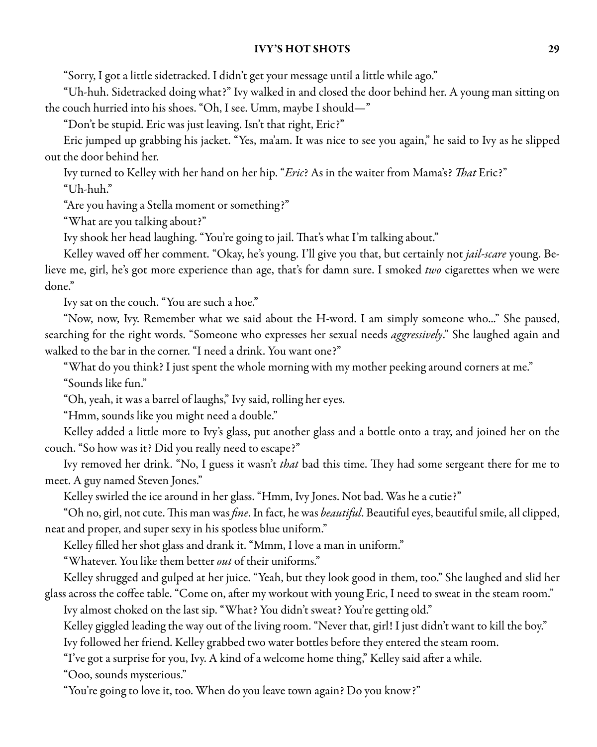"Sorry, I got a little sidetracked. I didn't get your message until a little while ago."

"Uh-huh. Sidetracked doing what?" Ivy walked in and closed the door behind her. A young man sitting on the couch hurried into his shoes. "Oh, I see. Umm, maybe I should—"

"Don't be stupid. Eric was just leaving. Isn't that right, Eric?"

Eric jumped up grabbing his jacket. "Yes, ma'am. It was nice to see you again," he said to Ivy as he slipped out the door behind her.

Ivy turned to Kelley with her hand on her hip. "*Eric*? As in the waiter from Mama's? *That* Eric?"

"Uh-huh."

"Are you having a Stella moment or something?"

"What are you talking about?"

Ivy shook her head laughing. "You're going to jail. That's what I'm talking about."

Kelley waved off her comment. "Okay, he's young. I'll give you that, but certainly not *jail-scare* young. Believe me, girl, he's got more experience than age, that's for damn sure. I smoked *two* cigarettes when we were done."

Ivy sat on the couch. "You are such a hoe."

"Now, now, Ivy. Remember what we said about the H-word. I am simply someone who..." She paused, searching for the right words. "Someone who expresses her sexual needs *aggressively*." She laughed again and walked to the bar in the corner. "I need a drink. You want one?"

"What do you think? I just spent the whole morning with my mother peeking around corners at me."

"Sounds like fun."

"Oh, yeah, it was a barrel of laughs," Ivy said, rolling her eyes.

"Hmm, sounds like you might need a double."

Kelley added a little more to Ivy's glass, put another glass and a bottle onto a tray, and joined her on the couch. "So how was it? Did you really need to escape?"

Ivy removed her drink. "No, I guess it wasn't *that* bad this time. They had some sergeant there for me to meet. A guy named Steven Jones."

Kelley swirled the ice around in her glass. "Hmm, Ivy Jones. Not bad. Was he a cutie?"

"Oh no, girl, not cute. This man was *fine*. In fact, he was *beautiful*. Beautiful eyes, beautiful smile, all clipped, neat and proper, and super sexy in his spotless blue uniform."

Kelley filled her shot glass and drank it. "Mmm, I love a man in uniform."

"Whatever. You like them better *out* of their uniforms."

Kelley shrugged and gulped at her juice. "Yeah, but they look good in them, too." She laughed and slid her glass across the coffee table. "Come on, after my workout with young Eric, I need to sweat in the steam room."

Ivy almost choked on the last sip. "What? You didn't sweat? You're getting old."

Kelley giggled leading the way out of the living room. "Never that, girl! I just didn't want to kill the boy."

Ivy followed her friend. Kelley grabbed two water bottles before they entered the steam room.

"I've got a surprise for you, Ivy. A kind of a welcome home thing," Kelley said after a while.

"Ooo, sounds mysterious."

"You're going to love it, too. When do you leave town again? Do you know?"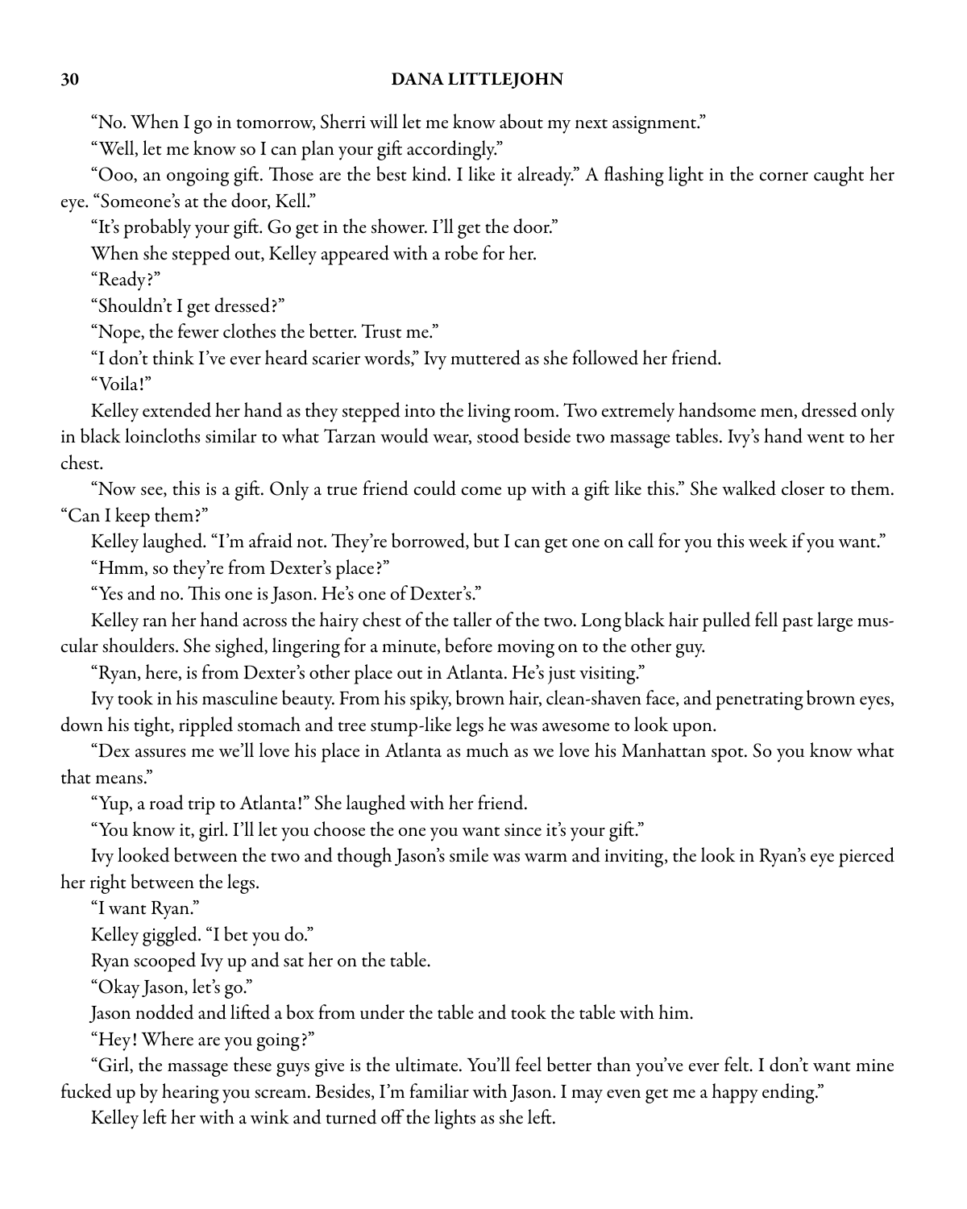"No. When I go in tomorrow, Sherri will let me know about my next assignment."

"Well, let me know so I can plan your gift accordingly."

"Ooo, an ongoing gift. Those are the best kind. I like it already." A flashing light in the corner caught her eye. "Someone's at the door, Kell."

"It's probably your gift. Go get in the shower. I'll get the door."

When she stepped out, Kelley appeared with a robe for her.

"Ready?"

"Shouldn't I get dressed?"

"Nope, the fewer clothes the better. Trust me."

"I don't think I've ever heard scarier words," Ivy muttered as she followed her friend.

"Voila!"

Kelley extended her hand as they stepped into the living room. Two extremely handsome men, dressed only in black loincloths similar to what Tarzan would wear, stood beside two massage tables. Ivy's hand went to her chest.

"Now see, this is a gift. Only a true friend could come up with a gift like this." She walked closer to them. "Can I keep them?"

Kelley laughed. "I'm afraid not. They're borrowed, but I can get one on call for you this week if you want."

"Hmm, so they're from Dexter's place?"

"Yes and no. This one is Jason. He's one of Dexter's."

Kelley ran her hand across the hairy chest of the taller of the two. Long black hair pulled fell past large muscular shoulders. She sighed, lingering for a minute, before moving on to the other guy.

"Ryan, here, is from Dexter's other place out in Atlanta. He's just visiting."

Ivy took in his masculine beauty. From his spiky, brown hair, clean-shaven face, and penetrating brown eyes, down his tight, rippled stomach and tree stump-like legs he was awesome to look upon.

"Dex assures me we'll love his place in Atlanta as much as we love his Manhattan spot. So you know what that means."

"Yup, a road trip to Atlanta!" She laughed with her friend.

"You know it, girl. I'll let you choose the one you want since it's your gift."

Ivy looked between the two and though Jason's smile was warm and inviting, the look in Ryan's eye pierced her right between the legs.

"I want Ryan."

Kelley giggled. "I bet you do."

Ryan scooped Ivy up and sat her on the table.

"Okay Jason, let's go."

Jason nodded and lifted a box from under the table and took the table with him.

"Hey! Where are you going?"

"Girl, the massage these guys give is the ultimate. You'll feel better than you've ever felt. I don't want mine fucked up by hearing you scream. Besides, I'm familiar with Jason. I may even get me a happy ending."

Kelley left her with a wink and turned off the lights as she left.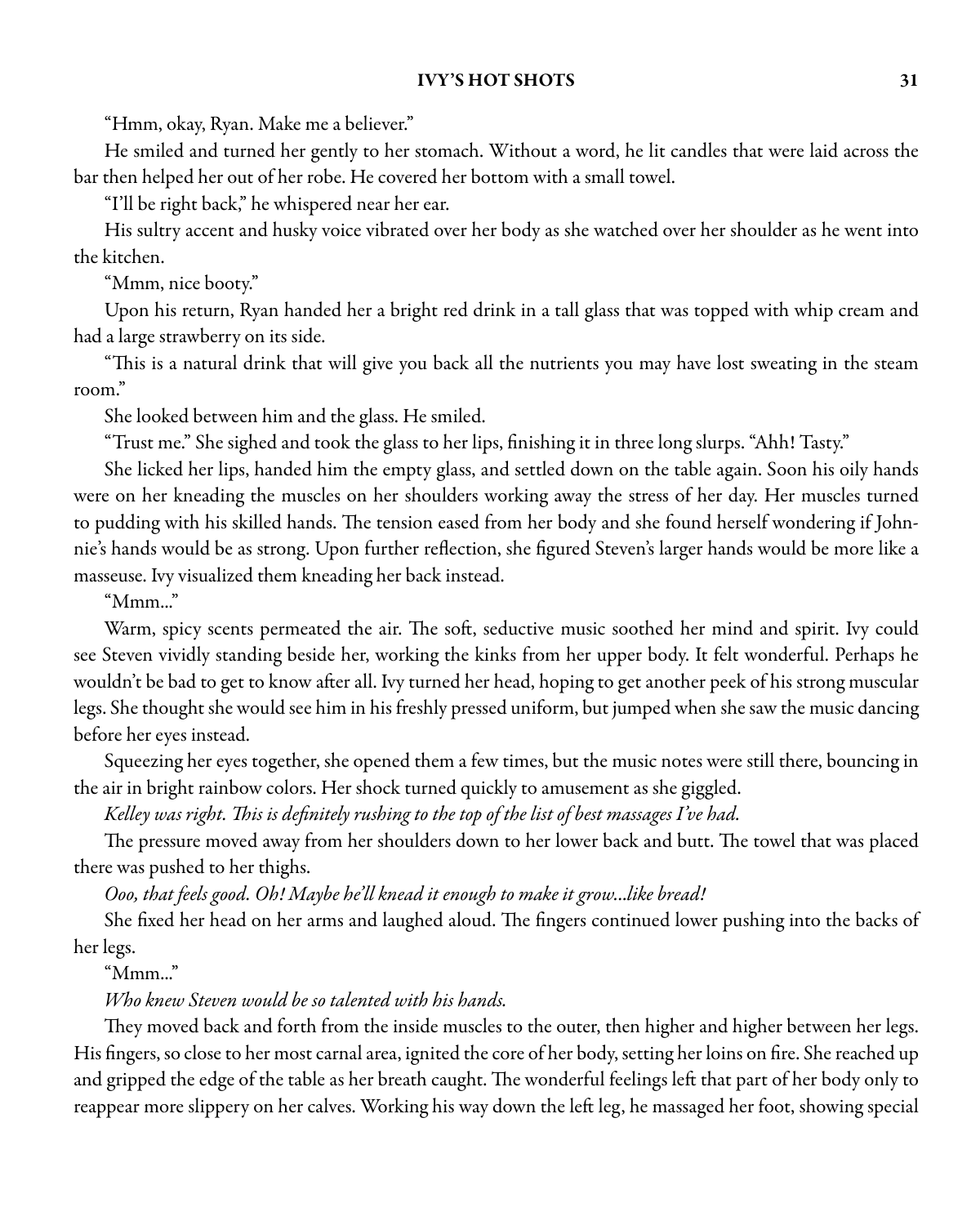"Hmm, okay, Ryan. Make me a believer."

He smiled and turned her gently to her stomach. Without a word, he lit candles that were laid across the bar then helped her out of her robe. He covered her bottom with a small towel.

"I'll be right back," he whispered near her ear.

His sultry accent and husky voice vibrated over her body as she watched over her shoulder as he went into the kitchen.

"Mmm, nice booty."

Upon his return, Ryan handed her a bright red drink in a tall glass that was topped with whip cream and had a large strawberry on its side.

"This is a natural drink that will give you back all the nutrients you may have lost sweating in the steam room."

She looked between him and the glass. He smiled.

"Trust me." She sighed and took the glass to her lips, finishing it in three long slurps. "Ahh! Tasty."

She licked her lips, handed him the empty glass, and settled down on the table again. Soon his oily hands were on her kneading the muscles on her shoulders working away the stress of her day. Her muscles turned to pudding with his skilled hands. The tension eased from her body and she found herself wondering if Johnnie's hands would be as strong. Upon further reflection, she figured Steven's larger hands would be more like a masseuse. Ivy visualized them kneading her back instead.

"Mmm..."

Warm, spicy scents permeated the air. The soft, seductive music soothed her mind and spirit. Ivy could see Steven vividly standing beside her, working the kinks from her upper body. It felt wonderful. Perhaps he wouldn't be bad to get to know after all. Ivy turned her head, hoping to get another peek of his strong muscular legs. She thought she would see him in his freshly pressed uniform, but jumped when she saw the music dancing before her eyes instead.

Squeezing her eyes together, she opened them a few times, but the music notes were still there, bouncing in the air in bright rainbow colors. Her shock turned quickly to amusement as she giggled.

*Kelley was right. This is definitely rushing to the top of the list of best massages I've had.*

The pressure moved away from her shoulders down to her lower back and butt. The towel that was placed there was pushed to her thighs.

*Ooo, that feels good. Oh! Maybe he'll knead it enough to make it grow...like bread!*

She fixed her head on her arms and laughed aloud. The fingers continued lower pushing into the backs of her legs.

"Mmm..."

*Who knew Steven would be so talented with his hands.*

They moved back and forth from the inside muscles to the outer, then higher and higher between her legs. His fingers, so close to her most carnal area, ignited the core of her body, setting her loins on fire. She reached up and gripped the edge of the table as her breath caught. The wonderful feelings left that part of her body only to reappear more slippery on her calves. Working his way down the left leg, he massaged her foot, showing special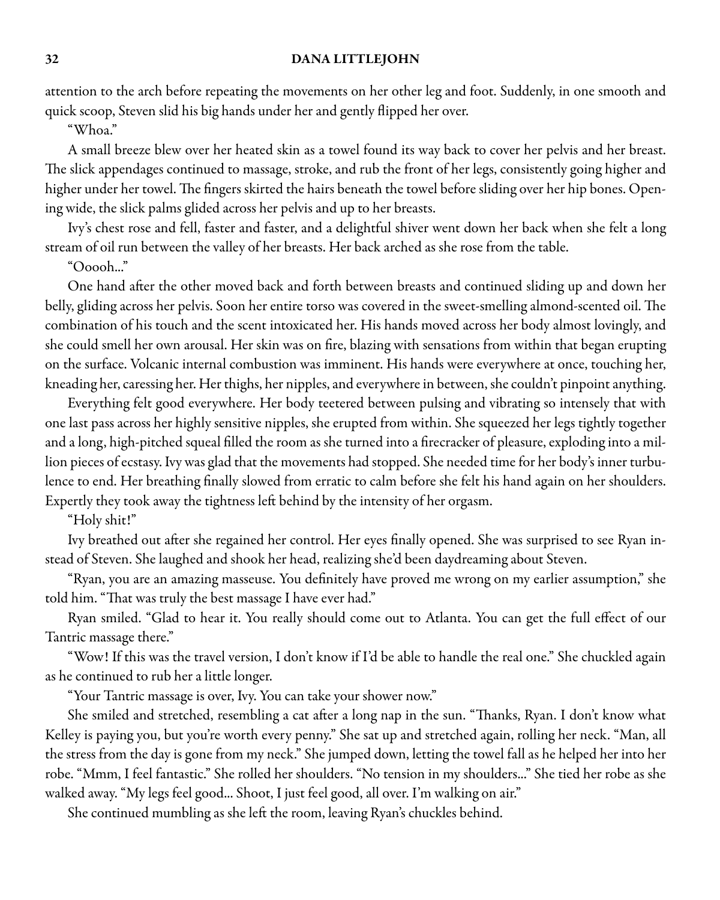attention to the arch before repeating the movements on her other leg and foot. Suddenly, in one smooth and quick scoop, Steven slid his big hands under her and gently flipped her over.

"Whoa."

A small breeze blew over her heated skin as a towel found its way back to cover her pelvis and her breast. The slick appendages continued to massage, stroke, and rub the front of her legs, consistently going higher and higher under her towel. The fingers skirted the hairs beneath the towel before sliding over her hip bones. Opening wide, the slick palms glided across her pelvis and up to her breasts.

Ivy's chest rose and fell, faster and faster, and a delightful shiver went down her back when she felt a long stream of oil run between the valley of her breasts. Her back arched as she rose from the table.

"Ooooh..."

One hand after the other moved back and forth between breasts and continued sliding up and down her belly, gliding across her pelvis. Soon her entire torso was covered in the sweet-smelling almond-scented oil. The combination of his touch and the scent intoxicated her. His hands moved across her body almost lovingly, and she could smell her own arousal. Her skin was on fire, blazing with sensations from within that began erupting on the surface. Volcanic internal combustion was imminent. His hands were everywhere at once, touching her, kneading her, caressing her. Her thighs, her nipples, and everywhere in between, she couldn't pinpoint anything.

Everything felt good everywhere. Her body teetered between pulsing and vibrating so intensely that with one last pass across her highly sensitive nipples, she erupted from within. She squeezed her legs tightly together and a long, high-pitched squeal filled the room as she turned into a firecracker of pleasure, exploding into a million pieces of ecstasy. Ivy was glad that the movements had stopped. She needed time for her body's inner turbulence to end. Her breathing finally slowed from erratic to calm before she felt his hand again on her shoulders. Expertly they took away the tightness left behind by the intensity of her orgasm.

"Holy shit!"

Ivy breathed out after she regained her control. Her eyes finally opened. She was surprised to see Ryan instead of Steven. She laughed and shook her head, realizing she'd been daydreaming about Steven.

"Ryan, you are an amazing masseuse. You definitely have proved me wrong on my earlier assumption," she told him. "That was truly the best massage I have ever had."

Ryan smiled. "Glad to hear it. You really should come out to Atlanta. You can get the full effect of our Tantric massage there."

"Wow! If this was the travel version, I don't know if I'd be able to handle the real one." She chuckled again as he continued to rub her a little longer.

"Your Tantric massage is over, Ivy. You can take your shower now."

She smiled and stretched, resembling a cat after a long nap in the sun. "Thanks, Ryan. I don't know what Kelley is paying you, but you're worth every penny." She sat up and stretched again, rolling her neck. "Man, all the stress from the day is gone from my neck." She jumped down, letting the towel fall as he helped her into her robe. "Mmm, I feel fantastic." She rolled her shoulders. "No tension in my shoulders..." She tied her robe as she walked away. "My legs feel good... Shoot, I just feel good, all over. I'm walking on air."

She continued mumbling as she left the room, leaving Ryan's chuckles behind.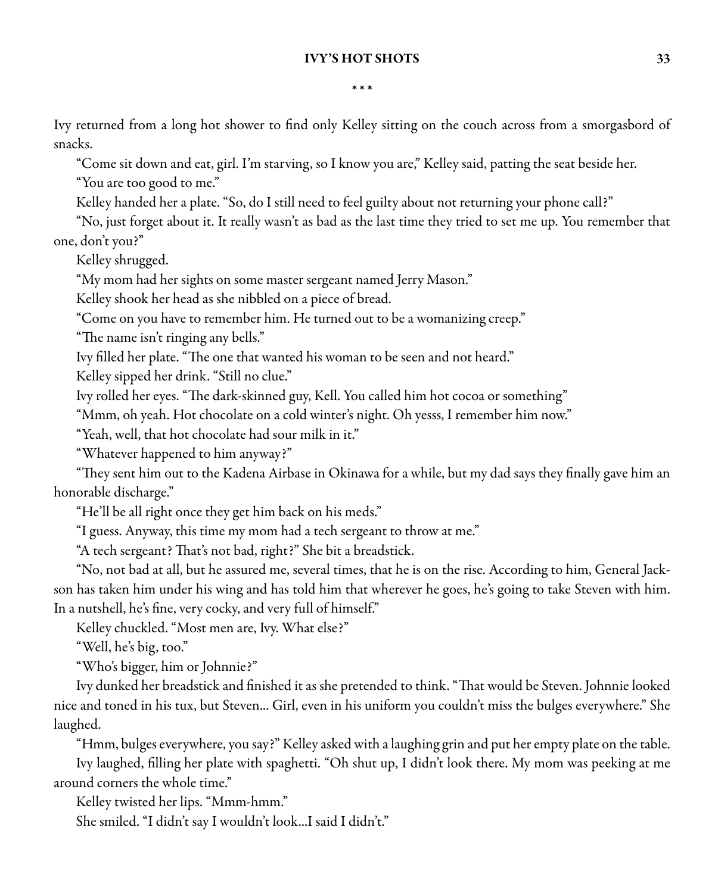\* \* \*

Ivy returned from a long hot shower to find only Kelley sitting on the couch across from a smorgasbord of snacks.

"Come sit down and eat, girl. I'm starving, so I know you are," Kelley said, patting the seat beside her.

"You are too good to me."

Kelley handed her a plate. "So, do I still need to feel guilty about not returning your phone call?"

"No, just forget about it. It really wasn't as bad as the last time they tried to set me up. You remember that one, don't you?"

Kelley shrugged.

"My mom had her sights on some master sergeant named Jerry Mason."

Kelley shook her head as she nibbled on a piece of bread.

"Come on you have to remember him. He turned out to be a womanizing creep."

"The name isn't ringing any bells."

Ivy filled her plate. "The one that wanted his woman to be seen and not heard."

Kelley sipped her drink. "Still no clue."

Ivy rolled her eyes. "The dark-skinned guy, Kell. You called him hot cocoa or something"

"Mmm, oh yeah. Hot chocolate on a cold winter's night. Oh yesss, I remember him now."

"Yeah, well, that hot chocolate had sour milk in it."

"Whatever happened to him anyway?"

"They sent him out to the Kadena Airbase in Okinawa for a while, but my dad says they finally gave him an honorable discharge."

"He'll be all right once they get him back on his meds."

"I guess. Anyway, this time my mom had a tech sergeant to throw at me."

"A tech sergeant? That's not bad, right?" She bit a breadstick.

"No, not bad at all, but he assured me, several times, that he is on the rise. According to him, General Jackson has taken him under his wing and has told him that wherever he goes, he's going to take Steven with him. In a nutshell, he's fine, very cocky, and very full of himself."

Kelley chuckled. "Most men are, Ivy. What else?"

"Well, he's big, too."

"Who's bigger, him or Johnnie?"

Ivy dunked her breadstick and finished it as she pretended to think. "That would be Steven. Johnnie looked nice and toned in his tux, but Steven... Girl, even in his uniform you couldn't miss the bulges everywhere." She laughed.

"Hmm, bulges everywhere, you say?" Kelley asked with a laughing grin and put her empty plate on the table.

Ivy laughed, filling her plate with spaghetti. "Oh shut up, I didn't look there. My mom was peeking at me around corners the whole time."

Kelley twisted her lips. "Mmm-hmm."

She smiled. "I didn't say I wouldn't look...I said I didn't."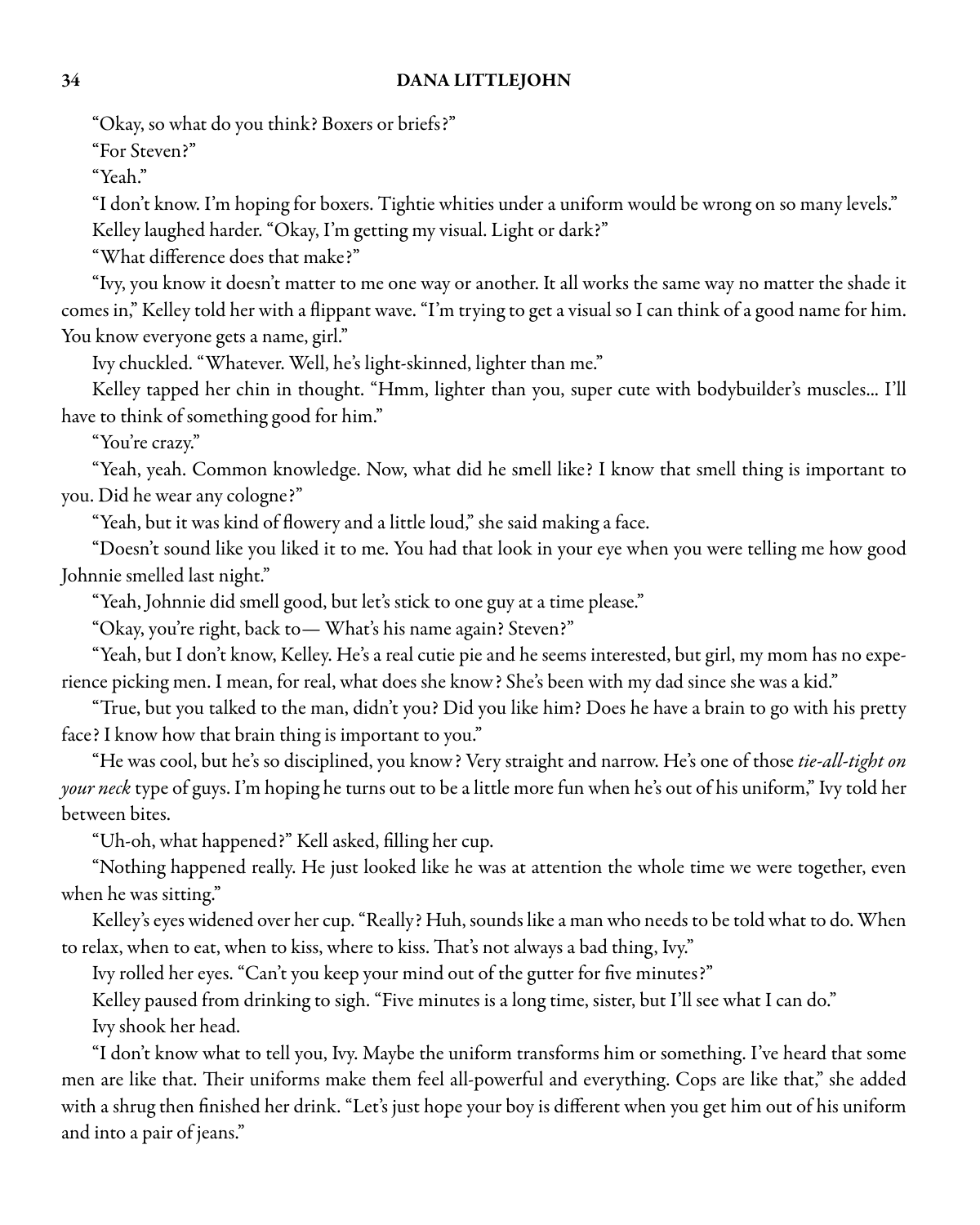"Okay, so what do you think? Boxers or briefs?"

"For Steven?"

"Yeah."

"I don't know. I'm hoping for boxers. Tightie whities under a uniform would be wrong on so many levels."

Kelley laughed harder. "Okay, I'm getting my visual. Light or dark?"

"What difference does that make?"

"Ivy, you know it doesn't matter to me one way or another. It all works the same way no matter the shade it comes in," Kelley told her with a flippant wave. "I'm trying to get a visual so I can think of a good name for him. You know everyone gets a name, girl."

Ivy chuckled. "Whatever. Well, he's light-skinned, lighter than me."

Kelley tapped her chin in thought. "Hmm, lighter than you, super cute with bodybuilder's muscles... I'll have to think of something good for him."

"You're crazy."

"Yeah, yeah. Common knowledge. Now, what did he smell like? I know that smell thing is important to you. Did he wear any cologne?"

"Yeah, but it was kind of flowery and a little loud," she said making a face.

"Doesn't sound like you liked it to me. You had that look in your eye when you were telling me how good Johnnie smelled last night."

"Yeah, Johnnie did smell good, but let's stick to one guy at a time please."

"Okay, you're right, back to— What's his name again? Steven?"

"Yeah, but I don't know, Kelley. He's a real cutie pie and he seems interested, but girl, my mom has no experience picking men. I mean, for real, what does she know? She's been with my dad since she was a kid."

"True, but you talked to the man, didn't you? Did you like him? Does he have a brain to go with his pretty face? I know how that brain thing is important to you."

"He was cool, but he's so disciplined, you know? Very straight and narrow. He's one of those *tie-all-tight on your neck* type of guys. I'm hoping he turns out to be a little more fun when he's out of his uniform," Ivy told her between bites.

"Uh-oh, what happened?" Kell asked, filling her cup.

"Nothing happened really. He just looked like he was at attention the whole time we were together, even when he was sitting."

Kelley's eyes widened over her cup. "Really? Huh, sounds like a man who needs to be told what to do. When to relax, when to eat, when to kiss, where to kiss. That's not always a bad thing, Ivy."

Ivy rolled her eyes. "Can't you keep your mind out of the gutter for five minutes?"

Kelley paused from drinking to sigh. "Five minutes is a long time, sister, but I'll see what I can do."

Ivy shook her head.

"I don't know what to tell you, Ivy. Maybe the uniform transforms him or something. I've heard that some men are like that. Their uniforms make them feel all-powerful and everything. Cops are like that," she added with a shrug then finished her drink. "Let's just hope your boy is different when you get him out of his uniform and into a pair of jeans."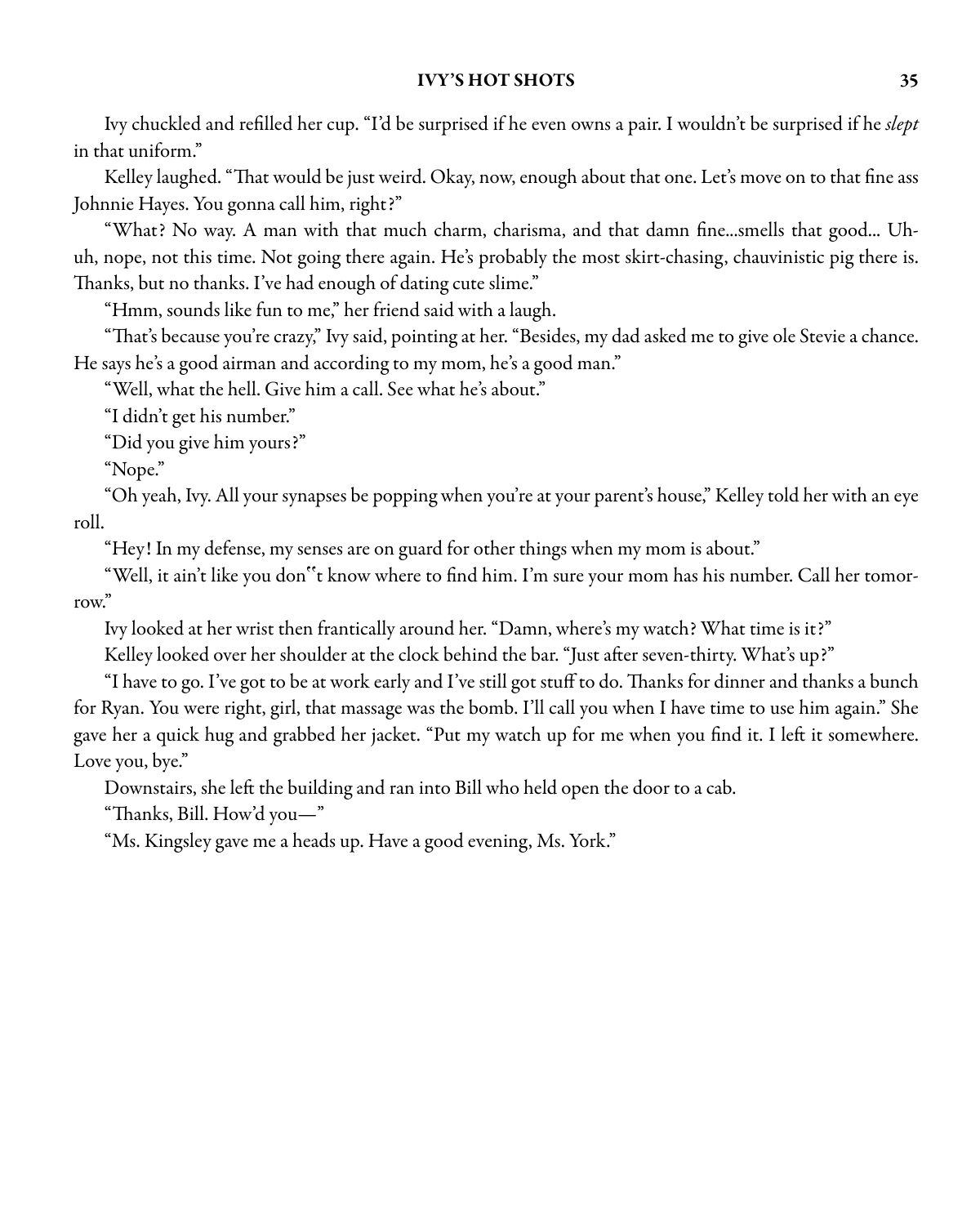Ivy chuckled and refilled her cup. "I'd be surprised if he even owns a pair. I wouldn't be surprised if he *slept* in that uniform."

Kelley laughed. "That would be just weird. Okay, now, enough about that one. Let's move on to that fine ass Johnnie Hayes. You gonna call him, right?"

"What? No way. A man with that much charm, charisma, and that damn fine...smells that good... Uh-uh, nope, not this time. Not going there again. He's probably the most skirt-chasing, chauvinistic pig there is. Thanks, but no thanks. I've had enough of dating cute slime."

"Hmm, sounds like fun to me," her friend said with a laugh.

"That's because you're crazy," Ivy said, pointing at her. "Besides, my dad asked me to give ole Stevie a chance. He says he's a good airman and according to my mom, he's a good man."

"Well, what the hell. Give him a call. See what he's about."

"I didn't get his number."

"Did you give him yours?"

"Nope."

"Oh yeah, Ivy. All your synapses be popping when you're at your parent's house," Kelley told her with an eye roll.

"Hey! In my defense, my senses are on guard for other things when my mom is about."

"Well, it ain't like you don"t know where to find him. I'm sure your mom has his number. Call her tomorrow."

Ivy looked at her wrist then frantically around her. "Damn, where's my watch? What time is it?"

Kelley looked over her shoulder at the clock behind the bar. "Just after seven-thirty. What's up?"

"I have to go. I've got to be at work early and I've still got stuff to do. Thanks for dinner and thanks a bunch for Ryan. You were right, girl, that massage was the bomb. I'll call you when I have time to use him again." She gave her a quick hug and grabbed her jacket. "Put my watch up for me when you find it. I left it somewhere. Love you, bye."

Downstairs, she left the building and ran into Bill who held open the door to a cab.

"Thanks, Bill. How'd you—"

"Ms. Kingsley gave me a heads up. Have a good evening, Ms. York."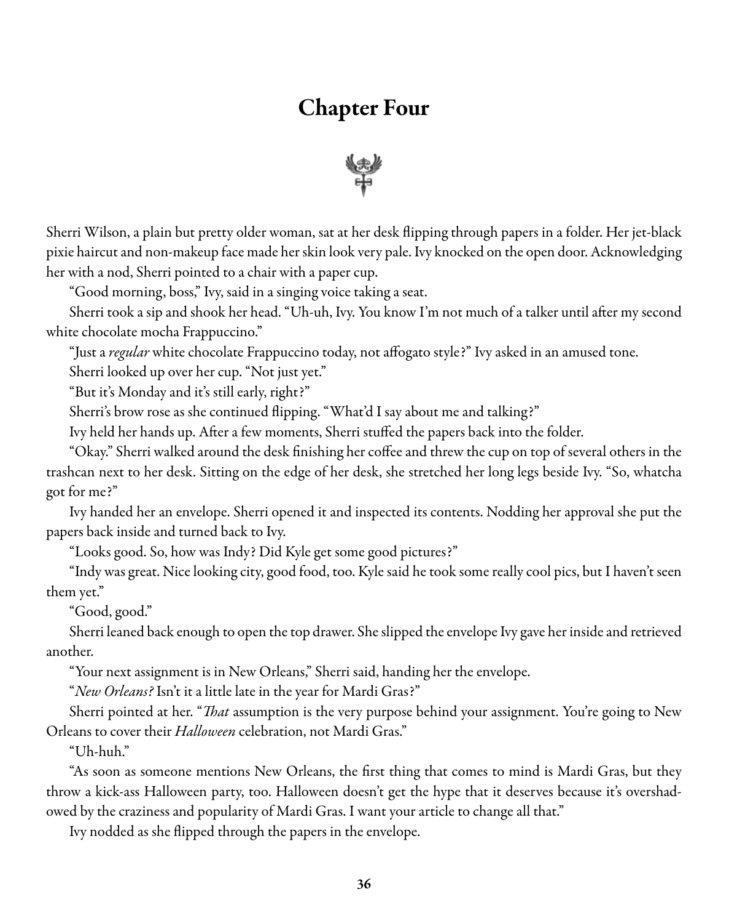# Chapter Four

Sherri Wilson, a plain but pretty older woman, sat at her desk flipping through papers in a folder. Her jet-black pixie haircut and non-makeup face made her skin look very pale. Ivy knocked on the open door. Acknowledging her with a nod, Sherri pointed to a chair with a paper cup.

"Good morning, boss," Ivy, said in a singing voice taking a seat.

Sherri took a sip and shook her head. "Uh-uh, Ivy. You know I'm not much of a talker until after my second white chocolate mocha Frappuccino."

"Just a *regular* white chocolate Frappuccino today, not affogato style?" Ivy asked in an amused tone.

Sherri looked up over her cup. "Not just yet."

"But it's Monday and it's still early, right?"

Sherri's brow rose as she continued flipping. "What'd I say about me and talking?"

Ivy held her hands up. After a few moments, Sherri stuffed the papers back into the folder.

"Okay." Sherri walked around the desk finishing her coffee and threw the cup on top of several others in the trashcan next to her desk. Sitting on the edge of her desk, she stretched her long legs beside Ivy. "So, whatcha got for me?"

Ivy handed her an envelope. Sherri opened it and inspected its contents. Nodding her approval she put the papers back inside and turned back to Ivy.

"Looks good. So, how was Indy? Did Kyle get some good pictures?"

"Indy was great. Nice looking city, good food, too. Kyle said he took some really cool pics, but I haven't seen them yet."

"Good, good."

Sherri leaned back enough to open the top drawer. She slipped the envelope Ivy gave her inside and retrieved another.

"Your next assignment is in New Orleans," Sherri said, handing her the envelope.

"*New Orleans?* Isn't it a little late in the year for Mardi Gras?"

Sherri pointed at her. "*That* assumption is the very purpose behind your assignment. You're going to New Orleans to cover their *Halloween* celebration, not Mardi Gras."

"Uh-huh."

"As soon as someone mentions New Orleans, the first thing that comes to mind is Mardi Gras, but they throw a kick-ass Halloween party, too. Halloween doesn't get the hype that it deserves because it's overshadowed by the craziness and popularity of Mardi Gras. I want your article to change all that."

Ivy nodded as she flipped through the papers in the envelope.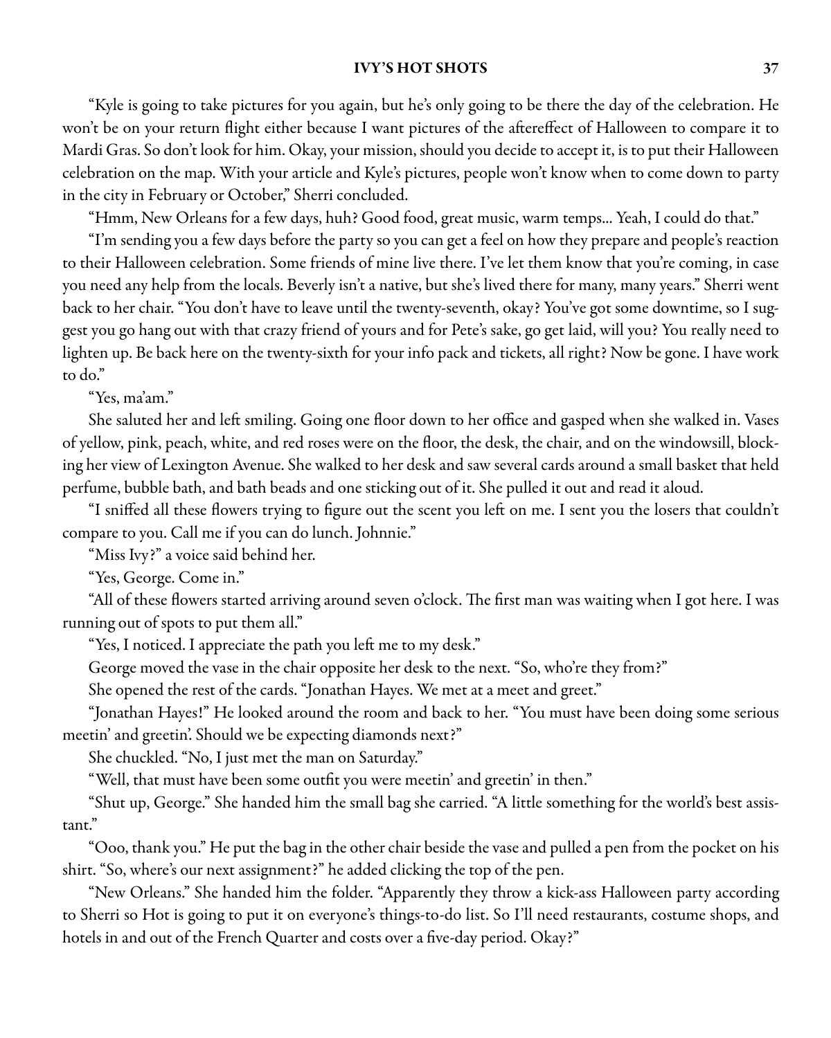"Kyle is going to take pictures for you again, but he's only going to be there the day of the celebration. He won't be on your return flight either because I want pictures of the aftereffect of Halloween to compare it to Mardi Gras. So don't look for him. Okay, your mission, should you decide to accept it, is to put their Halloween celebration on the map. With your article and Kyle's pictures, people won't know when to come down to party in the city in February or October," Sherri concluded.

"Hmm, New Orleans for a few days, huh? Good food, great music, warm temps... Yeah, I could do that."

"I'm sending you a few days before the party so you can get a feel on how they prepare and people's reaction to their Halloween celebration. Some friends of mine live there. I've let them know that you're coming, in case you need any help from the locals. Beverly isn't a native, but she's lived there for many, many years." Sherri went back to her chair. "You don't have to leave until the twenty-seventh, okay? You've got some downtime, so I suggest you go hang out with that crazy friend of yours and for Pete's sake, go get laid, will you? You really need to lighten up. Be back here on the twenty-sixth for your info pack and tickets, all right? Now be gone. I have work to do."

"Yes, ma'am."

She saluted her and left smiling. Going one floor down to her office and gasped when she walked in. Vases of yellow, pink, peach, white, and red roses were on the floor, the desk, the chair, and on the windowsill, blocking her view of Lexington Avenue. She walked to her desk and saw several cards around a small basket that held perfume, bubble bath, and bath beads and one sticking out of it. She pulled it out and read it aloud.

"I sniffed all these flowers trying to figure out the scent you left on me. I sent you the losers that couldn't compare to you. Call me if you can do lunch. Johnnie."

"Miss Ivy?" a voice said behind her.

"Yes, George. Come in."

"All of these flowers started arriving around seven o'clock. The first man was waiting when I got here. I was running out of spots to put them all."

"Yes, I noticed. I appreciate the path you left me to my desk."

George moved the vase in the chair opposite her desk to the next. "So, who're they from?"

She opened the rest of the cards. "Jonathan Hayes. We met at a meet and greet."

"Jonathan Hayes!" He looked around the room and back to her. "You must have been doing some serious meetin' and greetin'. Should we be expecting diamonds next?"

She chuckled. "No, I just met the man on Saturday."

"Well, that must have been some outfit you were meetin' and greetin' in then."

"Shut up, George." She handed him the small bag she carried. "A little something for the world's best assistant."

"Ooo, thank you." He put the bag in the other chair beside the vase and pulled a pen from the pocket on his shirt. "So, where's our next assignment?" he added clicking the top of the pen.

"New Orleans." She handed him the folder. "Apparently they throw a kick-ass Halloween party according to Sherri so Hot is going to put it on everyone's things-to-do list. So I'll need restaurants, costume shops, and hotels in and out of the French Quarter and costs over a five-day period. Okay?"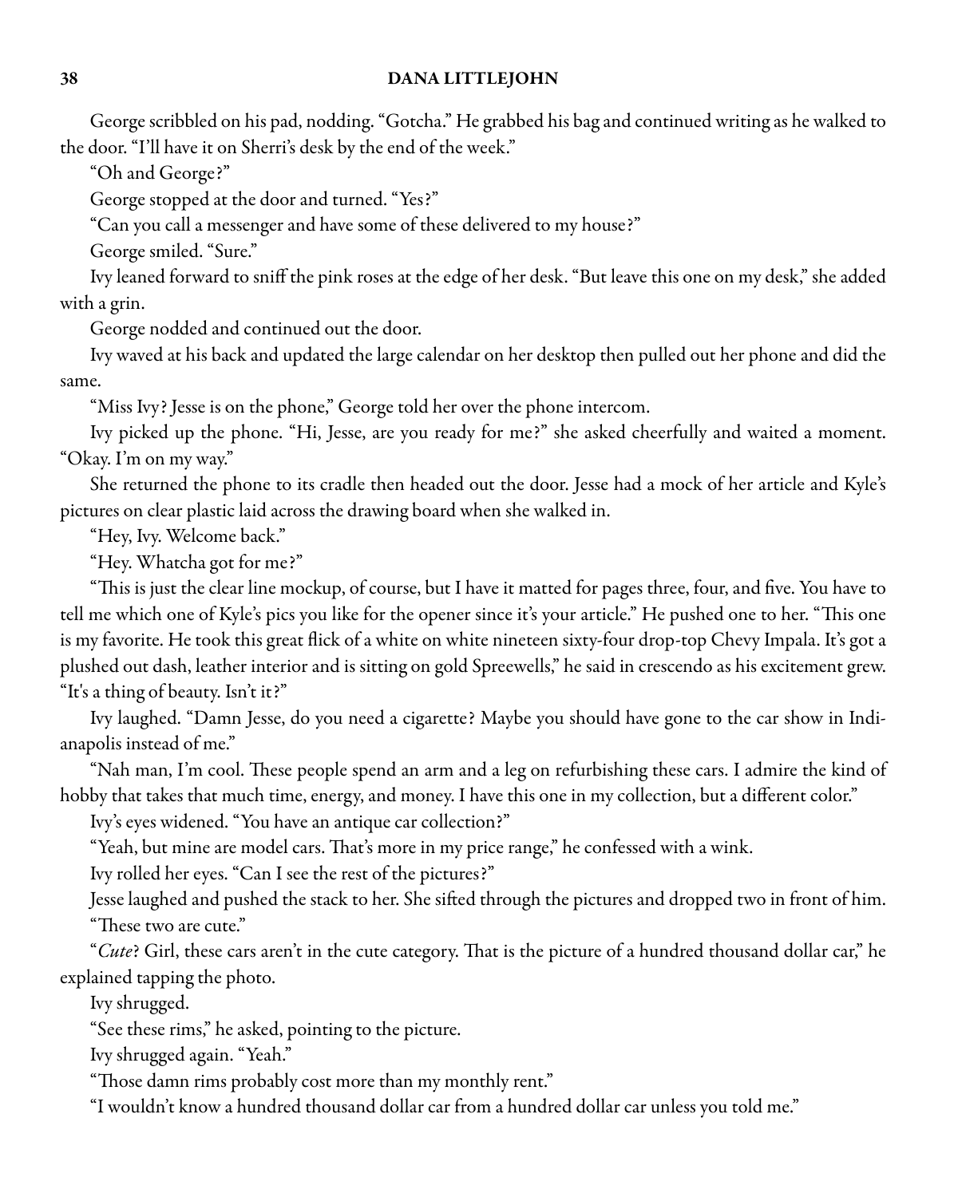George scribbled on his pad, nodding. "Gotcha." He grabbed his bag and continued writing as he walked to the door. "I'll have it on Sherri's desk by the end of the week."

"Oh and George?"

George stopped at the door and turned. "Yes?"

"Can you call a messenger and have some of these delivered to my house?"

George smiled. "Sure."

Ivy leaned forward to sniff the pink roses at the edge of her desk. "But leave this one on my desk," she added with a grin.

George nodded and continued out the door.

Ivy waved at his back and updated the large calendar on her desktop then pulled out her phone and did the same.

"Miss Ivy? Jesse is on the phone," George told her over the phone intercom.

Ivy picked up the phone. "Hi, Jesse, are you ready for me?" she asked cheerfully and waited a moment. "Okay. I'm on my way."

She returned the phone to its cradle then headed out the door. Jesse had a mock of her article and Kyle's pictures on clear plastic laid across the drawing board when she walked in.

"Hey, Ivy. Welcome back."

"Hey. Whatcha got for me?"

"This is just the clear line mockup, of course, but I have it matted for pages three, four, and five. You have to tell me which one of Kyle's pics you like for the opener since it's your article." He pushed one to her. "This one is my favorite. He took this great flick of a white on white nineteen sixty-four drop-top Chevy Impala. It's got a plushed out dash, leather interior and is sitting on gold Spreewells," he said in crescendo as his excitement grew. "It's a thing of beauty. Isn't it?"

Ivy laughed. "Damn Jesse, do you need a cigarette? Maybe you should have gone to the car show in Indianapolis instead of me."

"Nah man, I'm cool. These people spend an arm and a leg on refurbishing these cars. I admire the kind of hobby that takes that much time, energy, and money. I have this one in my collection, but a different color."

Ivy's eyes widened. "You have an antique car collection?"

"Yeah, but mine are model cars. That's more in my price range," he confessed with a wink.

Ivy rolled her eyes. "Can I see the rest of the pictures?"

Jesse laughed and pushed the stack to her. She sifted through the pictures and dropped two in front of him. "These two are cute."

"*Cute*? Girl, these cars aren't in the cute category. That is the picture of a hundred thousand dollar car," he explained tapping the photo.

Ivy shrugged.

"See these rims," he asked, pointing to the picture.

Ivy shrugged again. "Yeah."

"Those damn rims probably cost more than my monthly rent."

"I wouldn't know a hundred thousand dollar car from a hundred dollar car unless you told me."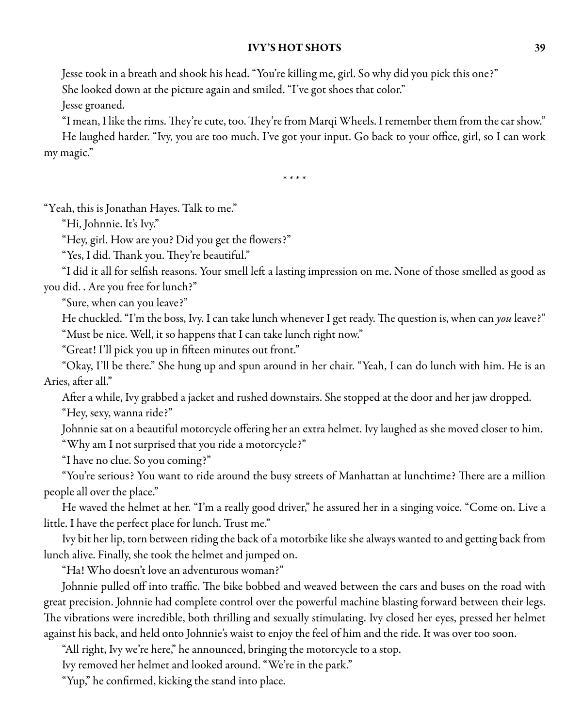Jesse took in a breath and shook his head. "You're killing me, girl. So why did you pick this one?"

She looked down at the picture again and smiled. "I've got shoes that color."

Jesse groaned.

"I mean, I like the rims. They're cute, too. They're from Marqi Wheels. I remember them from the car show."

He laughed harder. "Ivy, you are too much. I've got your input. Go back to your office, girl, so I can work my magic."

\* \* \* \*

"Yeah, this is Jonathan Hayes. Talk to me."

"Hi, Johnnie. It's Ivy."

"Hey, girl. How are you? Did you get the flowers?"

"Yes, I did. Thank you. They're beautiful."

"I did it all for selfish reasons. Your smell left a lasting impression on me. None of those smelled as good as you did. . Are you free for lunch?"

"Sure, when can you leave?"

He chuckled. "I'm the boss, Ivy. I can take lunch whenever I get ready. The question is, when can *you* leave?"

"Must be nice. Well, it so happens that I can take lunch right now."

"Great! I'll pick you up in fifteen minutes out front."

"Okay, I'll be there." She hung up and spun around in her chair. "Yeah, I can do lunch with him. He is an Aries, after all."

After a while, Ivy grabbed a jacket and rushed downstairs. She stopped at the door and her jaw dropped.

"Hey, sexy, wanna ride?"

Johnnie sat on a beautiful motorcycle offering her an extra helmet. Ivy laughed as she moved closer to him.

"Why am I not surprised that you ride a motorcycle?"

"I have no clue. So you coming?"

"You're serious? You want to ride around the busy streets of Manhattan at lunchtime? There are a million people all over the place."

He waved the helmet at her. "I'm a really good driver," he assured her in a singing voice. "Come on. Live a little. I have the perfect place for lunch. Trust me."

Ivy bit her lip, torn between riding the back of a motorbike like she always wanted to and getting back from lunch alive. Finally, she took the helmet and jumped on.

"Ha! Who doesn't love an adventurous woman?"

Johnnie pulled off into traffic. The bike bobbed and weaved between the cars and buses on the road with great precision. Johnnie had complete control over the powerful machine blasting forward between their legs. The vibrations were incredible, both thrilling and sexually stimulating. Ivy closed her eyes, pressed her helmet against his back, and held onto Johnnie's waist to enjoy the feel of him and the ride. It was over too soon.

"All right, Ivy we're here," he announced, bringing the motorcycle to a stop.

Ivy removed her helmet and looked around. "We're in the park."

"Yup," he confirmed, kicking the stand into place.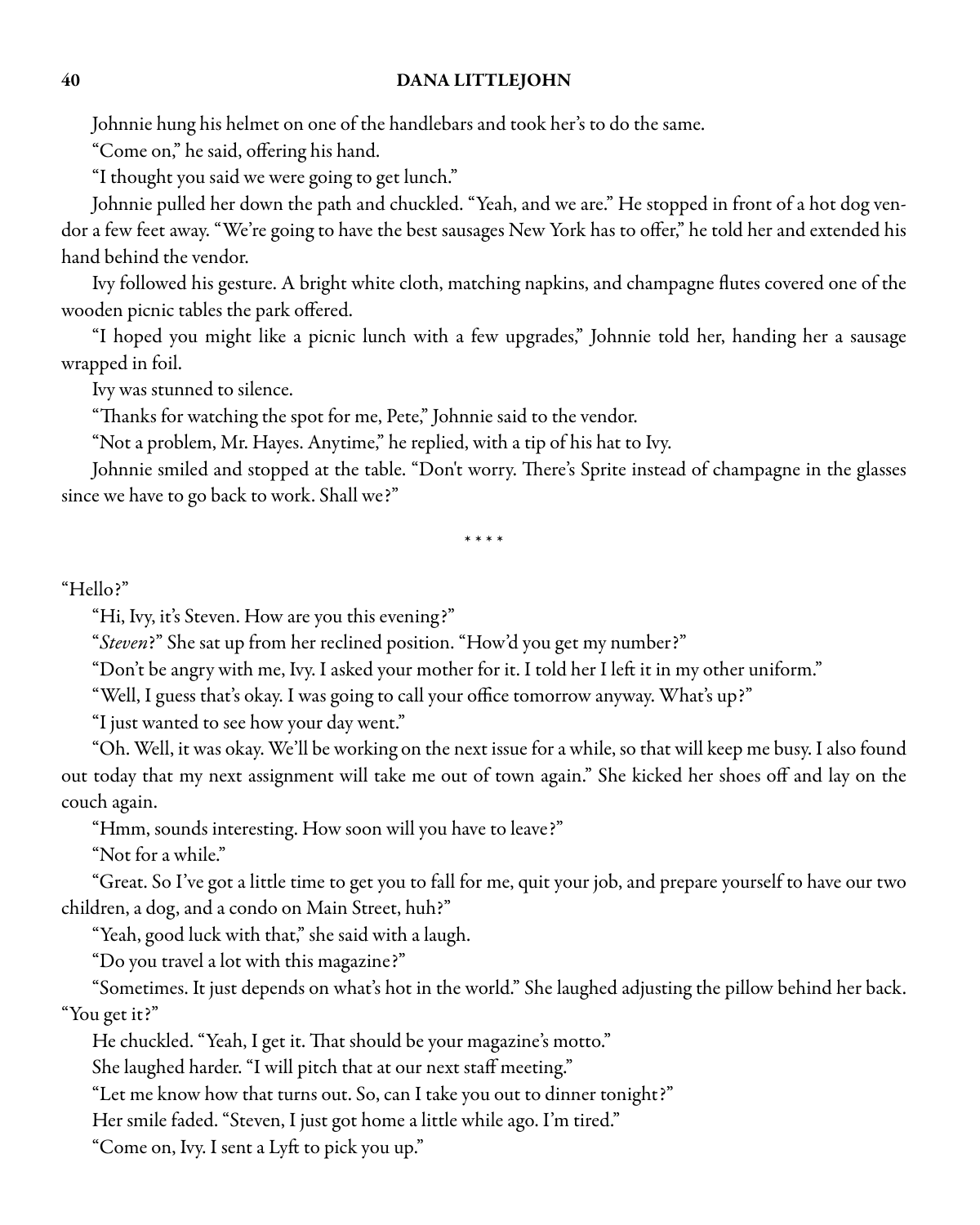Johnnie hung his helmet on one of the handlebars and took her's to do the same.

"Come on," he said, offering his hand.

"I thought you said we were going to get lunch."

Johnnie pulled her down the path and chuckled. "Yeah, and we are." He stopped in front of a hot dog vendor a few feet away. "We're going to have the best sausages New York has to offer," he told her and extended his hand behind the vendor.

Ivy followed his gesture. A bright white cloth, matching napkins, and champagne flutes covered one of the wooden picnic tables the park offered.

"I hoped you might like a picnic lunch with a few upgrades," Johnnie told her, handing her a sausage wrapped in foil.

Ivy was stunned to silence.

"Thanks for watching the spot for me, Pete," Johnnie said to the vendor.

"Not a problem, Mr. Hayes. Anytime," he replied, with a tip of his hat to Ivy.

Johnnie smiled and stopped at the table. "Don't worry. There's Sprite instead of champagne in the glasses since we have to go back to work. Shall we?"

\* \* \* \*

"Hello?"

"Hi, Ivy, it's Steven. How are you this evening?"

"*Steven*?" She sat up from her reclined position. "How'd you get my number?"

"Don't be angry with me, Ivy. I asked your mother for it. I told her I left it in my other uniform."

"Well, I guess that's okay. I was going to call your office tomorrow anyway. What's up?"

"I just wanted to see how your day went."

"Oh. Well, it was okay. We'll be working on the next issue for a while, so that will keep me busy. I also found out today that my next assignment will take me out of town again." She kicked her shoes off and lay on the couch again.

"Hmm, sounds interesting. How soon will you have to leave?"

"Not for a while."

"Great. So I've got a little time to get you to fall for me, quit your job, and prepare yourself to have our two children, a dog, and a condo on Main Street, huh?"

"Yeah, good luck with that," she said with a laugh.

"Do you travel a lot with this magazine?"

"Sometimes. It just depends on what's hot in the world." She laughed adjusting the pillow behind her back. "You get it?"

He chuckled. "Yeah, I get it. That should be your magazine's motto."

She laughed harder. "I will pitch that at our next staff meeting."

"Let me know how that turns out. So, can I take you out to dinner tonight?"

Her smile faded. "Steven, I just got home a little while ago. I'm tired."

"Come on, Ivy. I sent a Lyft to pick you up."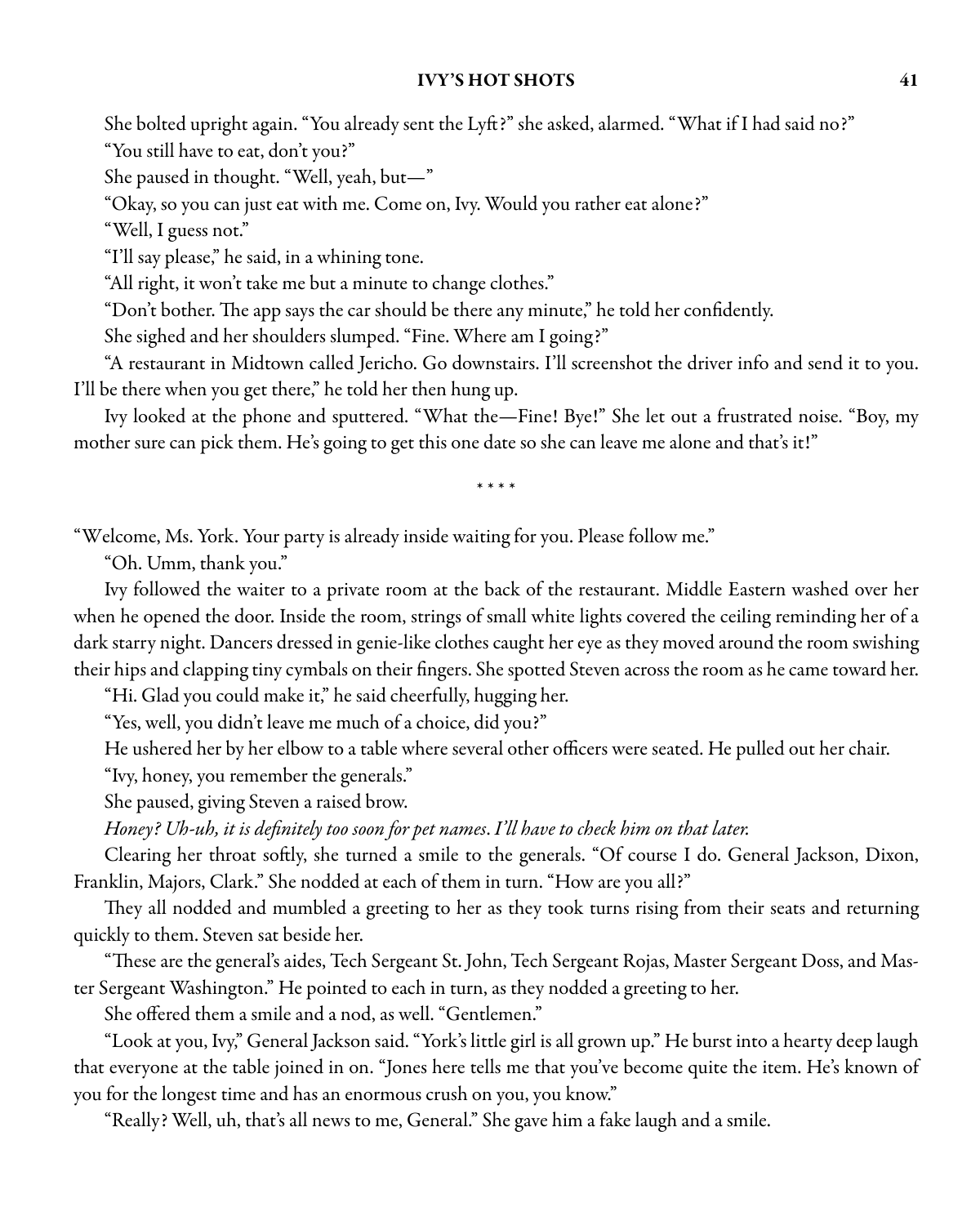She bolted upright again. "You already sent the Lyft?" she asked, alarmed. "What if I had said no?"

"You still have to eat, don't you?"

She paused in thought. "Well, yeah, but—"

"Okay, so you can just eat with me. Come on, Ivy. Would you rather eat alone?"

"Well, I guess not."

"I'll say please," he said, in a whining tone.

"All right, it won't take me but a minute to change clothes."

"Don't bother. The app says the car should be there any minute," he told her confidently.

She sighed and her shoulders slumped. "Fine. Where am I going?"

"A restaurant in Midtown called Jericho. Go downstairs. I'll screenshot the driver info and send it to you. I'll be there when you get there," he told her then hung up.

Ivy looked at the phone and sputtered. "What the—Fine! Bye!" She let out a frustrated noise. "Boy, my mother sure can pick them. He's going to get this one date so she can leave me alone and that's it!"

* * * *

"Welcome, Ms. York. Your party is already inside waiting for you. Please follow me."

"Oh. Umm, thank you."

Ivy followed the waiter to a private room at the back of the restaurant. Middle Eastern washed over her when he opened the door. Inside the room, strings of small white lights covered the ceiling reminding her of a dark starry night. Dancers dressed in genie-like clothes caught her eye as they moved around the room swishing their hips and clapping tiny cymbals on their fingers. She spotted Steven across the room as he came toward her.

"Hi. Glad you could make it," he said cheerfully, hugging her.

"Yes, well, you didn't leave me much of a choice, did you?"

He ushered her by her elbow to a table where several other officers were seated. He pulled out her chair.

"Ivy, honey, you remember the generals."

She paused, giving Steven a raised brow.

*Honey? Uh-uh, it is definitely too soon for pet names. I'll have to check him on that later.*

Clearing her throat softly, she turned a smile to the generals. "Of course I do. General Jackson, Dixon, Franklin, Majors, Clark." She nodded at each of them in turn. "How are you all?"

They all nodded and mumbled a greeting to her as they took turns rising from their seats and returning quickly to them. Steven sat beside her.

"These are the general's aides, Tech Sergeant St. John, Tech Sergeant Rojas, Master Sergeant Doss, and Master Sergeant Washington." He pointed to each in turn, as they nodded a greeting to her.

She offered them a smile and a nod, as well. "Gentlemen."

"Look at you, Ivy," General Jackson said. "York's little girl is all grown up." He burst into a hearty deep laugh that everyone at the table joined in on. "Jones here tells me that you've become quite the item. He's known of you for the longest time and has an enormous crush on you, you know."

"Really? Well, uh, that's all news to me, General." She gave him a fake laugh and a smile.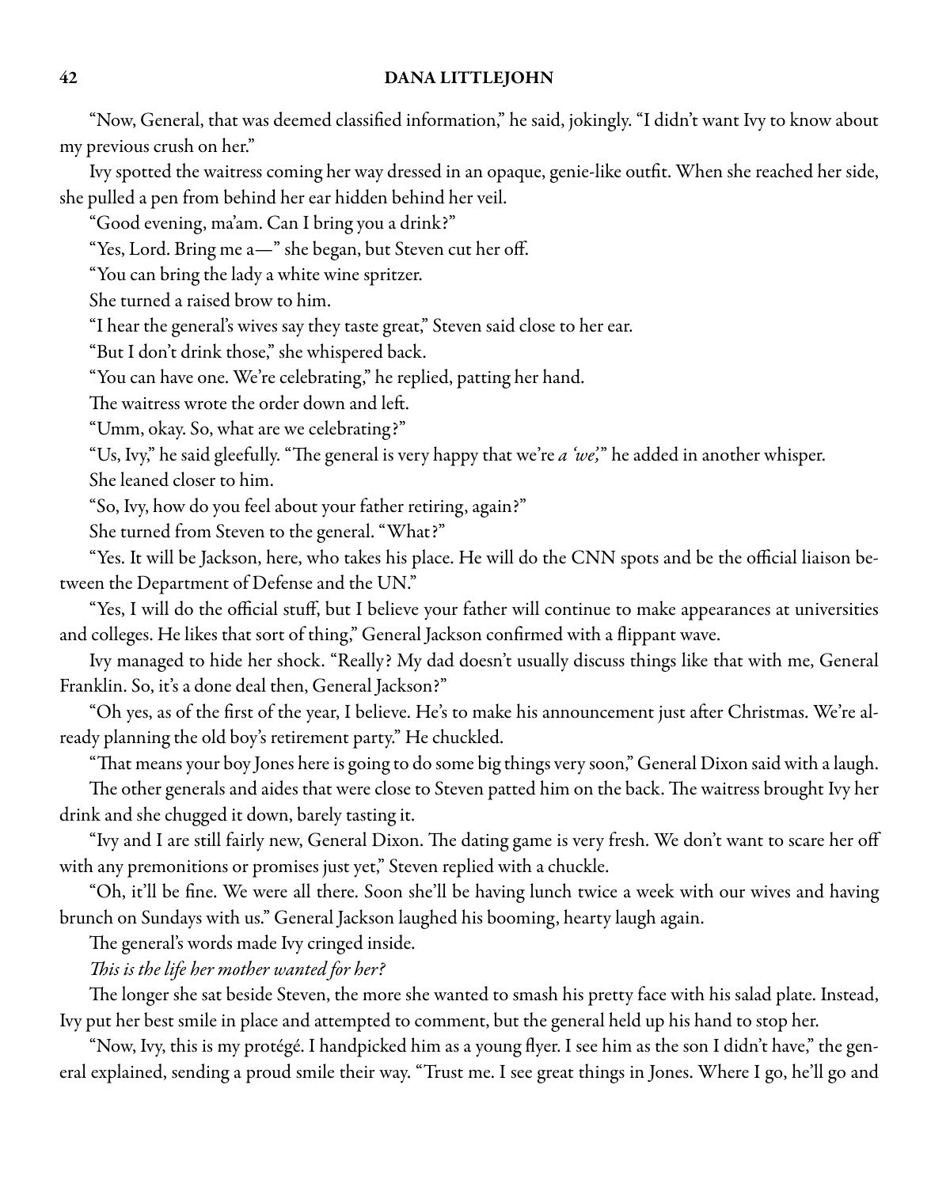"Now, General, that was deemed classified information," he said, jokingly. "I didn't want Ivy to know about my previous crush on her."

Ivy spotted the waitress coming her way dressed in an opaque, genie-like outfit. When she reached her side, she pulled a pen from behind her ear hidden behind her veil.

"Good evening, ma'am. Can I bring you a drink?"

"Yes, Lord. Bring me a—" she began, but Steven cut her off.

"You can bring the lady a white wine spritzer.

She turned a raised brow to him.

"I hear the general's wives say they taste great," Steven said close to her ear.

"But I don't drink those," she whispered back.

"You can have one. We're celebrating," he replied, patting her hand.

The waitress wrote the order down and left.

"Umm, okay. So, what are we celebrating?"

"Us, Ivy," he said gleefully. "The general is very happy that we're *a 'we,'*" he added in another whisper.

She leaned closer to him.

"So, Ivy, how do you feel about your father retiring, again?"

She turned from Steven to the general. "What?"

"Yes. It will be Jackson, here, who takes his place. He will do the CNN spots and be the official liaison between the Department of Defense and the UN."

"Yes, I will do the official stuff, but I believe your father will continue to make appearances at universities and colleges. He likes that sort of thing," General Jackson confirmed with a flippant wave.

Ivy managed to hide her shock. "Really? My dad doesn't usually discuss things like that with me, General Franklin. So, it's a done deal then, General Jackson?"

"Oh yes, as of the first of the year, I believe. He's to make his announcement just after Christmas. We're already planning the old boy's retirement party." He chuckled.

"That means your boy Jones here is going to do some big things very soon," General Dixon said with a laugh.

The other generals and aides that were close to Steven patted him on the back. The waitress brought Ivy her drink and she chugged it down, barely tasting it.

"Ivy and I are still fairly new, General Dixon. The dating game is very fresh. We don't want to scare her off with any premonitions or promises just yet," Steven replied with a chuckle.

"Oh, it'll be fine. We were all there. Soon she'll be having lunch twice a week with our wives and having brunch on Sundays with us." General Jackson laughed his booming, hearty laugh again.

The general's words made Ivy cringed inside.

*This is the life her mother wanted for her?*

The longer she sat beside Steven, the more she wanted to smash his pretty face with his salad plate. Instead, Ivy put her best smile in place and attempted to comment, but the general held up his hand to stop her.

"Now, Ivy, this is my protégé. I handpicked him as a young flyer. I see him as the son I didn't have," the general explained, sending a proud smile their way. "Trust me. I see great things in Jones. Where I go, he'll go and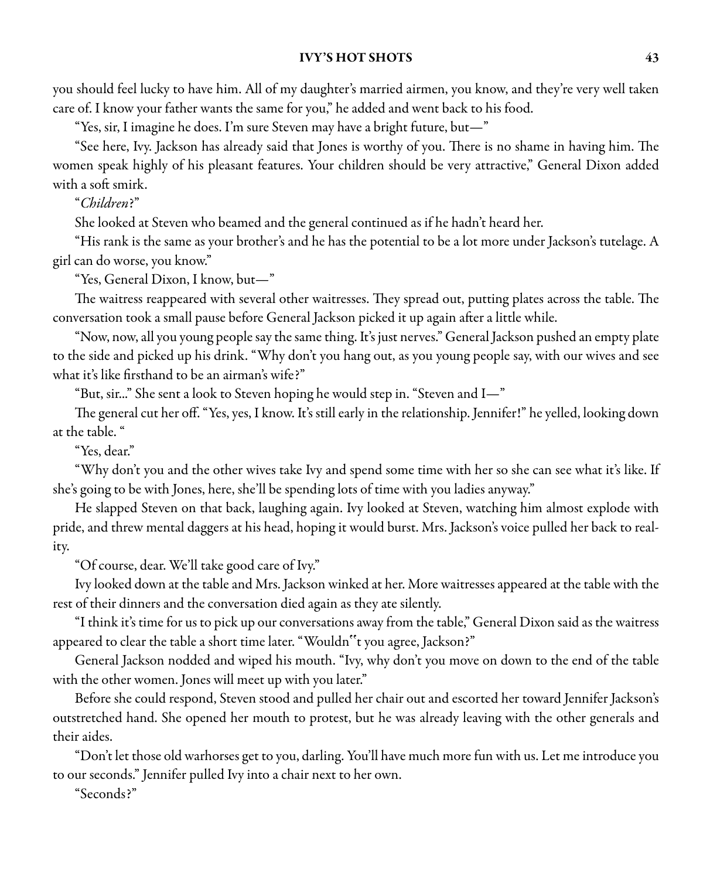you should feel lucky to have him. All of my daughter's married airmen, you know, and they're very well taken care of. I know your father wants the same for you," he added and went back to his food.

"Yes, sir, I imagine he does. I'm sure Steven may have a bright future, but—"

"See here, Ivy. Jackson has already said that Jones is worthy of you. There is no shame in having him. The women speak highly of his pleasant features. Your children should be very attractive," General Dixon added with a soft smirk.

"*Children*?"

She looked at Steven who beamed and the general continued as if he hadn't heard her.

"His rank is the same as your brother's and he has the potential to be a lot more under Jackson's tutelage. A girl can do worse, you know."

"Yes, General Dixon, I know, but—"

The waitress reappeared with several other waitresses. They spread out, putting plates across the table. The conversation took a small pause before General Jackson picked it up again after a little while.

"Now, now, all you young people say the same thing. It's just nerves." General Jackson pushed an empty plate to the side and picked up his drink. "Why don't you hang out, as you young people say, with our wives and see what it's like firsthand to be an airman's wife?"

"But, sir..." She sent a look to Steven hoping he would step in. "Steven and I—"

The general cut her off. "Yes, yes, I know. It's still early in the relationship. Jennifer!" he yelled, looking down at the table. "

"Yes, dear."

"Why don't you and the other wives take Ivy and spend some time with her so she can see what it's like. If she's going to be with Jones, here, she'll be spending lots of time with you ladies anyway."

He slapped Steven on that back, laughing again. Ivy looked at Steven, watching him almost explode with pride, and threw mental daggers at his head, hoping it would burst. Mrs. Jackson's voice pulled her back to reality.

"Of course, dear. We'll take good care of Ivy."

Ivy looked down at the table and Mrs. Jackson winked at her. More waitresses appeared at the table with the rest of their dinners and the conversation died again as they ate silently.

"I think it's time for us to pick up our conversations away from the table," General Dixon said as the waitress appeared to clear the table a short time later. "Wouldn"t you agree, Jackson?"

General Jackson nodded and wiped his mouth. "Ivy, why don't you move on down to the end of the table with the other women. Jones will meet up with you later."

Before she could respond, Steven stood and pulled her chair out and escorted her toward Jennifer Jackson's outstretched hand. She opened her mouth to protest, but he was already leaving with the other generals and their aides.

"Don't let those old warhorses get to you, darling. You'll have much more fun with us. Let me introduce you to our seconds." Jennifer pulled Ivy into a chair next to her own.

"Seconds?"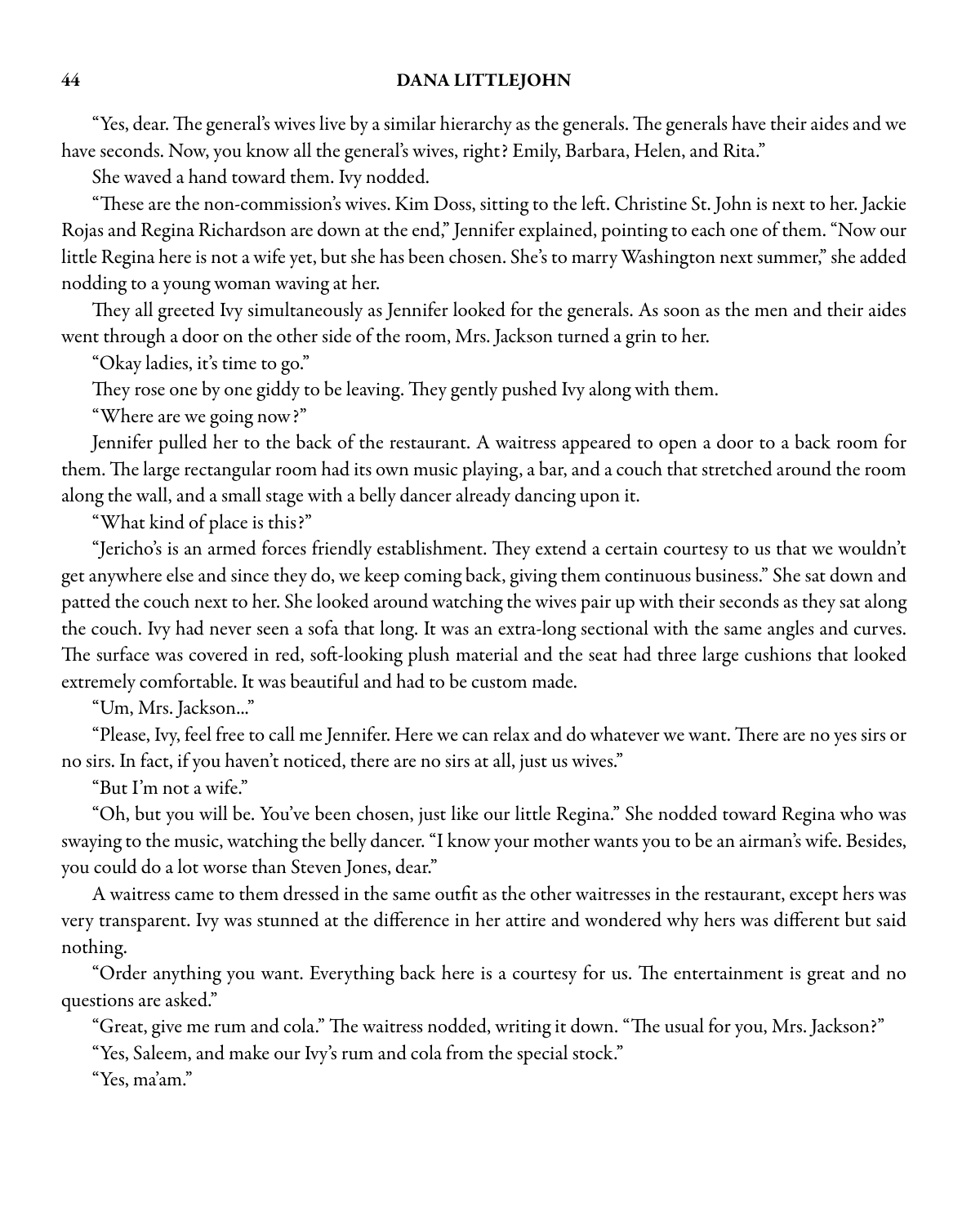"Yes, dear. The general's wives live by a similar hierarchy as the generals. The generals have their aides and we have seconds. Now, you know all the general's wives, right? Emily, Barbara, Helen, and Rita."

She waved a hand toward them. Ivy nodded.

"These are the non-commission's wives. Kim Doss, sitting to the left. Christine St. John is next to her. Jackie Rojas and Regina Richardson are down at the end," Jennifer explained, pointing to each one of them. "Now our little Regina here is not a wife yet, but she has been chosen. She's to marry Washington next summer," she added nodding to a young woman waving at her.

They all greeted Ivy simultaneously as Jennifer looked for the generals. As soon as the men and their aides went through a door on the other side of the room, Mrs. Jackson turned a grin to her.

"Okay ladies, it's time to go."

They rose one by one giddy to be leaving. They gently pushed Ivy along with them.

"Where are we going now?"

Jennifer pulled her to the back of the restaurant. A waitress appeared to open a door to a back room for them. The large rectangular room had its own music playing, a bar, and a couch that stretched around the room along the wall, and a small stage with a belly dancer already dancing upon it.

"What kind of place is this?"

"Jericho's is an armed forces friendly establishment. They extend a certain courtesy to us that we wouldn't get anywhere else and since they do, we keep coming back, giving them continuous business." She sat down and patted the couch next to her. She looked around watching the wives pair up with their seconds as they sat along the couch. Ivy had never seen a sofa that long. It was an extra-long sectional with the same angles and curves. The surface was covered in red, soft-looking plush material and the seat had three large cushions that looked extremely comfortable. It was beautiful and had to be custom made.

"Um, Mrs. Jackson…"

"Please, Ivy, feel free to call me Jennifer. Here we can relax and do whatever we want. There are no yes sirs or no sirs. In fact, if you haven't noticed, there are no sirs at all, just us wives."

"But I'm not a wife."

"Oh, but you will be. You've been chosen, just like our little Regina." She nodded toward Regina who was swaying to the music, watching the belly dancer. "I know your mother wants you to be an airman's wife. Besides, you could do a lot worse than Steven Jones, dear."

A waitress came to them dressed in the same outfit as the other waitresses in the restaurant, except hers was very transparent. Ivy was stunned at the difference in her attire and wondered why hers was different but said nothing.

"Order anything you want. Everything back here is a courtesy for us. The entertainment is great and no questions are asked."

"Great, give me rum and cola." The waitress nodded, writing it down. "The usual for you, Mrs. Jackson?"

"Yes, Saleem, and make our Ivy's rum and cola from the special stock."

"Yes, ma'am."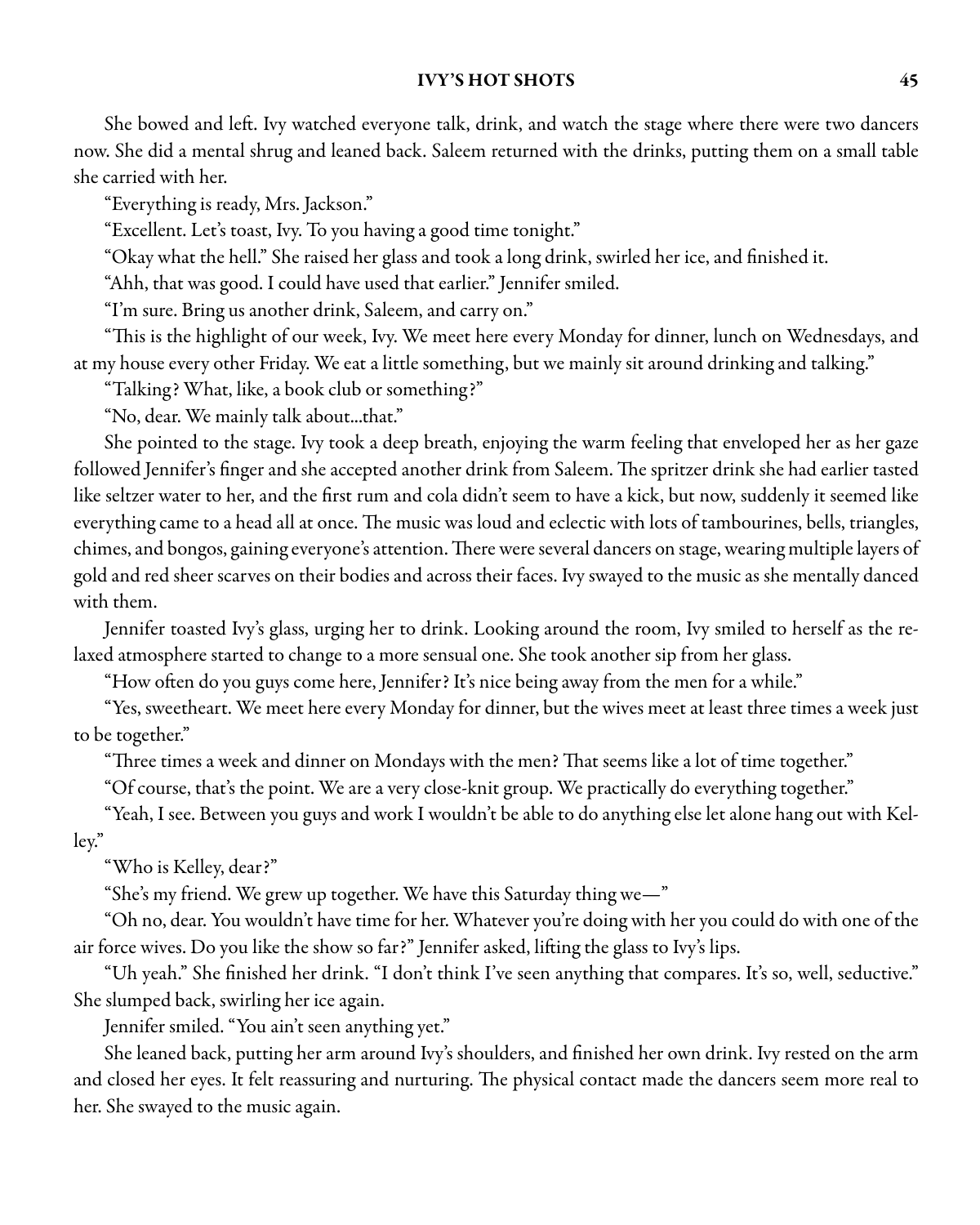She bowed and left. Ivy watched everyone talk, drink, and watch the stage where there were two dancers now. She did a mental shrug and leaned back. Saleem returned with the drinks, putting them on a small table she carried with her.

"Everything is ready, Mrs. Jackson."

"Excellent. Let's toast, Ivy. To you having a good time tonight."

"Okay what the hell." She raised her glass and took a long drink, swirled her ice, and finished it.

"Ahh, that was good. I could have used that earlier." Jennifer smiled.

"I'm sure. Bring us another drink, Saleem, and carry on."

"This is the highlight of our week, Ivy. We meet here every Monday for dinner, lunch on Wednesdays, and at my house every other Friday. We eat a little something, but we mainly sit around drinking and talking."

"Talking? What, like, a book club or something?"

"No, dear. We mainly talk about…that."

She pointed to the stage. Ivy took a deep breath, enjoying the warm feeling that enveloped her as her gaze followed Jennifer's finger and she accepted another drink from Saleem. The spritzer drink she had earlier tasted like seltzer water to her, and the first rum and cola didn't seem to have a kick, but now, suddenly it seemed like everything came to a head all at once. The music was loud and eclectic with lots of tambourines, bells, triangles, chimes, and bongos, gaining everyone's attention. There were several dancers on stage, wearing multiple layers of gold and red sheer scarves on their bodies and across their faces. Ivy swayed to the music as she mentally danced with them.

Jennifer toasted Ivy's glass, urging her to drink. Looking around the room, Ivy smiled to herself as the relaxed atmosphere started to change to a more sensual one. She took another sip from her glass.

"How often do you guys come here, Jennifer? It's nice being away from the men for a while."

"Yes, sweetheart. We meet here every Monday for dinner, but the wives meet at least three times a week just to be together."

"Three times a week and dinner on Mondays with the men? That seems like a lot of time together."

"Of course, that's the point. We are a very close-knit group. We practically do everything together."

"Yeah, I see. Between you guys and work I wouldn't be able to do anything else let alone hang out with Kelley."

"Who is Kelley, dear?"

"She's my friend. We grew up together. We have this Saturday thing we—"

"Oh no, dear. You wouldn't have time for her. Whatever you're doing with her you could do with one of the air force wives. Do you like the show so far?" Jennifer asked, lifting the glass to Ivy's lips.

"Uh yeah." She finished her drink. "I don't think I've seen anything that compares. It's so, well, seductive." She slumped back, swirling her ice again.

Jennifer smiled. "You ain't seen anything yet."

She leaned back, putting her arm around Ivy's shoulders, and finished her own drink. Ivy rested on the arm and closed her eyes. It felt reassuring and nurturing. The physical contact made the dancers seem more real to her. She swayed to the music again.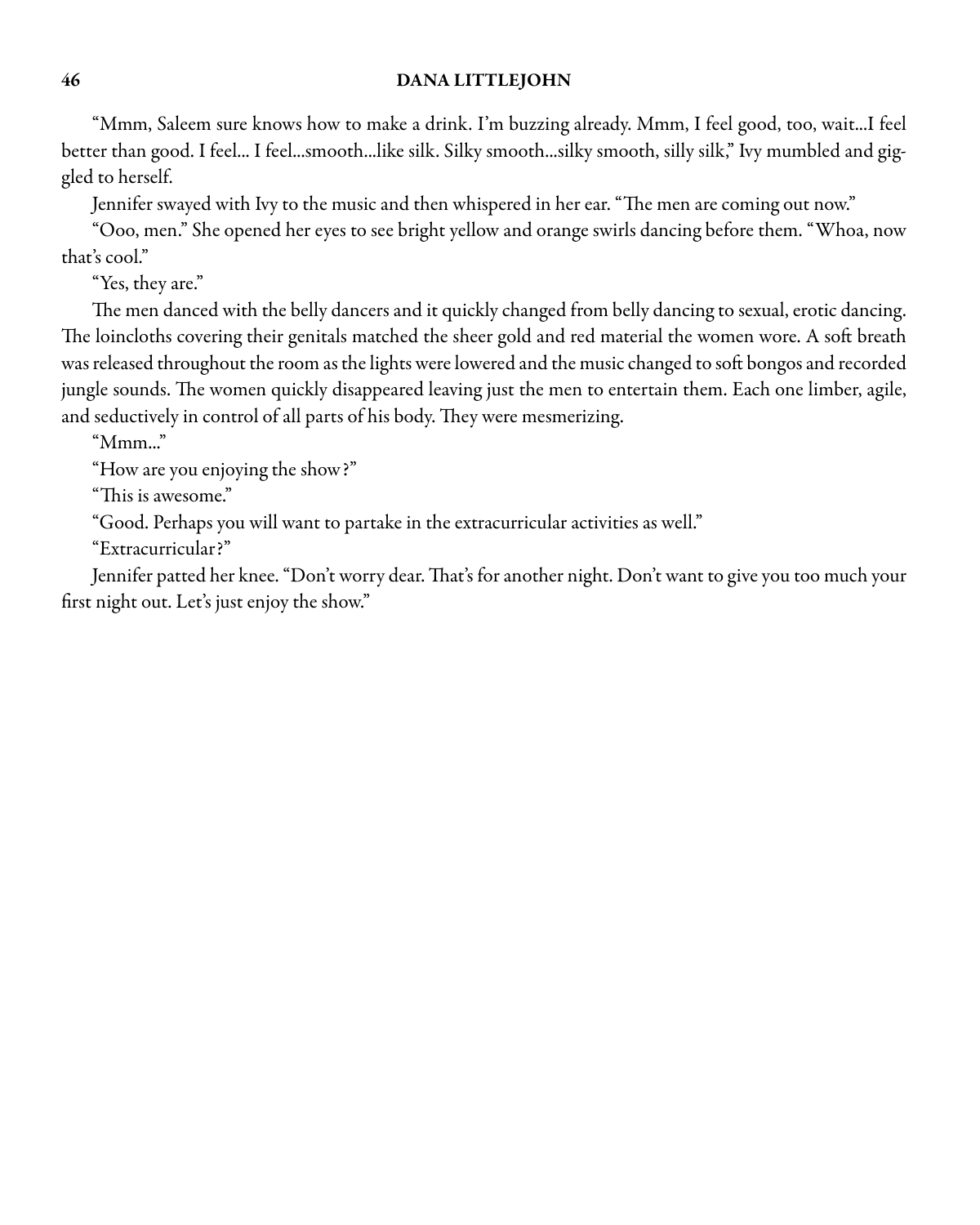"Mmm, Saleem sure knows how to make a drink. I'm buzzing already. Mmm, I feel good, too, wait...I feel better than good. I feel... I feel...smooth...like silk. Silky smooth...silky smooth, silly silk," Ivy mumbled and giggled to herself.

Jennifer swayed with Ivy to the music and then whispered in her ear. "The men are coming out now."

"Ooo, men." She opened her eyes to see bright yellow and orange swirls dancing before them. "Whoa, now that's cool."

"Yes, they are."

The men danced with the belly dancers and it quickly changed from belly dancing to sexual, erotic dancing. The loincloths covering their genitals matched the sheer gold and red material the women wore. A soft breath was released throughout the room as the lights were lowered and the music changed to soft bongos and recorded jungle sounds. The women quickly disappeared leaving just the men to entertain them. Each one limber, agile, and seductively in control of all parts of his body. They were mesmerizing.

"Mmm..."

"How are you enjoying the show?"

"This is awesome."

"Good. Perhaps you will want to partake in the extracurricular activities as well."

"Extracurricular?"

Jennifer patted her knee. "Don't worry dear. That's for another night. Don't want to give you too much your first night out. Let's just enjoy the show."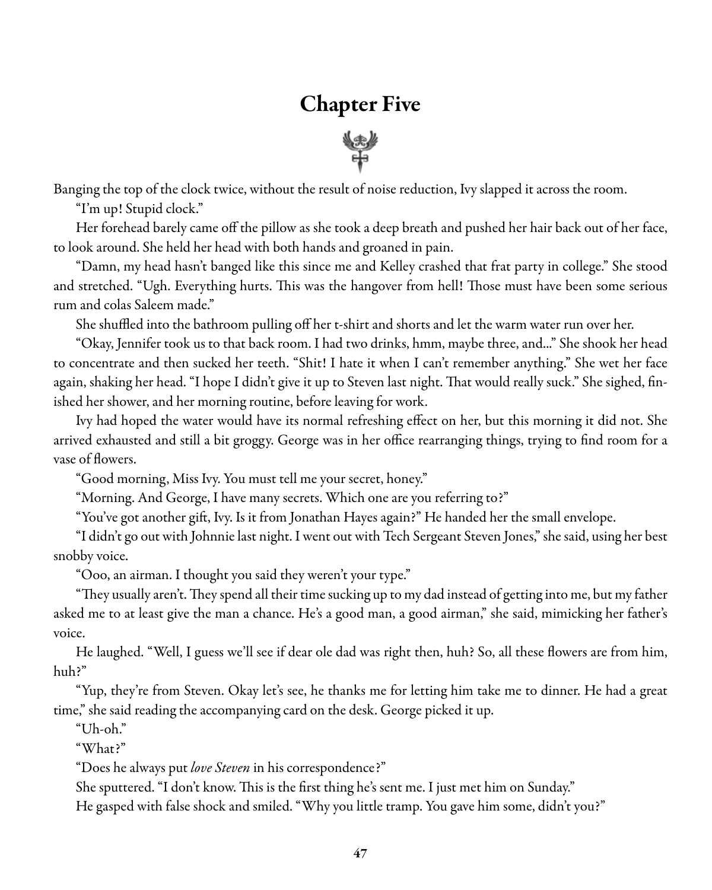# Chapter Five

Banging the top of the clock twice, without the result of noise reduction, Ivy slapped it across the room.

"I'm up! Stupid clock."

Her forehead barely came off the pillow as she took a deep breath and pushed her hair back out of her face, to look around. She held her head with both hands and groaned in pain.

"Damn, my head hasn't banged like this since me and Kelley crashed that frat party in college." She stood and stretched. "Ugh. Everything hurts. This was the hangover from hell! Those must have been some serious rum and colas Saleem made."

She shuffled into the bathroom pulling off her t-shirt and shorts and let the warm water run over her.

"Okay, Jennifer took us to that back room. I had two drinks, hmm, maybe three, and..." She shook her head to concentrate and then sucked her teeth. "Shit! I hate it when I can't remember anything." She wet her face again, shaking her head. "I hope I didn't give it up to Steven last night. That would really suck." She sighed, finished her shower, and her morning routine, before leaving for work.

Ivy had hoped the water would have its normal refreshing effect on her, but this morning it did not. She arrived exhausted and still a bit groggy. George was in her office rearranging things, trying to find room for a vase of flowers.

"Good morning, Miss Ivy. You must tell me your secret, honey."

"Morning. And George, I have many secrets. Which one are you referring to?"

"You've got another gift, Ivy. Is it from Jonathan Hayes again?" He handed her the small envelope.

"I didn't go out with Johnnie last night. I went out with Tech Sergeant Steven Jones," she said, using her best snobby voice.

"Ooo, an airman. I thought you said they weren't your type."

"They usually aren't. They spend all their time sucking up to my dad instead of getting into me, but my father asked me to at least give the man a chance. He's a good man, a good airman," she said, mimicking her father's voice.

He laughed. "Well, I guess we'll see if dear ole dad was right then, huh? So, all these flowers are from him, huh?"

"Yup, they're from Steven. Okay let's see, he thanks me for letting him take me to dinner. He had a great time," she said reading the accompanying card on the desk. George picked it up.

"Uh-oh."

"What?"

"Does he always put *love Steven* in his correspondence?"

She sputtered. "I don't know. This is the first thing he's sent me. I just met him on Sunday."

He gasped with false shock and smiled. "Why you little tramp. You gave him some, didn't you?"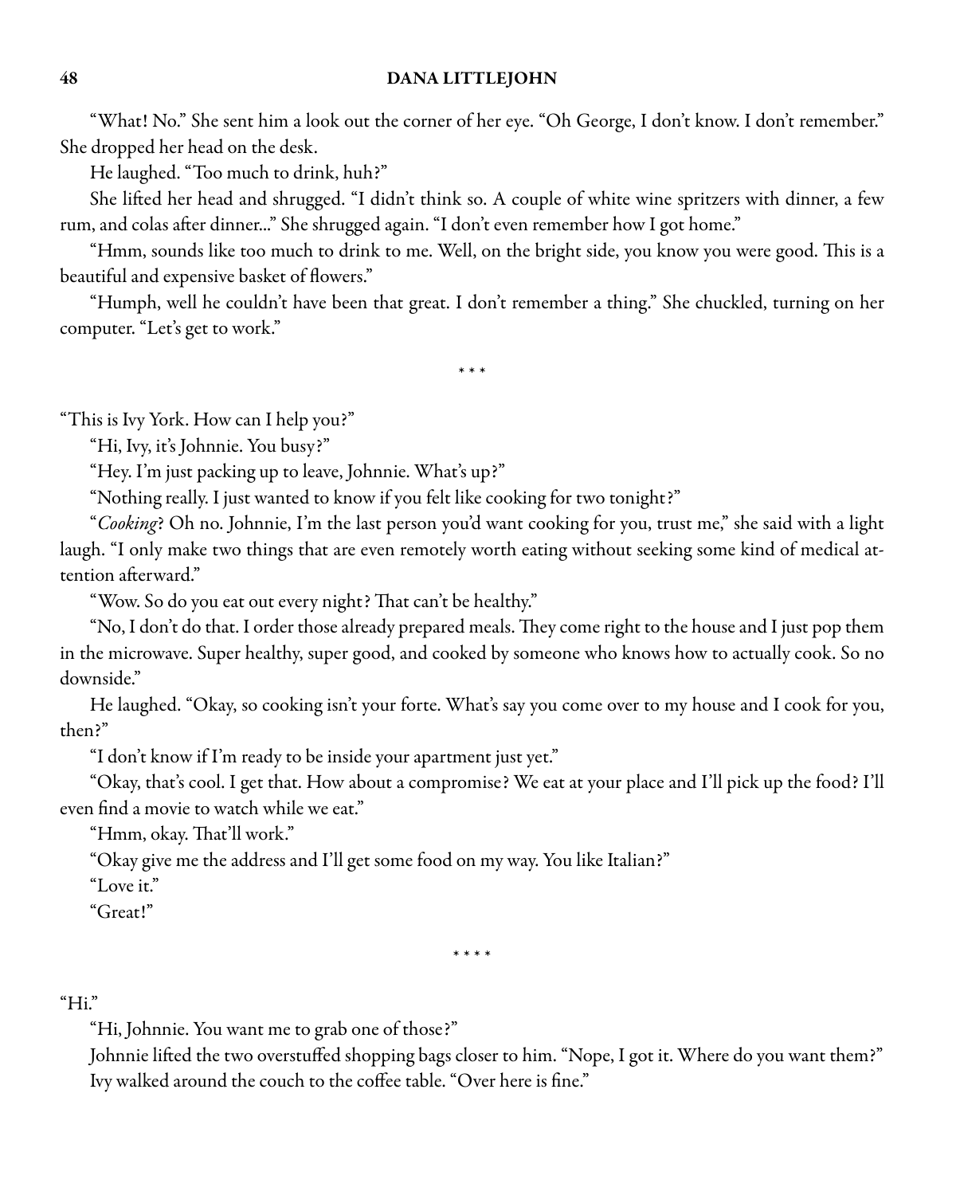"What! No." She sent him a look out the corner of her eye. "Oh George, I don't know. I don't remember." She dropped her head on the desk.

He laughed. "Too much to drink, huh?"

She lifted her head and shrugged. "I didn't think so. A couple of white wine spritzers with dinner, a few rum, and colas after dinner..." She shrugged again. "I don't even remember how I got home."

"Hmm, sounds like too much to drink to me. Well, on the bright side, you know you were good. This is a beautiful and expensive basket of flowers."

"Humph, well he couldn't have been that great. I don't remember a thing." She chuckled, turning on her computer. "Let's get to work."

\* \* \*

"This is Ivy York. How can I help you?"

"Hi, Ivy, it's Johnnie. You busy?"

"Hey. I'm just packing up to leave, Johnnie. What's up?"

"Nothing really. I just wanted to know if you felt like cooking for two tonight?"

"*Cooking*? Oh no. Johnnie, I'm the last person you'd want cooking for you, trust me," she said with a light laugh. "I only make two things that are even remotely worth eating without seeking some kind of medical attention afterward."

"Wow. So do you eat out every night? That can't be healthy."

"No, I don't do that. I order those already prepared meals. They come right to the house and I just pop them in the microwave. Super healthy, super good, and cooked by someone who knows how to actually cook. So no downside."

He laughed. "Okay, so cooking isn't your forte. What's say you come over to my house and I cook for you, then?"

"I don't know if I'm ready to be inside your apartment just yet."

"Okay, that's cool. I get that. How about a compromise? We eat at your place and I'll pick up the food? I'll even find a movie to watch while we eat."

"Hmm, okay. That'll work."

"Okay give me the address and I'll get some food on my way. You like Italian?"

"Love it."

"Great!"

\* \* \* \*

"Hi."

"Hi, Johnnie. You want me to grab one of those?"

Johnnie lifted the two overstuffed shopping bags closer to him. "Nope, I got it. Where do you want them?"

Ivy walked around the couch to the coffee table. "Over here is fine."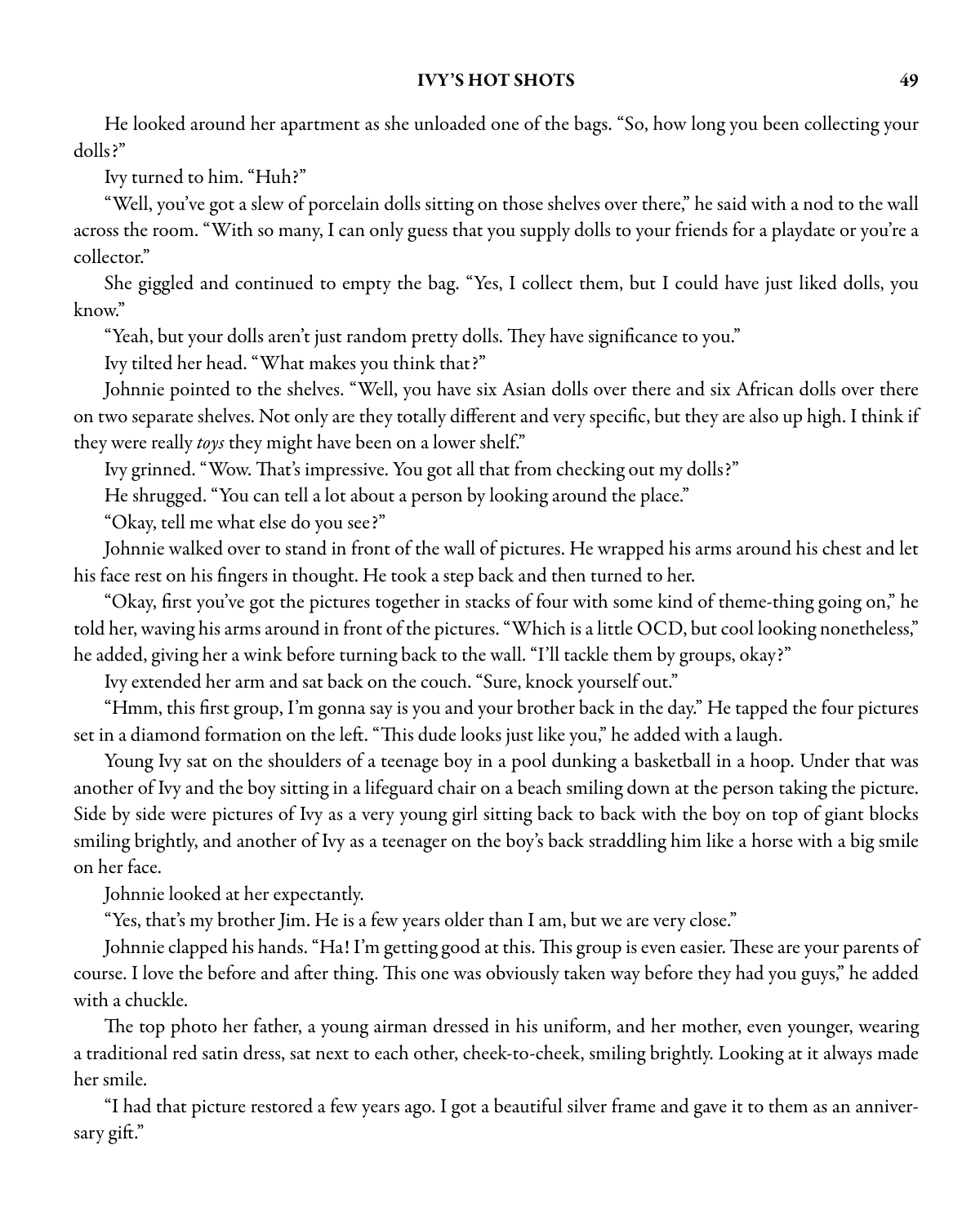He looked around her apartment as she unloaded one of the bags. "So, how long you been collecting your dolls?"

Ivy turned to him. "Huh?"

"Well, you've got a slew of porcelain dolls sitting on those shelves over there," he said with a nod to the wall across the room. "With so many, I can only guess that you supply dolls to your friends for a playdate or you're a collector."

She giggled and continued to empty the bag. "Yes, I collect them, but I could have just liked dolls, you know."

"Yeah, but your dolls aren't just random pretty dolls. They have significance to you."

Ivy tilted her head. "What makes you think that?"

Johnnie pointed to the shelves. "Well, you have six Asian dolls over there and six African dolls over there on two separate shelves. Not only are they totally different and very specific, but they are also up high. I think if they were really *toys* they might have been on a lower shelf."

Ivy grinned. "Wow. That's impressive. You got all that from checking out my dolls?"

He shrugged. "You can tell a lot about a person by looking around the place."

"Okay, tell me what else do you see?"

Johnnie walked over to stand in front of the wall of pictures. He wrapped his arms around his chest and let his face rest on his fingers in thought. He took a step back and then turned to her.

"Okay, first you've got the pictures together in stacks of four with some kind of theme-thing going on," he told her, waving his arms around in front of the pictures. "Which is a little OCD, but cool looking nonetheless," he added, giving her a wink before turning back to the wall. "I'll tackle them by groups, okay?"

Ivy extended her arm and sat back on the couch. "Sure, knock yourself out."

"Hmm, this first group, I'm gonna say is you and your brother back in the day." He tapped the four pictures set in a diamond formation on the left. "This dude looks just like you," he added with a laugh.

Young Ivy sat on the shoulders of a teenage boy in a pool dunking a basketball in a hoop. Under that was another of Ivy and the boy sitting in a lifeguard chair on a beach smiling down at the person taking the picture. Side by side were pictures of Ivy as a very young girl sitting back to back with the boy on top of giant blocks smiling brightly, and another of Ivy as a teenager on the boy's back straddling him like a horse with a big smile on her face.

Johnnie looked at her expectantly.

"Yes, that's my brother Jim. He is a few years older than I am, but we are very close."

Johnnie clapped his hands. "Ha! I'm getting good at this. This group is even easier. These are your parents of course. I love the before and after thing. This one was obviously taken way before they had you guys," he added with a chuckle.

The top photo her father, a young airman dressed in his uniform, and her mother, even younger, wearing a traditional red satin dress, sat next to each other, cheek-to-cheek, smiling brightly. Looking at it always made her smile.

"I had that picture restored a few years ago. I got a beautiful silver frame and gave it to them as an anniversary gift."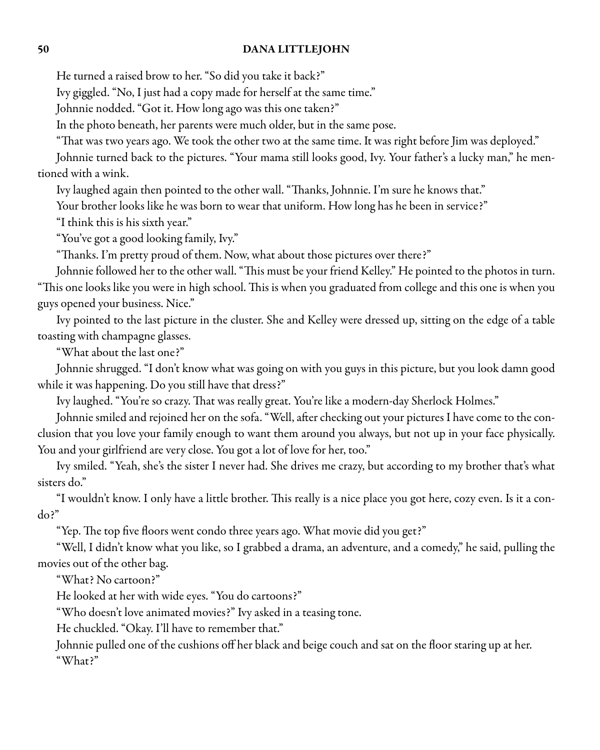He turned a raised brow to her. "So did you take it back?"

Ivy giggled. "No, I just had a copy made for herself at the same time."

Johnnie nodded. "Got it. How long ago was this one taken?"

In the photo beneath, her parents were much older, but in the same pose.

"That was two years ago. We took the other two at the same time. It was right before Jim was deployed."

Johnnie turned back to the pictures. "Your mama still looks good, Ivy. Your father's a lucky man," he mentioned with a wink.

Ivy laughed again then pointed to the other wall. "Thanks, Johnnie. I'm sure he knows that."

Your brother looks like he was born to wear that uniform. How long has he been in service?"

"I think this is his sixth year."

"You've got a good looking family, Ivy."

"Thanks. I'm pretty proud of them. Now, what about those pictures over there?"

Johnnie followed her to the other wall. "This must be your friend Kelley." He pointed to the photos in turn. "This one looks like you were in high school. This is when you graduated from college and this one is when you guys opened your business. Nice."

Ivy pointed to the last picture in the cluster. She and Kelley were dressed up, sitting on the edge of a table toasting with champagne glasses.

"What about the last one?"

Johnnie shrugged. "I don't know what was going on with you guys in this picture, but you look damn good while it was happening. Do you still have that dress?"

Ivy laughed. "You're so crazy. That was really great. You're like a modern-day Sherlock Holmes."

Johnnie smiled and rejoined her on the sofa. "Well, after checking out your pictures I have come to the conclusion that you love your family enough to want them around you always, but not up in your face physically. You and your girlfriend are very close. You got a lot of love for her, too."

Ivy smiled. "Yeah, she's the sister I never had. She drives me crazy, but according to my brother that's what sisters do."

"I wouldn't know. I only have a little brother. This really is a nice place you got here, cozy even. Is it a condo?"

"Yep. The top five floors went condo three years ago. What movie did you get?"

"Well, I didn't know what you like, so I grabbed a drama, an adventure, and a comedy," he said, pulling the movies out of the other bag.

"What? No cartoon?"

He looked at her with wide eyes. "You do cartoons?"

"Who doesn't love animated movies?" Ivy asked in a teasing tone.

He chuckled. "Okay. I'll have to remember that."

Johnnie pulled one of the cushions off her black and beige couch and sat on the floor staring up at her.

"What?"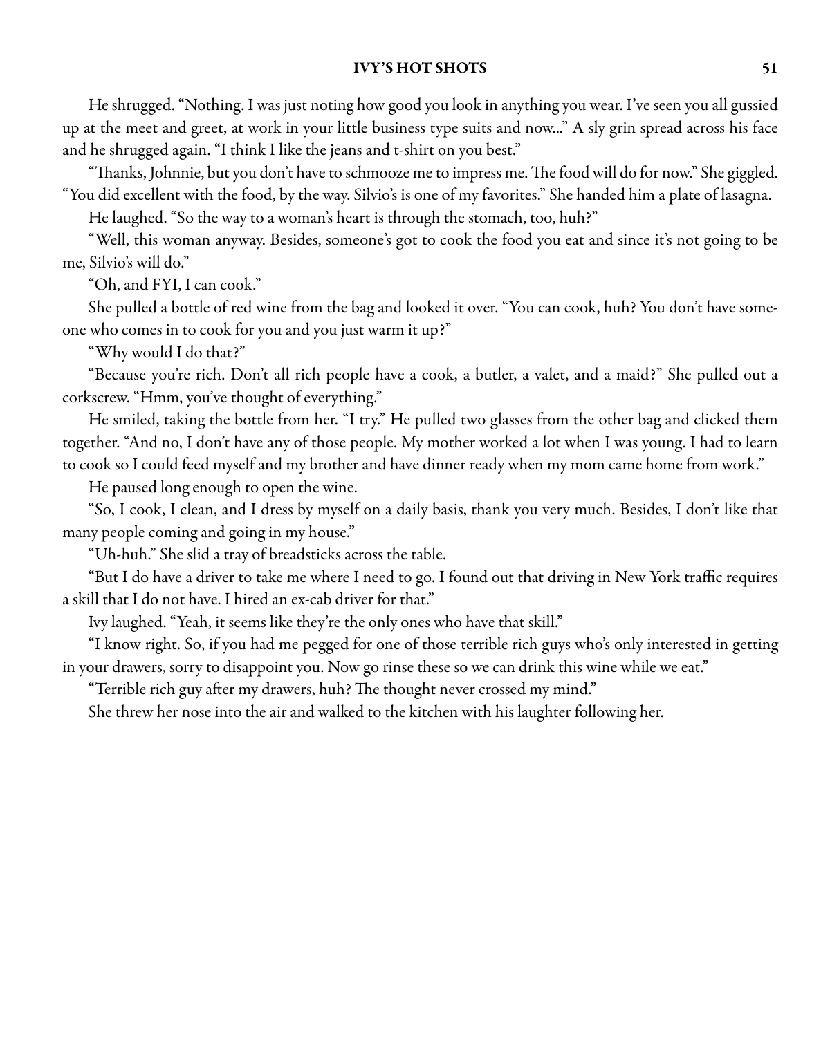He shrugged. "Nothing. I was just noting how good you look in anything you wear. I've seen you all gussied up at the meet and greet, at work in your little business type suits and now..." A sly grin spread across his face and he shrugged again. "I think I like the jeans and t-shirt on you best."

"Thanks, Johnnie, but you don't have to schmooze me to impress me. The food will do for now." She giggled. "You did excellent with the food, by the way. Silvio's is one of my favorites." She handed him a plate of lasagna.

He laughed. "So the way to a woman's heart is through the stomach, too, huh?"

"Well, this woman anyway. Besides, someone's got to cook the food you eat and since it's not going to be me, Silvio's will do."

"Oh, and FYI, I can cook."

She pulled a bottle of red wine from the bag and looked it over. "You can cook, huh? You don't have someone who comes in to cook for you and you just warm it up?"

"Why would I do that?"

"Because you're rich. Don't all rich people have a cook, a butler, a valet, and a maid?" She pulled out a corkscrew. "Hmm, you've thought of everything."

He smiled, taking the bottle from her. "I try." He pulled two glasses from the other bag and clicked them together. "And no, I don't have any of those people. My mother worked a lot when I was young. I had to learn to cook so I could feed myself and my brother and have dinner ready when my mom came home from work."

He paused long enough to open the wine.

"So, I cook, I clean, and I dress by myself on a daily basis, thank you very much. Besides, I don't like that many people coming and going in my house."

"Uh-huh." She slid a tray of breadsticks across the table.

"But I do have a driver to take me where I need to go. I found out that driving in New York traffic requires a skill that I do not have. I hired an ex-cab driver for that."

Ivy laughed. "Yeah, it seems like they're the only ones who have that skill."

"I know right. So, if you had me pegged for one of those terrible rich guys who's only interested in getting in your drawers, sorry to disappoint you. Now go rinse these so we can drink this wine while we eat."

"Terrible rich guy after my drawers, huh? The thought never crossed my mind."

She threw her nose into the air and walked to the kitchen with his laughter following her.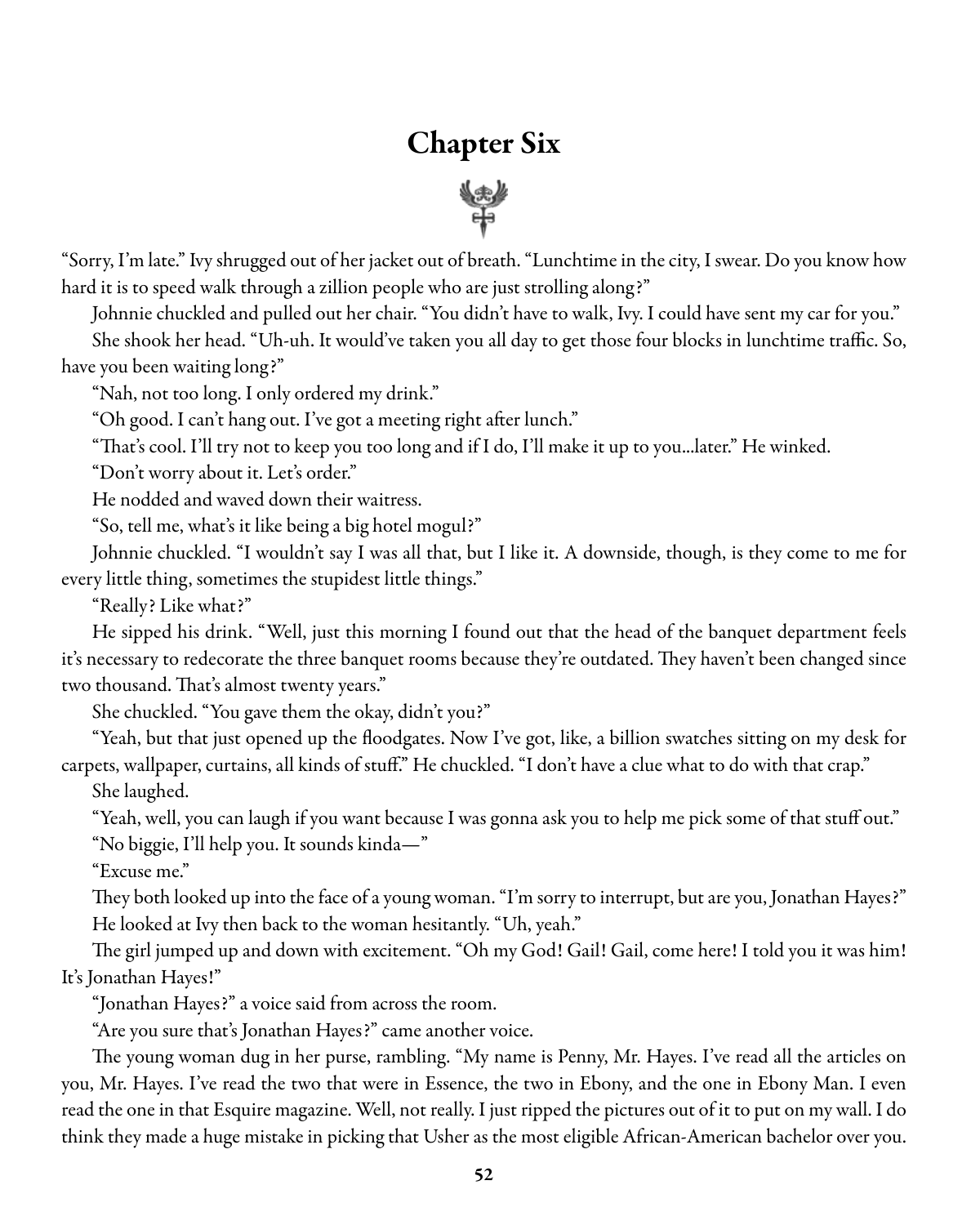# Chapter Six

"Sorry, I'm late." Ivy shrugged out of her jacket out of breath. "Lunchtime in the city, I swear. Do you know how hard it is to speed walk through a zillion people who are just strolling along?"

Johnnie chuckled and pulled out her chair. "You didn't have to walk, Ivy. I could have sent my car for you."

She shook her head. "Uh-uh. It would've taken you all day to get those four blocks in lunchtime traffic. So, have you been waiting long?"

"Nah, not too long. I only ordered my drink."

"Oh good. I can't hang out. I've got a meeting right after lunch."

"That's cool. I'll try not to keep you too long and if I do, I'll make it up to you...later." He winked.

"Don't worry about it. Let's order."

He nodded and waved down their waitress.

"So, tell me, what's it like being a big hotel mogul?"

Johnnie chuckled. "I wouldn't say I was all that, but I like it. A downside, though, is they come to me for every little thing, sometimes the stupidest little things."

"Really? Like what?"

He sipped his drink. "Well, just this morning I found out that the head of the banquet department feels it's necessary to redecorate the three banquet rooms because they're outdated. They haven't been changed since two thousand. That's almost twenty years."

She chuckled. "You gave them the okay, didn't you?"

"Yeah, but that just opened up the floodgates. Now I've got, like, a billion swatches sitting on my desk for carpets, wallpaper, curtains, all kinds of stuff." He chuckled. "I don't have a clue what to do with that crap."

She laughed.

"Yeah, well, you can laugh if you want because I was gonna ask you to help me pick some of that stuff out."

"No biggie, I'll help you. It sounds kinda—"

"Excuse me."

They both looked up into the face of a young woman. "I'm sorry to interrupt, but are you, Jonathan Hayes?"

He looked at Ivy then back to the woman hesitantly. "Uh, yeah."

The girl jumped up and down with excitement. "Oh my God! Gail! Gail, come here! I told you it was him! It's Jonathan Hayes!"

"Jonathan Hayes?" a voice said from across the room.

"Are you sure that's Jonathan Hayes?" came another voice.

The young woman dug in her purse, rambling. "My name is Penny, Mr. Hayes. I've read all the articles on you, Mr. Hayes. I've read the two that were in Essence, the two in Ebony, and the one in Ebony Man. I even read the one in that Esquire magazine. Well, not really. I just ripped the pictures out of it to put on my wall. I do think they made a huge mistake in picking that Usher as the most eligible African-American bachelor over you.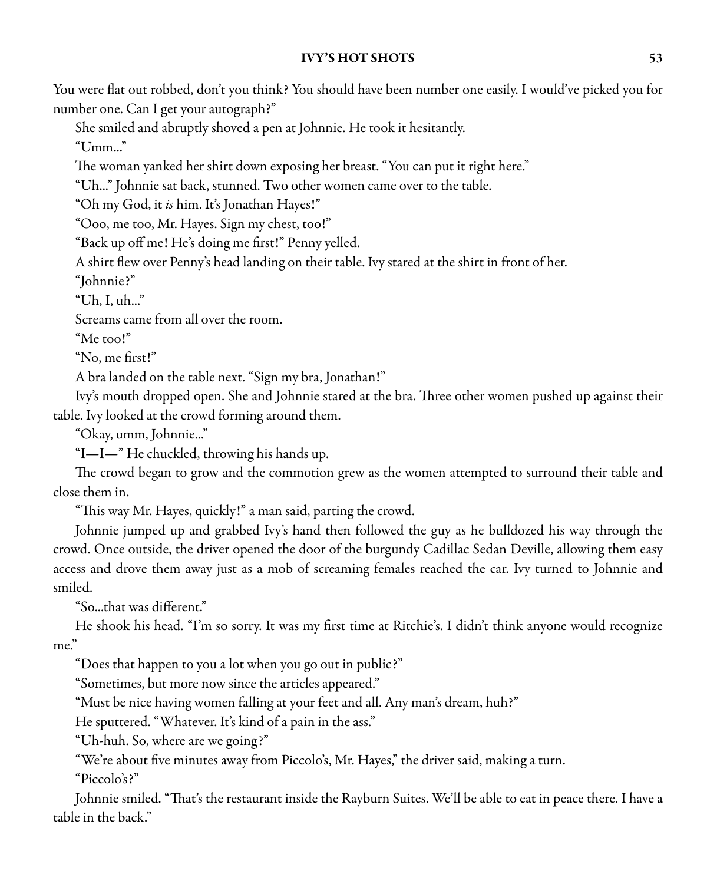You were flat out robbed, don't you think? You should have been number one easily. I would've picked you for number one. Can I get your autograph?"

She smiled and abruptly shoved a pen at Johnnie. He took it hesitantly.

"Umm..."

The woman yanked her shirt down exposing her breast. "You can put it right here."

"Uh..." Johnnie sat back, stunned. Two other women came over to the table.

"Oh my God, it *is* him. It's Jonathan Hayes!"

"Ooo, me too, Mr. Hayes. Sign my chest, too!"

"Back up off me! He's doing me first!" Penny yelled.

A shirt flew over Penny's head landing on their table. Ivy stared at the shirt in front of her.

"Johnnie?"

"Uh, I, uh..."

Screams came from all over the room.

"Me too!"

"No, me first!"

A bra landed on the table next. "Sign my bra, Jonathan!"

Ivy's mouth dropped open. She and Johnnie stared at the bra. Three other women pushed up against their table. Ivy looked at the crowd forming around them.

"Okay, umm, Johnnie..."

"I—I—" He chuckled, throwing his hands up.

The crowd began to grow and the commotion grew as the women attempted to surround their table and close them in.

"This way Mr. Hayes, quickly!" a man said, parting the crowd.

Johnnie jumped up and grabbed Ivy's hand then followed the guy as he bulldozed his way through the crowd. Once outside, the driver opened the door of the burgundy Cadillac Sedan Deville, allowing them easy access and drove them away just as a mob of screaming females reached the car. Ivy turned to Johnnie and smiled.

"So...that was different."

He shook his head. "I'm so sorry. It was my first time at Ritchie's. I didn't think anyone would recognize me."

"Does that happen to you a lot when you go out in public?"

"Sometimes, but more now since the articles appeared."

"Must be nice having women falling at your feet and all. Any man's dream, huh?"

He sputtered. "Whatever. It's kind of a pain in the ass."

"Uh-huh. So, where are we going?"

"We're about five minutes away from Piccolo's, Mr. Hayes," the driver said, making a turn.

"Piccolo's?"

Johnnie smiled. "That's the restaurant inside the Rayburn Suites. We'll be able to eat in peace there. I have a table in the back."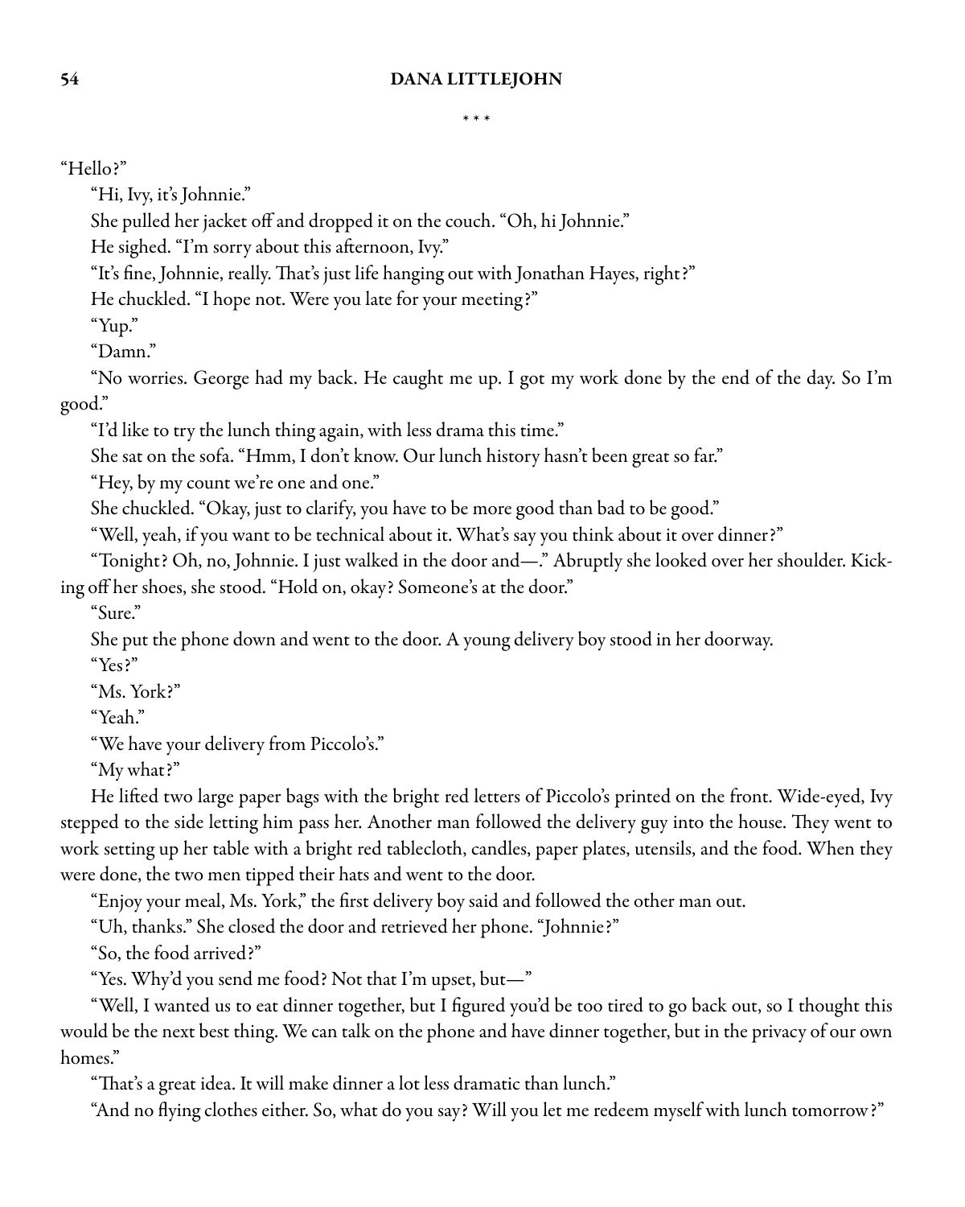\* \* \*

"Hello?"

"Hi, Ivy, it's Johnnie."

She pulled her jacket off and dropped it on the couch. "Oh, hi Johnnie."

He sighed. "I'm sorry about this afternoon, Ivy."

"It's fine, Johnnie, really. That's just life hanging out with Jonathan Hayes, right?"

He chuckled. "I hope not. Were you late for your meeting?"

"Yup."

"Damn."

"No worries. George had my back. He caught me up. I got my work done by the end of the day. So I'm good."

"I'd like to try the lunch thing again, with less drama this time."

She sat on the sofa. "Hmm, I don't know. Our lunch history hasn't been great so far."

"Hey, by my count we're one and one."

She chuckled. "Okay, just to clarify, you have to be more good than bad to be good."

"Well, yeah, if you want to be technical about it. What's say you think about it over dinner?"

"Tonight? Oh, no, Johnnie. I just walked in the door and—." Abruptly she looked over her shoulder. Kicking off her shoes, she stood. "Hold on, okay? Someone's at the door."

"Sure."

She put the phone down and went to the door. A young delivery boy stood in her doorway.

"Yes?"

"Ms. York?"

"Yeah."

"We have your delivery from Piccolo's."

"My what?"

He lifted two large paper bags with the bright red letters of Piccolo's printed on the front. Wide-eyed, Ivy stepped to the side letting him pass her. Another man followed the delivery guy into the house. They went to work setting up her table with a bright red tablecloth, candles, paper plates, utensils, and the food. When they were done, the two men tipped their hats and went to the door.

"Enjoy your meal, Ms. York," the first delivery boy said and followed the other man out.

"Uh, thanks." She closed the door and retrieved her phone. "Johnnie?"

"So, the food arrived?"

"Yes. Why'd you send me food? Not that I'm upset, but—"

"Well, I wanted us to eat dinner together, but I figured you'd be too tired to go back out, so I thought this would be the next best thing. We can talk on the phone and have dinner together, but in the privacy of our own homes."

"That's a great idea. It will make dinner a lot less dramatic than lunch."

"And no flying clothes either. So, what do you say? Will you let me redeem myself with lunch tomorrow?"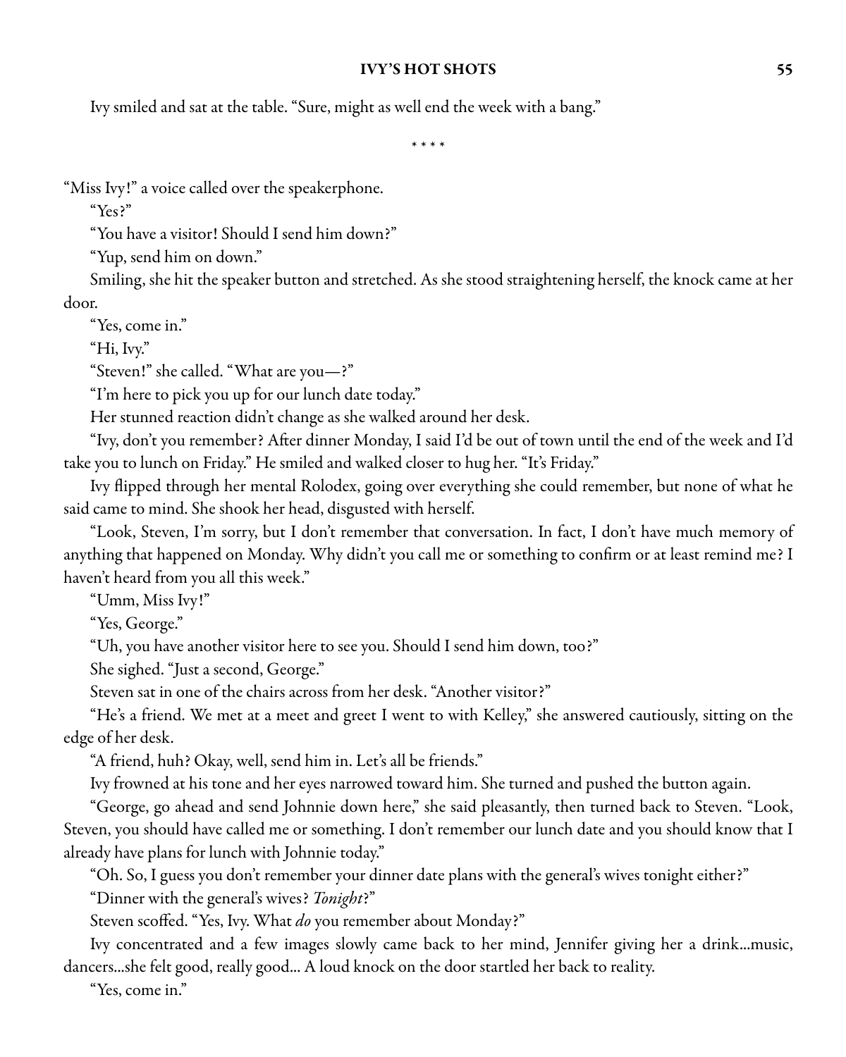Ivy smiled and sat at the table. "Sure, might as well end the week with a bang."

\* \* \* \*

"Miss Ivy!" a voice called over the speakerphone.

"Yes?"

"You have a visitor! Should I send him down?"

"Yup, send him on down."

Smiling, she hit the speaker button and stretched. As she stood straightening herself, the knock came at her door.

"Yes, come in."

"Hi, Ivy."

"Steven!" she called. "What are you—?"

"I'm here to pick you up for our lunch date today."

Her stunned reaction didn't change as she walked around her desk.

"Ivy, don't you remember? After dinner Monday, I said I'd be out of town until the end of the week and I'd take you to lunch on Friday." He smiled and walked closer to hug her. "It's Friday."

Ivy flipped through her mental Rolodex, going over everything she could remember, but none of what he said came to mind. She shook her head, disgusted with herself.

"Look, Steven, I'm sorry, but I don't remember that conversation. In fact, I don't have much memory of anything that happened on Monday. Why didn't you call me or something to confirm or at least remind me? I haven't heard from you all this week."

"Umm, Miss Ivy!"

"Yes, George."

"Uh, you have another visitor here to see you. Should I send him down, too?"

She sighed. "Just a second, George."

Steven sat in one of the chairs across from her desk. "Another visitor?"

"He's a friend. We met at a meet and greet I went to with Kelley," she answered cautiously, sitting on the edge of her desk.

"A friend, huh? Okay, well, send him in. Let's all be friends."

Ivy frowned at his tone and her eyes narrowed toward him. She turned and pushed the button again.

"George, go ahead and send Johnnie down here," she said pleasantly, then turned back to Steven. "Look, Steven, you should have called me or something. I don't remember our lunch date and you should know that I already have plans for lunch with Johnnie today."

"Oh. So, I guess you don't remember your dinner date plans with the general's wives tonight either?"

"Dinner with the general's wives? *Tonight*?"

Steven scoffed. "Yes, Ivy. What *do* you remember about Monday?"

Ivy concentrated and a few images slowly came back to her mind, Jennifer giving her a drink…music, dancers…she felt good, really good… A loud knock on the door startled her back to reality.

"Yes, come in."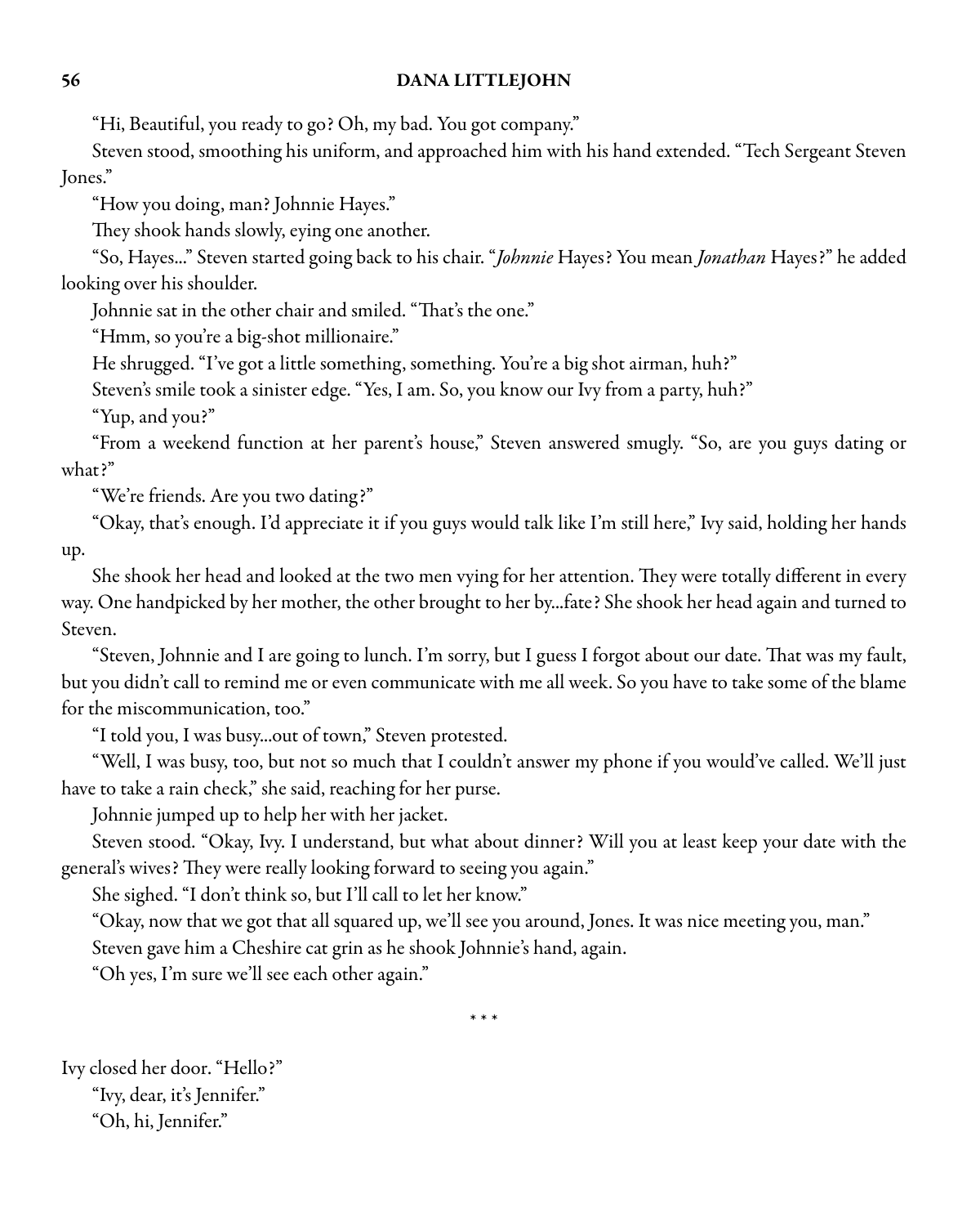"Hi, Beautiful, you ready to go? Oh, my bad. You got company."

Steven stood, smoothing his uniform, and approached him with his hand extended. "Tech Sergeant Steven Jones."

"How you doing, man? Johnnie Hayes."

They shook hands slowly, eying one another.

"So, Hayes..." Steven started going back to his chair. "*Johnnie* Hayes? You mean *Jonathan* Hayes?" he added looking over his shoulder.

Johnnie sat in the other chair and smiled. "That's the one."

"Hmm, so you're a big-shot millionaire."

He shrugged. "I've got a little something, something. You're a big shot airman, huh?"

Steven's smile took a sinister edge. "Yes, I am. So, you know our Ivy from a party, huh?"

"Yup, and you?"

"From a weekend function at her parent's house," Steven answered smugly. "So, are you guys dating or what?"

"We're friends. Are you two dating?"

"Okay, that's enough. I'd appreciate it if you guys would talk like I'm still here," Ivy said, holding her hands up.

She shook her head and looked at the two men vying for her attention. They were totally different in every way. One handpicked by her mother, the other brought to her by...fate? She shook her head again and turned to Steven.

"Steven, Johnnie and I are going to lunch. I'm sorry, but I guess I forgot about our date. That was my fault, but you didn't call to remind me or even communicate with me all week. So you have to take some of the blame for the miscommunication, too."

"I told you, I was busy...out of town," Steven protested.

"Well, I was busy, too, but not so much that I couldn't answer my phone if you would've called. We'll just have to take a rain check," she said, reaching for her purse.

Johnnie jumped up to help her with her jacket.

Steven stood. "Okay, Ivy. I understand, but what about dinner? Will you at least keep your date with the general's wives? They were really looking forward to seeing you again."

She sighed. "I don't think so, but I'll call to let her know."

"Okay, now that we got that all squared up, we'll see you around, Jones. It was nice meeting you, man."

Steven gave him a Cheshire cat grin as he shook Johnnie's hand, again.

"Oh yes, I'm sure we'll see each other again."

\* \* \*

Ivy closed her door. "Hello?"

"Ivy, dear, it's Jennifer."

"Oh, hi, Jennifer."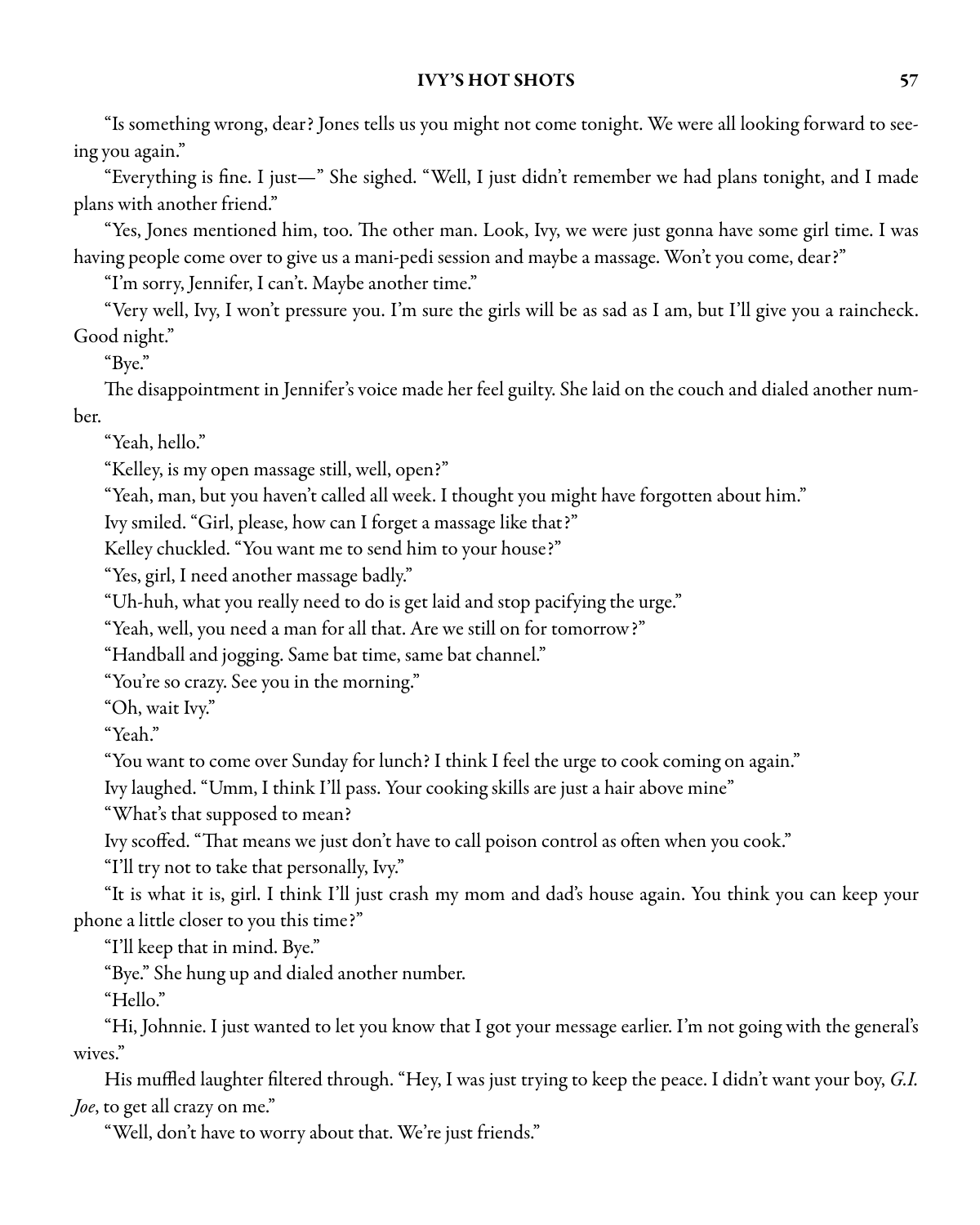"Is something wrong, dear? Jones tells us you might not come tonight. We were all looking forward to seeing you again."

"Everything is fine. I just—" She sighed. "Well, I just didn't remember we had plans tonight, and I made plans with another friend."

"Yes, Jones mentioned him, too. The other man. Look, Ivy, we were just gonna have some girl time. I was having people come over to give us a mani-pedi session and maybe a massage. Won't you come, dear?"

"I'm sorry, Jennifer, I can't. Maybe another time."

"Very well, Ivy, I won't pressure you. I'm sure the girls will be as sad as I am, but I'll give you a raincheck. Good night."

"Bye."

The disappointment in Jennifer's voice made her feel guilty. She laid on the couch and dialed another number.

"Yeah, hello."

"Kelley, is my open massage still, well, open?"

"Yeah, man, but you haven't called all week. I thought you might have forgotten about him."

Ivy smiled. "Girl, please, how can I forget a massage like that?"

Kelley chuckled. "You want me to send him to your house?"

"Yes, girl, I need another massage badly."

"Uh-huh, what you really need to do is get laid and stop pacifying the urge."

"Yeah, well, you need a man for all that. Are we still on for tomorrow?"

"Handball and jogging. Same bat time, same bat channel."

"You're so crazy. See you in the morning."

"Oh, wait Ivy."

"Yeah."

"You want to come over Sunday for lunch? I think I feel the urge to cook coming on again."

Ivy laughed. "Umm, I think I'll pass. Your cooking skills are just a hair above mine"

"What's that supposed to mean?

Ivy scoffed. "That means we just don't have to call poison control as often when you cook."

"I'll try not to take that personally, Ivy."

"It is what it is, girl. I think I'll just crash my mom and dad's house again. You think you can keep your phone a little closer to you this time?"

"I'll keep that in mind. Bye."

"Bye." She hung up and dialed another number.

"Hello."

"Hi, Johnnie. I just wanted to let you know that I got your message earlier. I'm not going with the general's wives."

His muffled laughter filtered through. "Hey, I was just trying to keep the peace. I didn't want your boy, *G.I. Joe*, to get all crazy on me."

"Well, don't have to worry about that. We're just friends."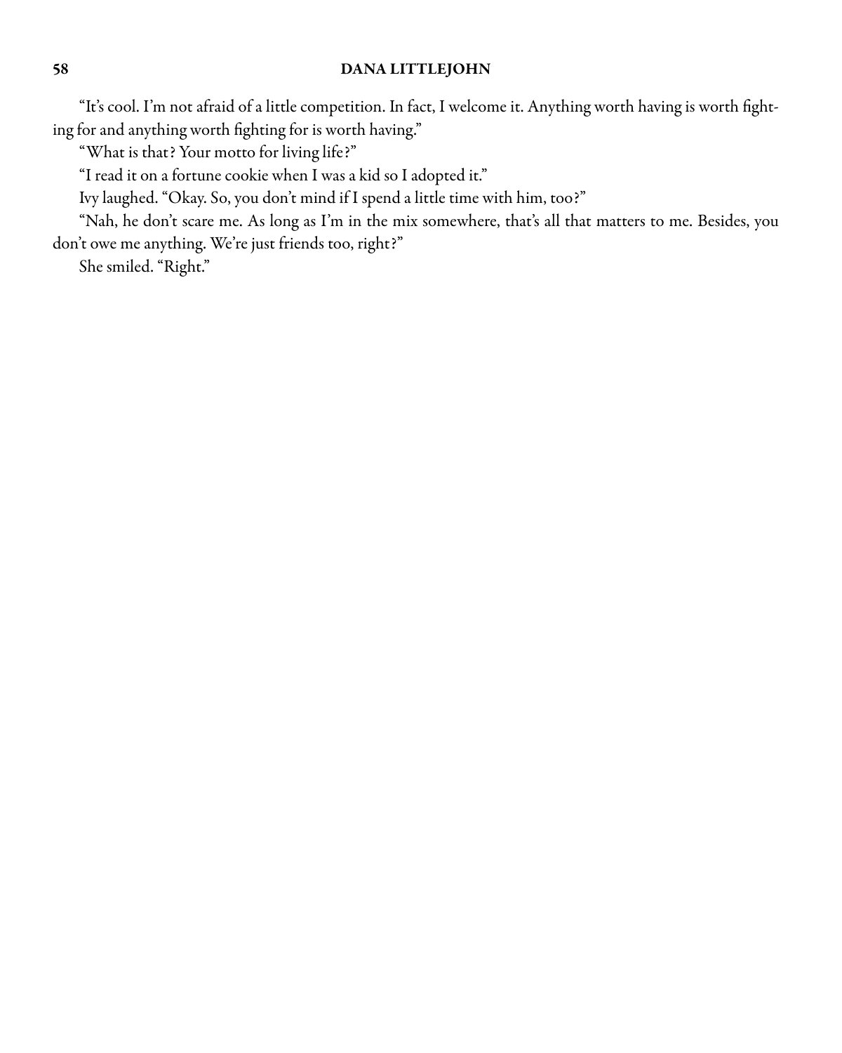"It's cool. I'm not afraid of a little competition. In fact, I welcome it. Anything worth having is worth fighting for and anything worth fighting for is worth having."

"What is that? Your motto for living life?"

"I read it on a fortune cookie when I was a kid so I adopted it."

Ivy laughed. "Okay. So, you don't mind if I spend a little time with him, too?"

"Nah, he don't scare me. As long as I'm in the mix somewhere, that's all that matters to me. Besides, you don't owe me anything. We're just friends too, right?"

She smiled. "Right."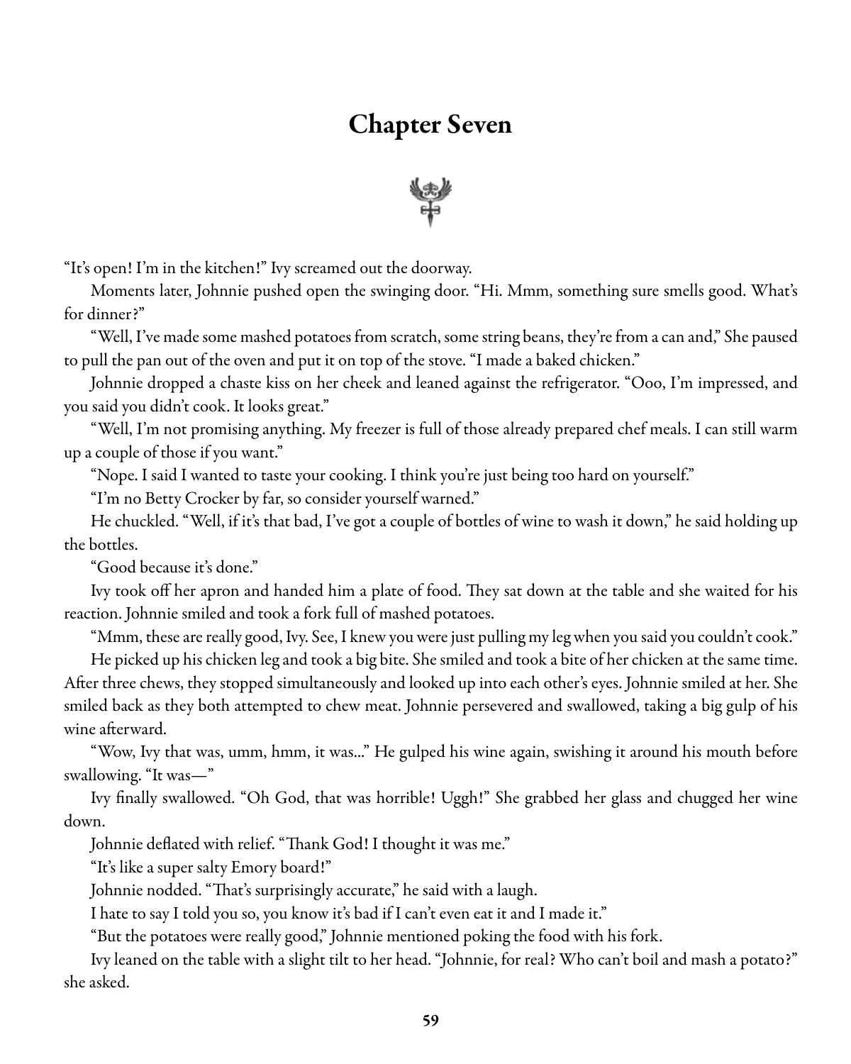# Chapter Seven

"It's open! I'm in the kitchen!" Ivy screamed out the doorway.

Moments later, Johnnie pushed open the swinging door. "Hi. Mmm, something sure smells good. What's for dinner?"

"Well, I've made some mashed potatoes from scratch, some string beans, they're from a can and," She paused to pull the pan out of the oven and put it on top of the stove. "I made a baked chicken."

Johnnie dropped a chaste kiss on her cheek and leaned against the refrigerator. "Ooo, I'm impressed, and you said you didn't cook. It looks great."

"Well, I'm not promising anything. My freezer is full of those already prepared chef meals. I can still warm up a couple of those if you want."

"Nope. I said I wanted to taste your cooking. I think you're just being too hard on yourself."

"I'm no Betty Crocker by far, so consider yourself warned."

He chuckled. "Well, if it's that bad, I've got a couple of bottles of wine to wash it down," he said holding up the bottles.

"Good because it's done."

Ivy took off her apron and handed him a plate of food. They sat down at the table and she waited for his reaction. Johnnie smiled and took a fork full of mashed potatoes.

"Mmm, these are really good, Ivy. See, I knew you were just pulling my leg when you said you couldn't cook."

He picked up his chicken leg and took a big bite. She smiled and took a bite of her chicken at the same time. After three chews, they stopped simultaneously and looked up into each other's eyes. Johnnie smiled at her. She smiled back as they both attempted to chew meat. Johnnie persevered and swallowed, taking a big gulp of his wine afterward.

"Wow, Ivy that was, umm, hmm, it was..." He gulped his wine again, swishing it around his mouth before swallowing. "It was—"

Ivy finally swallowed. "Oh God, that was horrible! Uggh!" She grabbed her glass and chugged her wine down.

Johnnie deflated with relief. "Thank God! I thought it was me."

"It's like a super salty Emory board!"

Johnnie nodded. "That's surprisingly accurate," he said with a laugh.

I hate to say I told you so, you know it's bad if I can't even eat it and I made it."

"But the potatoes were really good," Johnnie mentioned poking the food with his fork.

Ivy leaned on the table with a slight tilt to her head. "Johnnie, for real? Who can't boil and mash a potato?" she asked.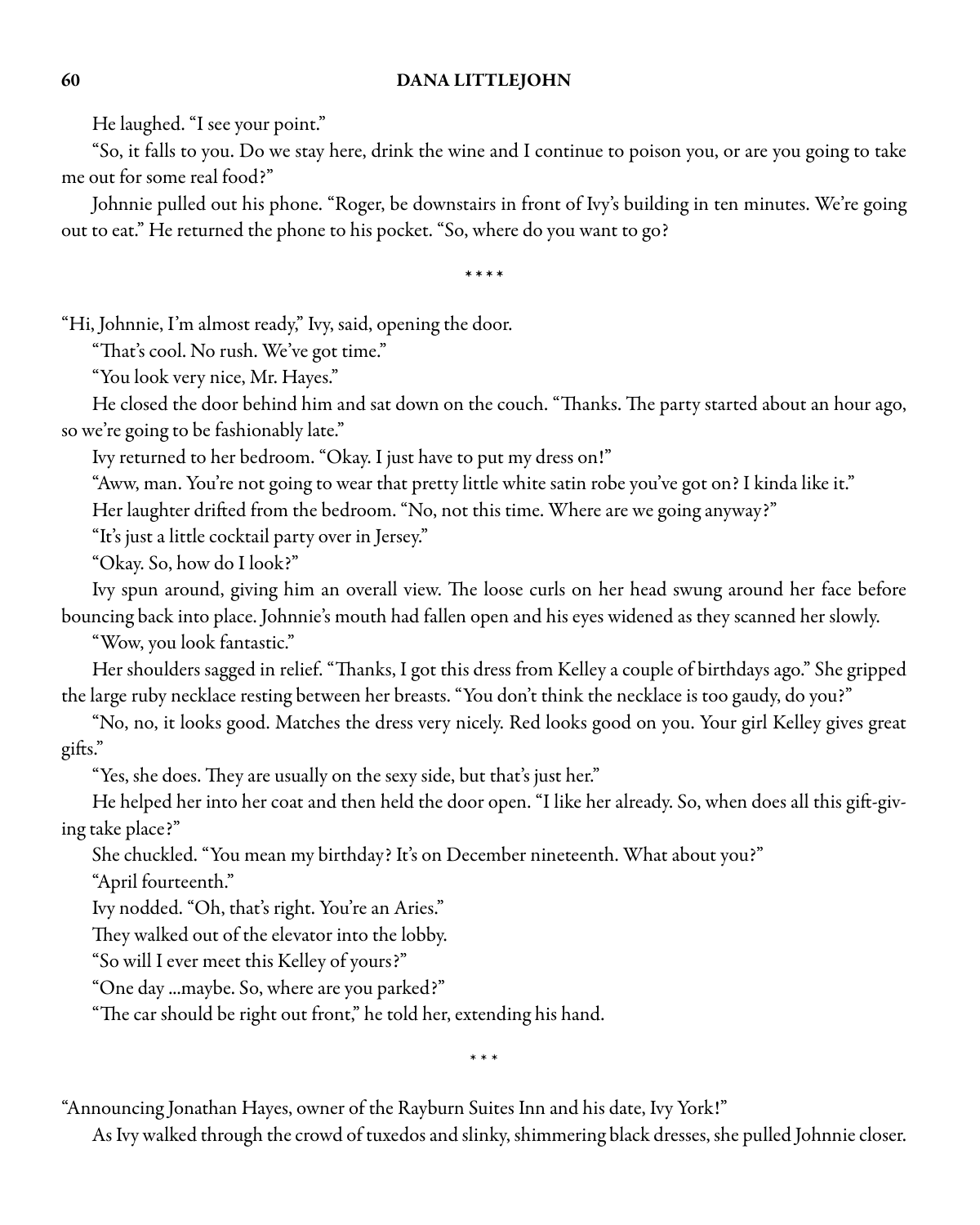He laughed. "I see your point."

"So, it falls to you. Do we stay here, drink the wine and I continue to poison you, or are you going to take me out for some real food?"

Johnnie pulled out his phone. "Roger, be downstairs in front of Ivy's building in ten minutes. We're going out to eat." He returned the phone to his pocket. "So, where do you want to go?

\* \* \* \*

"Hi, Johnnie, I'm almost ready," Ivy, said, opening the door.

"That's cool. No rush. We've got time."

"You look very nice, Mr. Hayes."

He closed the door behind him and sat down on the couch. "Thanks. The party started about an hour ago, so we're going to be fashionably late."

Ivy returned to her bedroom. "Okay. I just have to put my dress on!"

"Aww, man. You're not going to wear that pretty little white satin robe you've got on? I kinda like it."

Her laughter drifted from the bedroom. "No, not this time. Where are we going anyway?"

"It's just a little cocktail party over in Jersey."

"Okay. So, how do I look?"

Ivy spun around, giving him an overall view. The loose curls on her head swung around her face before bouncing back into place. Johnnie's mouth had fallen open and his eyes widened as they scanned her slowly.

"Wow, you look fantastic."

Her shoulders sagged in relief. "Thanks, I got this dress from Kelley a couple of birthdays ago." She gripped the large ruby necklace resting between her breasts. "You don't think the necklace is too gaudy, do you?"

"No, no, it looks good. Matches the dress very nicely. Red looks good on you. Your girl Kelley gives great gifts."

"Yes, she does. They are usually on the sexy side, but that's just her."

He helped her into her coat and then held the door open. "I like her already. So, when does all this gift-giving take place?"

She chuckled. "You mean my birthday? It's on December nineteenth. What about you?"

"April fourteenth."

Ivy nodded. "Oh, that's right. You're an Aries."

They walked out of the elevator into the lobby.

"So will I ever meet this Kelley of yours?"

"One day ...maybe. So, where are you parked?"

"The car should be right out front," he told her, extending his hand.

\* \* \*

"Announcing Jonathan Hayes, owner of the Rayburn Suites Inn and his date, Ivy York!"

As Ivy walked through the crowd of tuxedos and slinky, shimmering black dresses, she pulled Johnnie closer.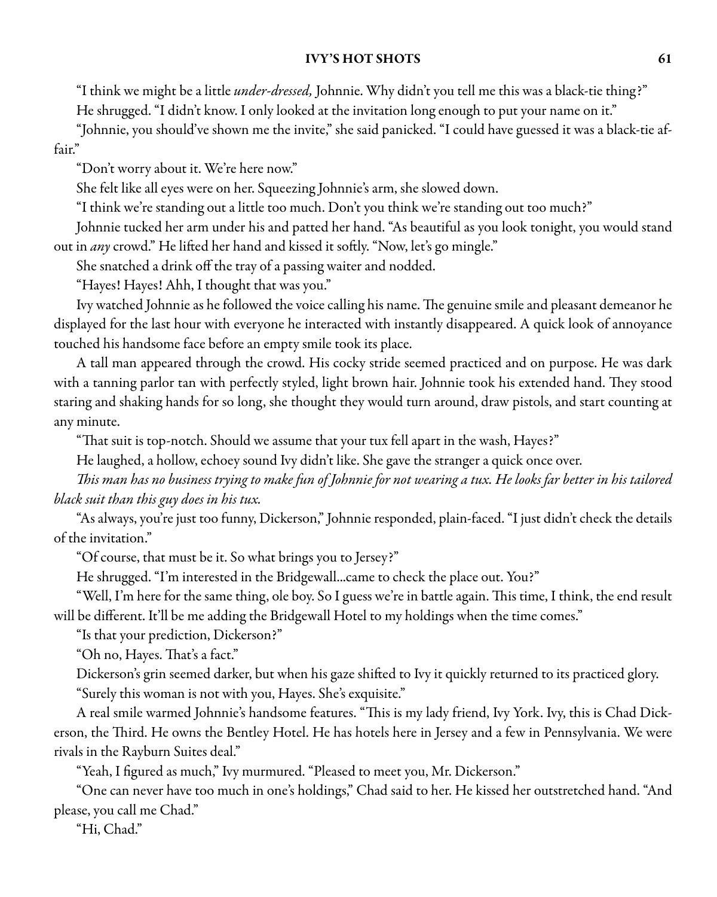"I think we might be a little *under-dressed,* Johnnie. Why didn't you tell me this was a black-tie thing?"

He shrugged. "I didn't know. I only looked at the invitation long enough to put your name on it."

"Johnnie, you should've shown me the invite," she said panicked. "I could have guessed it was a black-tie affair."

"Don't worry about it. We're here now."

She felt like all eyes were on her. Squeezing Johnnie's arm, she slowed down.

"I think we're standing out a little too much. Don't you think we're standing out too much?"

Johnnie tucked her arm under his and patted her hand. "As beautiful as you look tonight, you would stand out in *any* crowd." He lifted her hand and kissed it softly. "Now, let's go mingle."

She snatched a drink off the tray of a passing waiter and nodded.

"Hayes! Hayes! Ahh, I thought that was you."

Ivy watched Johnnie as he followed the voice calling his name. The genuine smile and pleasant demeanor he displayed for the last hour with everyone he interacted with instantly disappeared. A quick look of annoyance touched his handsome face before an empty smile took its place.

A tall man appeared through the crowd. His cocky stride seemed practiced and on purpose. He was dark with a tanning parlor tan with perfectly styled, light brown hair. Johnnie took his extended hand. They stood staring and shaking hands for so long, she thought they would turn around, draw pistols, and start counting at any minute.

"That suit is top-notch. Should we assume that your tux fell apart in the wash, Hayes?"

He laughed, a hollow, echoey sound Ivy didn't like. She gave the stranger a quick once over.

*This man has no business trying to make fun of Johnnie for not wearing a tux. He looks far better in his tailored black suit than this guy does in his tux.*

"As always, you're just too funny, Dickerson," Johnnie responded, plain-faced. "I just didn't check the details of the invitation."

"Of course, that must be it. So what brings you to Jersey?"

He shrugged. "I'm interested in the Bridgewall...came to check the place out. You?"

"Well, I'm here for the same thing, ole boy. So I guess we're in battle again. This time, I think, the end result will be different. It'll be me adding the Bridgewall Hotel to my holdings when the time comes."

"Is that your prediction, Dickerson?"

"Oh no, Hayes. That's a fact."

Dickerson's grin seemed darker, but when his gaze shifted to Ivy it quickly returned to its practiced glory.

"Surely this woman is not with you, Hayes. She's exquisite."

A real smile warmed Johnnie's handsome features. "This is my lady friend, Ivy York. Ivy, this is Chad Dickerson, the Third. He owns the Bentley Hotel. He has hotels here in Jersey and a few in Pennsylvania. We were rivals in the Rayburn Suites deal."

"Yeah, I figured as much," Ivy murmured. "Pleased to meet you, Mr. Dickerson."

"One can never have too much in one's holdings," Chad said to her. He kissed her outstretched hand. "And please, you call me Chad."

"Hi, Chad."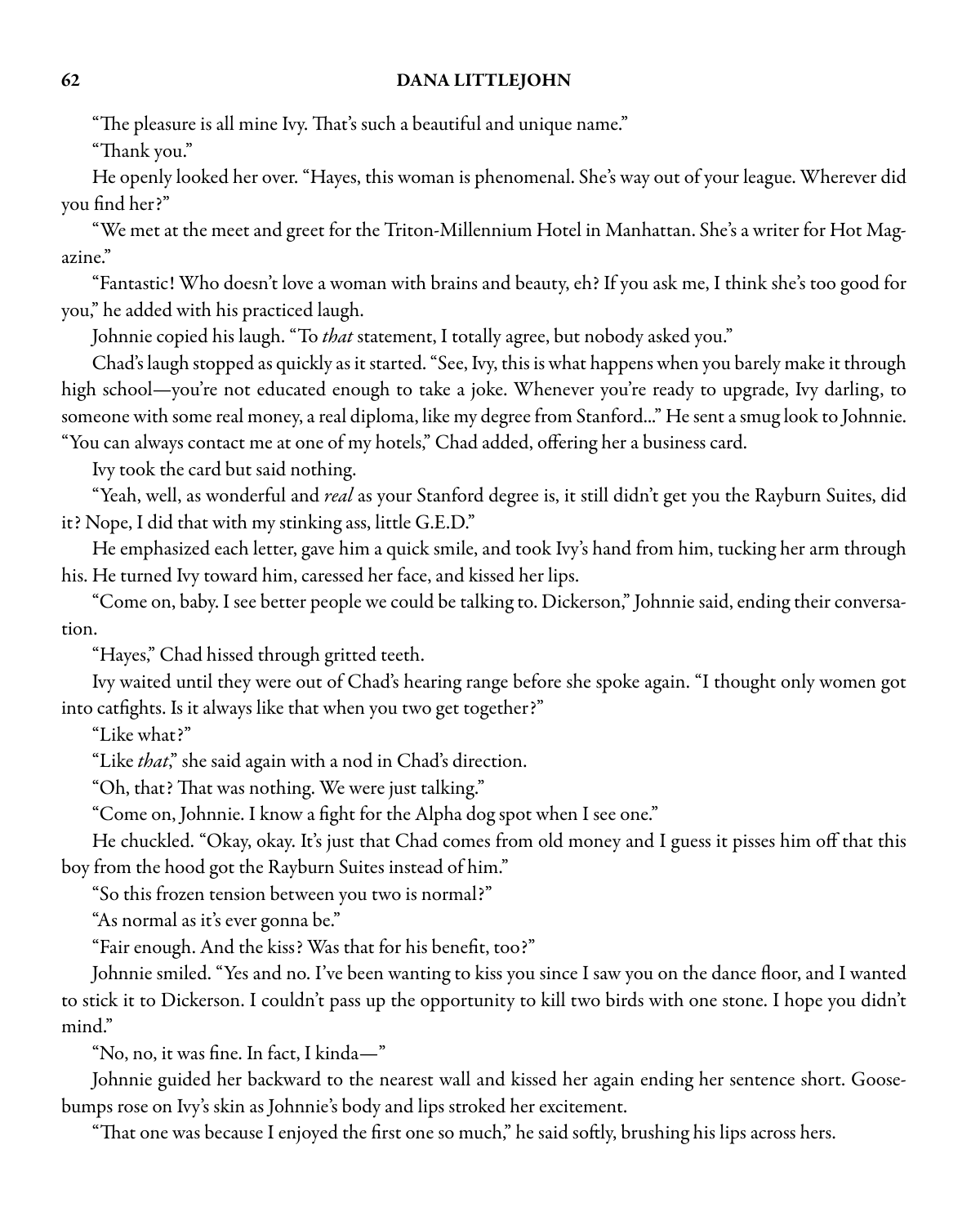"The pleasure is all mine Ivy. That's such a beautiful and unique name."

"Thank you."

He openly looked her over. "Hayes, this woman is phenomenal. She's way out of your league. Wherever did you find her?"

"We met at the meet and greet for the Triton-Millennium Hotel in Manhattan. She's a writer for Hot Magazine."

"Fantastic! Who doesn't love a woman with brains and beauty, eh? If you ask me, I think she's too good for you," he added with his practiced laugh.

Johnnie copied his laugh. "To *that* statement, I totally agree, but nobody asked you."

Chad's laugh stopped as quickly as it started. "See, Ivy, this is what happens when you barely make it through high school—you're not educated enough to take a joke. Whenever you're ready to upgrade, Ivy darling, to someone with some real money, a real diploma, like my degree from Stanford..." He sent a smug look to Johnnie. "You can always contact me at one of my hotels," Chad added, offering her a business card.

Ivy took the card but said nothing.

"Yeah, well, as wonderful and *real* as your Stanford degree is, it still didn't get you the Rayburn Suites, did it? Nope, I did that with my stinking ass, little G.E.D."

He emphasized each letter, gave him a quick smile, and took Ivy's hand from him, tucking her arm through his. He turned Ivy toward him, caressed her face, and kissed her lips.

"Come on, baby. I see better people we could be talking to. Dickerson," Johnnie said, ending their conversation.

"Hayes," Chad hissed through gritted teeth.

Ivy waited until they were out of Chad's hearing range before she spoke again. "I thought only women got into catfights. Is it always like that when you two get together?"

"Like what?"

"Like *that*," she said again with a nod in Chad's direction.

"Oh, that? That was nothing. We were just talking."

"Come on, Johnnie. I know a fight for the Alpha dog spot when I see one."

He chuckled. "Okay, okay. It's just that Chad comes from old money and I guess it pisses him off that this boy from the hood got the Rayburn Suites instead of him."

"So this frozen tension between you two is normal?"

"As normal as it's ever gonna be."

"Fair enough. And the kiss? Was that for his benefit, too?"

Johnnie smiled. "Yes and no. I've been wanting to kiss you since I saw you on the dance floor, and I wanted to stick it to Dickerson. I couldn't pass up the opportunity to kill two birds with one stone. I hope you didn't mind."

"No, no, it was fine. In fact, I kinda—"

Johnnie guided her backward to the nearest wall and kissed her again ending her sentence short. Goosebumps rose on Ivy's skin as Johnnie's body and lips stroked her excitement.

"That one was because I enjoyed the first one so much," he said softly, brushing his lips across hers.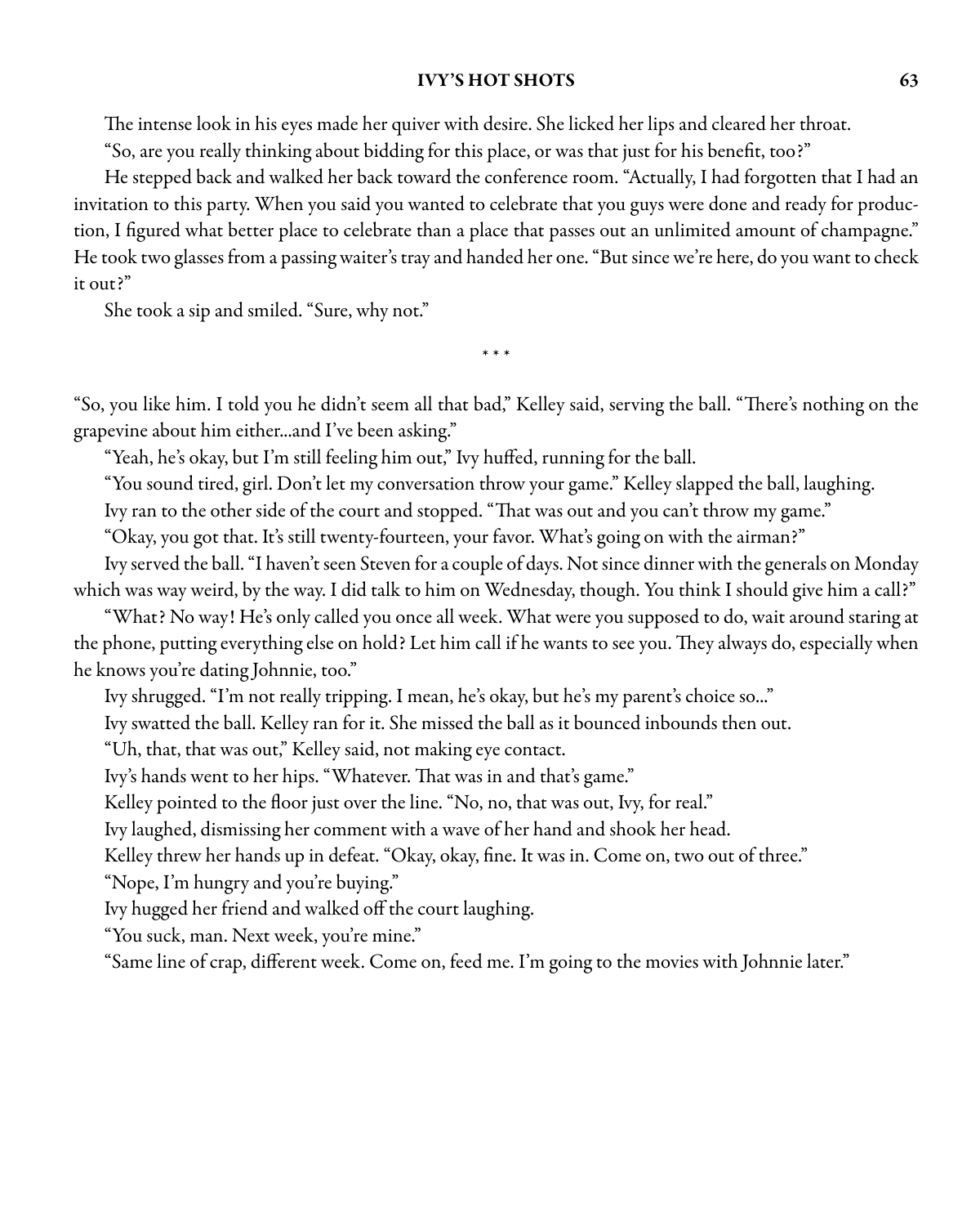The intense look in his eyes made her quiver with desire. She licked her lips and cleared her throat.

"So, are you really thinking about bidding for this place, or was that just for his benefit, too?"

He stepped back and walked her back toward the conference room. "Actually, I had forgotten that I had an invitation to this party. When you said you wanted to celebrate that you guys were done and ready for production, I figured what better place to celebrate than a place that passes out an unlimited amount of champagne." He took two glasses from a passing waiter's tray and handed her one. "But since we're here, do you want to check it out?"

She took a sip and smiled. "Sure, why not."

\* \* \*

"So, you like him. I told you he didn't seem all that bad," Kelley said, serving the ball. "There's nothing on the grapevine about him either...and I've been asking."

"Yeah, he's okay, but I'm still feeling him out," Ivy huffed, running for the ball.

"You sound tired, girl. Don't let my conversation throw your game." Kelley slapped the ball, laughing.

Ivy ran to the other side of the court and stopped. "That was out and you can't throw my game."

"Okay, you got that. It's still twenty-fourteen, your favor. What's going on with the airman?"

Ivy served the ball. "I haven't seen Steven for a couple of days. Not since dinner with the generals on Monday which was way weird, by the way. I did talk to him on Wednesday, though. You think I should give him a call?"

"What? No way! He's only called you once all week. What were you supposed to do, wait around staring at the phone, putting everything else on hold? Let him call if he wants to see you. They always do, especially when he knows you're dating Johnnie, too."

Ivy shrugged. "I'm not really tripping. I mean, he's okay, but he's my parent's choice so..."

Ivy swatted the ball. Kelley ran for it. She missed the ball as it bounced inbounds then out.

"Uh, that, that was out," Kelley said, not making eye contact.

Ivy's hands went to her hips. "Whatever. That was in and that's game."

Kelley pointed to the floor just over the line. "No, no, that was out, Ivy, for real."

Ivy laughed, dismissing her comment with a wave of her hand and shook her head.

Kelley threw her hands up in defeat. "Okay, okay, fine. It was in. Come on, two out of three."

"Nope, I'm hungry and you're buying."

Ivy hugged her friend and walked off the court laughing.

"You suck, man. Next week, you're mine."

"Same line of crap, different week. Come on, feed me. I'm going to the movies with Johnnie later."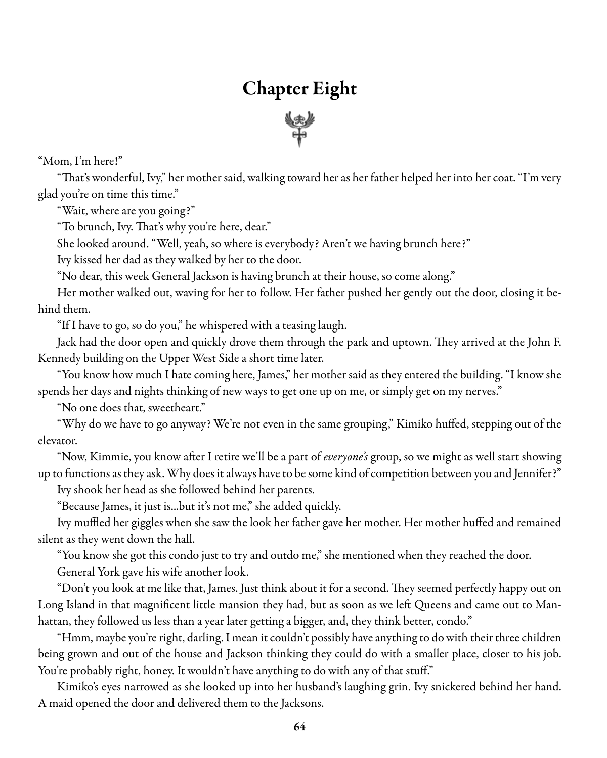# Chapter Eight

"Mom, I'm here!"

"That's wonderful, Ivy," her mother said, walking toward her as her father helped her into her coat. "I'm very glad you're on time this time."

"Wait, where are you going?"

"To brunch, Ivy. That's why you're here, dear."

She looked around. "Well, yeah, so where is everybody? Aren't we having brunch here?"

Ivy kissed her dad as they walked by her to the door.

"No dear, this week General Jackson is having brunch at their house, so come along."

Her mother walked out, waving for her to follow. Her father pushed her gently out the door, closing it behind them.

"If I have to go, so do you," he whispered with a teasing laugh.

Jack had the door open and quickly drove them through the park and uptown. They arrived at the John F. Kennedy building on the Upper West Side a short time later.

"You know how much I hate coming here, James," her mother said as they entered the building. "I know she spends her days and nights thinking of new ways to get one up on me, or simply get on my nerves."

"No one does that, sweetheart."

"Why do we have to go anyway? We're not even in the same grouping," Kimiko huffed, stepping out of the elevator.

"Now, Kimmie, you know after I retire we'll be a part of *everyone's* group, so we might as well start showing up to functions as they ask. Why does it always have to be some kind of competition between you and Jennifer?"

Ivy shook her head as she followed behind her parents.

"Because James, it just is...but it's not me," she added quickly.

Ivy muffled her giggles when she saw the look her father gave her mother. Her mother huffed and remained silent as they went down the hall.

"You know she got this condo just to try and outdo me," she mentioned when they reached the door.

General York gave his wife another look.

"Don't you look at me like that, James. Just think about it for a second. They seemed perfectly happy out on Long Island in that magnificent little mansion they had, but as soon as we left Queens and came out to Manhattan, they followed us less than a year later getting a bigger, and, they think better, condo."

"Hmm, maybe you're right, darling. I mean it couldn't possibly have anything to do with their three children being grown and out of the house and Jackson thinking they could do with a smaller place, closer to his job. You're probably right, honey. It wouldn't have anything to do with any of that stuff."

Kimiko's eyes narrowed as she looked up into her husband's laughing grin. Ivy snickered behind her hand. A maid opened the door and delivered them to the Jacksons.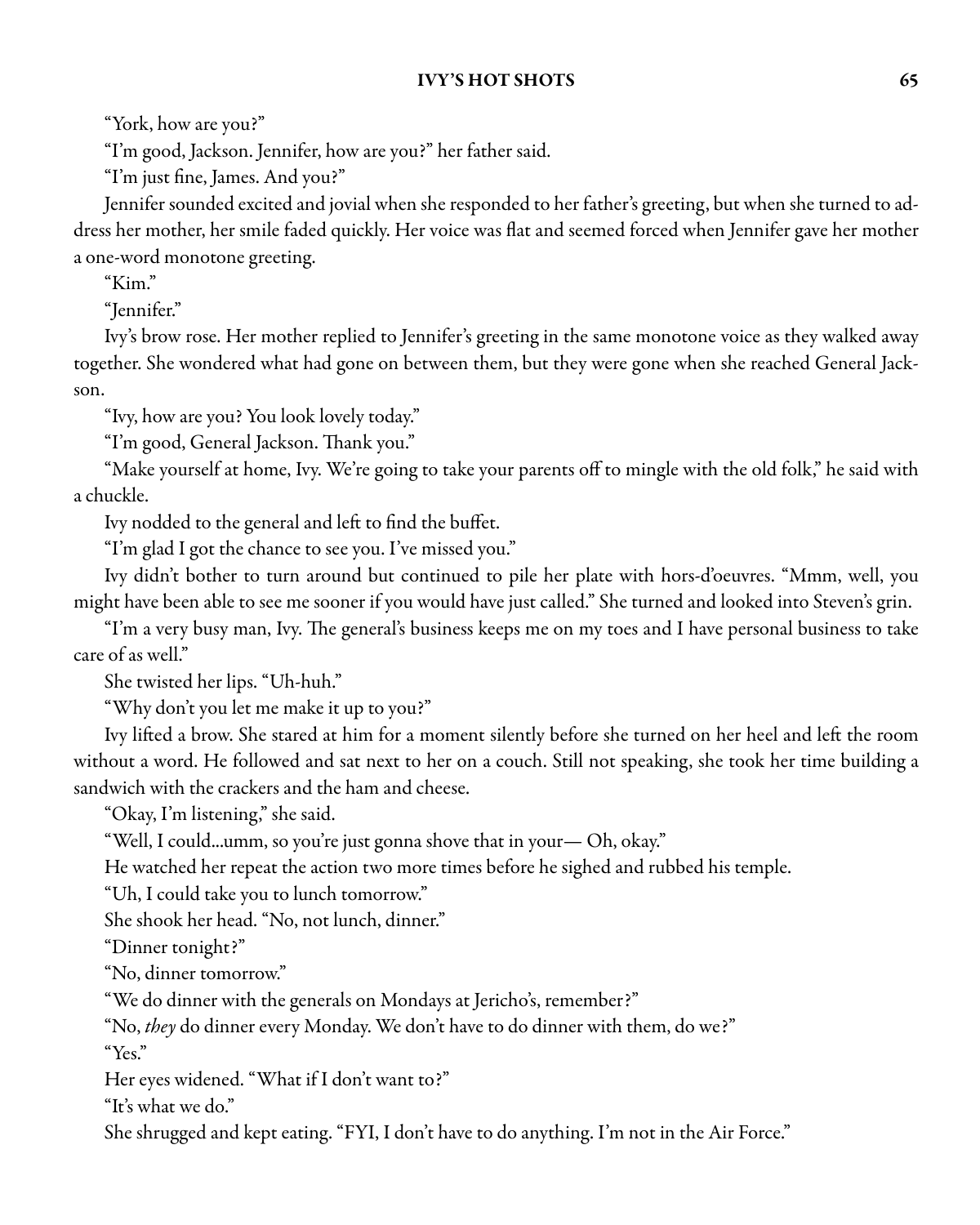"York, how are you?"

"I'm good, Jackson. Jennifer, how are you?" her father said.

"I'm just fine, James. And you?"

Jennifer sounded excited and jovial when she responded to her father's greeting, but when she turned to address her mother, her smile faded quickly. Her voice was flat and seemed forced when Jennifer gave her mother a one-word monotone greeting.

"Kim."

"Jennifer."

Ivy's brow rose. Her mother replied to Jennifer's greeting in the same monotone voice as they walked away together. She wondered what had gone on between them, but they were gone when she reached General Jackson.

"Ivy, how are you? You look lovely today."

"I'm good, General Jackson. Thank you."

"Make yourself at home, Ivy. We're going to take your parents off to mingle with the old folk," he said with a chuckle.

Ivy nodded to the general and left to find the buffet.

"I'm glad I got the chance to see you. I've missed you."

Ivy didn't bother to turn around but continued to pile her plate with hors-d'oeuvres. "Mmm, well, you might have been able to see me sooner if you would have just called." She turned and looked into Steven's grin.

"I'm a very busy man, Ivy. The general's business keeps me on my toes and I have personal business to take care of as well."

She twisted her lips. "Uh-huh."

"Why don't you let me make it up to you?"

Ivy lifted a brow. She stared at him for a moment silently before she turned on her heel and left the room without a word. He followed and sat next to her on a couch. Still not speaking, she took her time building a sandwich with the crackers and the ham and cheese.

"Okay, I'm listening," she said.

"Well, I could...umm, so you're just gonna shove that in your— Oh, okay."

He watched her repeat the action two more times before he sighed and rubbed his temple.

"Uh, I could take you to lunch tomorrow."

She shook her head. "No, not lunch, dinner."

"Dinner tonight?"

"No, dinner tomorrow."

"We do dinner with the generals on Mondays at Jericho's, remember?"

"No, *they* do dinner every Monday. We don't have to do dinner with them, do we?"

"Yes."

Her eyes widened. "What if I don't want to?"

"It's what we do."

She shrugged and kept eating. "FYI, I don't have to do anything. I'm not in the Air Force."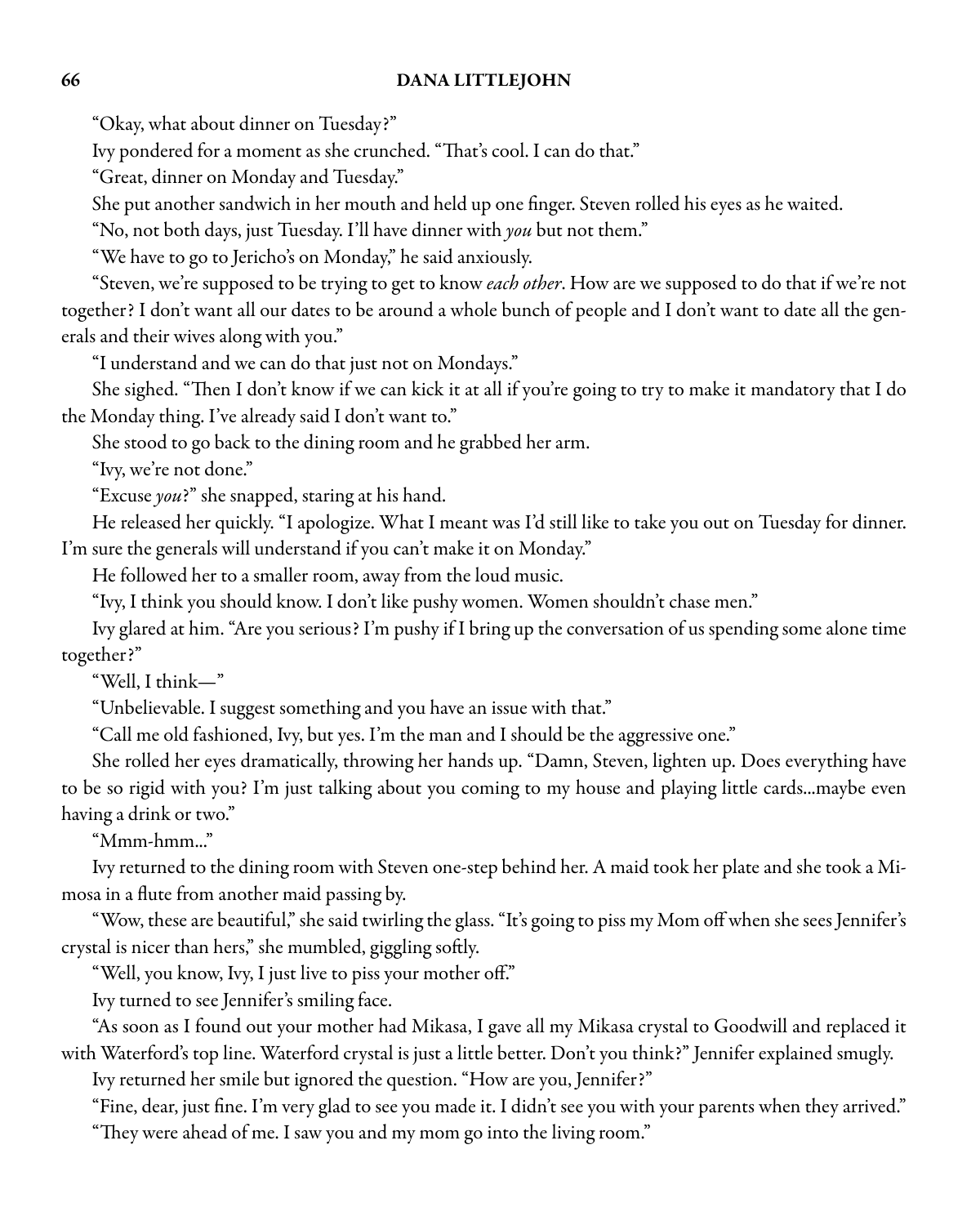"Okay, what about dinner on Tuesday?"

Ivy pondered for a moment as she crunched. "That's cool. I can do that."

"Great, dinner on Monday and Tuesday."

She put another sandwich in her mouth and held up one finger. Steven rolled his eyes as he waited.

"No, not both days, just Tuesday. I'll have dinner with *you* but not them."

"We have to go to Jericho's on Monday," he said anxiously.

"Steven, we're supposed to be trying to get to know *each other*. How are we supposed to do that if we're not together? I don't want all our dates to be around a whole bunch of people and I don't want to date all the generals and their wives along with you."

"I understand and we can do that just not on Mondays."

She sighed. "Then I don't know if we can kick it at all if you're going to try to make it mandatory that I do the Monday thing. I've already said I don't want to."

She stood to go back to the dining room and he grabbed her arm.

"Ivy, we're not done."

"Excuse *you*?" she snapped, staring at his hand.

He released her quickly. "I apologize. What I meant was I'd still like to take you out on Tuesday for dinner. I'm sure the generals will understand if you can't make it on Monday."

He followed her to a smaller room, away from the loud music.

"Ivy, I think you should know. I don't like pushy women. Women shouldn't chase men."

Ivy glared at him. "Are you serious? I'm pushy if I bring up the conversation of us spending some alone time together?"

"Well, I think—"

"Unbelievable. I suggest something and you have an issue with that."

"Call me old fashioned, Ivy, but yes. I'm the man and I should be the aggressive one."

She rolled her eyes dramatically, throwing her hands up. "Damn, Steven, lighten up. Does everything have to be so rigid with you? I'm just talking about you coming to my house and playing little cards...maybe even having a drink or two."

"Mmm-hmm..."

Ivy returned to the dining room with Steven one-step behind her. A maid took her plate and she took a Mimosa in a flute from another maid passing by.

"Wow, these are beautiful," she said twirling the glass. "It's going to piss my Mom off when she sees Jennifer's crystal is nicer than hers," she mumbled, giggling softly.

"Well, you know, Ivy, I just live to piss your mother off."

Ivy turned to see Jennifer's smiling face.

"As soon as I found out your mother had Mikasa, I gave all my Mikasa crystal to Goodwill and replaced it with Waterford's top line. Waterford crystal is just a little better. Don't you think?" Jennifer explained smugly.

Ivy returned her smile but ignored the question. "How are you, Jennifer?"

"Fine, dear, just fine. I'm very glad to see you made it. I didn't see you with your parents when they arrived."

"They were ahead of me. I saw you and my mom go into the living room."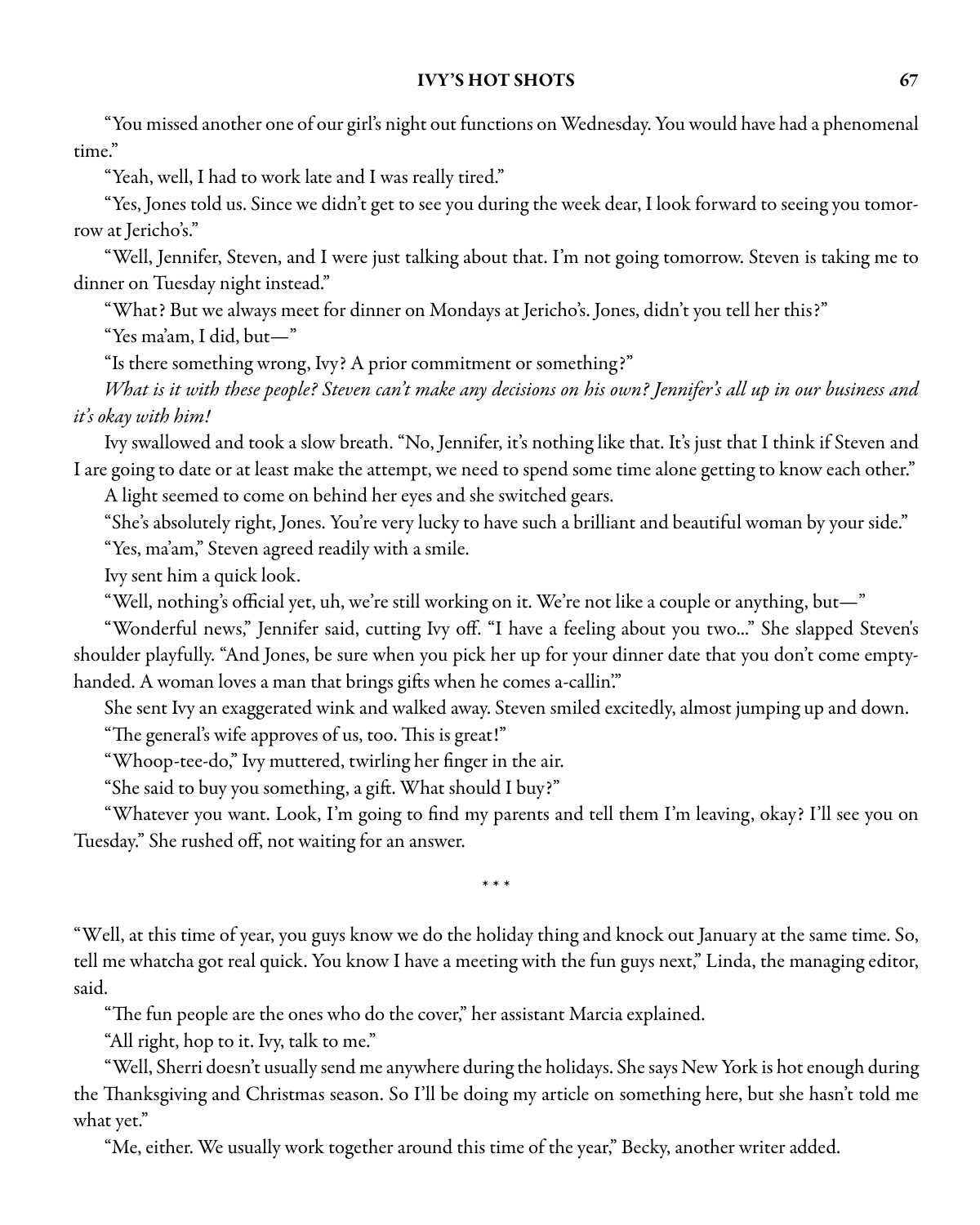"You missed another one of our girl's night out functions on Wednesday. You would have had a phenomenal time."

"Yeah, well, I had to work late and I was really tired."

"Yes, Jones told us. Since we didn't get to see you during the week dear, I look forward to seeing you tomorrow at Jericho's."

"Well, Jennifer, Steven, and I were just talking about that. I'm not going tomorrow. Steven is taking me to dinner on Tuesday night instead."

"What? But we always meet for dinner on Mondays at Jericho's. Jones, didn't you tell her this?"

"Yes ma'am, I did, but—"

"Is there something wrong, Ivy? A prior commitment or something?"

*What is it with these people? Steven can't make any decisions on his own? Jennifer's all up in our business and it's okay with him!*

Ivy swallowed and took a slow breath. "No, Jennifer, it's nothing like that. It's just that I think if Steven and I are going to date or at least make the attempt, we need to spend some time alone getting to know each other."

A light seemed to come on behind her eyes and she switched gears.

"She's absolutely right, Jones. You're very lucky to have such a brilliant and beautiful woman by your side."

"Yes, ma'am," Steven agreed readily with a smile.

Ivy sent him a quick look.

"Well, nothing's official yet, uh, we're still working on it. We're not like a couple or anything, but—"

"Wonderful news," Jennifer said, cutting Ivy off. "I have a feeling about you two..." She slapped Steven's shoulder playfully. "And Jones, be sure when you pick her up for your dinner date that you don't come empty-handed. A woman loves a man that brings gifts when he comes a-callin'."

She sent Ivy an exaggerated wink and walked away. Steven smiled excitedly, almost jumping up and down.

"The general's wife approves of us, too. This is great!"

"Whoop-tee-do," Ivy muttered, twirling her finger in the air.

"She said to buy you something, a gift. What should I buy?"

"Whatever you want. Look, I'm going to find my parents and tell them I'm leaving, okay? I'll see you on Tuesday." She rushed off, not waiting for an answer.

\* \* \*

"Well, at this time of year, you guys know we do the holiday thing and knock out January at the same time. So, tell me whatcha got real quick. You know I have a meeting with the fun guys next," Linda, the managing editor, said.

"The fun people are the ones who do the cover," her assistant Marcia explained.

"All right, hop to it. Ivy, talk to me."

"Well, Sherri doesn't usually send me anywhere during the holidays. She says New York is hot enough during the Thanksgiving and Christmas season. So I'll be doing my article on something here, but she hasn't told me what yet."

"Me, either. We usually work together around this time of the year," Becky, another writer added.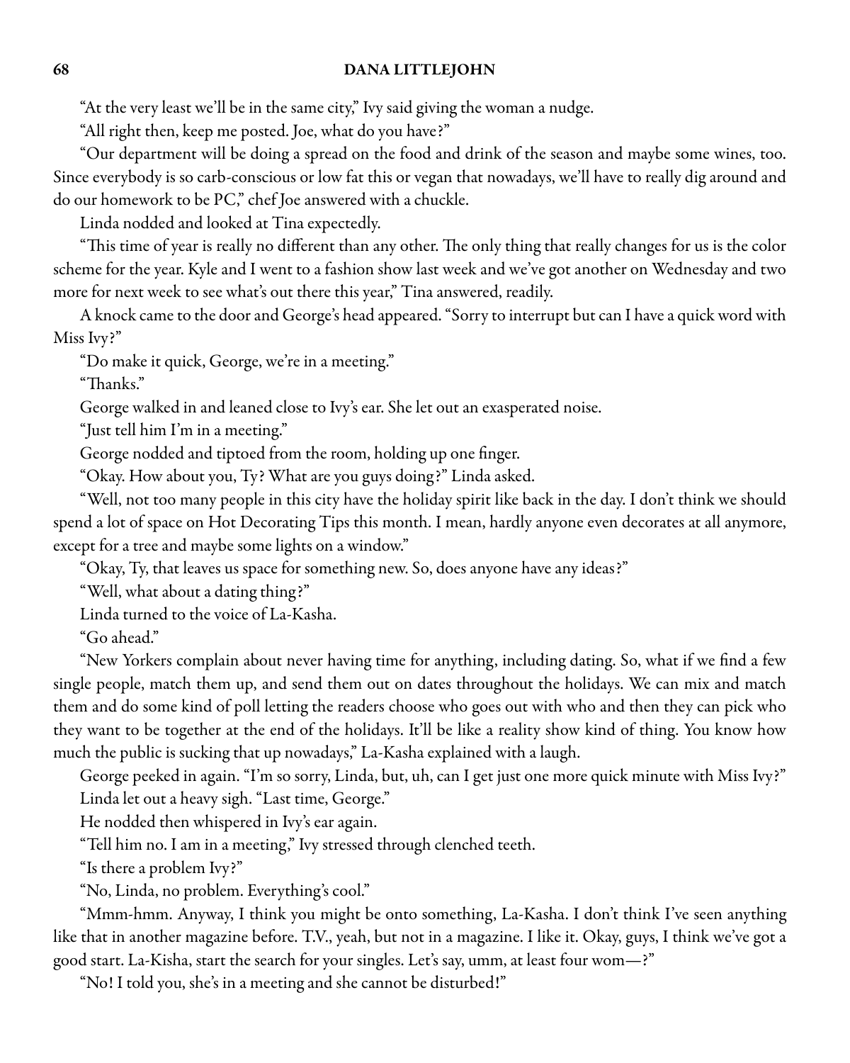"At the very least we'll be in the same city," Ivy said giving the woman a nudge.

"All right then, keep me posted. Joe, what do you have?"

"Our department will be doing a spread on the food and drink of the season and maybe some wines, too. Since everybody is so carb-conscious or low fat this or vegan that nowadays, we'll have to really dig around and do our homework to be PC," chef Joe answered with a chuckle.

Linda nodded and looked at Tina expectedly.

"This time of year is really no different than any other. The only thing that really changes for us is the color scheme for the year. Kyle and I went to a fashion show last week and we've got another on Wednesday and two more for next week to see what's out there this year," Tina answered, readily.

A knock came to the door and George's head appeared. "Sorry to interrupt but can I have a quick word with Miss Ivy?"

"Do make it quick, George, we're in a meeting."

"Thanks."

George walked in and leaned close to Ivy's ear. She let out an exasperated noise.

"Just tell him I'm in a meeting."

George nodded and tiptoed from the room, holding up one finger.

"Okay. How about you, Ty? What are you guys doing?" Linda asked.

"Well, not too many people in this city have the holiday spirit like back in the day. I don't think we should spend a lot of space on Hot Decorating Tips this month. I mean, hardly anyone even decorates at all anymore, except for a tree and maybe some lights on a window."

"Okay, Ty, that leaves us space for something new. So, does anyone have any ideas?"

"Well, what about a dating thing?"

Linda turned to the voice of La-Kasha.

"Go ahead."

"New Yorkers complain about never having time for anything, including dating. So, what if we find a few single people, match them up, and send them out on dates throughout the holidays. We can mix and match them and do some kind of poll letting the readers choose who goes out with who and then they can pick who they want to be together at the end of the holidays. It'll be like a reality show kind of thing. You know how much the public is sucking that up nowadays," La-Kasha explained with a laugh.

George peeked in again. "I'm so sorry, Linda, but, uh, can I get just one more quick minute with Miss Ivy?"

Linda let out a heavy sigh. "Last time, George."

He nodded then whispered in Ivy's ear again.

"Tell him no. I am in a meeting," Ivy stressed through clenched teeth.

"Is there a problem Ivy?"

"No, Linda, no problem. Everything's cool."

"Mmm-hmm. Anyway, I think you might be onto something, La-Kasha. I don't think I've seen anything like that in another magazine before. T.V., yeah, but not in a magazine. I like it. Okay, guys, I think we've got a good start. La-Kisha, start the search for your singles. Let's say, umm, at least four wom—?"

"No! I told you, she's in a meeting and she cannot be disturbed!"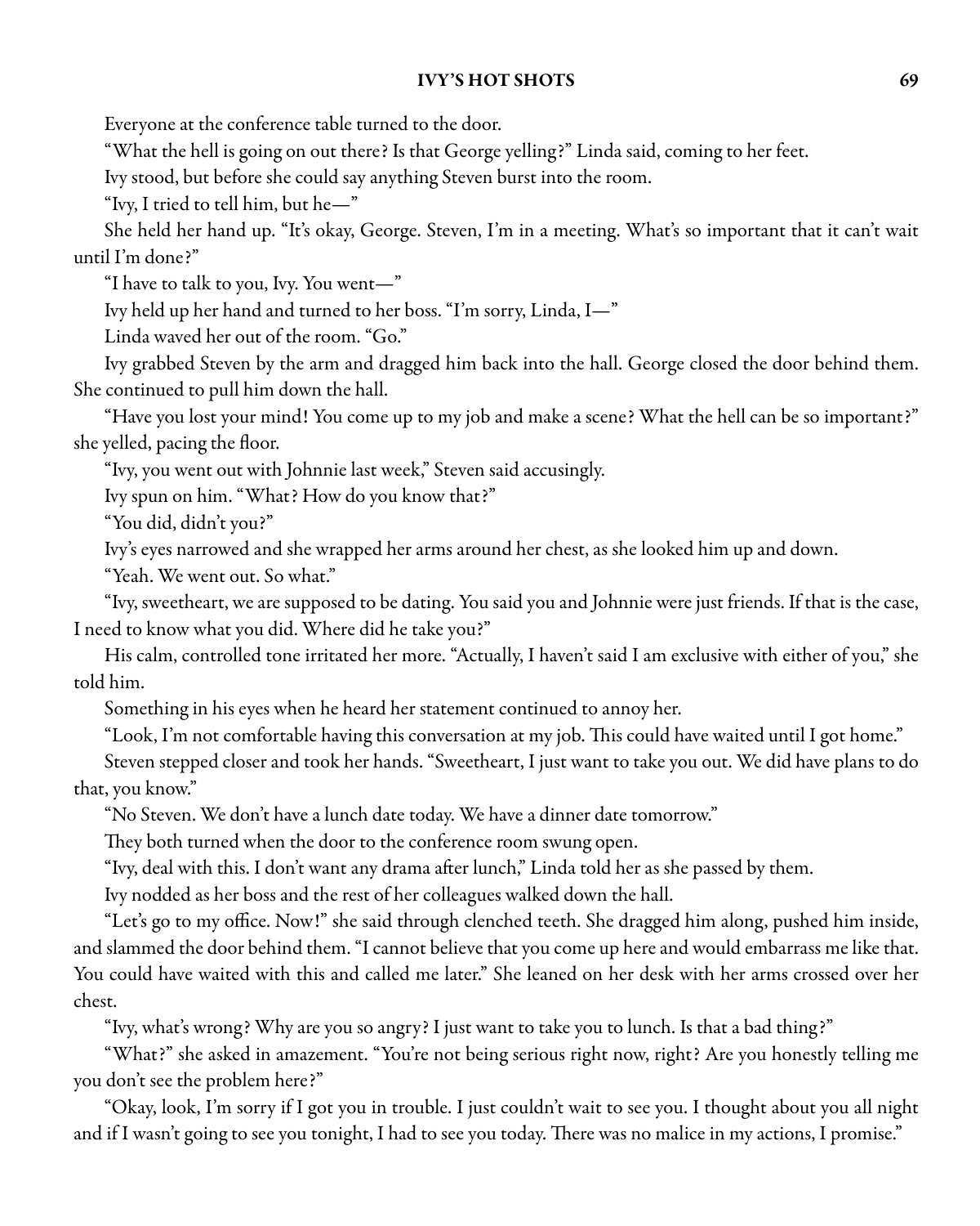Everyone at the conference table turned to the door.

"What the hell is going on out there? Is that George yelling?" Linda said, coming to her feet.

Ivy stood, but before she could say anything Steven burst into the room.

"Ivy, I tried to tell him, but he—"

She held her hand up. "It's okay, George. Steven, I'm in a meeting. What's so important that it can't wait until I'm done?"

"I have to talk to you, Ivy. You went—"

Ivy held up her hand and turned to her boss. "I'm sorry, Linda, I—"

Linda waved her out of the room. "Go."

Ivy grabbed Steven by the arm and dragged him back into the hall. George closed the door behind them. She continued to pull him down the hall.

"Have you lost your mind! You come up to my job and make a scene? What the hell can be so important?" she yelled, pacing the floor.

"Ivy, you went out with Johnnie last week," Steven said accusingly.

Ivy spun on him. "What? How do you know that?"

"You did, didn't you?"

Ivy's eyes narrowed and she wrapped her arms around her chest, as she looked him up and down.

"Yeah. We went out. So what."

"Ivy, sweetheart, we are supposed to be dating. You said you and Johnnie were just friends. If that is the case, I need to know what you did. Where did he take you?"

His calm, controlled tone irritated her more. "Actually, I haven't said I am exclusive with either of you," she told him.

Something in his eyes when he heard her statement continued to annoy her.

"Look, I'm not comfortable having this conversation at my job. This could have waited until I got home."

Steven stepped closer and took her hands. "Sweetheart, I just want to take you out. We did have plans to do that, you know."

"No Steven. We don't have a lunch date today. We have a dinner date tomorrow."

They both turned when the door to the conference room swung open.

"Ivy, deal with this. I don't want any drama after lunch," Linda told her as she passed by them.

Ivy nodded as her boss and the rest of her colleagues walked down the hall.

"Let's go to my office. Now!" she said through clenched teeth. She dragged him along, pushed him inside, and slammed the door behind them. "I cannot believe that you come up here and would embarrass me like that. You could have waited with this and called me later." She leaned on her desk with her arms crossed over her chest.

"Ivy, what's wrong? Why are you so angry? I just want to take you to lunch. Is that a bad thing?"

"What?" she asked in amazement. "You're not being serious right now, right? Are you honestly telling me you don't see the problem here?"

"Okay, look, I'm sorry if I got you in trouble. I just couldn't wait to see you. I thought about you all night and if I wasn't going to see you tonight, I had to see you today. There was no malice in my actions, I promise."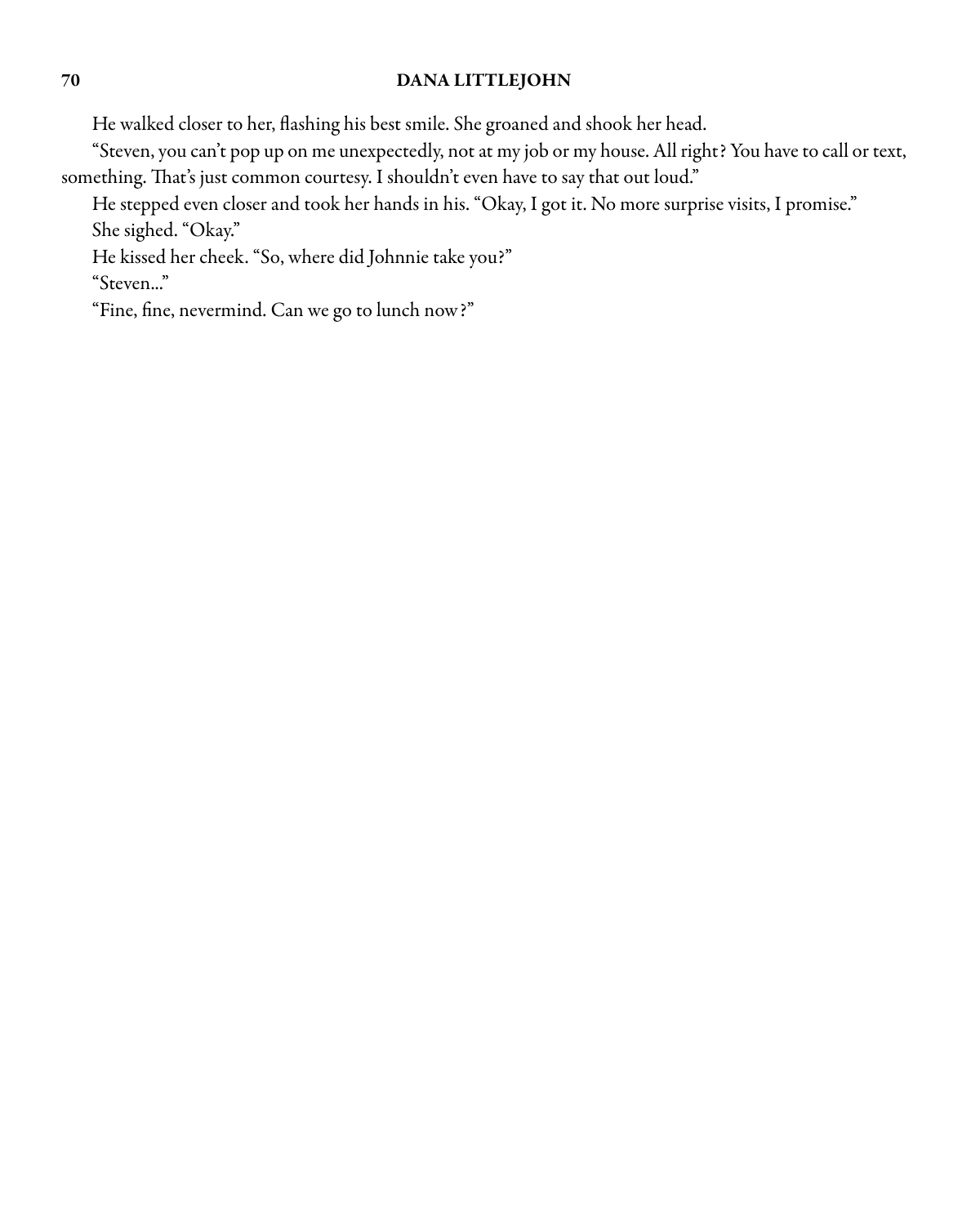He walked closer to her, flashing his best smile. She groaned and shook her head.

"Steven, you can't pop up on me unexpectedly, not at my job or my house. All right? You have to call or text, something. That's just common courtesy. I shouldn't even have to say that out loud."

He stepped even closer and took her hands in his. "Okay, I got it. No more surprise visits, I promise."

She sighed. "Okay."

He kissed her cheek. "So, where did Johnnie take you?"

"Steven..."

"Fine, fine, nevermind. Can we go to lunch now?"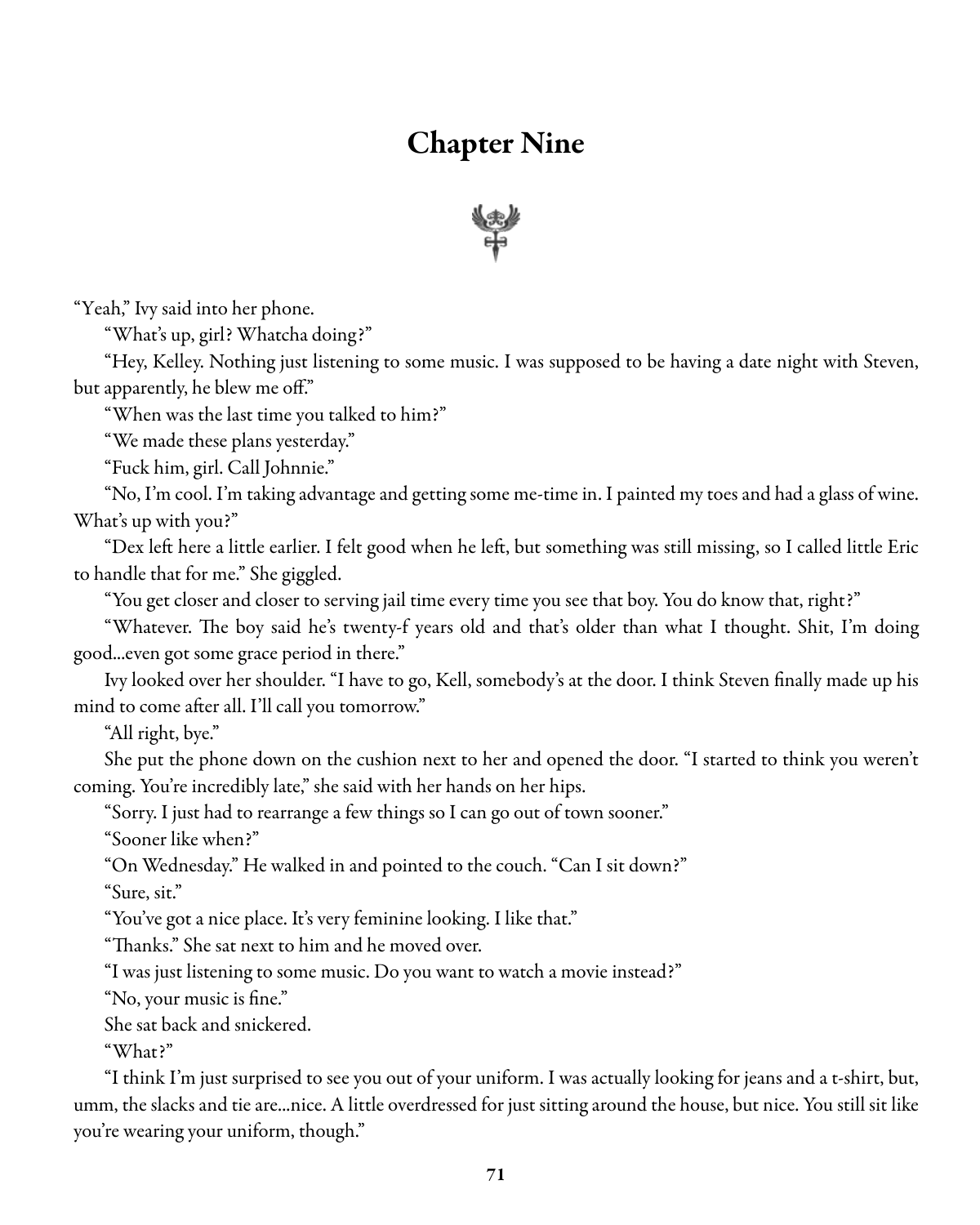# Chapter Nine

"Yeah," Ivy said into her phone.

"What's up, girl? Whatcha doing?"

"Hey, Kelley. Nothing just listening to some music. I was supposed to be having a date night with Steven, but apparently, he blew me off."

"When was the last time you talked to him?"

"We made these plans yesterday."

"Fuck him, girl. Call Johnnie."

"No, I'm cool. I'm taking advantage and getting some me-time in. I painted my toes and had a glass of wine. What's up with you?"

"Dex left here a little earlier. I felt good when he left, but something was still missing, so I called little Eric to handle that for me." She giggled.

"You get closer and closer to serving jail time every time you see that boy. You do know that, right?"

"Whatever. The boy said he's twenty-f years old and that's older than what I thought. Shit, I'm doing good...even got some grace period in there."

Ivy looked over her shoulder. "I have to go, Kell, somebody's at the door. I think Steven finally made up his mind to come after all. I'll call you tomorrow."

"All right, bye."

She put the phone down on the cushion next to her and opened the door. "I started to think you weren't coming. You're incredibly late," she said with her hands on her hips.

"Sorry. I just had to rearrange a few things so I can go out of town sooner."

"Sooner like when?"

"On Wednesday." He walked in and pointed to the couch. "Can I sit down?"

"Sure, sit."

"You've got a nice place. It's very feminine looking. I like that."

"Thanks." She sat next to him and he moved over.

"I was just listening to some music. Do you want to watch a movie instead?"

"No, your music is fine."

She sat back and snickered.

"What?"

"I think I'm just surprised to see you out of your uniform. I was actually looking for jeans and a t-shirt, but, umm, the slacks and tie are...nice. A little overdressed for just sitting around the house, but nice. You still sit like you're wearing your uniform, though."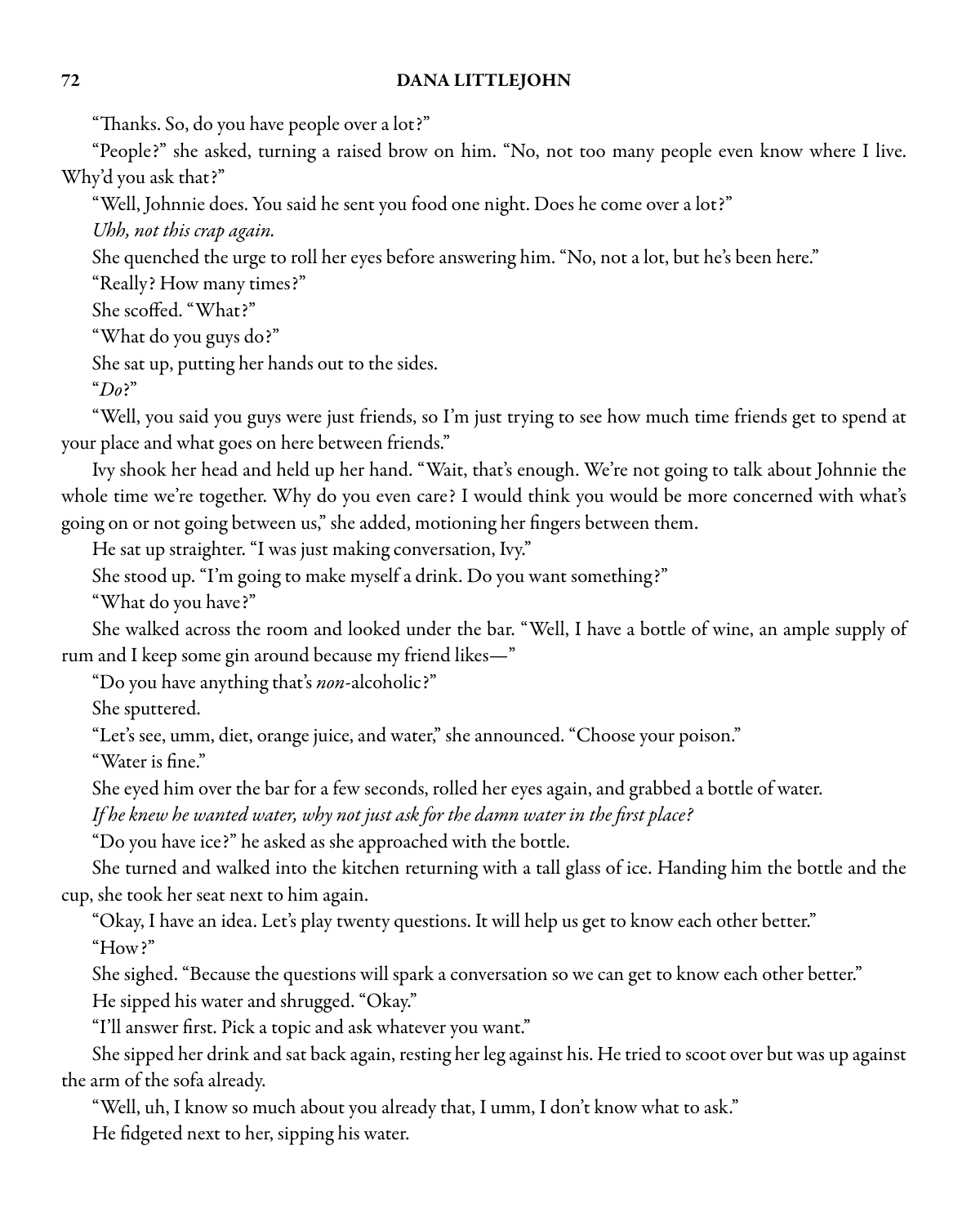"Thanks. So, do you have people over a lot?"

"People?" she asked, turning a raised brow on him. "No, not too many people even know where I live. Why'd you ask that?"

"Well, Johnnie does. You said he sent you food one night. Does he come over a lot?"

*Uhh, not this crap again.*

She quenched the urge to roll her eyes before answering him. "No, not a lot, but he's been here."

"Really? How many times?"

She scoffed. "What?"

"What do you guys do?"

She sat up, putting her hands out to the sides.

"*Do*?"

"Well, you said you guys were just friends, so I'm just trying to see how much time friends get to spend at your place and what goes on here between friends."

Ivy shook her head and held up her hand. "Wait, that's enough. We're not going to talk about Johnnie the whole time we're together. Why do you even care? I would think you would be more concerned with what's going on or not going between us," she added, motioning her fingers between them.

He sat up straighter. "I was just making conversation, Ivy."

She stood up. "I'm going to make myself a drink. Do you want something?"

"What do you have?"

She walked across the room and looked under the bar. "Well, I have a bottle of wine, an ample supply of rum and I keep some gin around because my friend likes—"

"Do you have anything that's *non*-alcoholic?"

She sputtered.

"Let's see, umm, diet, orange juice, and water," she announced. "Choose your poison."

"Water is fine."

She eyed him over the bar for a few seconds, rolled her eyes again, and grabbed a bottle of water.

*If he knew he wanted water, why not just ask for the damn water in the first place?*

"Do you have ice?" he asked as she approached with the bottle.

She turned and walked into the kitchen returning with a tall glass of ice. Handing him the bottle and the cup, she took her seat next to him again.

"Okay, I have an idea. Let's play twenty questions. It will help us get to know each other better."

"How?"

She sighed. "Because the questions will spark a conversation so we can get to know each other better."

He sipped his water and shrugged. "Okay."

"I'll answer first. Pick a topic and ask whatever you want."

She sipped her drink and sat back again, resting her leg against his. He tried to scoot over but was up against the arm of the sofa already.

"Well, uh, I know so much about you already that, I umm, I don't know what to ask."

He fidgeted next to her, sipping his water.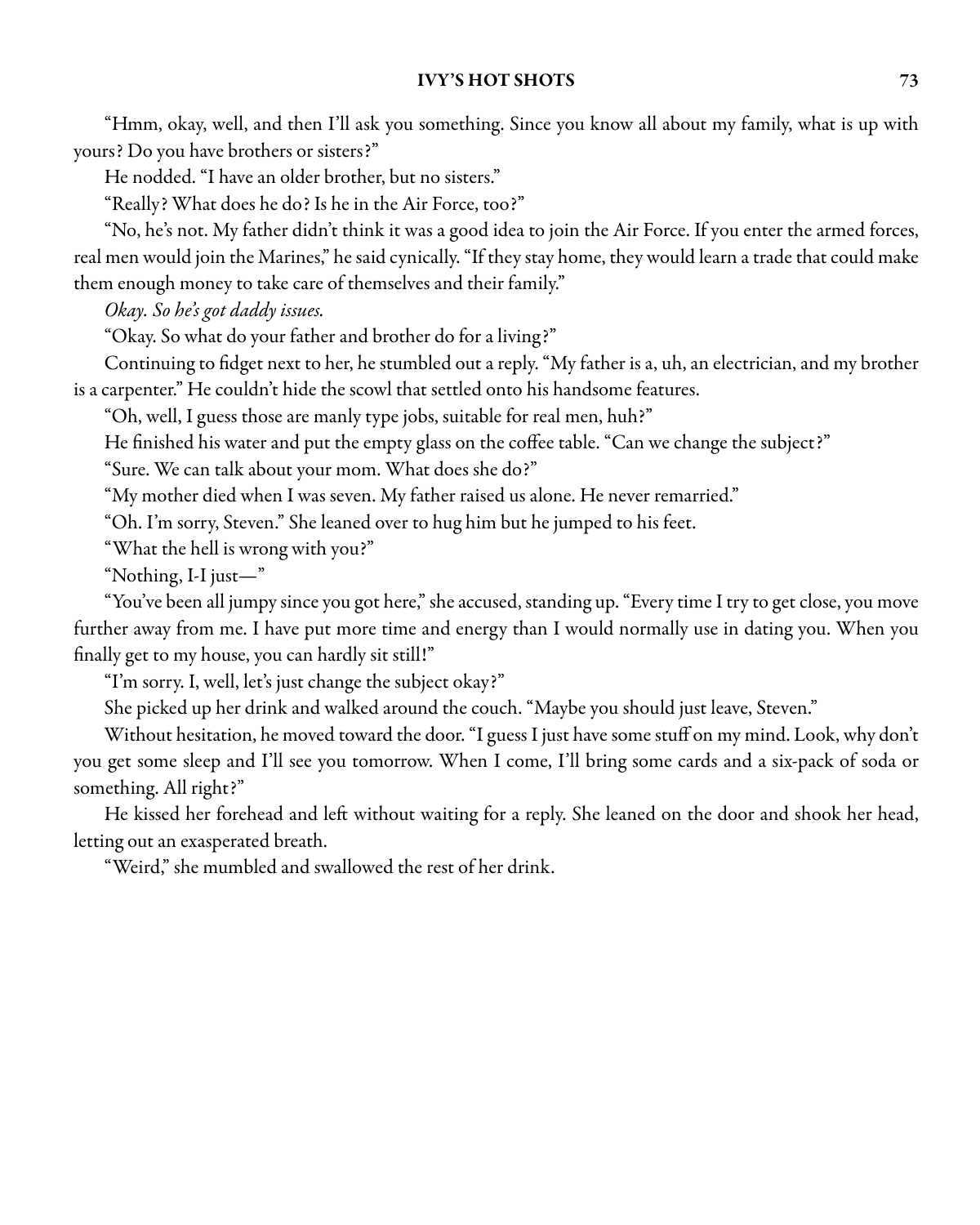"Hmm, okay, well, and then I'll ask you something. Since you know all about my family, what is up with yours? Do you have brothers or sisters?"

He nodded. "I have an older brother, but no sisters."

"Really? What does he do? Is he in the Air Force, too?"

"No, he's not. My father didn't think it was a good idea to join the Air Force. If you enter the armed forces, real men would join the Marines," he said cynically. "If they stay home, they would learn a trade that could make them enough money to take care of themselves and their family."

*Okay. So he's got daddy issues.*

"Okay. So what do your father and brother do for a living?"

Continuing to fidget next to her, he stumbled out a reply. "My father is a, uh, an electrician, and my brother is a carpenter." He couldn't hide the scowl that settled onto his handsome features.

"Oh, well, I guess those are manly type jobs, suitable for real men, huh?"

He finished his water and put the empty glass on the coffee table. "Can we change the subject?"

"Sure. We can talk about your mom. What does she do?"

"My mother died when I was seven. My father raised us alone. He never remarried."

"Oh. I'm sorry, Steven." She leaned over to hug him but he jumped to his feet.

"What the hell is wrong with you?"

"Nothing, I-I just—"

"You've been all jumpy since you got here," she accused, standing up. "Every time I try to get close, you move further away from me. I have put more time and energy than I would normally use in dating you. When you finally get to my house, you can hardly sit still!"

"I'm sorry. I, well, let's just change the subject okay?"

She picked up her drink and walked around the couch. "Maybe you should just leave, Steven."

Without hesitation, he moved toward the door. "I guess I just have some stuff on my mind. Look, why don't you get some sleep and I'll see you tomorrow. When I come, I'll bring some cards and a six-pack of soda or something. All right?"

He kissed her forehead and left without waiting for a reply. She leaned on the door and shook her head, letting out an exasperated breath.

"Weird," she mumbled and swallowed the rest of her drink.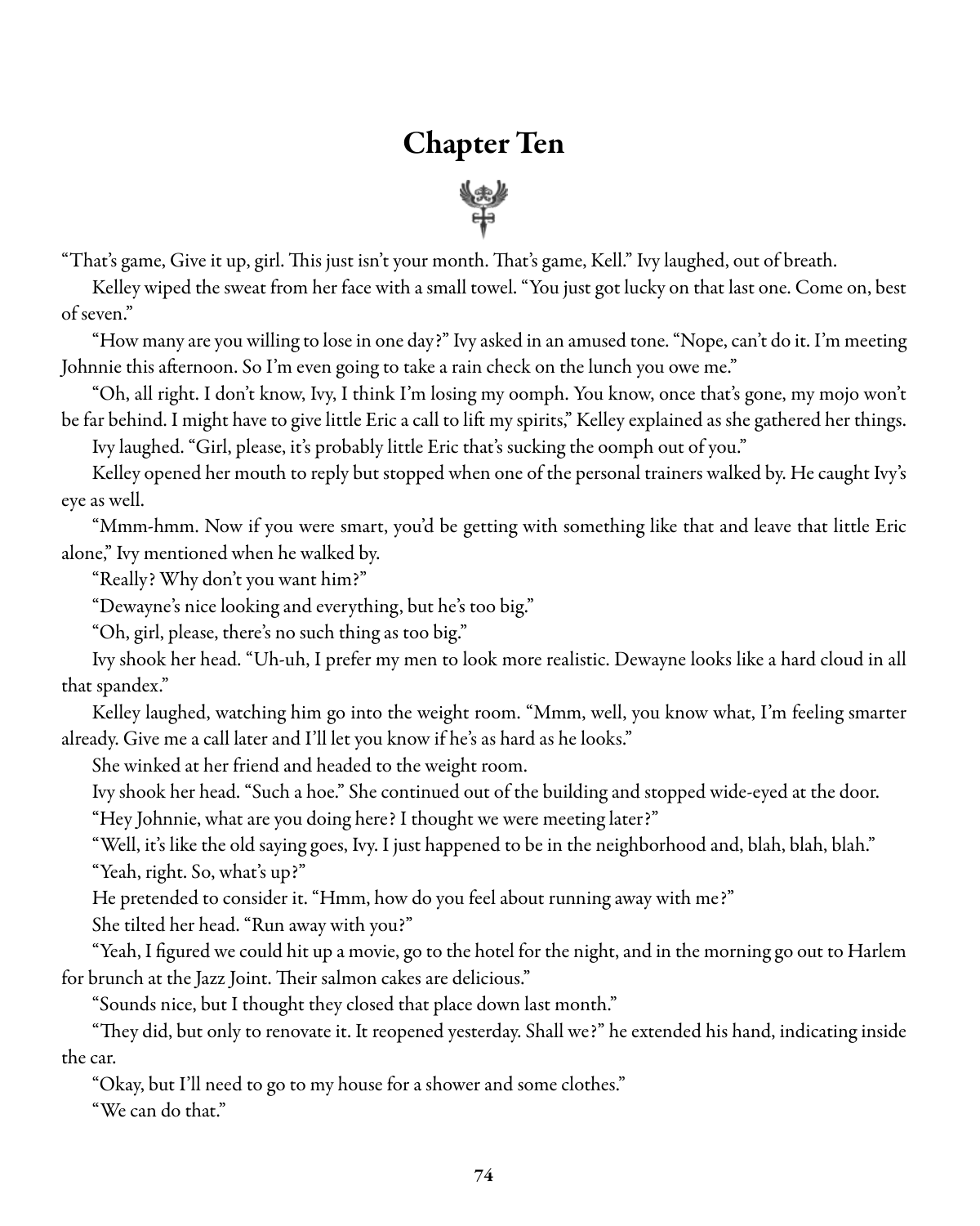# Chapter Ten

"That's game, Give it up, girl. This just isn't your month. That's game, Kell." Ivy laughed, out of breath.

Kelley wiped the sweat from her face with a small towel. "You just got lucky on that last one. Come on, best of seven."

"How many are you willing to lose in one day?" Ivy asked in an amused tone. "Nope, can't do it. I'm meeting Johnnie this afternoon. So I'm even going to take a rain check on the lunch you owe me."

"Oh, all right. I don't know, Ivy, I think I'm losing my oomph. You know, once that's gone, my mojo won't be far behind. I might have to give little Eric a call to lift my spirits," Kelley explained as she gathered her things.

Ivy laughed. "Girl, please, it's probably little Eric that's sucking the oomph out of you."

Kelley opened her mouth to reply but stopped when one of the personal trainers walked by. He caught Ivy's eye as well.

"Mmm-hmm. Now if you were smart, you'd be getting with something like that and leave that little Eric alone," Ivy mentioned when he walked by.

"Really? Why don't you want him?"

"Dewayne's nice looking and everything, but he's too big."

"Oh, girl, please, there's no such thing as too big."

Ivy shook her head. "Uh-uh, I prefer my men to look more realistic. Dewayne looks like a hard cloud in all that spandex."

Kelley laughed, watching him go into the weight room. "Mmm, well, you know what, I'm feeling smarter already. Give me a call later and I'll let you know if he's as hard as he looks."

She winked at her friend and headed to the weight room.

Ivy shook her head. "Such a hoe." She continued out of the building and stopped wide-eyed at the door.

"Hey Johnnie, what are you doing here? I thought we were meeting later?"

"Well, it's like the old saying goes, Ivy. I just happened to be in the neighborhood and, blah, blah, blah."

"Yeah, right. So, what's up?"

He pretended to consider it. "Hmm, how do you feel about running away with me?"

She tilted her head. "Run away with you?"

"Yeah, I figured we could hit up a movie, go to the hotel for the night, and in the morning go out to Harlem for brunch at the Jazz Joint. Their salmon cakes are delicious."

"Sounds nice, but I thought they closed that place down last month."

"They did, but only to renovate it. It reopened yesterday. Shall we?" he extended his hand, indicating inside the car.

"Okay, but I'll need to go to my house for a shower and some clothes."

"We can do that."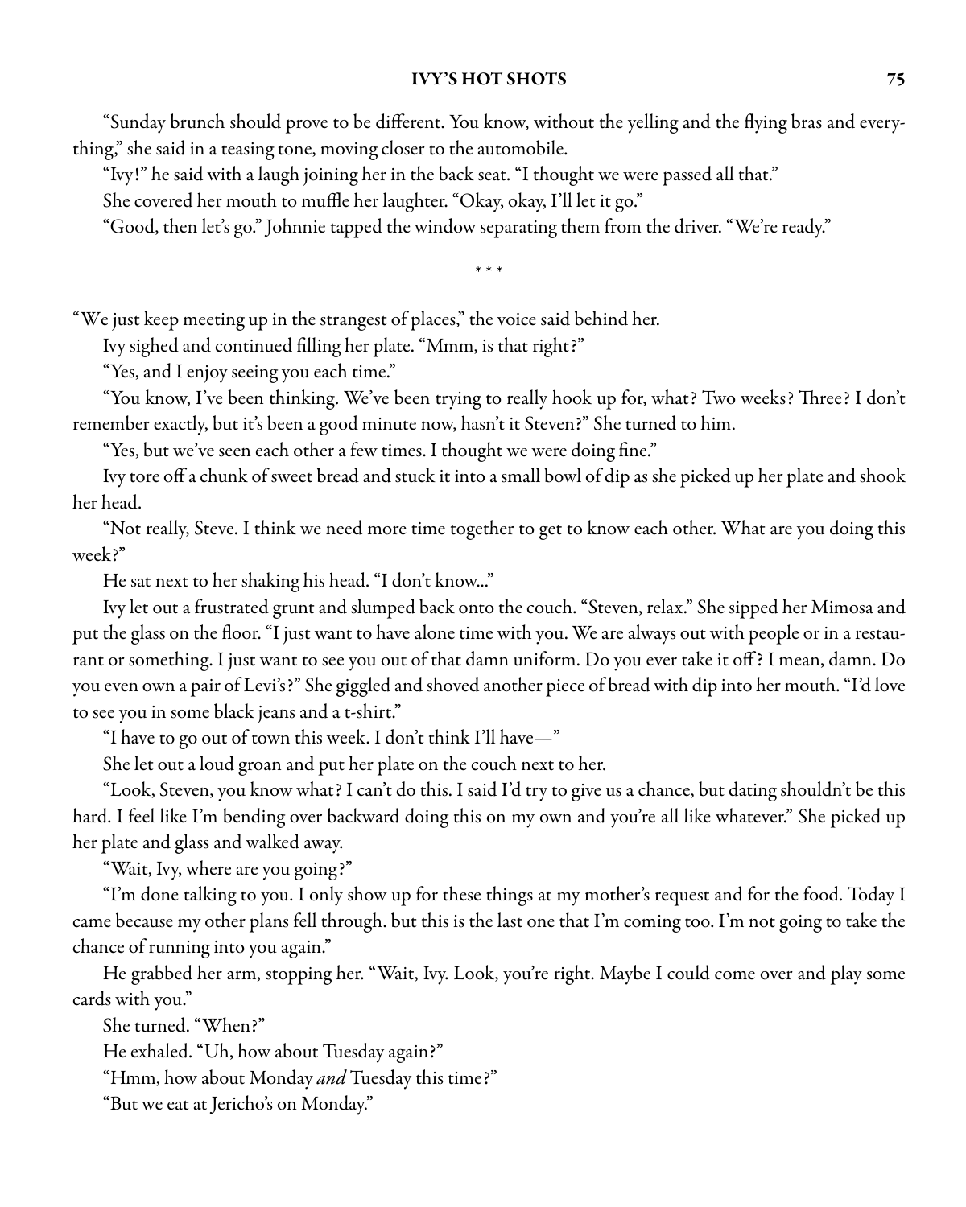"Sunday brunch should prove to be different. You know, without the yelling and the flying bras and everything," she said in a teasing tone, moving closer to the automobile.

"Ivy!" he said with a laugh joining her in the back seat. "I thought we were passed all that."

She covered her mouth to muffle her laughter. "Okay, okay, I'll let it go."

"Good, then let's go." Johnnie tapped the window separating them from the driver. "We're ready."

\* \* \*

"We just keep meeting up in the strangest of places," the voice said behind her.

Ivy sighed and continued filling her plate. "Mmm, is that right?"

"Yes, and I enjoy seeing you each time."

"You know, I've been thinking. We've been trying to really hook up for, what? Two weeks? Three? I don't remember exactly, but it's been a good minute now, hasn't it Steven?" She turned to him.

"Yes, but we've seen each other a few times. I thought we were doing fine."

Ivy tore off a chunk of sweet bread and stuck it into a small bowl of dip as she picked up her plate and shook her head.

"Not really, Steve. I think we need more time together to get to know each other. What are you doing this week?"

He sat next to her shaking his head. "I don't know..."

Ivy let out a frustrated grunt and slumped back onto the couch. "Steven, relax." She sipped her Mimosa and put the glass on the floor. "I just want to have alone time with you. We are always out with people or in a restaurant or something. I just want to see you out of that damn uniform. Do you ever take it off? I mean, damn. Do you even own a pair of Levi's?" She giggled and shoved another piece of bread with dip into her mouth. "I'd love to see you in some black jeans and a t-shirt."

"I have to go out of town this week. I don't think I'll have—"

She let out a loud groan and put her plate on the couch next to her.

"Look, Steven, you know what? I can't do this. I said I'd try to give us a chance, but dating shouldn't be this hard. I feel like I'm bending over backward doing this on my own and you're all like whatever." She picked up her plate and glass and walked away.

"Wait, Ivy, where are you going?"

"I'm done talking to you. I only show up for these things at my mother's request and for the food. Today I came because my other plans fell through. but this is the last one that I'm coming too. I'm not going to take the chance of running into you again."

He grabbed her arm, stopping her. "Wait, Ivy. Look, you're right. Maybe I could come over and play some cards with you."

She turned. "When?"

He exhaled. "Uh, how about Tuesday again?"

"Hmm, how about Monday *and* Tuesday this time?"

"But we eat at Jericho's on Monday."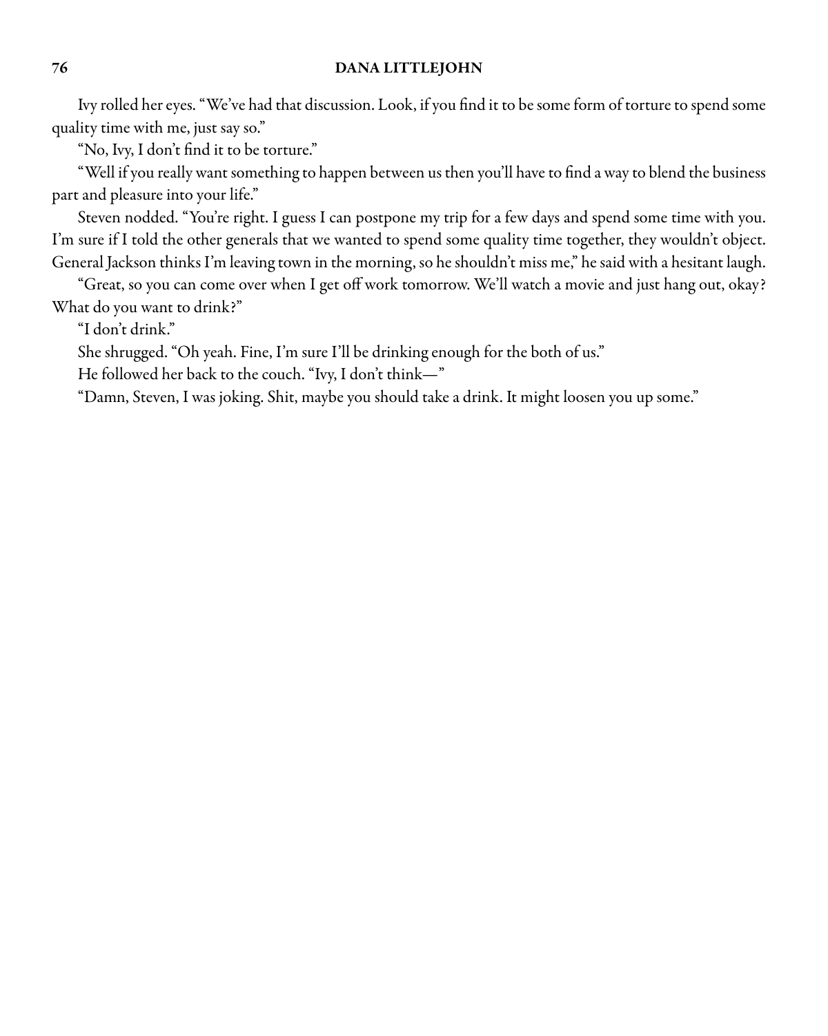Ivy rolled her eyes. "We've had that discussion. Look, if you find it to be some form of torture to spend some quality time with me, just say so."

"No, Ivy, I don't find it to be torture."

"Well if you really want something to happen between us then you'll have to find a way to blend the business part and pleasure into your life."

Steven nodded. "You're right. I guess I can postpone my trip for a few days and spend some time with you. I'm sure if I told the other generals that we wanted to spend some quality time together, they wouldn't object. General Jackson thinks I'm leaving town in the morning, so he shouldn't miss me," he said with a hesitant laugh.

"Great, so you can come over when I get off work tomorrow. We'll watch a movie and just hang out, okay? What do you want to drink?"

"I don't drink."

She shrugged. "Oh yeah. Fine, I'm sure I'll be drinking enough for the both of us."

He followed her back to the couch. "Ivy, I don't think—"

"Damn, Steven, I was joking. Shit, maybe you should take a drink. It might loosen you up some."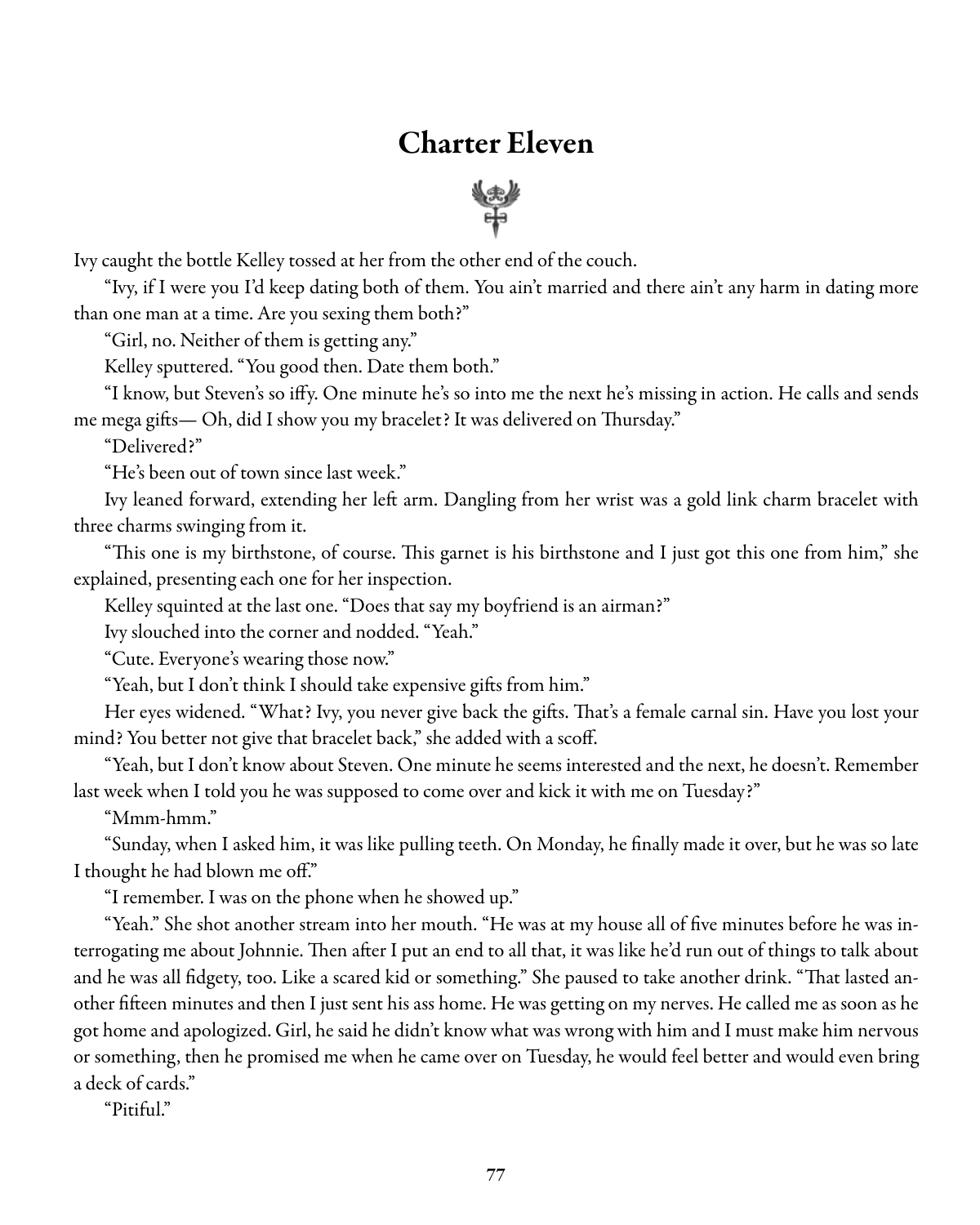# Charter Eleven

Ivy caught the bottle Kelley tossed at her from the other end of the couch.

"Ivy, if I were you I'd keep dating both of them. You ain't married and there ain't any harm in dating more than one man at a time. Are you sexing them both?"

"Girl, no. Neither of them is getting any."

Kelley sputtered. "You good then. Date them both."

"I know, but Steven's so iffy. One minute he's so into me the next he's missing in action. He calls and sends me mega gifts— Oh, did I show you my bracelet? It was delivered on Thursday."

"Delivered?"

"He's been out of town since last week."

Ivy leaned forward, extending her left arm. Dangling from her wrist was a gold link charm bracelet with three charms swinging from it.

"This one is my birthstone, of course. This garnet is his birthstone and I just got this one from him," she explained, presenting each one for her inspection.

Kelley squinted at the last one. "Does that say my boyfriend is an airman?"

Ivy slouched into the corner and nodded. "Yeah."

"Cute. Everyone's wearing those now."

"Yeah, but I don't think I should take expensive gifts from him."

Her eyes widened. "What? Ivy, you never give back the gifts. That's a female carnal sin. Have you lost your mind? You better not give that bracelet back," she added with a scoff.

"Yeah, but I don't know about Steven. One minute he seems interested and the next, he doesn't. Remember last week when I told you he was supposed to come over and kick it with me on Tuesday?"

"Mmm-hmm."

"Sunday, when I asked him, it was like pulling teeth. On Monday, he finally made it over, but he was so late I thought he had blown me off."

"I remember. I was on the phone when he showed up."

"Yeah." She shot another stream into her mouth. "He was at my house all of five minutes before he was interrogating me about Johnnie. Then after I put an end to all that, it was like he'd run out of things to talk about and he was all fidgety, too. Like a scared kid or something." She paused to take another drink. "That lasted another fifteen minutes and then I just sent his ass home. He was getting on my nerves. He called me as soon as he got home and apologized. Girl, he said he didn't know what was wrong with him and I must make him nervous or something, then he promised me when he came over on Tuesday, he would feel better and would even bring a deck of cards."

"Pitiful."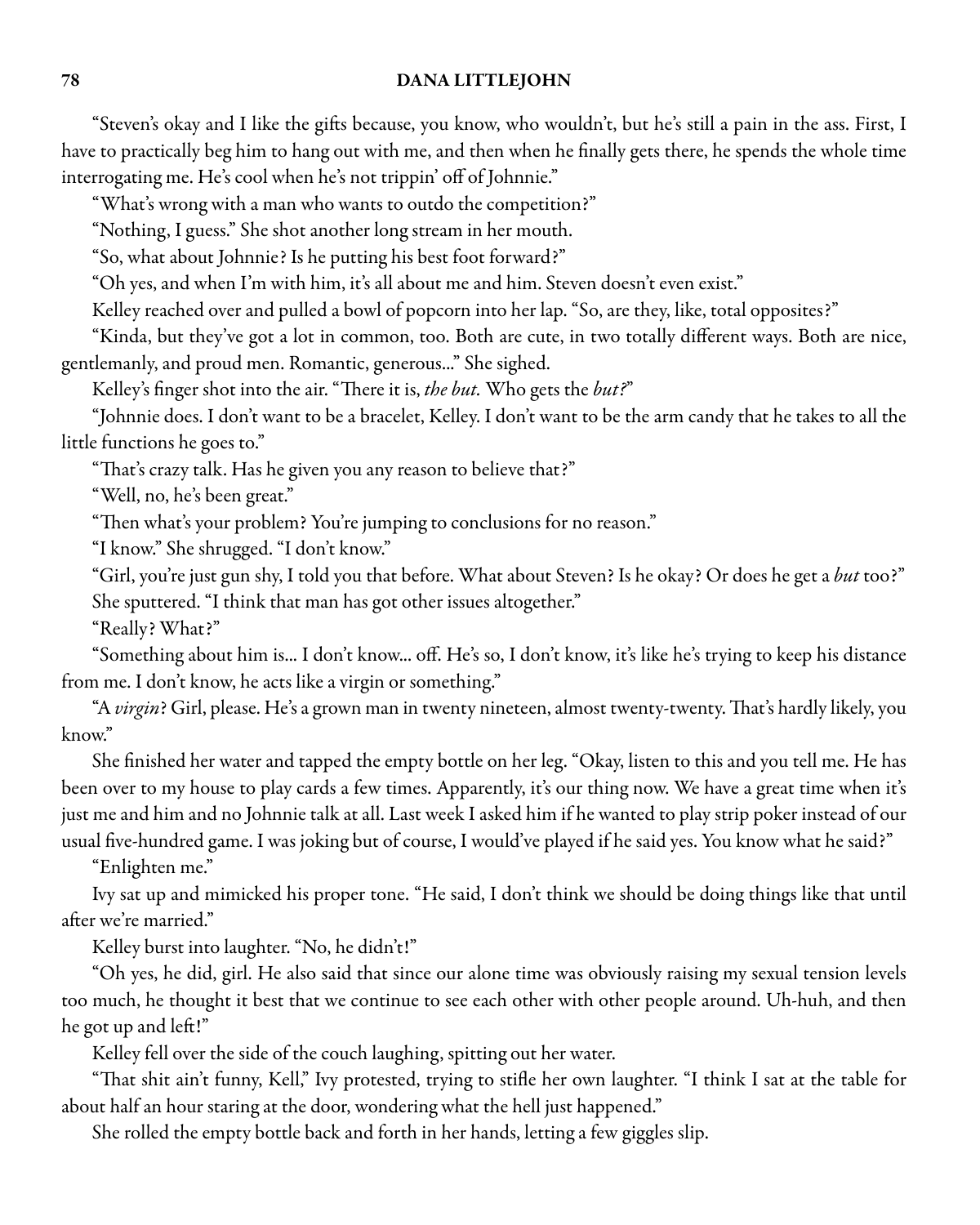"Steven's okay and I like the gifts because, you know, who wouldn't, but he's still a pain in the ass. First, I have to practically beg him to hang out with me, and then when he finally gets there, he spends the whole time interrogating me. He's cool when he's not trippin' off of Johnnie."

"What's wrong with a man who wants to outdo the competition?"

"Nothing, I guess." She shot another long stream in her mouth.

"So, what about Johnnie? Is he putting his best foot forward?"

"Oh yes, and when I'm with him, it's all about me and him. Steven doesn't even exist."

Kelley reached over and pulled a bowl of popcorn into her lap. "So, are they, like, total opposites?"

"Kinda, but they've got a lot in common, too. Both are cute, in two totally different ways. Both are nice, gentlemanly, and proud men. Romantic, generous..." She sighed.

Kelley's finger shot into the air. "There it is, *the but.* Who gets the *but?*"

"Johnnie does. I don't want to be a bracelet, Kelley. I don't want to be the arm candy that he takes to all the little functions he goes to."

"That's crazy talk. Has he given you any reason to believe that?"

"Well, no, he's been great."

"Then what's your problem? You're jumping to conclusions for no reason."

"I know." She shrugged. "I don't know."

"Girl, you're just gun shy, I told you that before. What about Steven? Is he okay? Or does he get a *but* too?"

She sputtered. "I think that man has got other issues altogether."

"Really? What?"

"Something about him is... I don't know... off. He's so, I don't know, it's like he's trying to keep his distance from me. I don't know, he acts like a virgin or something."

"A *virgin*? Girl, please. He's a grown man in twenty nineteen, almost twenty-twenty. That's hardly likely, you know."

She finished her water and tapped the empty bottle on her leg. "Okay, listen to this and you tell me. He has been over to my house to play cards a few times. Apparently, it's our thing now. We have a great time when it's just me and him and no Johnnie talk at all. Last week I asked him if he wanted to play strip poker instead of our usual five-hundred game. I was joking but of course, I would've played if he said yes. You know what he said?"

"Enlighten me."

Ivy sat up and mimicked his proper tone. "He said, I don't think we should be doing things like that until after we're married."

Kelley burst into laughter. "No, he didn't!"

"Oh yes, he did, girl. He also said that since our alone time was obviously raising my sexual tension levels too much, he thought it best that we continue to see each other with other people around. Uh-huh, and then he got up and left!"

Kelley fell over the side of the couch laughing, spitting out her water.

"That shit ain't funny, Kell," Ivy protested, trying to stifle her own laughter. "I think I sat at the table for about half an hour staring at the door, wondering what the hell just happened."

She rolled the empty bottle back and forth in her hands, letting a few giggles slip.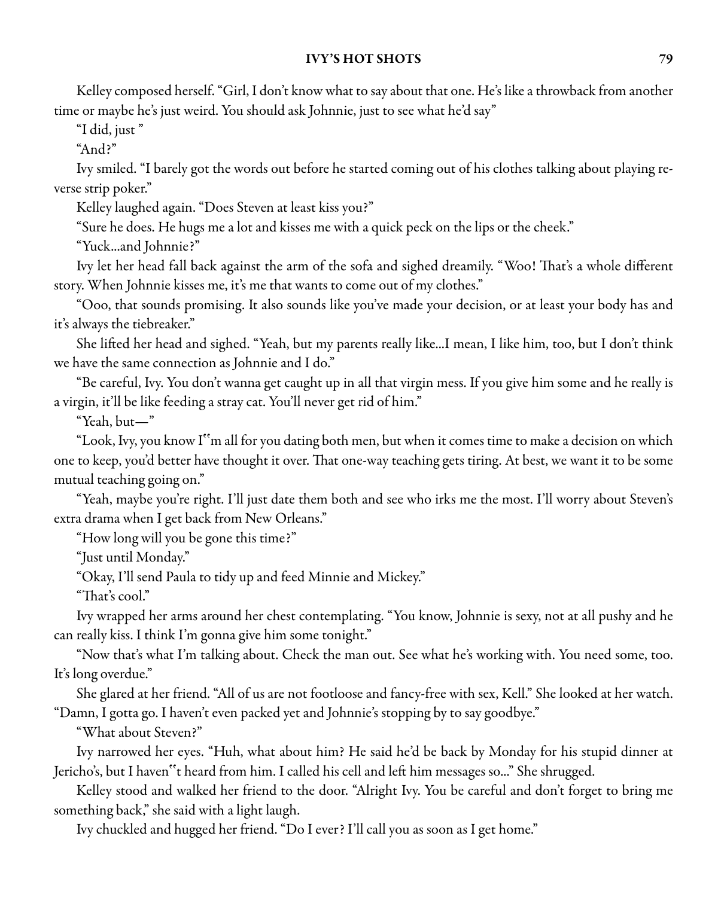Kelley composed herself. "Girl, I don't know what to say about that one. He's like a throwback from another time or maybe he's just weird. You should ask Johnnie, just to see what he'd say"

"I did, just "

"And?"

Ivy smiled. "I barely got the words out before he started coming out of his clothes talking about playing reverse strip poker."

Kelley laughed again. "Does Steven at least kiss you?"

"Sure he does. He hugs me a lot and kisses me with a quick peck on the lips or the cheek."

"Yuck…and Johnnie?"

Ivy let her head fall back against the arm of the sofa and sighed dreamily. "Woo! That's a whole different story. When Johnnie kisses me, it's me that wants to come out of my clothes."

"Ooo, that sounds promising. It also sounds like you've made your decision, or at least your body has and it's always the tiebreaker."

She lifted her head and sighed. "Yeah, but my parents really like…I mean, I like him, too, but I don't think we have the same connection as Johnnie and I do."

"Be careful, Ivy. You don't wanna get caught up in all that virgin mess. If you give him some and he really is a virgin, it'll be like feeding a stray cat. You'll never get rid of him."

"Yeah, but—"

"Look, Ivy, you know I"m all for you dating both men, but when it comes time to make a decision on which one to keep, you'd better have thought it over. That one-way teaching gets tiring. At best, we want it to be some mutual teaching going on."

"Yeah, maybe you're right. I'll just date them both and see who irks me the most. I'll worry about Steven's extra drama when I get back from New Orleans."

"How long will you be gone this time?"

"Just until Monday."

"Okay, I'll send Paula to tidy up and feed Minnie and Mickey."

"That's cool."

Ivy wrapped her arms around her chest contemplating. "You know, Johnnie is sexy, not at all pushy and he can really kiss. I think I'm gonna give him some tonight."

"Now that's what I'm talking about. Check the man out. See what he's working with. You need some, too. It's long overdue."

She glared at her friend. "All of us are not footloose and fancy-free with sex, Kell." She looked at her watch. "Damn, I gotta go. I haven't even packed yet and Johnnie's stopping by to say goodbye."

"What about Steven?"

Ivy narrowed her eyes. "Huh, what about him? He said he'd be back by Monday for his stupid dinner at Jericho's, but I haven"t heard from him. I called his cell and left him messages so…" She shrugged.

Kelley stood and walked her friend to the door. "Alright Ivy. You be careful and don't forget to bring me something back," she said with a light laugh.

Ivy chuckled and hugged her friend. "Do I ever? I'll call you as soon as I get home."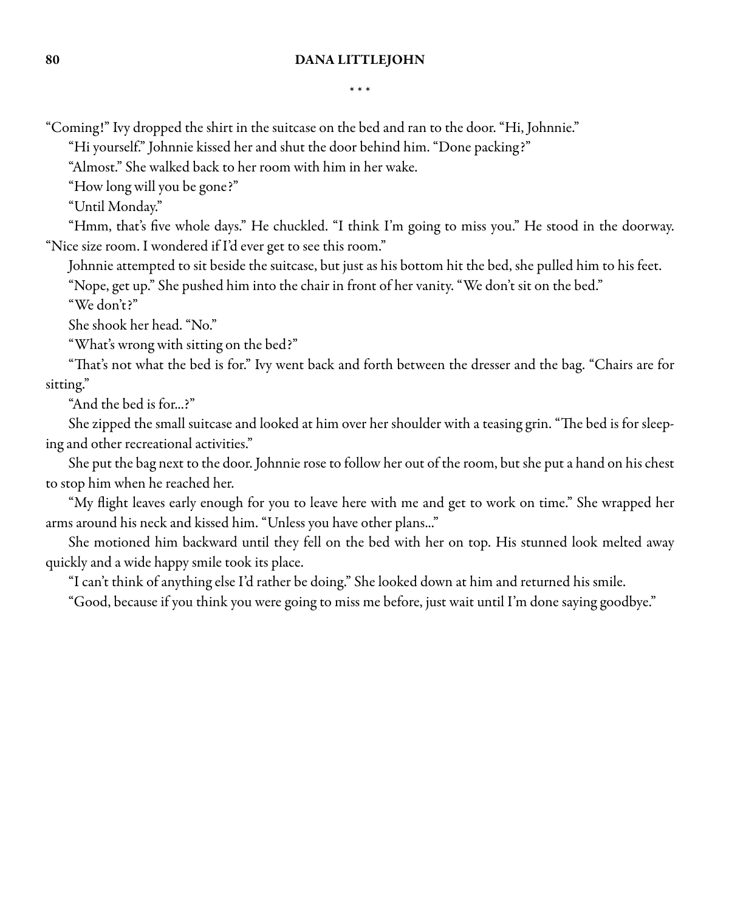\* \* \*

"Coming!" Ivy dropped the shirt in the suitcase on the bed and ran to the door. "Hi, Johnnie."

"Hi yourself." Johnnie kissed her and shut the door behind him. "Done packing?"

"Almost." She walked back to her room with him in her wake.

"How long will you be gone?"

"Until Monday."

"Hmm, that's five whole days." He chuckled. "I think I'm going to miss you." He stood in the doorway. "Nice size room. I wondered if I'd ever get to see this room."

Johnnie attempted to sit beside the suitcase, but just as his bottom hit the bed, she pulled him to his feet.

"Nope, get up." She pushed him into the chair in front of her vanity. "We don't sit on the bed."

"We don't?"

She shook her head. "No."

"What's wrong with sitting on the bed?"

"That's not what the bed is for." Ivy went back and forth between the dresser and the bag. "Chairs are for sitting."

"And the bed is for...?"

She zipped the small suitcase and looked at him over her shoulder with a teasing grin. "The bed is for sleeping and other recreational activities."

She put the bag next to the door. Johnnie rose to follow her out of the room, but she put a hand on his chest to stop him when he reached her.

"My flight leaves early enough for you to leave here with me and get to work on time." She wrapped her arms around his neck and kissed him. "Unless you have other plans..."

She motioned him backward until they fell on the bed with her on top. His stunned look melted away quickly and a wide happy smile took its place.

"I can't think of anything else I'd rather be doing." She looked down at him and returned his smile.

"Good, because if you think you were going to miss me before, just wait until I'm done saying goodbye."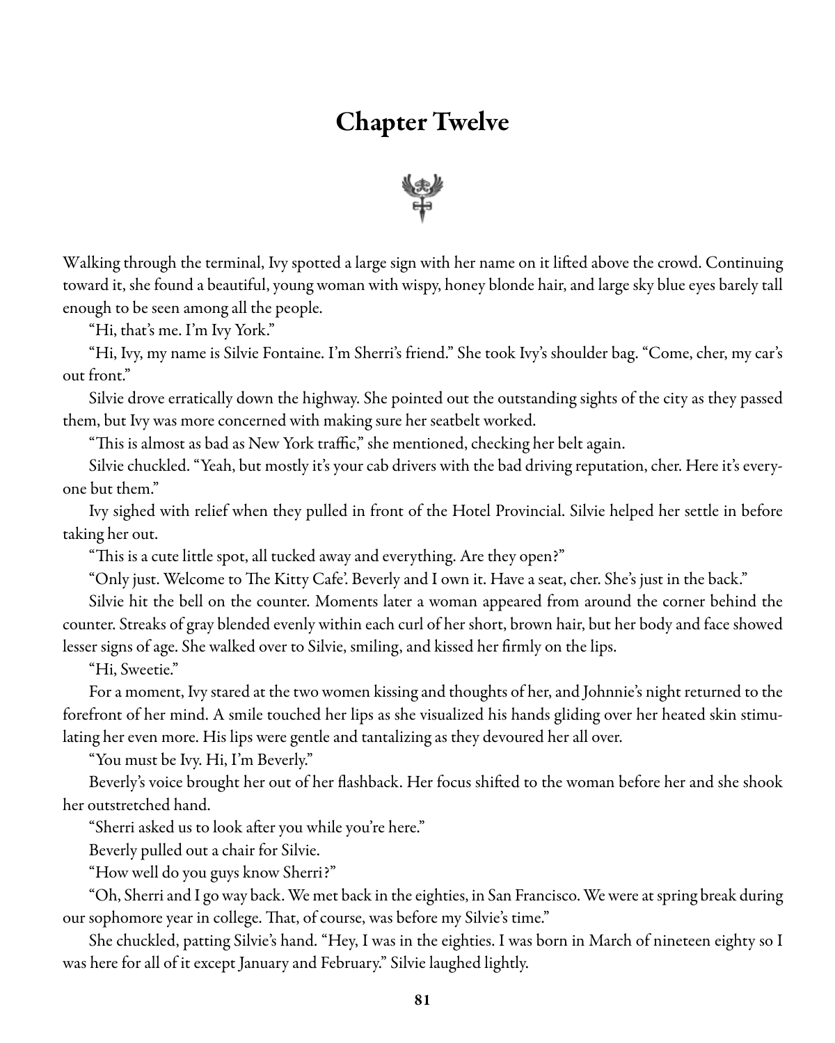# Chapter Twelve

Walking through the terminal, Ivy spotted a large sign with her name on it lifted above the crowd. Continuing toward it, she found a beautiful, young woman with wispy, honey blonde hair, and large sky blue eyes barely tall enough to be seen among all the people.

"Hi, that's me. I'm Ivy York."

"Hi, Ivy, my name is Silvie Fontaine. I'm Sherri's friend." She took Ivy's shoulder bag. "Come, cher, my car's out front."

Silvie drove erratically down the highway. She pointed out the outstanding sights of the city as they passed them, but Ivy was more concerned with making sure her seatbelt worked.

"This is almost as bad as New York traffic," she mentioned, checking her belt again.

Silvie chuckled. "Yeah, but mostly it's your cab drivers with the bad driving reputation, cher. Here it's everyone but them."

Ivy sighed with relief when they pulled in front of the Hotel Provincial. Silvie helped her settle in before taking her out.

"This is a cute little spot, all tucked away and everything. Are they open?"

"Only just. Welcome to The Kitty Cafe'. Beverly and I own it. Have a seat, cher. She's just in the back."

Silvie hit the bell on the counter. Moments later a woman appeared from around the corner behind the counter. Streaks of gray blended evenly within each curl of her short, brown hair, but her body and face showed lesser signs of age. She walked over to Silvie, smiling, and kissed her firmly on the lips.

"Hi, Sweetie."

For a moment, Ivy stared at the two women kissing and thoughts of her, and Johnnie's night returned to the forefront of her mind. A smile touched her lips as she visualized his hands gliding over her heated skin stimulating her even more. His lips were gentle and tantalizing as they devoured her all over.

"You must be Ivy. Hi, I'm Beverly."

Beverly's voice brought her out of her flashback. Her focus shifted to the woman before her and she shook her outstretched hand.

"Sherri asked us to look after you while you're here."

Beverly pulled out a chair for Silvie.

"How well do you guys know Sherri?"

"Oh, Sherri and I go way back. We met back in the eighties, in San Francisco. We were at spring break during our sophomore year in college. That, of course, was before my Silvie's time."

She chuckled, patting Silvie's hand. "Hey, I was in the eighties. I was born in March of nineteen eighty so I was here for all of it except January and February." Silvie laughed lightly.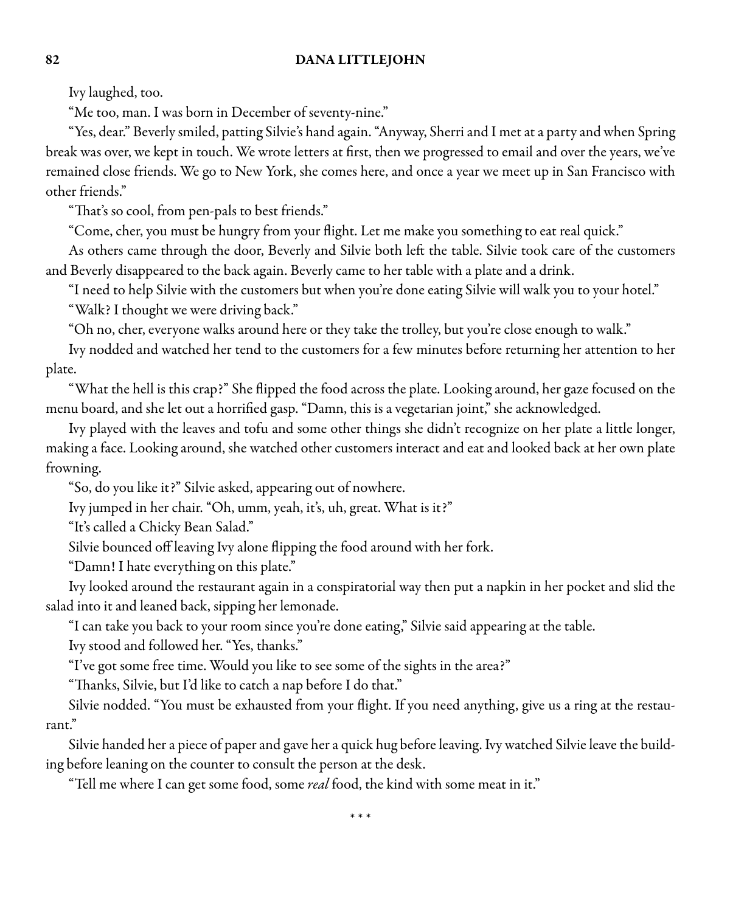Ivy laughed, too.

"Me too, man. I was born in December of seventy-nine."

"Yes, dear." Beverly smiled, patting Silvie's hand again. "Anyway, Sherri and I met at a party and when Spring break was over, we kept in touch. We wrote letters at first, then we progressed to email and over the years, we've remained close friends. We go to New York, she comes here, and once a year we meet up in San Francisco with other friends."

"That's so cool, from pen-pals to best friends."

"Come, cher, you must be hungry from your flight. Let me make you something to eat real quick."

As others came through the door, Beverly and Silvie both left the table. Silvie took care of the customers and Beverly disappeared to the back again. Beverly came to her table with a plate and a drink.

"I need to help Silvie with the customers but when you're done eating Silvie will walk you to your hotel."

"Walk? I thought we were driving back."

"Oh no, cher, everyone walks around here or they take the trolley, but you're close enough to walk."

Ivy nodded and watched her tend to the customers for a few minutes before returning her attention to her plate.

"What the hell is this crap?" She flipped the food across the plate. Looking around, her gaze focused on the menu board, and she let out a horrified gasp. "Damn, this is a vegetarian joint," she acknowledged.

Ivy played with the leaves and tofu and some other things she didn't recognize on her plate a little longer, making a face. Looking around, she watched other customers interact and eat and looked back at her own plate frowning.

"So, do you like it?" Silvie asked, appearing out of nowhere.

Ivy jumped in her chair. "Oh, umm, yeah, it's, uh, great. What is it?"

"It's called a Chicky Bean Salad."

Silvie bounced off leaving Ivy alone flipping the food around with her fork.

"Damn! I hate everything on this plate."

Ivy looked around the restaurant again in a conspiratorial way then put a napkin in her pocket and slid the salad into it and leaned back, sipping her lemonade.

"I can take you back to your room since you're done eating," Silvie said appearing at the table.

Ivy stood and followed her. "Yes, thanks."

"I've got some free time. Would you like to see some of the sights in the area?"

"Thanks, Silvie, but I'd like to catch a nap before I do that."

Silvie nodded. "You must be exhausted from your flight. If you need anything, give us a ring at the restaurant."

Silvie handed her a piece of paper and gave her a quick hug before leaving. Ivy watched Silvie leave the building before leaning on the counter to consult the person at the desk.

"Tell me where I can get some food, some *real* food, the kind with some meat in it."

\* \* \*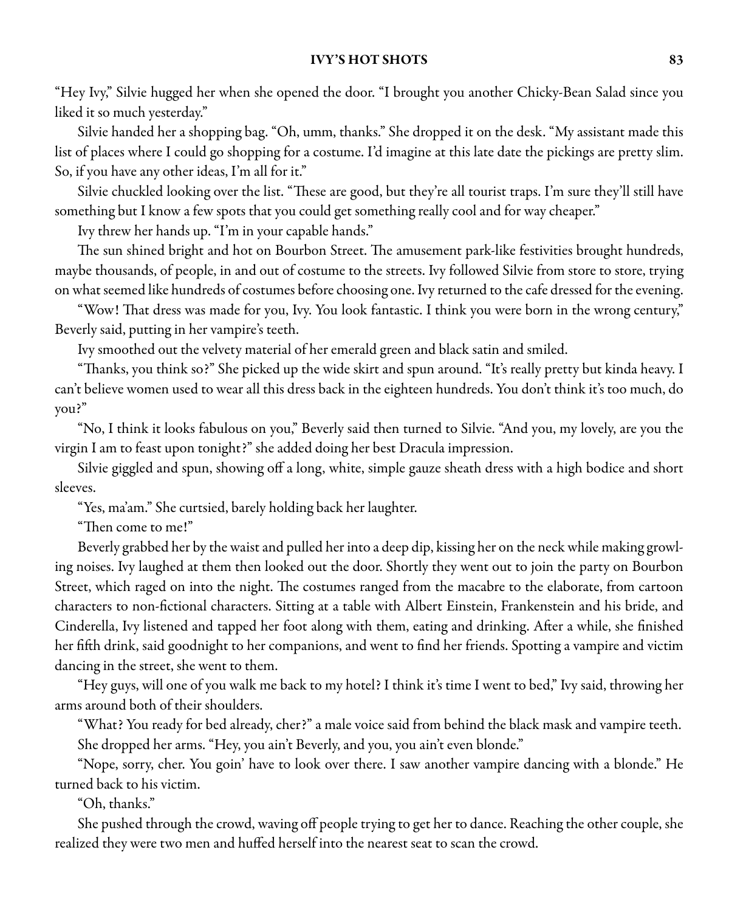"Hey Ivy," Silvie hugged her when she opened the door. "I brought you another Chicky-Bean Salad since you liked it so much yesterday."

Silvie handed her a shopping bag. "Oh, umm, thanks." She dropped it on the desk. "My assistant made this list of places where I could go shopping for a costume. I'd imagine at this late date the pickings are pretty slim. So, if you have any other ideas, I'm all for it."

Silvie chuckled looking over the list. "These are good, but they're all tourist traps. I'm sure they'll still have something but I know a few spots that you could get something really cool and for way cheaper."

Ivy threw her hands up. "I'm in your capable hands."

The sun shined bright and hot on Bourbon Street. The amusement park-like festivities brought hundreds, maybe thousands, of people, in and out of costume to the streets. Ivy followed Silvie from store to store, trying on what seemed like hundreds of costumes before choosing one. Ivy returned to the cafe dressed for the evening.

"Wow! That dress was made for you, Ivy. You look fantastic. I think you were born in the wrong century," Beverly said, putting in her vampire's teeth.

Ivy smoothed out the velvety material of her emerald green and black satin and smiled.

"Thanks, you think so?" She picked up the wide skirt and spun around. "It's really pretty but kinda heavy. I can't believe women used to wear all this dress back in the eighteen hundreds. You don't think it's too much, do you?"

"No, I think it looks fabulous on you," Beverly said then turned to Silvie. "And you, my lovely, are you the virgin I am to feast upon tonight?" she added doing her best Dracula impression.

Silvie giggled and spun, showing off a long, white, simple gauze sheath dress with a high bodice and short sleeves.

"Yes, ma'am." She curtsied, barely holding back her laughter.

"Then come to me!"

Beverly grabbed her by the waist and pulled her into a deep dip, kissing her on the neck while making growling noises. Ivy laughed at them then looked out the door. Shortly they went out to join the party on Bourbon Street, which raged on into the night. The costumes ranged from the macabre to the elaborate, from cartoon characters to non-fictional characters. Sitting at a table with Albert Einstein, Frankenstein and his bride, and Cinderella, Ivy listened and tapped her foot along with them, eating and drinking. After a while, she finished her fifth drink, said goodnight to her companions, and went to find her friends. Spotting a vampire and victim dancing in the street, she went to them.

"Hey guys, will one of you walk me back to my hotel? I think it's time I went to bed," Ivy said, throwing her arms around both of their shoulders.

"What? You ready for bed already, cher?" a male voice said from behind the black mask and vampire teeth.

She dropped her arms. "Hey, you ain't Beverly, and you, you ain't even blonde."

"Nope, sorry, cher. You goin' have to look over there. I saw another vampire dancing with a blonde." He turned back to his victim.

"Oh, thanks."

She pushed through the crowd, waving off people trying to get her to dance. Reaching the other couple, she realized they were two men and huffed herself into the nearest seat to scan the crowd.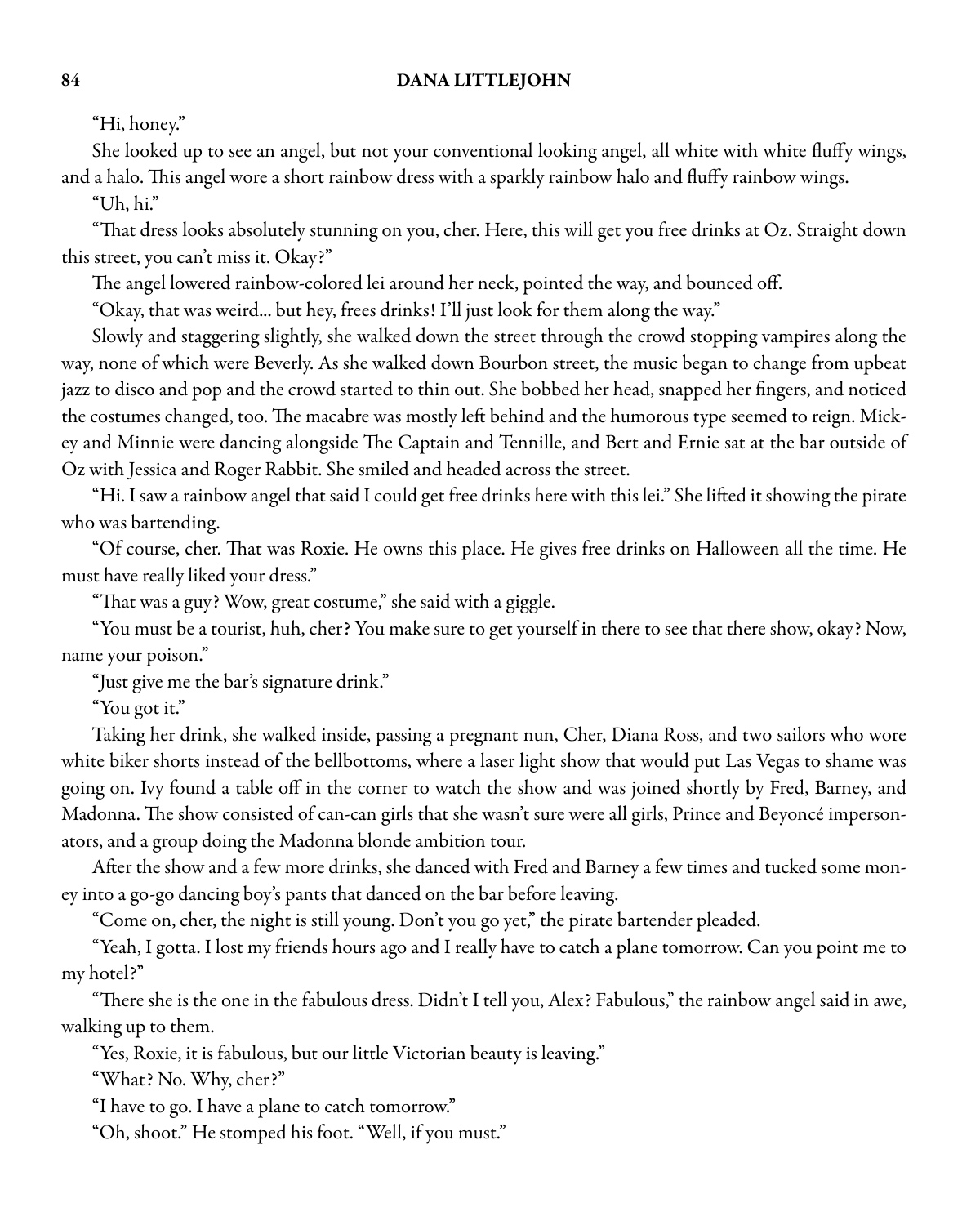"Hi, honey."

She looked up to see an angel, but not your conventional looking angel, all white with white fluffy wings, and a halo. This angel wore a short rainbow dress with a sparkly rainbow halo and fluffy rainbow wings.

"Uh, hi."

"That dress looks absolutely stunning on you, cher. Here, this will get you free drinks at Oz. Straight down this street, you can't miss it. Okay?"

The angel lowered rainbow-colored lei around her neck, pointed the way, and bounced off.

"Okay, that was weird... but hey, frees drinks! I'll just look for them along the way."

Slowly and staggering slightly, she walked down the street through the crowd stopping vampires along the way, none of which were Beverly. As she walked down Bourbon street, the music began to change from upbeat jazz to disco and pop and the crowd started to thin out. She bobbed her head, snapped her fingers, and noticed the costumes changed, too. The macabre was mostly left behind and the humorous type seemed to reign. Mickey and Minnie were dancing alongside The Captain and Tennille, and Bert and Ernie sat at the bar outside of Oz with Jessica and Roger Rabbit. She smiled and headed across the street.

"Hi. I saw a rainbow angel that said I could get free drinks here with this lei." She lifted it showing the pirate who was bartending.

"Of course, cher. That was Roxie. He owns this place. He gives free drinks on Halloween all the time. He must have really liked your dress."

"That was a guy? Wow, great costume," she said with a giggle.

"You must be a tourist, huh, cher? You make sure to get yourself in there to see that there show, okay? Now, name your poison."

"Just give me the bar's signature drink."

"You got it."

Taking her drink, she walked inside, passing a pregnant nun, Cher, Diana Ross, and two sailors who wore white biker shorts instead of the bellbottoms, where a laser light show that would put Las Vegas to shame was going on. Ivy found a table off in the corner to watch the show and was joined shortly by Fred, Barney, and Madonna. The show consisted of can-can girls that she wasn't sure were all girls, Prince and Beyoncé impersonators, and a group doing the Madonna blonde ambition tour.

After the show and a few more drinks, she danced with Fred and Barney a few times and tucked some money into a go-go dancing boy's pants that danced on the bar before leaving.

"Come on, cher, the night is still young. Don't you go yet," the pirate bartender pleaded.

"Yeah, I gotta. I lost my friends hours ago and I really have to catch a plane tomorrow. Can you point me to my hotel?"

"There she is the one in the fabulous dress. Didn't I tell you, Alex? Fabulous," the rainbow angel said in awe, walking up to them.

"Yes, Roxie, it is fabulous, but our little Victorian beauty is leaving."

"What? No. Why, cher?"

"I have to go. I have a plane to catch tomorrow."

"Oh, shoot." He stomped his foot. "Well, if you must."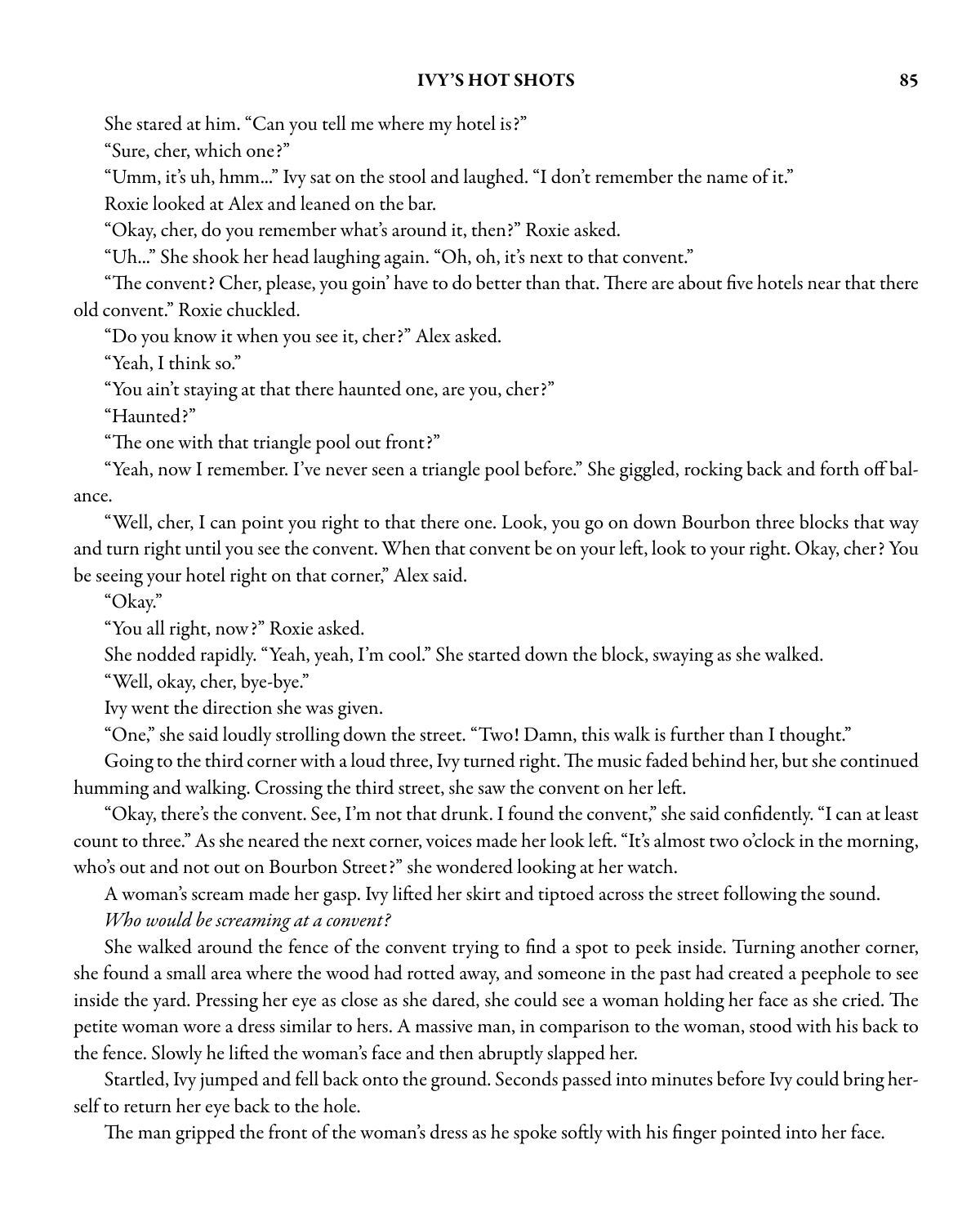She stared at him. "Can you tell me where my hotel is?"

"Sure, cher, which one?"

"Umm, it's uh, hmm..." Ivy sat on the stool and laughed. "I don't remember the name of it."

Roxie looked at Alex and leaned on the bar.

"Okay, cher, do you remember what's around it, then?" Roxie asked.

"Uh..." She shook her head laughing again. "Oh, oh, it's next to that convent."

"The convent? Cher, please, you goin' have to do better than that. There are about five hotels near that there old convent." Roxie chuckled.

"Do you know it when you see it, cher?" Alex asked.

"Yeah, I think so."

"You ain't staying at that there haunted one, are you, cher?"

"Haunted?"

"The one with that triangle pool out front?"

"Yeah, now I remember. I've never seen a triangle pool before." She giggled, rocking back and forth off balance.

"Well, cher, I can point you right to that there one. Look, you go on down Bourbon three blocks that way and turn right until you see the convent. When that convent be on your left, look to your right. Okay, cher? You be seeing your hotel right on that corner," Alex said.

"Okay."

"You all right, now?" Roxie asked.

She nodded rapidly. "Yeah, yeah, I'm cool." She started down the block, swaying as she walked.

"Well, okay, cher, bye-bye."

Ivy went the direction she was given.

"One," she said loudly strolling down the street. "Two! Damn, this walk is further than I thought."

Going to the third corner with a loud three, Ivy turned right. The music faded behind her, but she continued humming and walking. Crossing the third street, she saw the convent on her left.

"Okay, there's the convent. See, I'm not that drunk. I found the convent," she said confidently. "I can at least count to three." As she neared the next corner, voices made her look left. "It's almost two o'clock in the morning, who's out and not out on Bourbon Street?" she wondered looking at her watch.

A woman's scream made her gasp. Ivy lifted her skirt and tiptoed across the street following the sound.

*Who would be screaming at a convent?*

She walked around the fence of the convent trying to find a spot to peek inside. Turning another corner, she found a small area where the wood had rotted away, and someone in the past had created a peephole to see inside the yard. Pressing her eye as close as she dared, she could see a woman holding her face as she cried. The petite woman wore a dress similar to hers. A massive man, in comparison to the woman, stood with his back to the fence. Slowly he lifted the woman's face and then abruptly slapped her.

Startled, Ivy jumped and fell back onto the ground. Seconds passed into minutes before Ivy could bring herself to return her eye back to the hole.

The man gripped the front of the woman's dress as he spoke softly with his finger pointed into her face.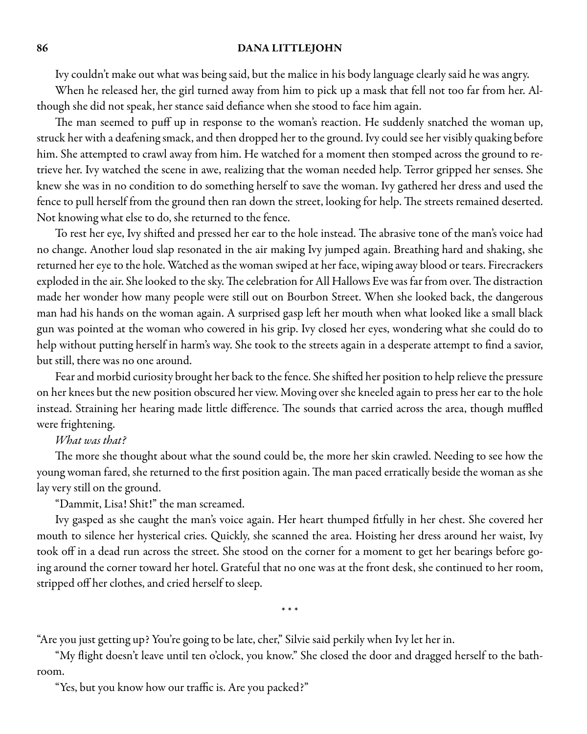Ivy couldn't make out what was being said, but the malice in his body language clearly said he was angry.

When he released her, the girl turned away from him to pick up a mask that fell not too far from her. Although she did not speak, her stance said defiance when she stood to face him again.

The man seemed to puff up in response to the woman's reaction. He suddenly snatched the woman up, struck her with a deafening smack, and then dropped her to the ground. Ivy could see her visibly quaking before him. She attempted to crawl away from him. He watched for a moment then stomped across the ground to retrieve her. Ivy watched the scene in awe, realizing that the woman needed help. Terror gripped her senses. She knew she was in no condition to do something herself to save the woman. Ivy gathered her dress and used the fence to pull herself from the ground then ran down the street, looking for help. The streets remained deserted. Not knowing what else to do, she returned to the fence.

To rest her eye, Ivy shifted and pressed her ear to the hole instead. The abrasive tone of the man's voice had no change. Another loud slap resonated in the air making Ivy jumped again. Breathing hard and shaking, she returned her eye to the hole. Watched as the woman swiped at her face, wiping away blood or tears. Firecrackers exploded in the air. She looked to the sky. The celebration for All Hallows Eve was far from over. The distraction made her wonder how many people were still out on Bourbon Street. When she looked back, the dangerous man had his hands on the woman again. A surprised gasp left her mouth when what looked like a small black gun was pointed at the woman who cowered in his grip. Ivy closed her eyes, wondering what she could do to help without putting herself in harm's way. She took to the streets again in a desperate attempt to find a savior, but still, there was no one around.

Fear and morbid curiosity brought her back to the fence. She shifted her position to help relieve the pressure on her knees but the new position obscured her view. Moving over she kneeled again to press her ear to the hole instead. Straining her hearing made little difference. The sounds that carried across the area, though muffled were frightening.

*What was that?*

The more she thought about what the sound could be, the more her skin crawled. Needing to see how the young woman fared, she returned to the first position again. The man paced erratically beside the woman as she lay very still on the ground.

"Dammit, Lisa! Shit!" the man screamed.

Ivy gasped as she caught the man's voice again. Her heart thumped fitfully in her chest. She covered her mouth to silence her hysterical cries. Quickly, she scanned the area. Hoisting her dress around her waist, Ivy took off in a dead run across the street. She stood on the corner for a moment to get her bearings before going around the corner toward her hotel. Grateful that no one was at the front desk, she continued to her room, stripped off her clothes, and cried herself to sleep.

\* \* \*

"Are you just getting up? You're going to be late, cher," Silvie said perkily when Ivy let her in.

"My flight doesn't leave until ten o'clock, you know." She closed the door and dragged herself to the bathroom.

"Yes, but you know how our traffic is. Are you packed?"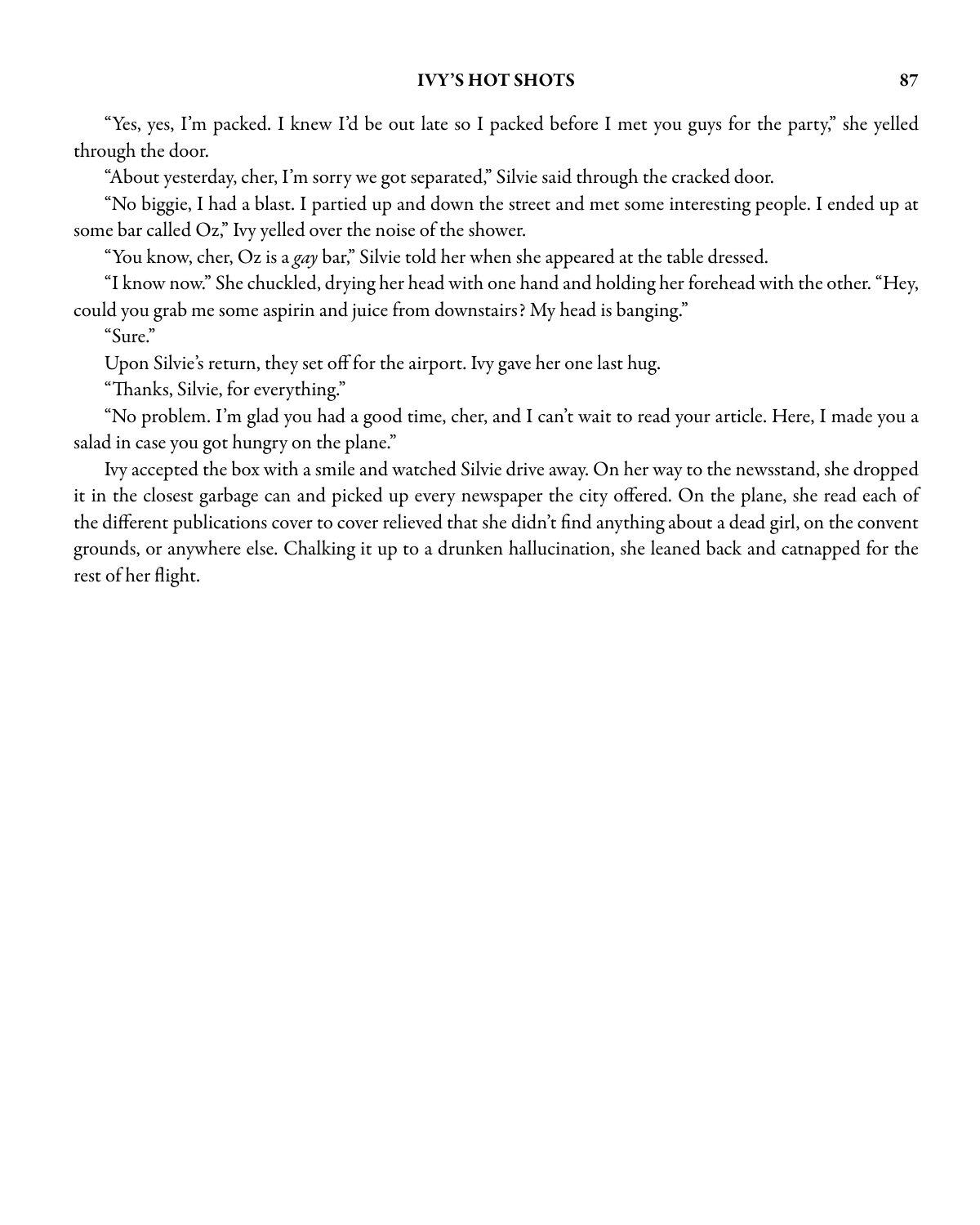"Yes, yes, I'm packed. I knew I'd be out late so I packed before I met you guys for the party," she yelled through the door.

"About yesterday, cher, I'm sorry we got separated," Silvie said through the cracked door.

"No biggie, I had a blast. I partied up and down the street and met some interesting people. I ended up at some bar called Oz," Ivy yelled over the noise of the shower.

"You know, cher, Oz is a *gay* bar," Silvie told her when she appeared at the table dressed.

"I know now." She chuckled, drying her head with one hand and holding her forehead with the other. "Hey, could you grab me some aspirin and juice from downstairs? My head is banging."

"Sure."

Upon Silvie's return, they set off for the airport. Ivy gave her one last hug.

"Thanks, Silvie, for everything."

"No problem. I'm glad you had a good time, cher, and I can't wait to read your article. Here, I made you a salad in case you got hungry on the plane."

Ivy accepted the box with a smile and watched Silvie drive away. On her way to the newsstand, she dropped it in the closest garbage can and picked up every newspaper the city offered. On the plane, she read each of the different publications cover to cover relieved that she didn't find anything about a dead girl, on the convent grounds, or anywhere else. Chalking it up to a drunken hallucination, she leaned back and catnapped for the rest of her flight.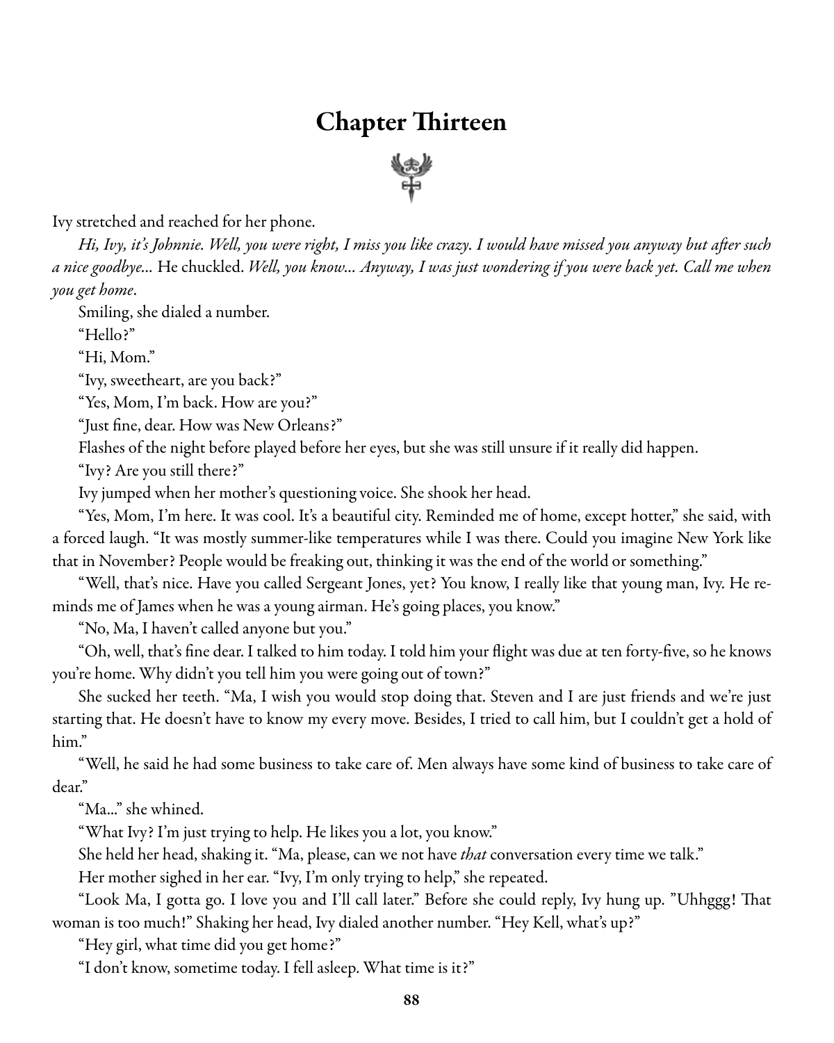# Chapter Thirteen

Ivy stretched and reached for her phone.

*Hi, Ivy, it's Johnnie. Well, you were right, I miss you like crazy. I would have missed you anyway but after such a nice goodbye...* He chuckled. *Well, you know... Anyway, I was just wondering if you were back yet. Call me when you get home*.

Smiling, she dialed a number.

"Hello?"

"Hi, Mom."

"Ivy, sweetheart, are you back?"

"Yes, Mom, I'm back. How are you?"

"Just fine, dear. How was New Orleans?"

Flashes of the night before played before her eyes, but she was still unsure if it really did happen.

"Ivy? Are you still there?"

Ivy jumped when her mother's questioning voice. She shook her head.

"Yes, Mom, I'm here. It was cool. It's a beautiful city. Reminded me of home, except hotter," she said, with a forced laugh. "It was mostly summer-like temperatures while I was there. Could you imagine New York like that in November? People would be freaking out, thinking it was the end of the world or something."

"Well, that's nice. Have you called Sergeant Jones, yet? You know, I really like that young man, Ivy. He reminds me of James when he was a young airman. He's going places, you know."

"No, Ma, I haven't called anyone but you."

"Oh, well, that's fine dear. I talked to him today. I told him your flight was due at ten forty-five, so he knows you're home. Why didn't you tell him you were going out of town?"

She sucked her teeth. "Ma, I wish you would stop doing that. Steven and I are just friends and we're just starting that. He doesn't have to know my every move. Besides, I tried to call him, but I couldn't get a hold of him."

"Well, he said he had some business to take care of. Men always have some kind of business to take care of dear."

"Ma..." she whined.

"What Ivy? I'm just trying to help. He likes you a lot, you know."

She held her head, shaking it. "Ma, please, can we not have *that* conversation every time we talk."

Her mother sighed in her ear. "Ivy, I'm only trying to help," she repeated.

"Look Ma, I gotta go. I love you and I'll call later." Before she could reply, Ivy hung up. "Uhhggg! That woman is too much!" Shaking her head, Ivy dialed another number. "Hey Kell, what's up?"

"Hey girl, what time did you get home?"

"I don't know, sometime today. I fell asleep. What time is it?"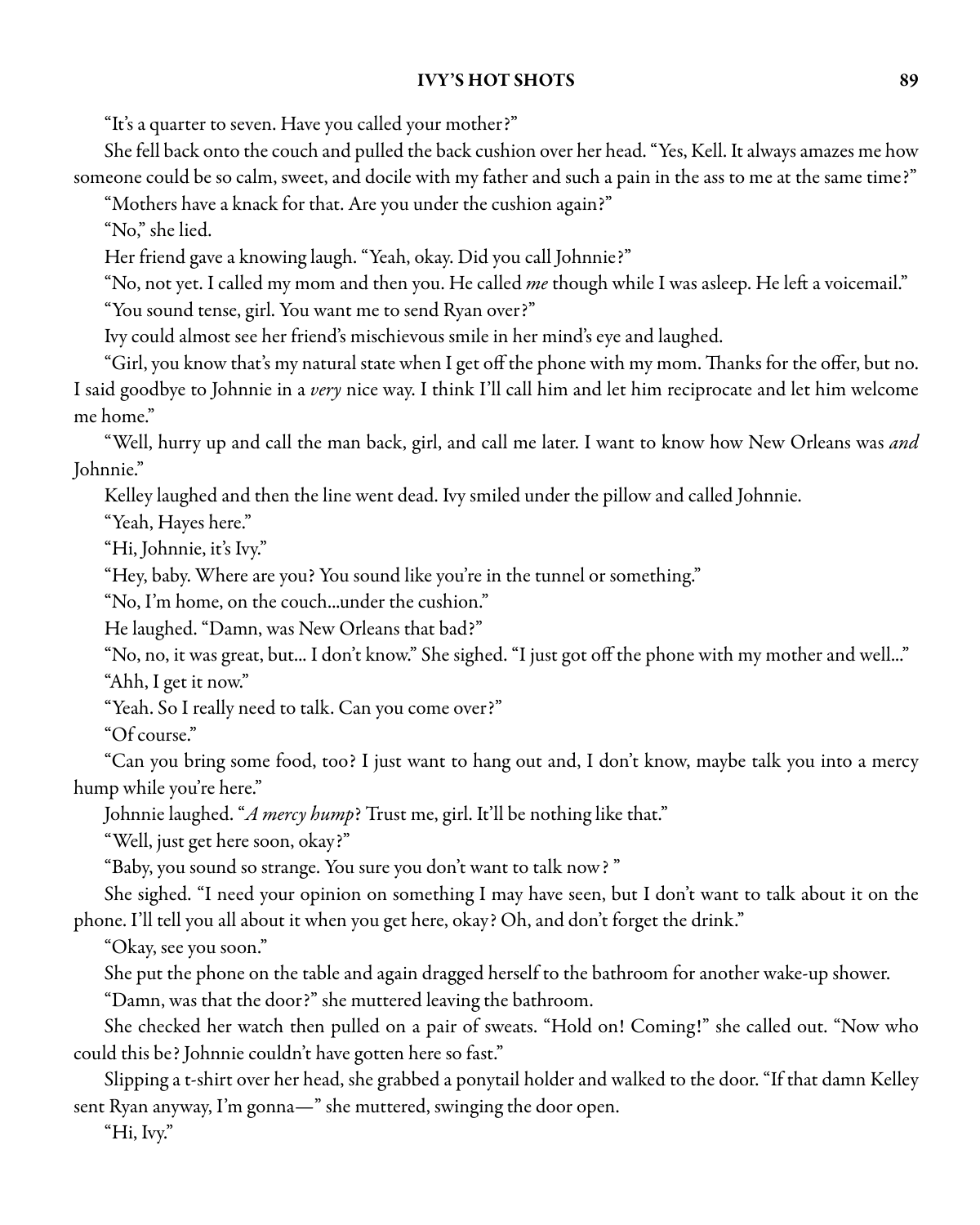"It's a quarter to seven. Have you called your mother?"

She fell back onto the couch and pulled the back cushion over her head. "Yes, Kell. It always amazes me how someone could be so calm, sweet, and docile with my father and such a pain in the ass to me at the same time?"

"Mothers have a knack for that. Are you under the cushion again?"

"No," she lied.

Her friend gave a knowing laugh. "Yeah, okay. Did you call Johnnie?"

"No, not yet. I called my mom and then you. He called *me* though while I was asleep. He left a voicemail."

"You sound tense, girl. You want me to send Ryan over?"

Ivy could almost see her friend's mischievous smile in her mind's eye and laughed.

"Girl, you know that's my natural state when I get off the phone with my mom. Thanks for the offer, but no. I said goodbye to Johnnie in a *very* nice way. I think I'll call him and let him reciprocate and let him welcome me home."

"Well, hurry up and call the man back, girl, and call me later. I want to know how New Orleans was *and* Johnnie."

Kelley laughed and then the line went dead. Ivy smiled under the pillow and called Johnnie.

"Yeah, Hayes here."

"Hi, Johnnie, it's Ivy."

"Hey, baby. Where are you? You sound like you're in the tunnel or something."

"No, I'm home, on the couch...under the cushion."

He laughed. "Damn, was New Orleans that bad?"

"No, no, it was great, but... I don't know." She sighed. "I just got off the phone with my mother and well..."

"Ahh, I get it now."

"Yeah. So I really need to talk. Can you come over?"

"Of course."

"Can you bring some food, too? I just want to hang out and, I don't know, maybe talk you into a mercy hump while you're here."

Johnnie laughed. "*A mercy hump*? Trust me, girl. It'll be nothing like that."

"Well, just get here soon, okay?"

"Baby, you sound so strange. You sure you don't want to talk now? "

She sighed. "I need your opinion on something I may have seen, but I don't want to talk about it on the phone. I'll tell you all about it when you get here, okay? Oh, and don't forget the drink."

"Okay, see you soon."

She put the phone on the table and again dragged herself to the bathroom for another wake-up shower.

"Damn, was that the door?" she muttered leaving the bathroom.

She checked her watch then pulled on a pair of sweats. "Hold on! Coming!" she called out. "Now who could this be? Johnnie couldn't have gotten here so fast."

Slipping a t-shirt over her head, she grabbed a ponytail holder and walked to the door. "If that damn Kelley sent Ryan anyway, I'm gonna—" she muttered, swinging the door open.

"Hi, Ivy."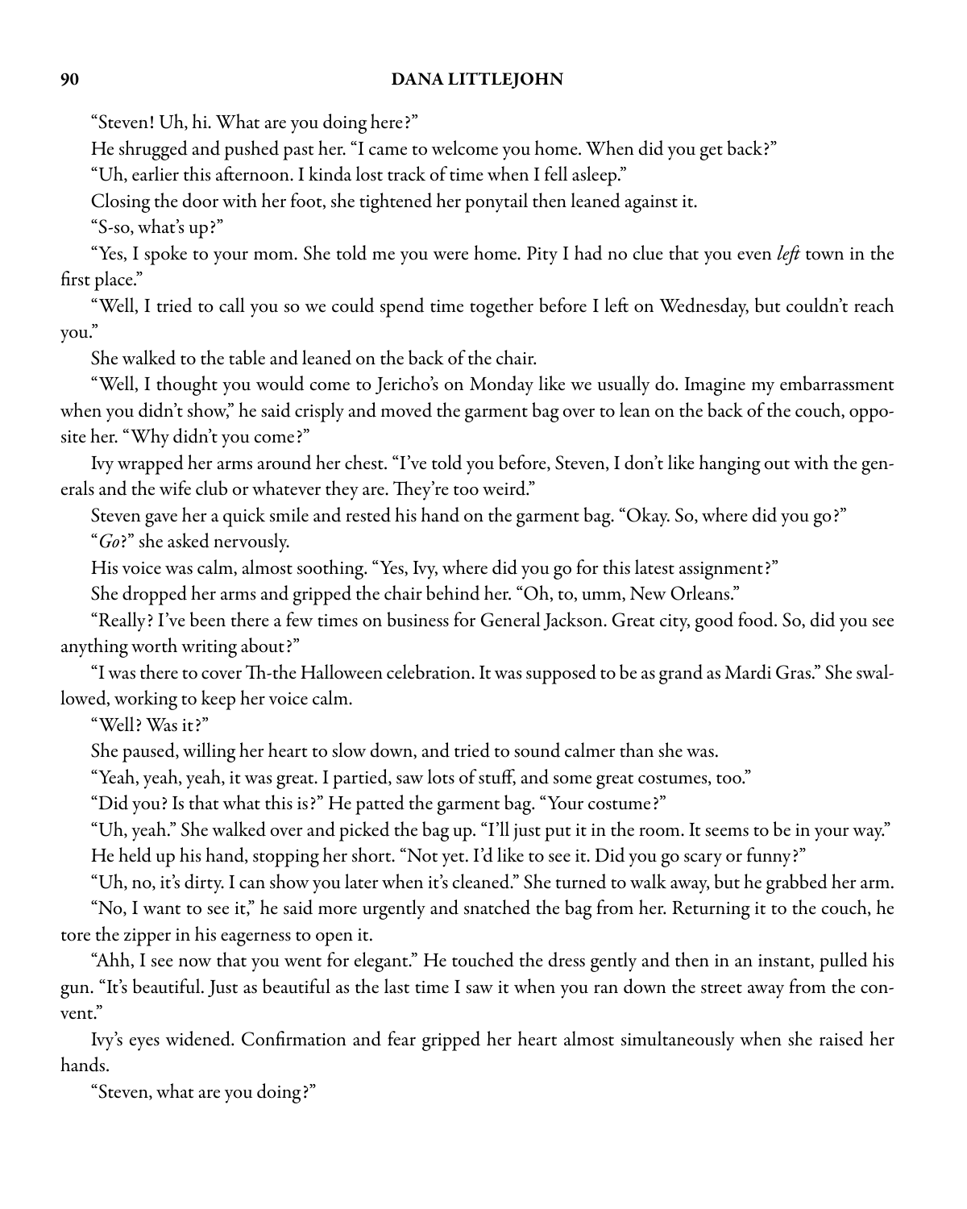"Steven! Uh, hi. What are you doing here?"

He shrugged and pushed past her. "I came to welcome you home. When did you get back?"

"Uh, earlier this afternoon. I kinda lost track of time when I fell asleep."

Closing the door with her foot, she tightened her ponytail then leaned against it.

"S-so, what's up?"

"Yes, I spoke to your mom. She told me you were home. Pity I had no clue that you even *left* town in the first place."

"Well, I tried to call you so we could spend time together before I left on Wednesday, but couldn't reach you."

She walked to the table and leaned on the back of the chair.

"Well, I thought you would come to Jericho's on Monday like we usually do. Imagine my embarrassment when you didn't show," he said crisply and moved the garment bag over to lean on the back of the couch, opposite her. "Why didn't you come?"

Ivy wrapped her arms around her chest. "I've told you before, Steven, I don't like hanging out with the generals and the wife club or whatever they are. They're too weird."

Steven gave her a quick smile and rested his hand on the garment bag. "Okay. So, where did you go?"

"*Go*?" she asked nervously.

His voice was calm, almost soothing. "Yes, Ivy, where did you go for this latest assignment?"

She dropped her arms and gripped the chair behind her. "Oh, to, umm, New Orleans."

"Really? I've been there a few times on business for General Jackson. Great city, good food. So, did you see anything worth writing about?"

"I was there to cover Th-the Halloween celebration. It was supposed to be as grand as Mardi Gras." She swallowed, working to keep her voice calm.

"Well? Was it?"

She paused, willing her heart to slow down, and tried to sound calmer than she was.

"Yeah, yeah, yeah, it was great. I partied, saw lots of stuff, and some great costumes, too."

"Did you? Is that what this is?" He patted the garment bag. "Your costume?"

"Uh, yeah." She walked over and picked the bag up. "I'll just put it in the room. It seems to be in your way."

He held up his hand, stopping her short. "Not yet. I'd like to see it. Did you go scary or funny?"

"Uh, no, it's dirty. I can show you later when it's cleaned." She turned to walk away, but he grabbed her arm.

"No, I want to see it," he said more urgently and snatched the bag from her. Returning it to the couch, he tore the zipper in his eagerness to open it.

"Ahh, I see now that you went for elegant." He touched the dress gently and then in an instant, pulled his gun. "It's beautiful. Just as beautiful as the last time I saw it when you ran down the street away from the convent."

Ivy's eyes widened. Confirmation and fear gripped her heart almost simultaneously when she raised her hands.

"Steven, what are you doing?"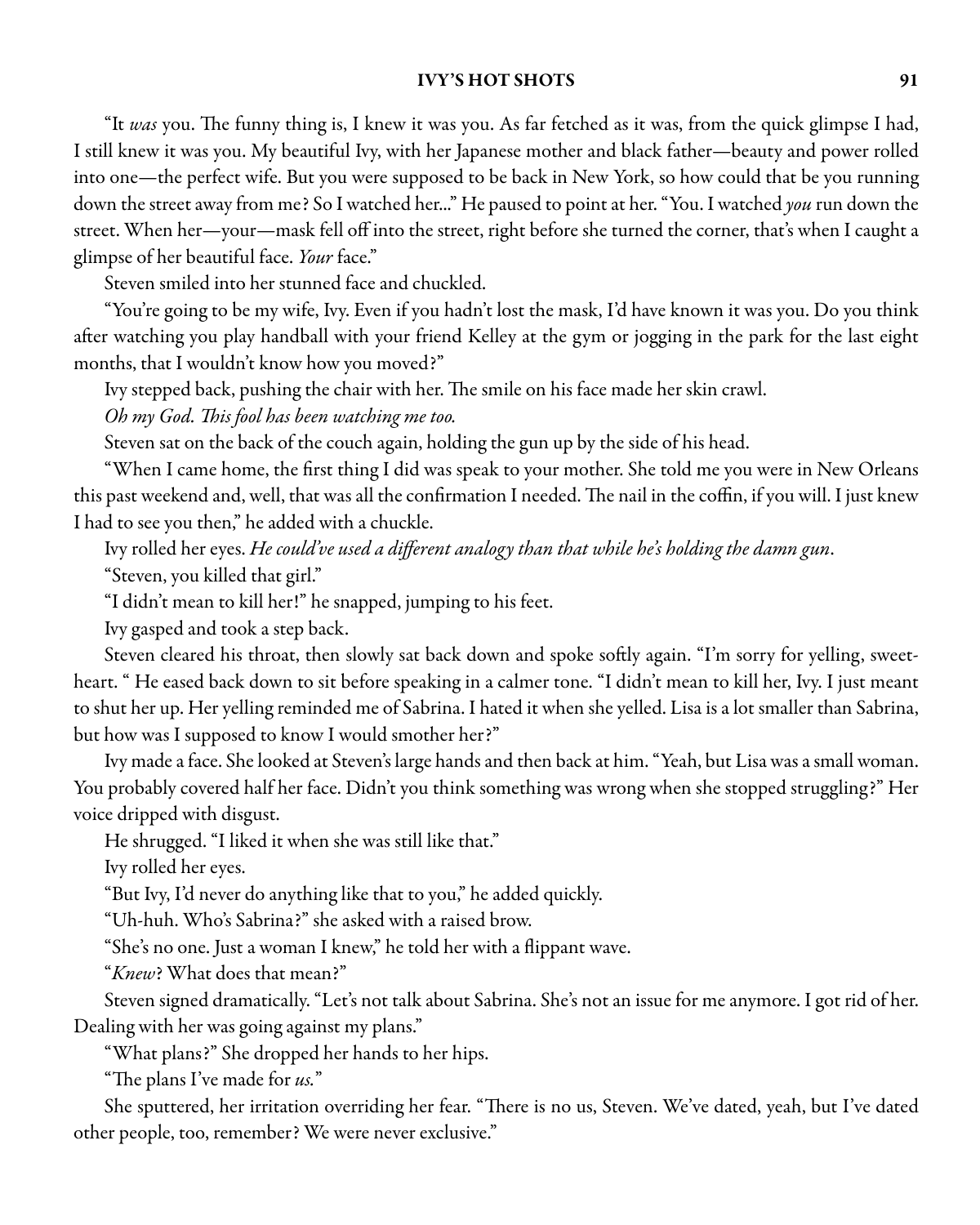"It *was* you. The funny thing is, I knew it was you. As far fetched as it was, from the quick glimpse I had, I still knew it was you. My beautiful Ivy, with her Japanese mother and black father—beauty and power rolled into one—the perfect wife. But you were supposed to be back in New York, so how could that be you running down the street away from me? So I watched her..." He paused to point at her. "You. I watched *you* run down the street. When her—your—mask fell off into the street, right before she turned the corner, that's when I caught a glimpse of her beautiful face. *Your* face."

Steven smiled into her stunned face and chuckled.

"You're going to be my wife, Ivy. Even if you hadn't lost the mask, I'd have known it was you. Do you think after watching you play handball with your friend Kelley at the gym or jogging in the park for the last eight months, that I wouldn't know how you moved?"

Ivy stepped back, pushing the chair with her. The smile on his face made her skin crawl.

*Oh my God. This fool has been watching me too.*

Steven sat on the back of the couch again, holding the gun up by the side of his head.

"When I came home, the first thing I did was speak to your mother. She told me you were in New Orleans this past weekend and, well, that was all the confirmation I needed. The nail in the coffin, if you will. I just knew I had to see you then," he added with a chuckle.

Ivy rolled her eyes. *He could've used a different analogy than that while he's holding the damn gun*.

"Steven, you killed that girl."

"I didn't mean to kill her!" he snapped, jumping to his feet.

Ivy gasped and took a step back.

Steven cleared his throat, then slowly sat back down and spoke softly again. "I'm sorry for yelling, sweetheart. " He eased back down to sit before speaking in a calmer tone. "I didn't mean to kill her, Ivy. I just meant to shut her up. Her yelling reminded me of Sabrina. I hated it when she yelled. Lisa is a lot smaller than Sabrina, but how was I supposed to know I would smother her?"

Ivy made a face. She looked at Steven's large hands and then back at him. "Yeah, but Lisa was a small woman. You probably covered half her face. Didn't you think something was wrong when she stopped struggling?" Her voice dripped with disgust.

He shrugged. "I liked it when she was still like that."

Ivy rolled her eyes.

"But Ivy, I'd never do anything like that to you," he added quickly.

"Uh-huh. Who's Sabrina?" she asked with a raised brow.

"She's no one. Just a woman I knew," he told her with a flippant wave.

"*Knew*? What does that mean?"

Steven signed dramatically. "Let's not talk about Sabrina. She's not an issue for me anymore. I got rid of her. Dealing with her was going against my plans."

"What plans?" She dropped her hands to her hips.

"The plans I've made for *us.*"

She sputtered, her irritation overriding her fear. "There is no us, Steven. We've dated, yeah, but I've dated other people, too, remember? We were never exclusive."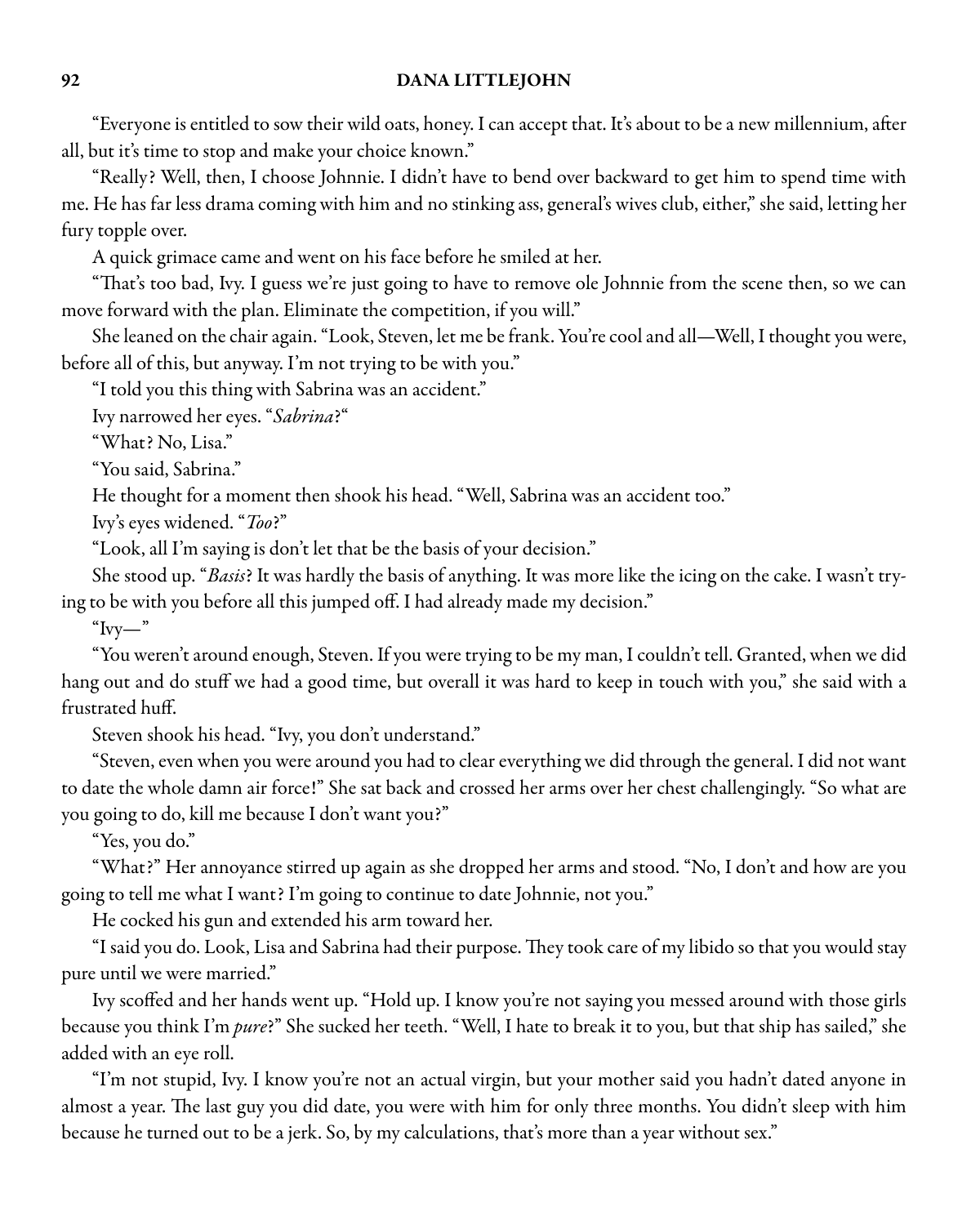"Everyone is entitled to sow their wild oats, honey. I can accept that. It's about to be a new millennium, after all, but it's time to stop and make your choice known."

"Really? Well, then, I choose Johnnie. I didn't have to bend over backward to get him to spend time with me. He has far less drama coming with him and no stinking ass, general's wives club, either," she said, letting her fury topple over.

A quick grimace came and went on his face before he smiled at her.

"That's too bad, Ivy. I guess we're just going to have to remove ole Johnnie from the scene then, so we can move forward with the plan. Eliminate the competition, if you will."

She leaned on the chair again. "Look, Steven, let me be frank. You're cool and all—Well, I thought you were, before all of this, but anyway. I'm not trying to be with you."

"I told you this thing with Sabrina was an accident."

Ivy narrowed her eyes. "*Sabrina*?"

"What? No, Lisa."

"You said, Sabrina."

He thought for a moment then shook his head. "Well, Sabrina was an accident too."

Ivy's eyes widened. "*Too*?"

"Look, all I'm saying is don't let that be the basis of your decision."

She stood up. "*Basis*? It was hardly the basis of anything. It was more like the icing on the cake. I wasn't trying to be with you before all this jumped off. I had already made my decision."

"Ivy—"

"You weren't around enough, Steven. If you were trying to be my man, I couldn't tell. Granted, when we did hang out and do stuff we had a good time, but overall it was hard to keep in touch with you," she said with a frustrated huff.

Steven shook his head. "Ivy, you don't understand."

"Steven, even when you were around you had to clear everything we did through the general. I did not want to date the whole damn air force!" She sat back and crossed her arms over her chest challengingly. "So what are you going to do, kill me because I don't want you?"

"Yes, you do."

"What?" Her annoyance stirred up again as she dropped her arms and stood. "No, I don't and how are you going to tell me what I want? I'm going to continue to date Johnnie, not you."

He cocked his gun and extended his arm toward her.

"I said you do. Look, Lisa and Sabrina had their purpose. They took care of my libido so that you would stay pure until we were married."

Ivy scoffed and her hands went up. "Hold up. I know you're not saying you messed around with those girls because you think I'm *pure*?" She sucked her teeth. "Well, I hate to break it to you, but that ship has sailed," she added with an eye roll.

"I'm not stupid, Ivy. I know you're not an actual virgin, but your mother said you hadn't dated anyone in almost a year. The last guy you did date, you were with him for only three months. You didn't sleep with him because he turned out to be a jerk. So, by my calculations, that's more than a year without sex."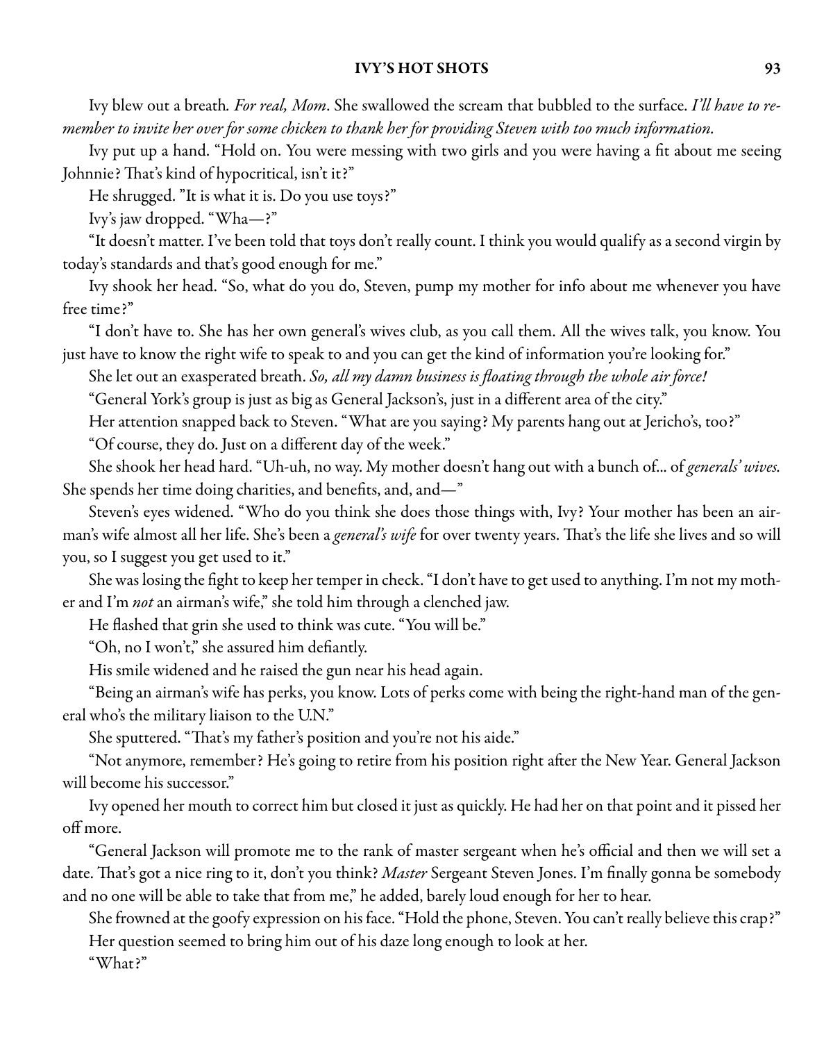Ivy blew out a breath. *For real, Mom*. She swallowed the scream that bubbled to the surface. *I'll have to remember to invite her over for some chicken to thank her for providing Steven with too much information.*

Ivy put up a hand. "Hold on. You were messing with two girls and you were having a fit about me seeing Johnnie? That's kind of hypocritical, isn't it?"

He shrugged. "It is what it is. Do you use toys?"

Ivy's jaw dropped. "Wha—?"

"It doesn't matter. I've been told that toys don't really count. I think you would qualify as a second virgin by today's standards and that's good enough for me."

Ivy shook her head. "So, what do you do, Steven, pump my mother for info about me whenever you have free time?"

"I don't have to. She has her own general's wives club, as you call them. All the wives talk, you know. You just have to know the right wife to speak to and you can get the kind of information you're looking for."

She let out an exasperated breath. *So, all my damn business is floating through the whole air force!*

"General York's group is just as big as General Jackson's, just in a different area of the city."

Her attention snapped back to Steven. "What are you saying? My parents hang out at Jericho's, too?"

"Of course, they do. Just on a different day of the week."

She shook her head hard. "Uh-uh, no way. My mother doesn't hang out with a bunch of... of *generals' wives.* She spends her time doing charities, and benefits, and, and—"

Steven's eyes widened. "Who do you think she does those things with, Ivy? Your mother has been an airman's wife almost all her life. She's been a *general's wife* for over twenty years. That's the life she lives and so will you, so I suggest you get used to it."

She was losing the fight to keep her temper in check. "I don't have to get used to anything. I'm not my mother and I'm *not* an airman's wife," she told him through a clenched jaw.

He flashed that grin she used to think was cute. "You will be."

"Oh, no I won't," she assured him defiantly.

His smile widened and he raised the gun near his head again.

"Being an airman's wife has perks, you know. Lots of perks come with being the right-hand man of the general who's the military liaison to the U.N."

She sputtered. "That's my father's position and you're not his aide."

"Not anymore, remember? He's going to retire from his position right after the New Year. General Jackson will become his successor."

Ivy opened her mouth to correct him but closed it just as quickly. He had her on that point and it pissed her off more.

"General Jackson will promote me to the rank of master sergeant when he's official and then we will set a date. That's got a nice ring to it, don't you think? *Master* Sergeant Steven Jones. I'm finally gonna be somebody and no one will be able to take that from me," he added, barely loud enough for her to hear.

She frowned at the goofy expression on his face. "Hold the phone, Steven. You can't really believe this crap?"

Her question seemed to bring him out of his daze long enough to look at her.

"What?"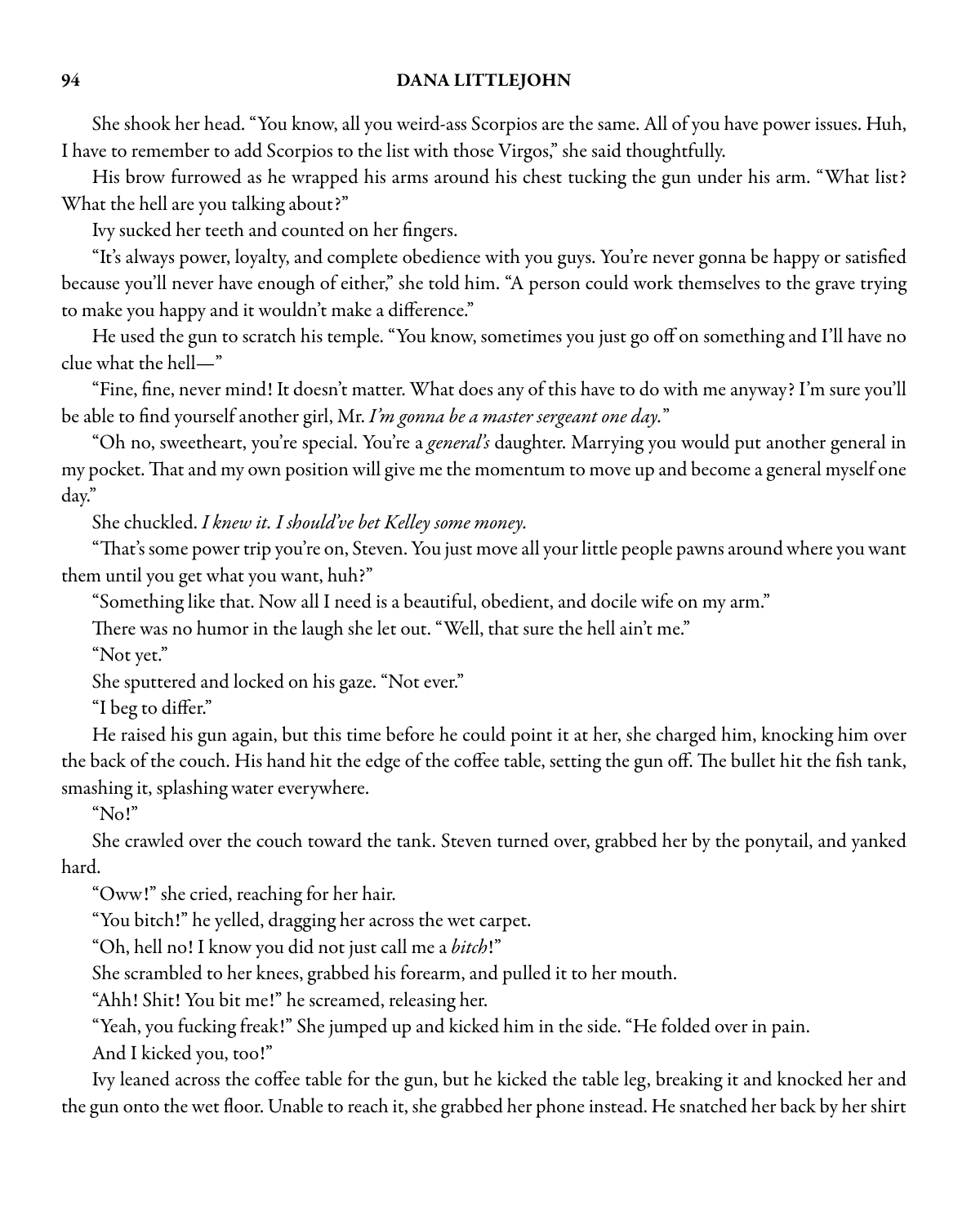She shook her head. "You know, all you weird-ass Scorpios are the same. All of you have power issues. Huh, I have to remember to add Scorpios to the list with those Virgos," she said thoughtfully.

His brow furrowed as he wrapped his arms around his chest tucking the gun under his arm. "What list? What the hell are you talking about?"

Ivy sucked her teeth and counted on her fingers.

"It's always power, loyalty, and complete obedience with you guys. You're never gonna be happy or satisfied because you'll never have enough of either," she told him. "A person could work themselves to the grave trying to make you happy and it wouldn't make a difference."

He used the gun to scratch his temple. "You know, sometimes you just go off on something and I'll have no clue what the hell—"

"Fine, fine, never mind! It doesn't matter. What does any of this have to do with me anyway? I'm sure you'll be able to find yourself another girl, Mr. *I'm gonna be a master sergeant one day.*"

"Oh no, sweetheart, you're special. You're a *general's* daughter. Marrying you would put another general in my pocket. That and my own position will give me the momentum to move up and become a general myself one day."

She chuckled. *I knew it. I should've bet Kelley some money.*

"That's some power trip you're on, Steven. You just move all your little people pawns around where you want them until you get what you want, huh?"

"Something like that. Now all I need is a beautiful, obedient, and docile wife on my arm."

There was no humor in the laugh she let out. "Well, that sure the hell ain't me."

"Not yet."

She sputtered and locked on his gaze. "Not ever."

"I beg to differ."

He raised his gun again, but this time before he could point it at her, she charged him, knocking him over the back of the couch. His hand hit the edge of the coffee table, setting the gun off. The bullet hit the fish tank, smashing it, splashing water everywhere.

"No!"

She crawled over the couch toward the tank. Steven turned over, grabbed her by the ponytail, and yanked hard.

"Oww!" she cried, reaching for her hair.

"You bitch!" he yelled, dragging her across the wet carpet.

"Oh, hell no! I know you did not just call me a *bitch*!"

She scrambled to her knees, grabbed his forearm, and pulled it to her mouth.

"Ahh! Shit! You bit me!" he screamed, releasing her.

"Yeah, you fucking freak!" She jumped up and kicked him in the side. "He folded over in pain.

And I kicked you, too!"

Ivy leaned across the coffee table for the gun, but he kicked the table leg, breaking it and knocked her and the gun onto the wet floor. Unable to reach it, she grabbed her phone instead. He snatched her back by her shirt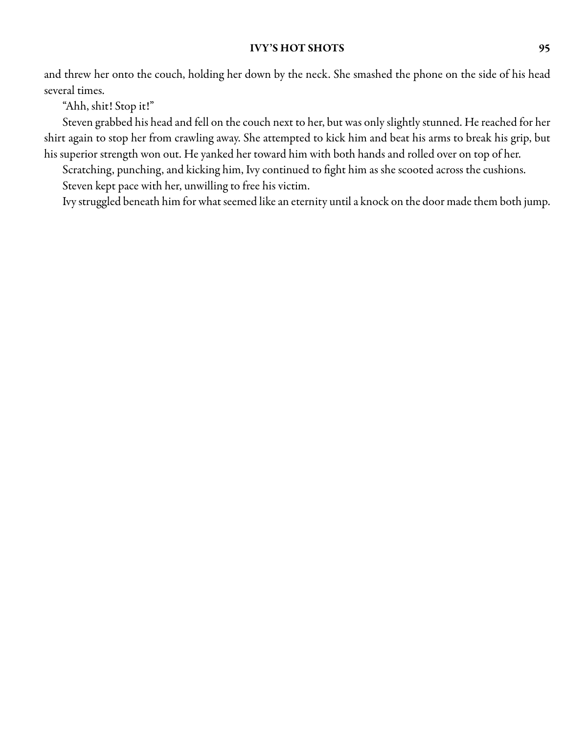and threw her onto the couch, holding her down by the neck. She smashed the phone on the side of his head several times.

"Ahh, shit! Stop it!"

Steven grabbed his head and fell on the couch next to her, but was only slightly stunned. He reached for her shirt again to stop her from crawling away. She attempted to kick him and beat his arms to break his grip, but his superior strength won out. He yanked her toward him with both hands and rolled over on top of her.

Scratching, punching, and kicking him, Ivy continued to fight him as she scooted across the cushions.

Steven kept pace with her, unwilling to free his victim.

Ivy struggled beneath him for what seemed like an eternity until a knock on the door made them both jump.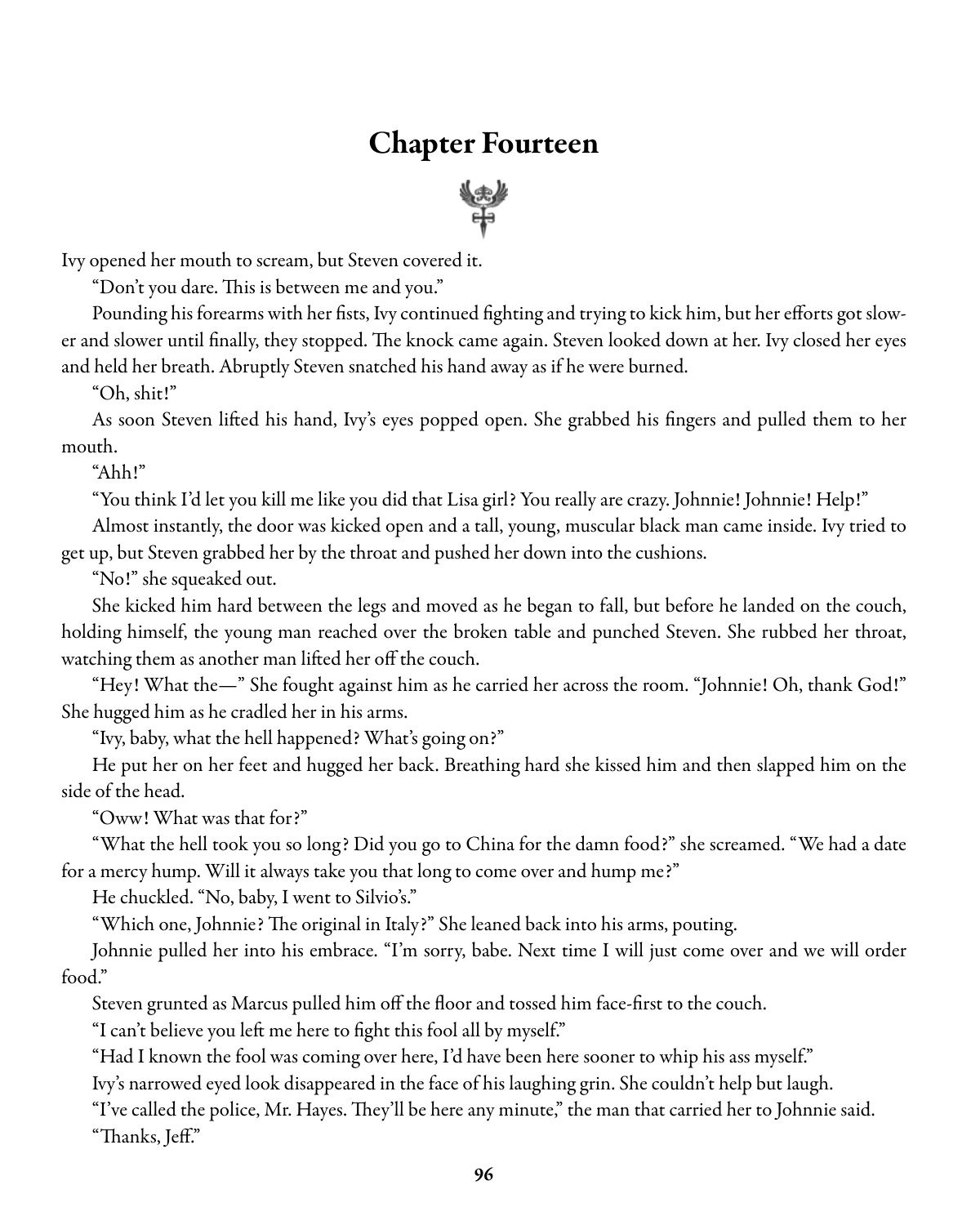# Chapter Fourteen

Ivy opened her mouth to scream, but Steven covered it.

"Don't you dare. This is between me and you."

Pounding his forearms with her fists, Ivy continued fighting and trying to kick him, but her efforts got slower and slower until finally, they stopped. The knock came again. Steven looked down at her. Ivy closed her eyes and held her breath. Abruptly Steven snatched his hand away as if he were burned.

"Oh, shit!"

As soon Steven lifted his hand, Ivy's eyes popped open. She grabbed his fingers and pulled them to her mouth.

"Ahh!"

"You think I'd let you kill me like you did that Lisa girl? You really are crazy. Johnnie! Johnnie! Help!"

Almost instantly, the door was kicked open and a tall, young, muscular black man came inside. Ivy tried to get up, but Steven grabbed her by the throat and pushed her down into the cushions.

"No!" she squeaked out.

She kicked him hard between the legs and moved as he began to fall, but before he landed on the couch, holding himself, the young man reached over the broken table and punched Steven. She rubbed her throat, watching them as another man lifted her off the couch.

"Hey! What the—" She fought against him as he carried her across the room. "Johnnie! Oh, thank God!" She hugged him as he cradled her in his arms.

"Ivy, baby, what the hell happened? What's going on?"

He put her on her feet and hugged her back. Breathing hard she kissed him and then slapped him on the side of the head.

"Oww! What was that for?"

"What the hell took you so long? Did you go to China for the damn food?" she screamed. "We had a date for a mercy hump. Will it always take you that long to come over and hump me?"

He chuckled. "No, baby, I went to Silvio's."

"Which one, Johnnie? The original in Italy?" She leaned back into his arms, pouting.

Johnnie pulled her into his embrace. "I'm sorry, babe. Next time I will just come over and we will order food."

Steven grunted as Marcus pulled him off the floor and tossed him face-first to the couch.

"I can't believe you left me here to fight this fool all by myself."

"Had I known the fool was coming over here, I'd have been here sooner to whip his ass myself."

Ivy's narrowed eyed look disappeared in the face of his laughing grin. She couldn't help but laugh.

"I've called the police, Mr. Hayes. They'll be here any minute," the man that carried her to Johnnie said.

"Thanks, Jeff."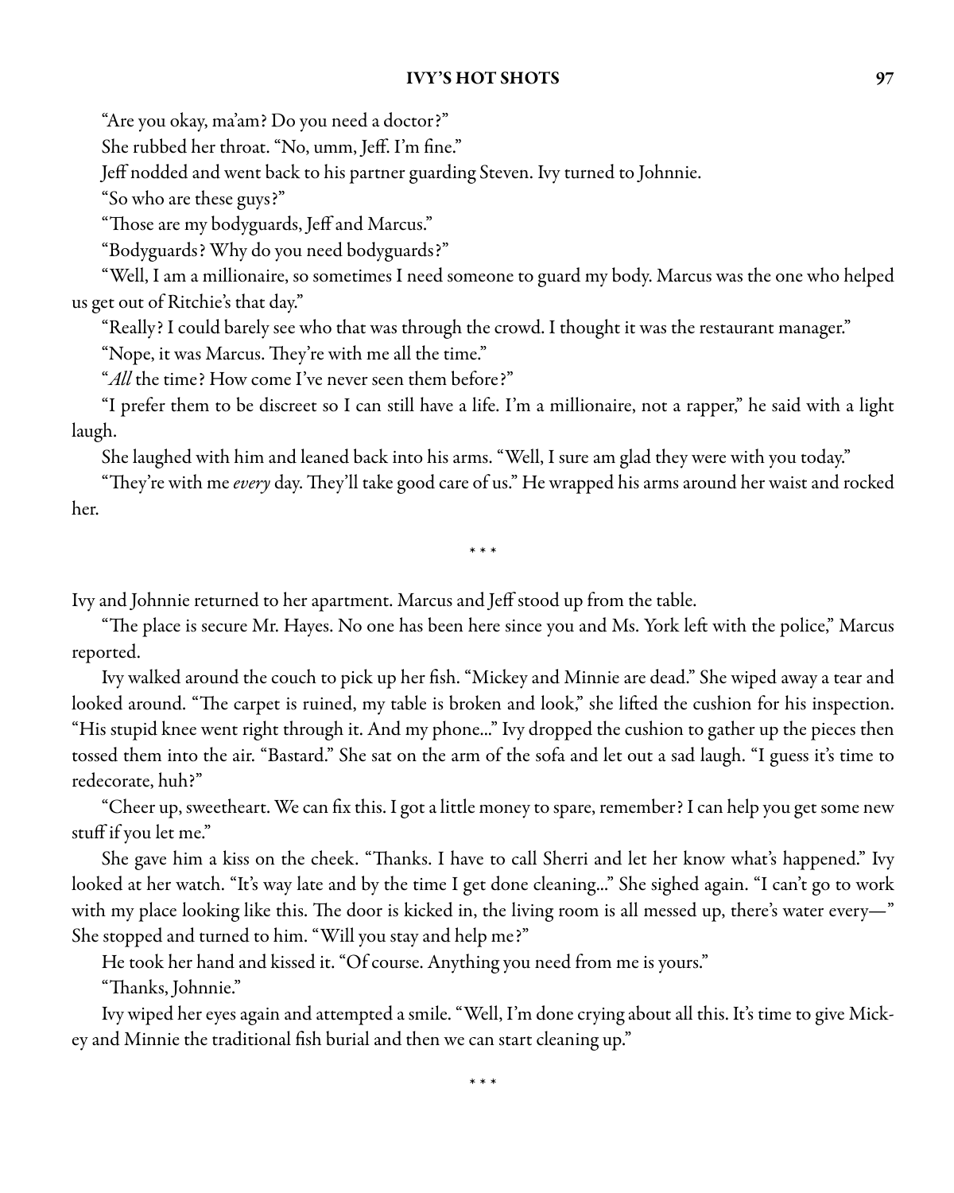"Are you okay, ma'am? Do you need a doctor?"

She rubbed her throat. "No, umm, Jeff. I'm fine."

Jeff nodded and went back to his partner guarding Steven. Ivy turned to Johnnie.

"So who are these guys?"

"Those are my bodyguards, Jeff and Marcus."

"Bodyguards? Why do you need bodyguards?"

"Well, I am a millionaire, so sometimes I need someone to guard my body. Marcus was the one who helped us get out of Ritchie's that day."

"Really? I could barely see who that was through the crowd. I thought it was the restaurant manager."

"Nope, it was Marcus. They're with me all the time."

"*All* the time? How come I've never seen them before?"

"I prefer them to be discreet so I can still have a life. I'm a millionaire, not a rapper," he said with a light laugh.

She laughed with him and leaned back into his arms. "Well, I sure am glad they were with you today."

"They're with me *every* day. They'll take good care of us." He wrapped his arms around her waist and rocked her.

\* \* \*

Ivy and Johnnie returned to her apartment. Marcus and Jeff stood up from the table.

"The place is secure Mr. Hayes. No one has been here since you and Ms. York left with the police," Marcus reported.

Ivy walked around the couch to pick up her fish. "Mickey and Minnie are dead." She wiped away a tear and looked around. "The carpet is ruined, my table is broken and look," she lifted the cushion for his inspection. "His stupid knee went right through it. And my phone..." Ivy dropped the cushion to gather up the pieces then tossed them into the air. "Bastard." She sat on the arm of the sofa and let out a sad laugh. "I guess it's time to redecorate, huh?"

"Cheer up, sweetheart. We can fix this. I got a little money to spare, remember? I can help you get some new stuff if you let me."

She gave him a kiss on the cheek. "Thanks. I have to call Sherri and let her know what's happened." Ivy looked at her watch. "It's way late and by the time I get done cleaning..." She sighed again. "I can't go to work with my place looking like this. The door is kicked in, the living room is all messed up, there's water every—" She stopped and turned to him. "Will you stay and help me?"

He took her hand and kissed it. "Of course. Anything you need from me is yours."

"Thanks, Johnnie."

Ivy wiped her eyes again and attempted a smile. "Well, I'm done crying about all this. It's time to give Mickey and Minnie the traditional fish burial and then we can start cleaning up."

\* \* \*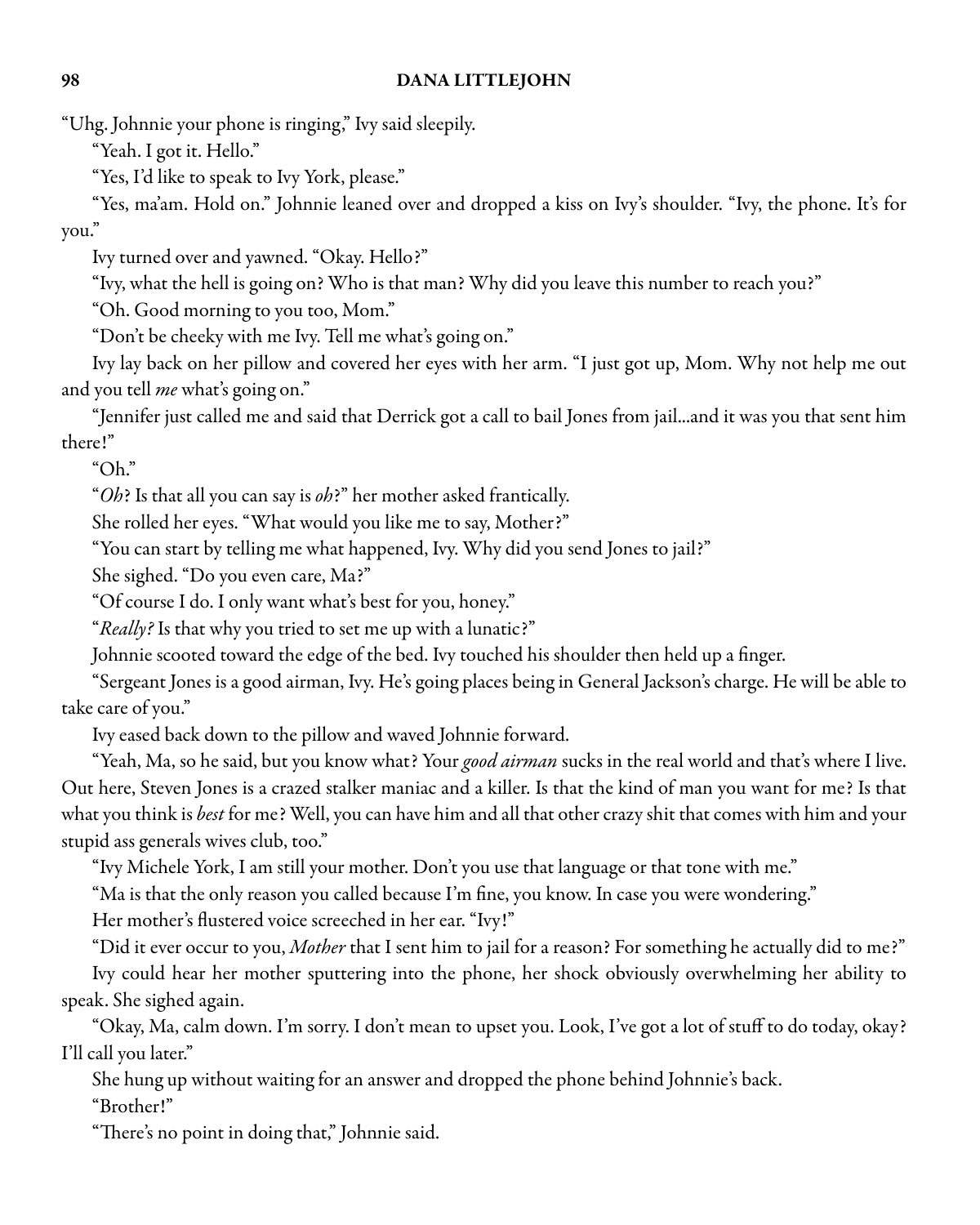"Uhg. Johnnie your phone is ringing," Ivy said sleepily.

"Yeah. I got it. Hello."

"Yes, I'd like to speak to Ivy York, please."

"Yes, ma'am. Hold on." Johnnie leaned over and dropped a kiss on Ivy's shoulder. "Ivy, the phone. It's for you."

Ivy turned over and yawned. "Okay. Hello?"

"Ivy, what the hell is going on? Who is that man? Why did you leave this number to reach you?"

"Oh. Good morning to you too, Mom."

"Don't be cheeky with me Ivy. Tell me what's going on."

Ivy lay back on her pillow and covered her eyes with her arm. "I just got up, Mom. Why not help me out and you tell *me* what's going on."

"Jennifer just called me and said that Derrick got a call to bail Jones from jail...and it was you that sent him there!"

"Oh."

"*Oh*? Is that all you can say is *oh*?" her mother asked frantically.

She rolled her eyes. "What would you like me to say, Mother?"

"You can start by telling me what happened, Ivy. Why did you send Jones to jail?"

She sighed. "Do you even care, Ma?"

"Of course I do. I only want what's best for you, honey."

"*Really?* Is that why you tried to set me up with a lunatic?"

Johnnie scooted toward the edge of the bed. Ivy touched his shoulder then held up a finger.

"Sergeant Jones is a good airman, Ivy. He's going places being in General Jackson's charge. He will be able to take care of you."

Ivy eased back down to the pillow and waved Johnnie forward.

"Yeah, Ma, so he said, but you know what? Your *good airman* sucks in the real world and that's where I live. Out here, Steven Jones is a crazed stalker maniac and a killer. Is that the kind of man you want for me? Is that what you think is *best* for me? Well, you can have him and all that other crazy shit that comes with him and your stupid ass generals wives club, too."

"Ivy Michele York, I am still your mother. Don't you use that language or that tone with me."

"Ma is that the only reason you called because I'm fine, you know. In case you were wondering."

Her mother's flustered voice screeched in her ear. "Ivy!"

"Did it ever occur to you, *Mother* that I sent him to jail for a reason? For something he actually did to me?"

Ivy could hear her mother sputtering into the phone, her shock obviously overwhelming her ability to speak. She sighed again.

"Okay, Ma, calm down. I'm sorry. I don't mean to upset you. Look, I've got a lot of stuff to do today, okay? I'll call you later."

She hung up without waiting for an answer and dropped the phone behind Johnnie's back.

"Brother!"

"There's no point in doing that," Johnnie said.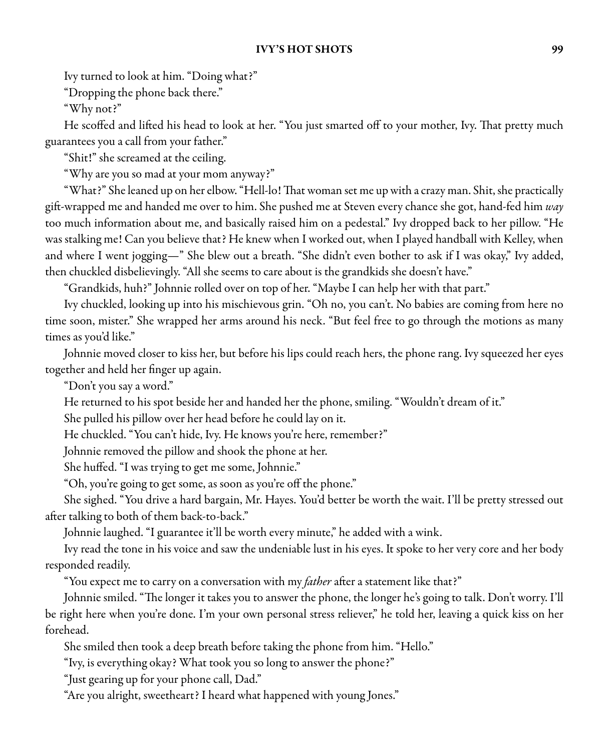Ivy turned to look at him. "Doing what?"

"Dropping the phone back there."

"Why not?"

He scoffed and lifted his head to look at her. "You just smarted off to your mother, Ivy. That pretty much guarantees you a call from your father."

"Shit!" she screamed at the ceiling.

"Why are you so mad at your mom anyway?"

"What?" She leaned up on her elbow. "Hell-lo! That woman set me up with a crazy man. Shit, she practically gift-wrapped me and handed me over to him. She pushed me at Steven every chance she got, hand-fed him *way* too much information about me, and basically raised him on a pedestal." Ivy dropped back to her pillow. "He was stalking me! Can you believe that? He knew when I worked out, when I played handball with Kelley, when and where I went jogging—" She blew out a breath. "She didn't even bother to ask if I was okay," Ivy added, then chuckled disbelievingly. "All she seems to care about is the grandkids she doesn't have."

"Grandkids, huh?" Johnnie rolled over on top of her. "Maybe I can help her with that part."

Ivy chuckled, looking up into his mischievous grin. "Oh no, you can't. No babies are coming from here no time soon, mister." She wrapped her arms around his neck. "But feel free to go through the motions as many times as you'd like."

Johnnie moved closer to kiss her, but before his lips could reach hers, the phone rang. Ivy squeezed her eyes together and held her finger up again.

"Don't you say a word."

He returned to his spot beside her and handed her the phone, smiling. "Wouldn't dream of it."

She pulled his pillow over her head before he could lay on it.

He chuckled. "You can't hide, Ivy. He knows you're here, remember?"

Johnnie removed the pillow and shook the phone at her.

She huffed. "I was trying to get me some, Johnnie."

"Oh, you're going to get some, as soon as you're off the phone."

She sighed. "You drive a hard bargain, Mr. Hayes. You'd better be worth the wait. I'll be pretty stressed out after talking to both of them back-to-back."

Johnnie laughed. "I guarantee it'll be worth every minute," he added with a wink.

Ivy read the tone in his voice and saw the undeniable lust in his eyes. It spoke to her very core and her body responded readily.

"You expect me to carry on a conversation with my *father* after a statement like that?"

Johnnie smiled. "The longer it takes you to answer the phone, the longer he's going to talk. Don't worry. I'll be right here when you're done. I'm your own personal stress reliever," he told her, leaving a quick kiss on her forehead.

She smiled then took a deep breath before taking the phone from him. "Hello."

"Ivy, is everything okay? What took you so long to answer the phone?"

"Just gearing up for your phone call, Dad."

"Are you alright, sweetheart? I heard what happened with young Jones."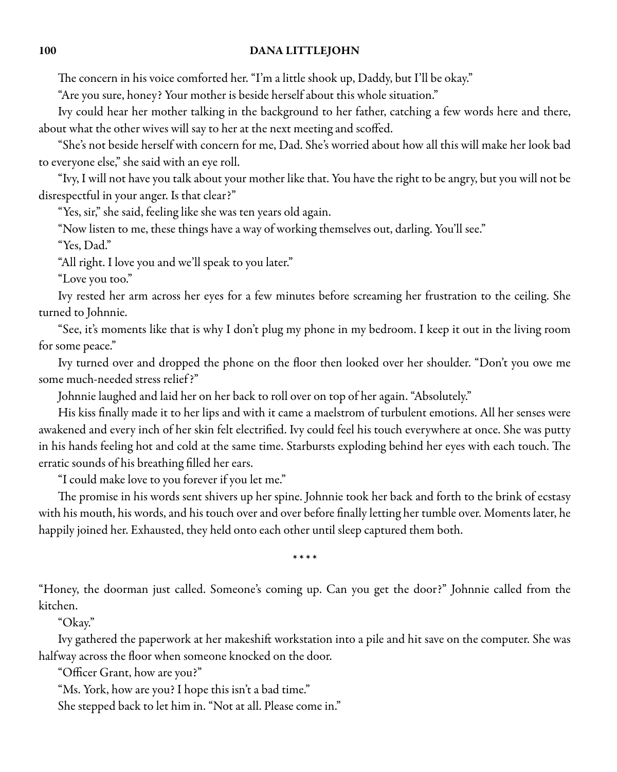The concern in his voice comforted her. "I'm a little shook up, Daddy, but I'll be okay."

"Are you sure, honey? Your mother is beside herself about this whole situation."

Ivy could hear her mother talking in the background to her father, catching a few words here and there, about what the other wives will say to her at the next meeting and scoffed.

"She's not beside herself with concern for me, Dad. She's worried about how all this will make her look bad to everyone else," she said with an eye roll.

"Ivy, I will not have you talk about your mother like that. You have the right to be angry, but you will not be disrespectful in your anger. Is that clear?"

"Yes, sir," she said, feeling like she was ten years old again.

"Now listen to me, these things have a way of working themselves out, darling. You'll see."

"Yes, Dad."

"All right. I love you and we'll speak to you later."

"Love you too."

Ivy rested her arm across her eyes for a few minutes before screaming her frustration to the ceiling. She turned to Johnnie.

"See, it's moments like that is why I don't plug my phone in my bedroom. I keep it out in the living room for some peace."

Ivy turned over and dropped the phone on the floor then looked over her shoulder. "Don't you owe me some much-needed stress relief?"

Johnnie laughed and laid her on her back to roll over on top of her again. "Absolutely."

His kiss finally made it to her lips and with it came a maelstrom of turbulent emotions. All her senses were awakened and every inch of her skin felt electrified. Ivy could feel his touch everywhere at once. She was putty in his hands feeling hot and cold at the same time. Starbursts exploding behind her eyes with each touch. The erratic sounds of his breathing filled her ears.

"I could make love to you forever if you let me."

The promise in his words sent shivers up her spine. Johnnie took her back and forth to the brink of ecstasy with his mouth, his words, and his touch over and over before finally letting her tumble over. Moments later, he happily joined her. Exhausted, they held onto each other until sleep captured them both.

* * * *

"Honey, the doorman just called. Someone's coming up. Can you get the door?" Johnnie called from the kitchen.

"Okay."

Ivy gathered the paperwork at her makeshift workstation into a pile and hit save on the computer. She was halfway across the floor when someone knocked on the door.

"Officer Grant, how are you?"

"Ms. York, how are you? I hope this isn't a bad time."

She stepped back to let him in. "Not at all. Please come in."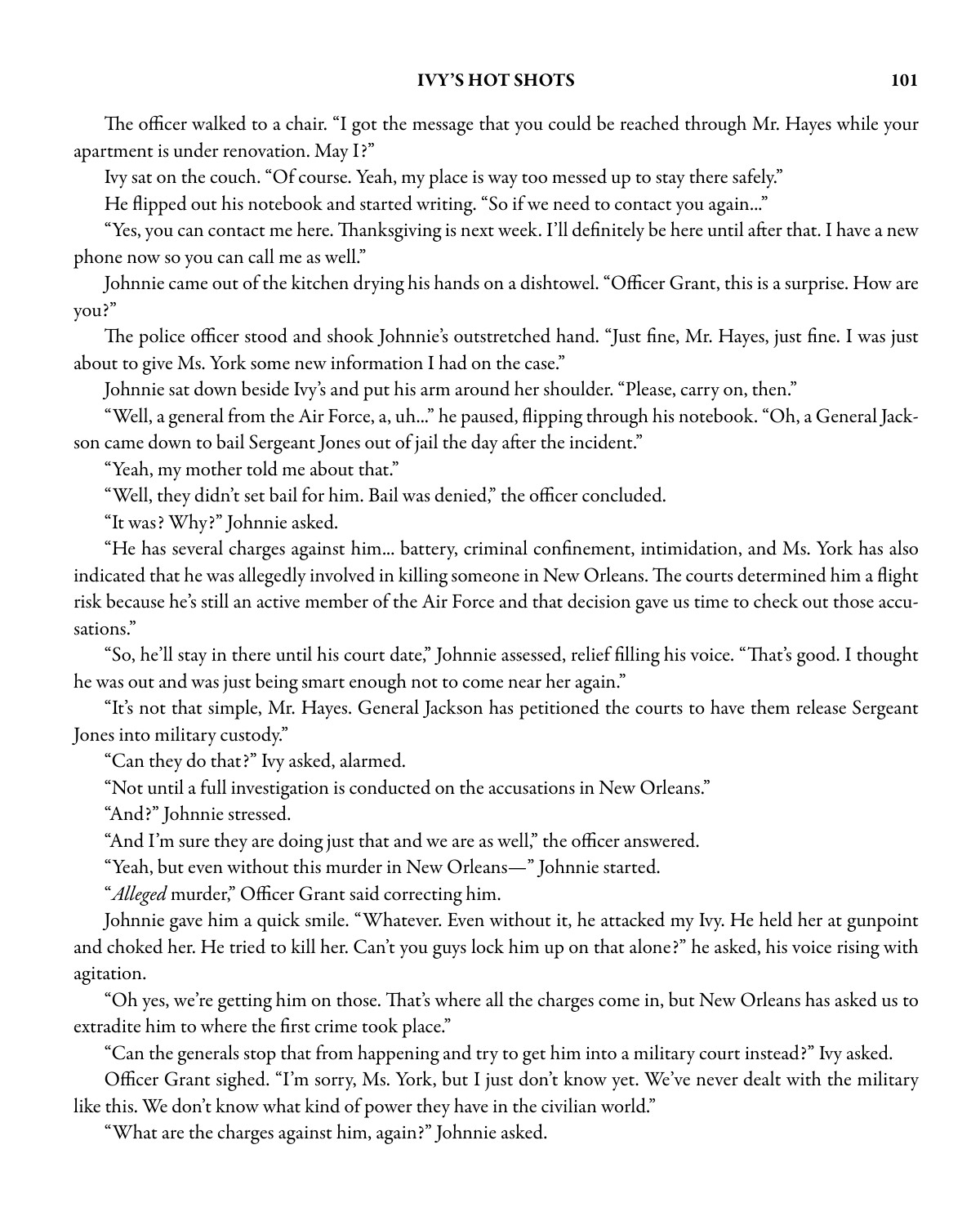The officer walked to a chair. "I got the message that you could be reached through Mr. Hayes while your apartment is under renovation. May I?"

Ivy sat on the couch. "Of course. Yeah, my place is way too messed up to stay there safely."

He flipped out his notebook and started writing. "So if we need to contact you again…"

"Yes, you can contact me here. Thanksgiving is next week. I'll definitely be here until after that. I have a new phone now so you can call me as well."

Johnnie came out of the kitchen drying his hands on a dishtowel. "Officer Grant, this is a surprise. How are you?"

The police officer stood and shook Johnnie's outstretched hand. "Just fine, Mr. Hayes, just fine. I was just about to give Ms. York some new information I had on the case."

Johnnie sat down beside Ivy's and put his arm around her shoulder. "Please, carry on, then."

"Well, a general from the Air Force, a, uh…" he paused, flipping through his notebook. "Oh, a General Jackson came down to bail Sergeant Jones out of jail the day after the incident."

"Yeah, my mother told me about that."

"Well, they didn't set bail for him. Bail was denied," the officer concluded.

"It was? Why?" Johnnie asked.

"He has several charges against him… battery, criminal confinement, intimidation, and Ms. York has also indicated that he was allegedly involved in killing someone in New Orleans. The courts determined him a flight risk because he's still an active member of the Air Force and that decision gave us time to check out those accusations."

"So, he'll stay in there until his court date," Johnnie assessed, relief filling his voice. "That's good. I thought he was out and was just being smart enough not to come near her again."

"It's not that simple, Mr. Hayes. General Jackson has petitioned the courts to have them release Sergeant Jones into military custody."

"Can they do that?" Ivy asked, alarmed.

"Not until a full investigation is conducted on the accusations in New Orleans."

"And?" Johnnie stressed.

"And I'm sure they are doing just that and we are as well," the officer answered.

"Yeah, but even without this murder in New Orleans—" Johnnie started.

"*Alleged* murder," Officer Grant said correcting him.

Johnnie gave him a quick smile. "Whatever. Even without it, he attacked my Ivy. He held her at gunpoint and choked her. He tried to kill her. Can't you guys lock him up on that alone?" he asked, his voice rising with agitation.

"Oh yes, we're getting him on those. That's where all the charges come in, but New Orleans has asked us to extradite him to where the first crime took place."

"Can the generals stop that from happening and try to get him into a military court instead?" Ivy asked.

Officer Grant sighed. "I'm sorry, Ms. York, but I just don't know yet. We've never dealt with the military like this. We don't know what kind of power they have in the civilian world."

"What are the charges against him, again?" Johnnie asked.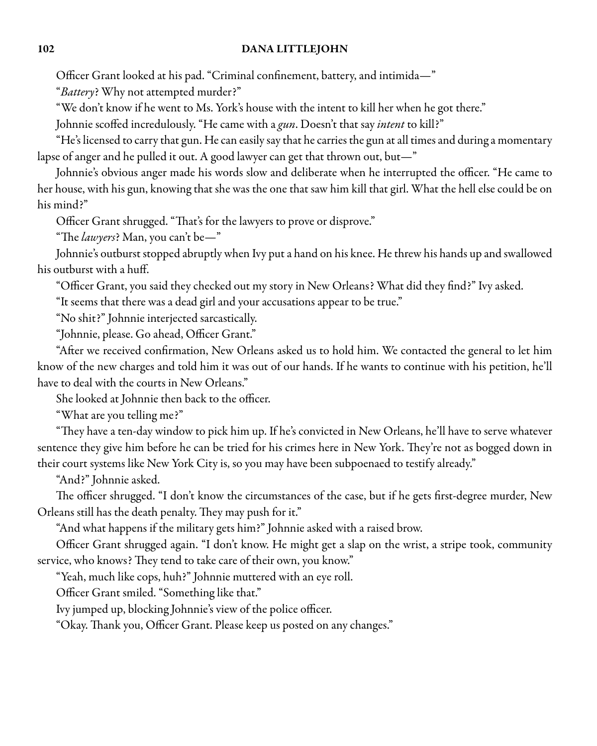Officer Grant looked at his pad. "Criminal confinement, battery, and intimida—"

"*Battery*? Why not attempted murder?"

"We don't know if he went to Ms. York's house with the intent to kill her when he got there."

Johnnie scoffed incredulously. "He came with a *gun*. Doesn't that say *intent* to kill?"

"He's licensed to carry that gun. He can easily say that he carries the gun at all times and during a momentary lapse of anger and he pulled it out. A good lawyer can get that thrown out, but—"

Johnnie's obvious anger made his words slow and deliberate when he interrupted the officer. "He came to her house, with his gun, knowing that she was the one that saw him kill that girl. What the hell else could be on his mind?"

Officer Grant shrugged. "That's for the lawyers to prove or disprove."

"The *lawyers*? Man, you can't be—"

Johnnie's outburst stopped abruptly when Ivy put a hand on his knee. He threw his hands up and swallowed his outburst with a huff.

"Officer Grant, you said they checked out my story in New Orleans? What did they find?" Ivy asked.

"It seems that there was a dead girl and your accusations appear to be true."

"No shit?" Johnnie interjected sarcastically.

"Johnnie, please. Go ahead, Officer Grant."

"After we received confirmation, New Orleans asked us to hold him. We contacted the general to let him know of the new charges and told him it was out of our hands. If he wants to continue with his petition, he'll have to deal with the courts in New Orleans."

She looked at Johnnie then back to the officer.

"What are you telling me?"

"They have a ten-day window to pick him up. If he's convicted in New Orleans, he'll have to serve whatever sentence they give him before he can be tried for his crimes here in New York. They're not as bogged down in their court systems like New York City is, so you may have been subpoenaed to testify already."

"And?" Johnnie asked.

The officer shrugged. "I don't know the circumstances of the case, but if he gets first-degree murder, New Orleans still has the death penalty. They may push for it."

"And what happens if the military gets him?" Johnnie asked with a raised brow.

Officer Grant shrugged again. "I don't know. He might get a slap on the wrist, a stripe took, community service, who knows? They tend to take care of their own, you know."

"Yeah, much like cops, huh?" Johnnie muttered with an eye roll.

Officer Grant smiled. "Something like that."

Ivy jumped up, blocking Johnnie's view of the police officer.

"Okay. Thank you, Officer Grant. Please keep us posted on any changes."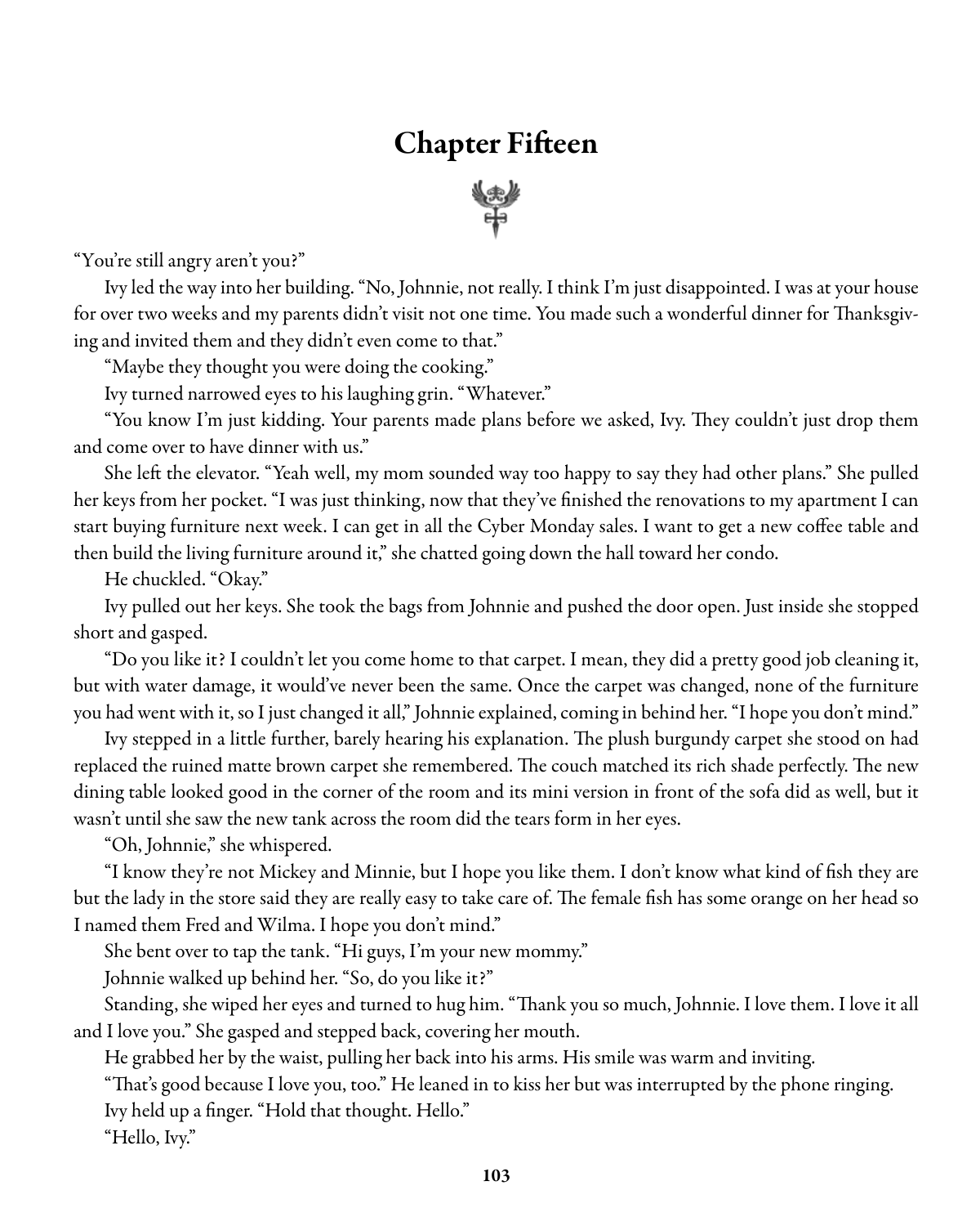# Chapter Fifteen

"You're still angry aren't you?"

Ivy led the way into her building. "No, Johnnie, not really. I think I'm just disappointed. I was at your house for over two weeks and my parents didn't visit not one time. You made such a wonderful dinner for Thanksgiving and invited them and they didn't even come to that."

"Maybe they thought you were doing the cooking."

Ivy turned narrowed eyes to his laughing grin. "Whatever."

"You know I'm just kidding. Your parents made plans before we asked, Ivy. They couldn't just drop them and come over to have dinner with us."

She left the elevator. "Yeah well, my mom sounded way too happy to say they had other plans." She pulled her keys from her pocket. "I was just thinking, now that they've finished the renovations to my apartment I can start buying furniture next week. I can get in all the Cyber Monday sales. I want to get a new coffee table and then build the living furniture around it," she chatted going down the hall toward her condo.

He chuckled. "Okay."

Ivy pulled out her keys. She took the bags from Johnnie and pushed the door open. Just inside she stopped short and gasped.

"Do you like it? I couldn't let you come home to that carpet. I mean, they did a pretty good job cleaning it, but with water damage, it would've never been the same. Once the carpet was changed, none of the furniture you had went with it, so I just changed it all," Johnnie explained, coming in behind her. "I hope you don't mind."

Ivy stepped in a little further, barely hearing his explanation. The plush burgundy carpet she stood on had replaced the ruined matte brown carpet she remembered. The couch matched its rich shade perfectly. The new dining table looked good in the corner of the room and its mini version in front of the sofa did as well, but it wasn't until she saw the new tank across the room did the tears form in her eyes.

"Oh, Johnnie," she whispered.

"I know they're not Mickey and Minnie, but I hope you like them. I don't know what kind of fish they are but the lady in the store said they are really easy to take care of. The female fish has some orange on her head so I named them Fred and Wilma. I hope you don't mind."

She bent over to tap the tank. "Hi guys, I'm your new mommy."

Johnnie walked up behind her. "So, do you like it?"

Standing, she wiped her eyes and turned to hug him. "Thank you so much, Johnnie. I love them. I love it all and I love you." She gasped and stepped back, covering her mouth.

He grabbed her by the waist, pulling her back into his arms. His smile was warm and inviting.

"That's good because I love you, too." He leaned in to kiss her but was interrupted by the phone ringing.

Ivy held up a finger. "Hold that thought. Hello."

"Hello, Ivy."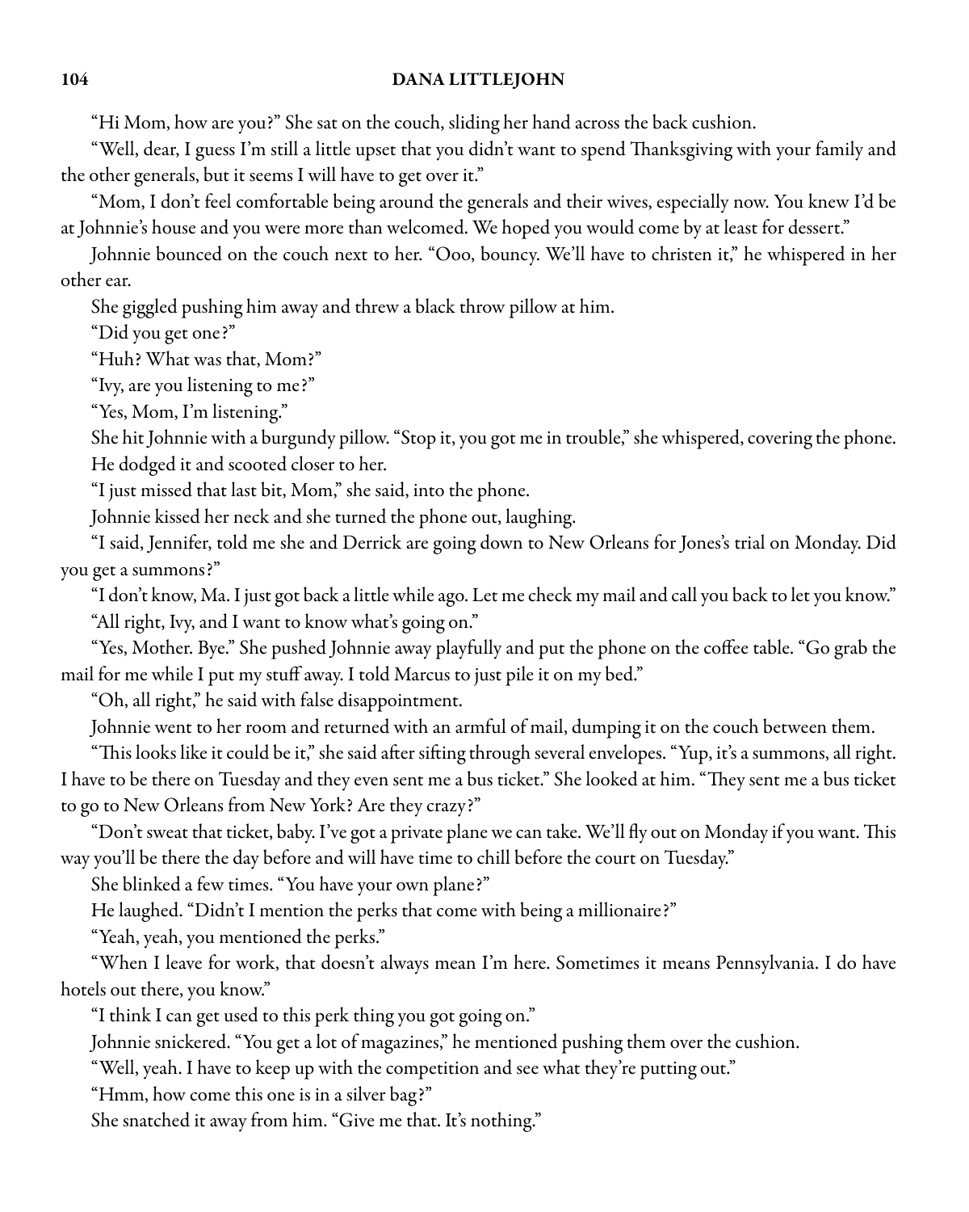"Hi Mom, how are you?" She sat on the couch, sliding her hand across the back cushion.

"Well, dear, I guess I'm still a little upset that you didn't want to spend Thanksgiving with your family and the other generals, but it seems I will have to get over it."

"Mom, I don't feel comfortable being around the generals and their wives, especially now. You knew I'd be at Johnnie's house and you were more than welcomed. We hoped you would come by at least for dessert."

Johnnie bounced on the couch next to her. "Ooo, bouncy. We'll have to christen it," he whispered in her other ear.

She giggled pushing him away and threw a black throw pillow at him.

"Did you get one?"

"Huh? What was that, Mom?"

"Ivy, are you listening to me?"

"Yes, Mom, I'm listening."

She hit Johnnie with a burgundy pillow. "Stop it, you got me in trouble," she whispered, covering the phone. He dodged it and scooted closer to her.

"I just missed that last bit, Mom," she said, into the phone.

Johnnie kissed her neck and she turned the phone out, laughing.

"I said, Jennifer, told me she and Derrick are going down to New Orleans for Jones's trial on Monday. Did you get a summons?"

"I don't know, Ma. I just got back a little while ago. Let me check my mail and call you back to let you know."

"All right, Ivy, and I want to know what's going on."

"Yes, Mother. Bye." She pushed Johnnie away playfully and put the phone on the coffee table. "Go grab the mail for me while I put my stuff away. I told Marcus to just pile it on my bed."

"Oh, all right," he said with false disappointment.

Johnnie went to her room and returned with an armful of mail, dumping it on the couch between them.

"This looks like it could be it," she said after sifting through several envelopes. "Yup, it's a summons, all right. I have to be there on Tuesday and they even sent me a bus ticket." She looked at him. "They sent me a bus ticket to go to New Orleans from New York? Are they crazy?"

"Don't sweat that ticket, baby. I've got a private plane we can take. We'll fly out on Monday if you want. This way you'll be there the day before and will have time to chill before the court on Tuesday."

She blinked a few times. "You have your own plane?"

He laughed. "Didn't I mention the perks that come with being a millionaire?"

"Yeah, yeah, you mentioned the perks."

"When I leave for work, that doesn't always mean I'm here. Sometimes it means Pennsylvania. I do have hotels out there, you know."

"I think I can get used to this perk thing you got going on."

Johnnie snickered. "You get a lot of magazines," he mentioned pushing them over the cushion.

"Well, yeah. I have to keep up with the competition and see what they're putting out."

"Hmm, how come this one is in a silver bag?"

She snatched it away from him. "Give me that. It's nothing."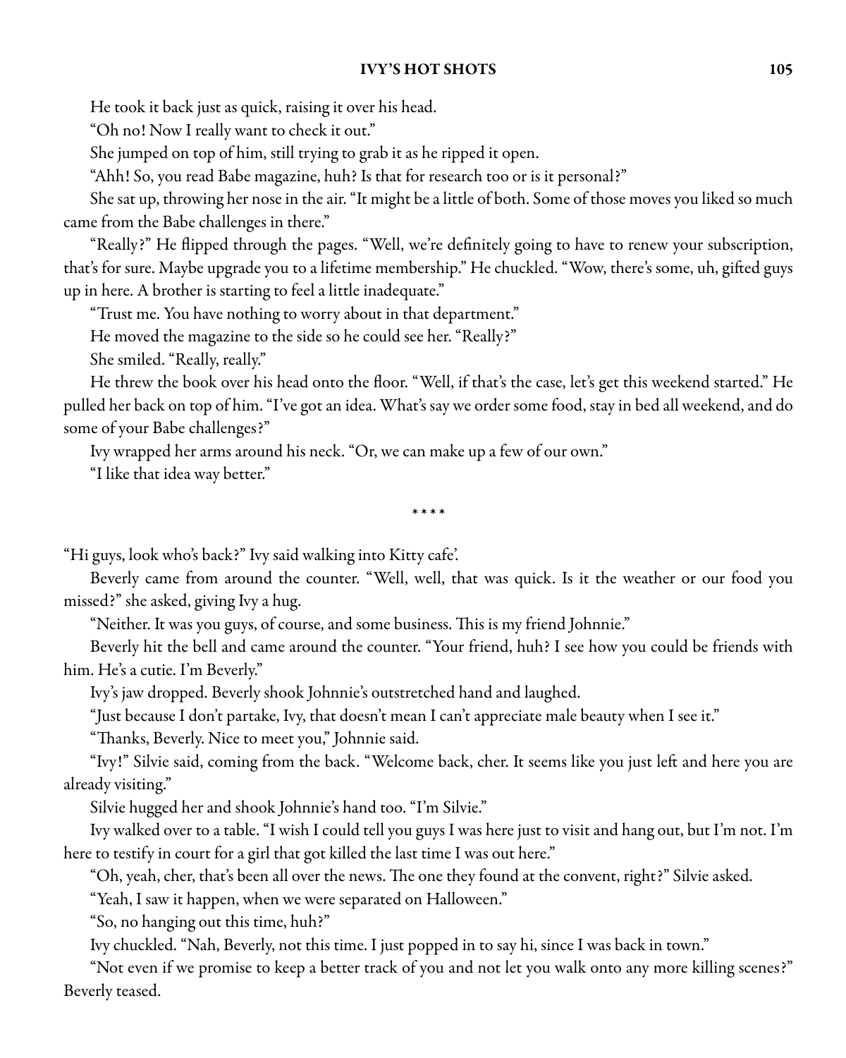He took it back just as quick, raising it over his head.

"Oh no! Now I really want to check it out."

She jumped on top of him, still trying to grab it as he ripped it open.

"Ahh! So, you read Babe magazine, huh? Is that for research too or is it personal?"

She sat up, throwing her nose in the air. "It might be a little of both. Some of those moves you liked so much came from the Babe challenges in there."

"Really?" He flipped through the pages. "Well, we're definitely going to have to renew your subscription, that's for sure. Maybe upgrade you to a lifetime membership." He chuckled. "Wow, there's some, uh, gifted guys up in here. A brother is starting to feel a little inadequate."

"Trust me. You have nothing to worry about in that department."

He moved the magazine to the side so he could see her. "Really?"

She smiled. "Really, really."

He threw the book over his head onto the floor. "Well, if that's the case, let's get this weekend started." He pulled her back on top of him. "I've got an idea. What's say we order some food, stay in bed all weekend, and do some of your Babe challenges?"

Ivy wrapped her arms around his neck. "Or, we can make up a few of our own."

"I like that idea way better."

* * * *

"Hi guys, look who's back?" Ivy said walking into Kitty cafe'.

Beverly came from around the counter. "Well, well, that was quick. Is it the weather or our food you missed?" she asked, giving Ivy a hug.

"Neither. It was you guys, of course, and some business. This is my friend Johnnie."

Beverly hit the bell and came around the counter. "Your friend, huh? I see how you could be friends with him. He's a cutie. I'm Beverly."

Ivy's jaw dropped. Beverly shook Johnnie's outstretched hand and laughed.

"Just because I don't partake, Ivy, that doesn't mean I can't appreciate male beauty when I see it."

"Thanks, Beverly. Nice to meet you," Johnnie said.

"Ivy!" Silvie said, coming from the back. "Welcome back, cher. It seems like you just left and here you are already visiting."

Silvie hugged her and shook Johnnie's hand too. "I'm Silvie."

Ivy walked over to a table. "I wish I could tell you guys I was here just to visit and hang out, but I'm not. I'm here to testify in court for a girl that got killed the last time I was out here."

"Oh, yeah, cher, that's been all over the news. The one they found at the convent, right?" Silvie asked.

"Yeah, I saw it happen, when we were separated on Halloween."

"So, no hanging out this time, huh?"

Ivy chuckled. "Nah, Beverly, not this time. I just popped in to say hi, since I was back in town."

"Not even if we promise to keep a better track of you and not let you walk onto any more killing scenes?" Beverly teased.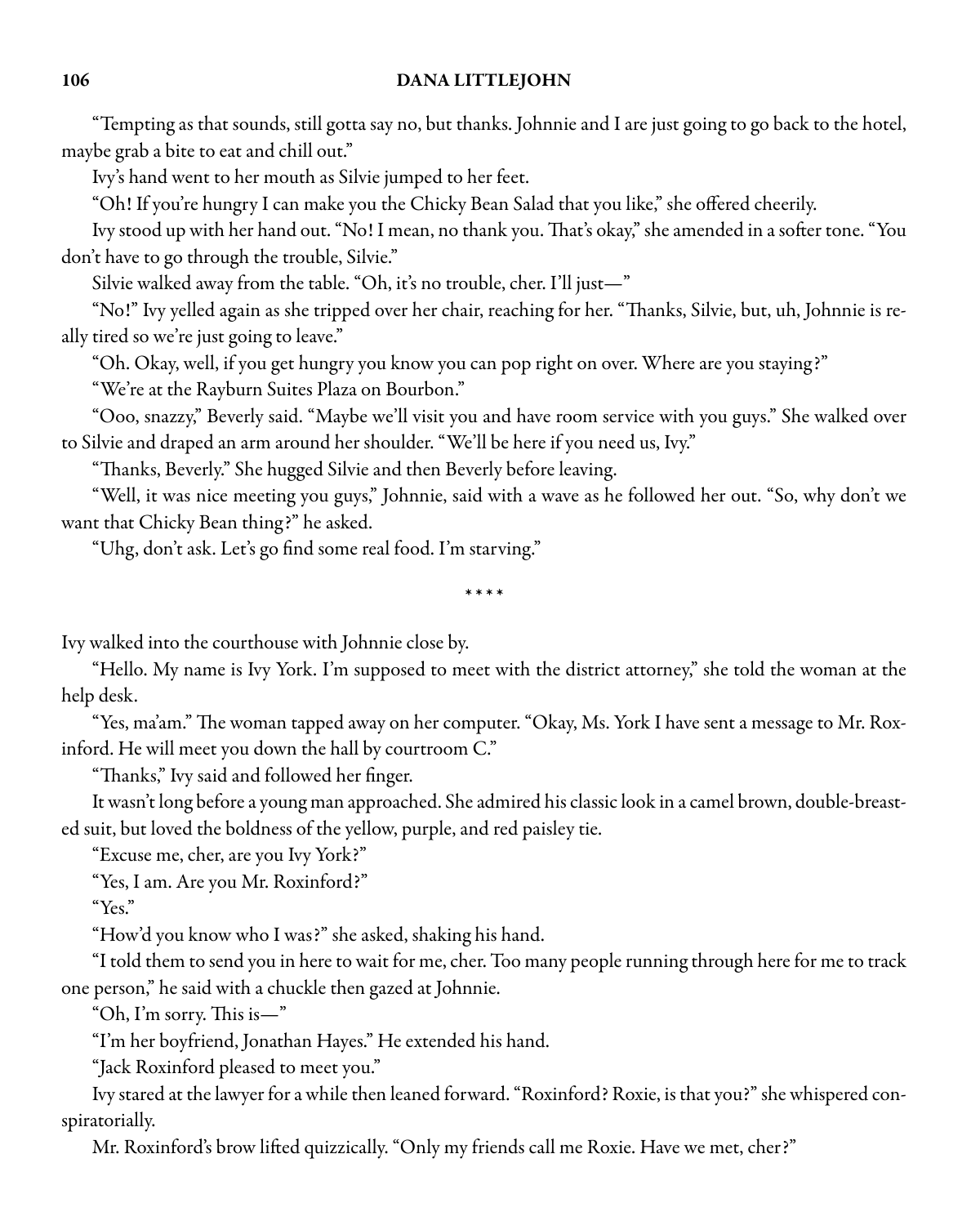"Tempting as that sounds, still gotta say no, but thanks. Johnnie and I are just going to go back to the hotel, maybe grab a bite to eat and chill out."

Ivy's hand went to her mouth as Silvie jumped to her feet.

"Oh! If you're hungry I can make you the Chicky Bean Salad that you like," she offered cheerily.

Ivy stood up with her hand out. "No! I mean, no thank you. That's okay," she amended in a softer tone. "You don't have to go through the trouble, Silvie."

Silvie walked away from the table. "Oh, it's no trouble, cher. I'll just—"

"No!" Ivy yelled again as she tripped over her chair, reaching for her. "Thanks, Silvie, but, uh, Johnnie is really tired so we're just going to leave."

"Oh. Okay, well, if you get hungry you know you can pop right on over. Where are you staying?"

"We're at the Rayburn Suites Plaza on Bourbon."

"Ooo, snazzy," Beverly said. "Maybe we'll visit you and have room service with you guys." She walked over to Silvie and draped an arm around her shoulder. "We'll be here if you need us, Ivy."

"Thanks, Beverly." She hugged Silvie and then Beverly before leaving.

"Well, it was nice meeting you guys," Johnnie, said with a wave as he followed her out. "So, why don't we want that Chicky Bean thing?" he asked.

"Uhg, don't ask. Let's go find some real food. I'm starving."

\* \* \* \*

Ivy walked into the courthouse with Johnnie close by.

"Hello. My name is Ivy York. I'm supposed to meet with the district attorney," she told the woman at the help desk.

"Yes, ma'am." The woman tapped away on her computer. "Okay, Ms. York I have sent a message to Mr. Roxinford. He will meet you down the hall by courtroom C."

"Thanks," Ivy said and followed her finger.

It wasn't long before a young man approached. She admired his classic look in a camel brown, double-breasted suit, but loved the boldness of the yellow, purple, and red paisley tie.

"Excuse me, cher, are you Ivy York?"

"Yes, I am. Are you Mr. Roxinford?"

"Yes."

"How'd you know who I was?" she asked, shaking his hand.

"I told them to send you in here to wait for me, cher. Too many people running through here for me to track one person," he said with a chuckle then gazed at Johnnie.

"Oh, I'm sorry. This is—"

"I'm her boyfriend, Jonathan Hayes." He extended his hand.

"Jack Roxinford pleased to meet you."

Ivy stared at the lawyer for a while then leaned forward. "Roxinford? Roxie, is that you?" she whispered conspiratorially.

Mr. Roxinford's brow lifted quizzically. "Only my friends call me Roxie. Have we met, cher?"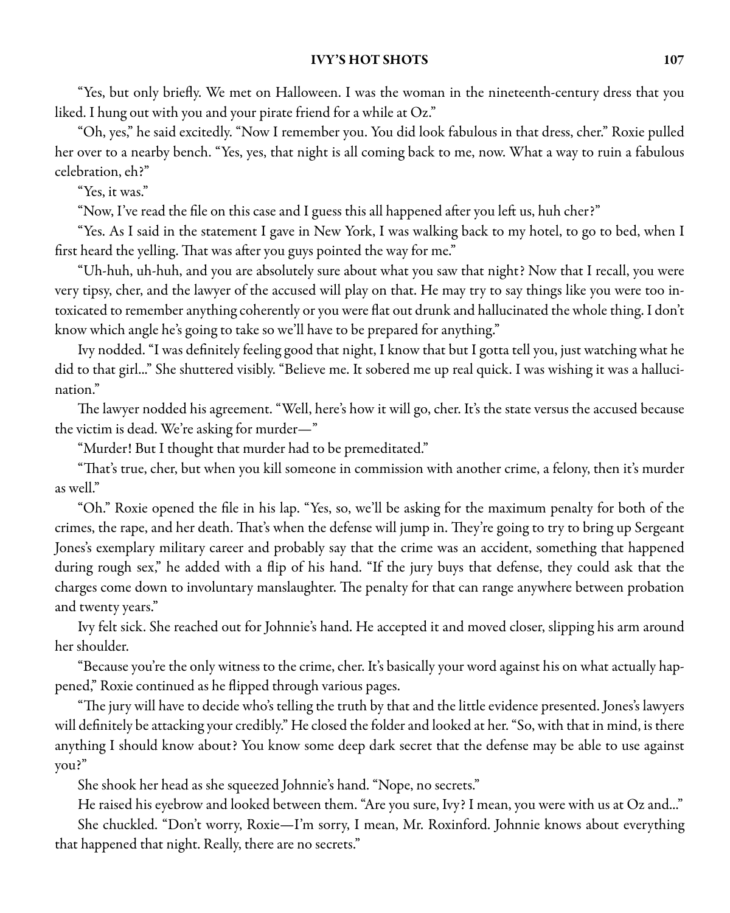"Yes, but only briefly. We met on Halloween. I was the woman in the nineteenth-century dress that you liked. I hung out with you and your pirate friend for a while at Oz."

"Oh, yes," he said excitedly. "Now I remember you. You did look fabulous in that dress, cher." Roxie pulled her over to a nearby bench. "Yes, yes, that night is all coming back to me, now. What a way to ruin a fabulous celebration, eh?"

"Yes, it was."

"Now, I've read the file on this case and I guess this all happened after you left us, huh cher?"

"Yes. As I said in the statement I gave in New York, I was walking back to my hotel, to go to bed, when I first heard the yelling. That was after you guys pointed the way for me."

"Uh-huh, uh-huh, and you are absolutely sure about what you saw that night? Now that I recall, you were very tipsy, cher, and the lawyer of the accused will play on that. He may try to say things like you were too intoxicated to remember anything coherently or you were flat out drunk and hallucinated the whole thing. I don't know which angle he's going to take so we'll have to be prepared for anything."

Ivy nodded. "I was definitely feeling good that night, I know that but I gotta tell you, just watching what he did to that girl..." She shuttered visibly. "Believe me. It sobered me up real quick. I was wishing it was a hallucination."

The lawyer nodded his agreement. "Well, here's how it will go, cher. It's the state versus the accused because the victim is dead. We're asking for murder—"

"Murder! But I thought that murder had to be premeditated."

"That's true, cher, but when you kill someone in commission with another crime, a felony, then it's murder as well."

"Oh." Roxie opened the file in his lap. "Yes, so, we'll be asking for the maximum penalty for both of the crimes, the rape, and her death. That's when the defense will jump in. They're going to try to bring up Sergeant Jones's exemplary military career and probably say that the crime was an accident, something that happened during rough sex," he added with a flip of his hand. "If the jury buys that defense, they could ask that the charges come down to involuntary manslaughter. The penalty for that can range anywhere between probation and twenty years."

Ivy felt sick. She reached out for Johnnie's hand. He accepted it and moved closer, slipping his arm around her shoulder.

"Because you're the only witness to the crime, cher. It's basically your word against his on what actually happened," Roxie continued as he flipped through various pages.

"The jury will have to decide who's telling the truth by that and the little evidence presented. Jones's lawyers will definitely be attacking your credibly." He closed the folder and looked at her. "So, with that in mind, is there anything I should know about? You know some deep dark secret that the defense may be able to use against you?"

She shook her head as she squeezed Johnnie's hand. "Nope, no secrets."

He raised his eyebrow and looked between them. "Are you sure, Ivy? I mean, you were with us at Oz and..."

She chuckled. "Don't worry, Roxie—I'm sorry, I mean, Mr. Roxinford. Johnnie knows about everything that happened that night. Really, there are no secrets."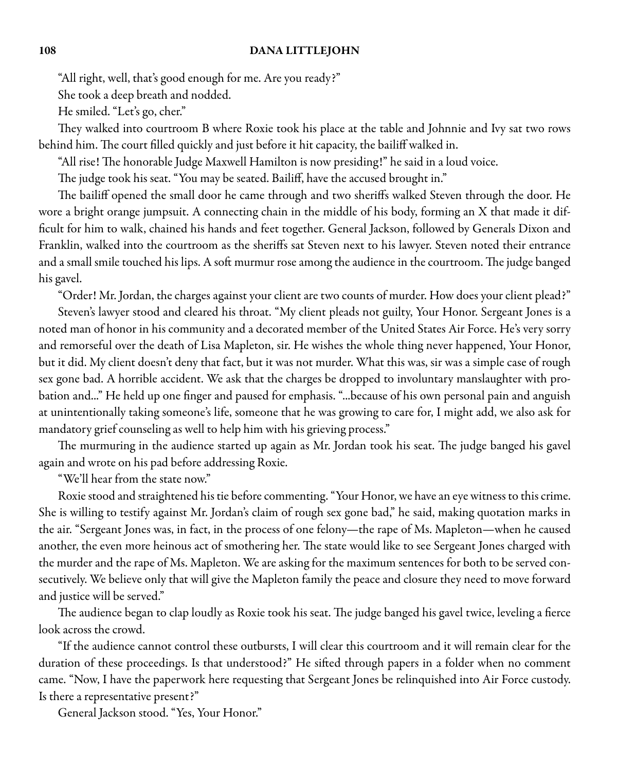"All right, well, that's good enough for me. Are you ready?"

She took a deep breath and nodded.

He smiled. "Let's go, cher."

They walked into courtroom B where Roxie took his place at the table and Johnnie and Ivy sat two rows behind him. The court filled quickly and just before it hit capacity, the bailiff walked in.

"All rise! The honorable Judge Maxwell Hamilton is now presiding!" he said in a loud voice.

The judge took his seat. "You may be seated. Bailiff, have the accused brought in."

The bailiff opened the small door he came through and two sheriffs walked Steven through the door. He wore a bright orange jumpsuit. A connecting chain in the middle of his body, forming an X that made it difficult for him to walk, chained his hands and feet together. General Jackson, followed by Generals Dixon and Franklin, walked into the courtroom as the sheriffs sat Steven next to his lawyer. Steven noted their entrance and a small smile touched his lips. A soft murmur rose among the audience in the courtroom. The judge banged his gavel.

"Order! Mr. Jordan, the charges against your client are two counts of murder. How does your client plead?"

Steven's lawyer stood and cleared his throat. "My client pleads not guilty, Your Honor. Sergeant Jones is a noted man of honor in his community and a decorated member of the United States Air Force. He's very sorry and remorseful over the death of Lisa Mapleton, sir. He wishes the whole thing never happened, Your Honor, but it did. My client doesn't deny that fact, but it was not murder. What this was, sir was a simple case of rough sex gone bad. A horrible accident. We ask that the charges be dropped to involuntary manslaughter with probation and..." He held up one finger and paused for emphasis. "...because of his own personal pain and anguish at unintentionally taking someone's life, someone that he was growing to care for, I might add, we also ask for mandatory grief counseling as well to help him with his grieving process."

The murmuring in the audience started up again as Mr. Jordan took his seat. The judge banged his gavel again and wrote on his pad before addressing Roxie.

"We'll hear from the state now."

Roxie stood and straightened his tie before commenting. "Your Honor, we have an eye witness to this crime. She is willing to testify against Mr. Jordan's claim of rough sex gone bad," he said, making quotation marks in the air. "Sergeant Jones was, in fact, in the process of one felony—the rape of Ms. Mapleton—when he caused another, the even more heinous act of smothering her. The state would like to see Sergeant Jones charged with the murder and the rape of Ms. Mapleton. We are asking for the maximum sentences for both to be served consecutively. We believe only that will give the Mapleton family the peace and closure they need to move forward and justice will be served."

The audience began to clap loudly as Roxie took his seat. The judge banged his gavel twice, leveling a fierce look across the crowd.

"If the audience cannot control these outbursts, I will clear this courtroom and it will remain clear for the duration of these proceedings. Is that understood?" He sifted through papers in a folder when no comment came. "Now, I have the paperwork here requesting that Sergeant Jones be relinquished into Air Force custody. Is there a representative present?"

General Jackson stood. "Yes, Your Honor."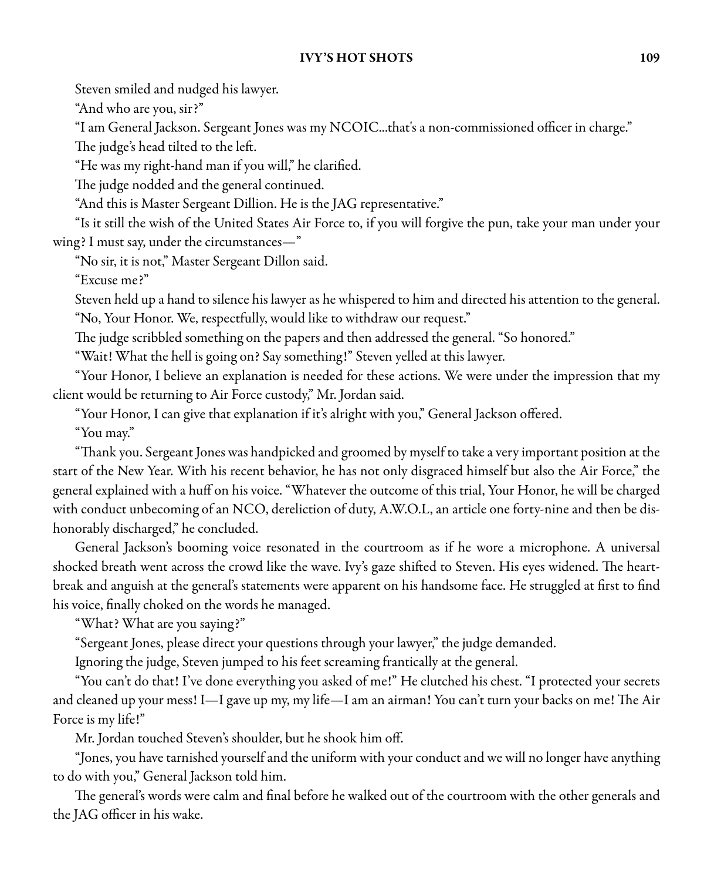Steven smiled and nudged his lawyer.

“And who are you, sir?”

“I am General Jackson. Sergeant Jones was my NCOIC...that's a non-commissioned officer in charge.”

The judge’s head tilted to the left.

“He was my right-hand man if you will,” he clarified.

The judge nodded and the general continued.

“And this is Master Sergeant Dillion. He is the JAG representative.”

“Is it still the wish of the United States Air Force to, if you will forgive the pun, take your man under your wing? I must say, under the circumstances—”

“No sir, it is not,” Master Sergeant Dillon said.

“Excuse me?”

Steven held up a hand to silence his lawyer as he whispered to him and directed his attention to the general.

“No, Your Honor. We, respectfully, would like to withdraw our request.”

The judge scribbled something on the papers and then addressed the general. “So honored.”

“Wait! What the hell is going on? Say something!” Steven yelled at this lawyer.

“Your Honor, I believe an explanation is needed for these actions. We were under the impression that my client would be returning to Air Force custody,” Mr. Jordan said.

“Your Honor, I can give that explanation if it’s alright with you,” General Jackson offered.

“You may.”

“Thank you. Sergeant Jones was handpicked and groomed by myself to take a very important position at the start of the New Year. With his recent behavior, he has not only disgraced himself but also the Air Force,” the general explained with a huff on his voice. “Whatever the outcome of this trial, Your Honor, he will be charged with conduct unbecoming of an NCO, dereliction of duty, A.W.O.L, an article one forty-nine and then be dishonorably discharged,” he concluded.

General Jackson’s booming voice resonated in the courtroom as if he wore a microphone. A universal shocked breath went across the crowd like the wave. Ivy’s gaze shifted to Steven. His eyes widened. The heartbreak and anguish at the general’s statements were apparent on his handsome face. He struggled at first to find his voice, finally choked on the words he managed.

“What? What are you saying?”

“Sergeant Jones, please direct your questions through your lawyer,” the judge demanded.

Ignoring the judge, Steven jumped to his feet screaming frantically at the general.

“You can’t do that! I’ve done everything you asked of me!” He clutched his chest. “I protected your secrets and cleaned up your mess! I—I gave up my, my life—I am an airman! You can’t turn your backs on me! The Air Force is my life!”

Mr. Jordan touched Steven’s shoulder, but he shook him off.

“Jones, you have tarnished yourself and the uniform with your conduct and we will no longer have anything to do with you,” General Jackson told him.

The general’s words were calm and final before he walked out of the courtroom with the other generals and the JAG officer in his wake.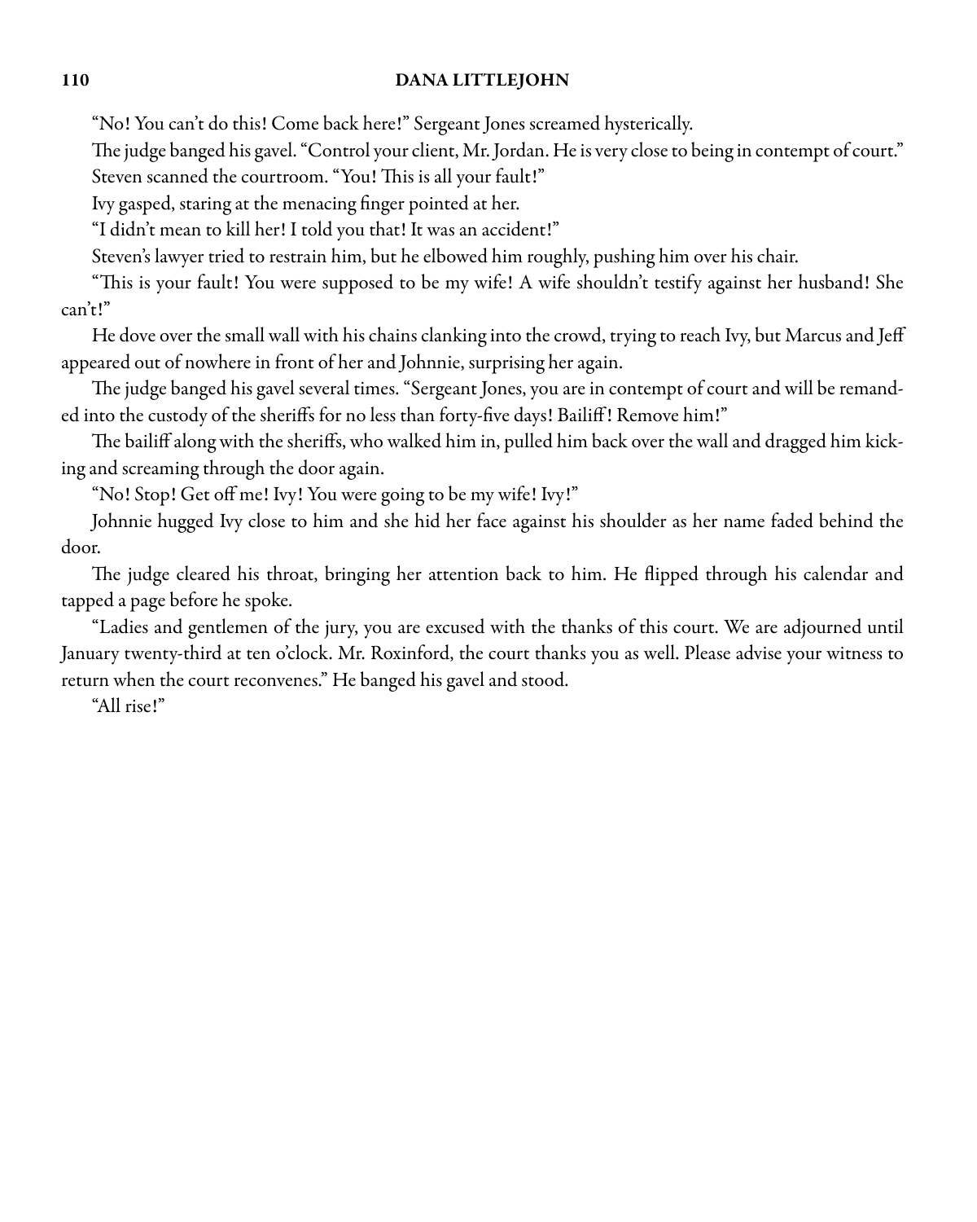"No! You can't do this! Come back here!" Sergeant Jones screamed hysterically.

The judge banged his gavel. "Control your client, Mr. Jordan. He is very close to being in contempt of court."

Steven scanned the courtroom. "You! This is all your fault!"

Ivy gasped, staring at the menacing finger pointed at her.

"I didn't mean to kill her! I told you that! It was an accident!"

Steven's lawyer tried to restrain him, but he elbowed him roughly, pushing him over his chair.

"This is your fault! You were supposed to be my wife! A wife shouldn't testify against her husband! She can't!"

He dove over the small wall with his chains clanking into the crowd, trying to reach Ivy, but Marcus and Jeff appeared out of nowhere in front of her and Johnnie, surprising her again.

The judge banged his gavel several times. "Sergeant Jones, you are in contempt of court and will be remanded into the custody of the sheriffs for no less than forty-five days! Bailiff! Remove him!"

The bailiff along with the sheriffs, who walked him in, pulled him back over the wall and dragged him kicking and screaming through the door again.

"No! Stop! Get off me! Ivy! You were going to be my wife! Ivy!"

Johnnie hugged Ivy close to him and she hid her face against his shoulder as her name faded behind the door.

The judge cleared his throat, bringing her attention back to him. He flipped through his calendar and tapped a page before he spoke.

"Ladies and gentlemen of the jury, you are excused with the thanks of this court. We are adjourned until January twenty-third at ten o'clock. Mr. Roxinford, the court thanks you as well. Please advise your witness to return when the court reconvenes." He banged his gavel and stood.

"All rise!"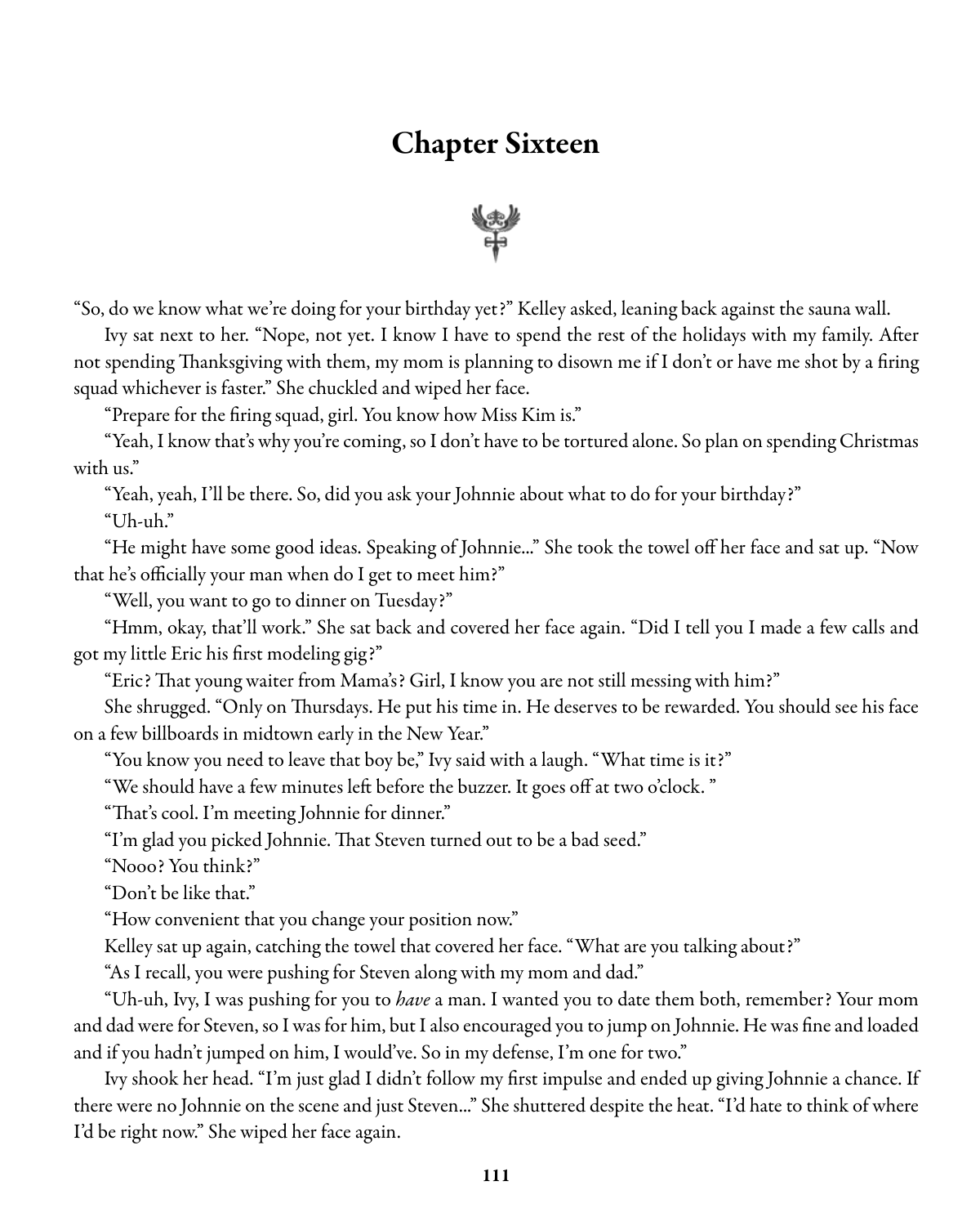# Chapter Sixteen

"So, do we know what we're doing for your birthday yet?" Kelley asked, leaning back against the sauna wall.

Ivy sat next to her. "Nope, not yet. I know I have to spend the rest of the holidays with my family. After not spending Thanksgiving with them, my mom is planning to disown me if I don't or have me shot by a firing squad whichever is faster." She chuckled and wiped her face.

"Prepare for the firing squad, girl. You know how Miss Kim is."

"Yeah, I know that's why you're coming, so I don't have to be tortured alone. So plan on spending Christmas with us."

"Yeah, yeah, I'll be there. So, did you ask your Johnnie about what to do for your birthday?"

"Uh-uh."

"He might have some good ideas. Speaking of Johnnie..." She took the towel off her face and sat up. "Now that he's officially your man when do I get to meet him?"

"Well, you want to go to dinner on Tuesday?"

"Hmm, okay, that'll work." She sat back and covered her face again. "Did I tell you I made a few calls and got my little Eric his first modeling gig?"

"Eric? That young waiter from Mama's? Girl, I know you are not still messing with him?"

She shrugged. "Only on Thursdays. He put his time in. He deserves to be rewarded. You should see his face on a few billboards in midtown early in the New Year."

"You know you need to leave that boy be," Ivy said with a laugh. "What time is it?"

"We should have a few minutes left before the buzzer. It goes off at two o'clock. "

"That's cool. I'm meeting Johnnie for dinner."

"I'm glad you picked Johnnie. That Steven turned out to be a bad seed."

"Nooo? You think?"

"Don't be like that."

"How convenient that you change your position now."

Kelley sat up again, catching the towel that covered her face. "What are you talking about?"

"As I recall, you were pushing for Steven along with my mom and dad."

"Uh-uh, Ivy, I was pushing for you to *have* a man. I wanted you to date them both, remember? Your mom and dad were for Steven, so I was for him, but I also encouraged you to jump on Johnnie. He was fine and loaded and if you hadn't jumped on him, I would've. So in my defense, I'm one for two."

Ivy shook her head. "I'm just glad I didn't follow my first impulse and ended up giving Johnnie a chance. If there were no Johnnie on the scene and just Steven..." She shuttered despite the heat. "I'd hate to think of where I'd be right now." She wiped her face again.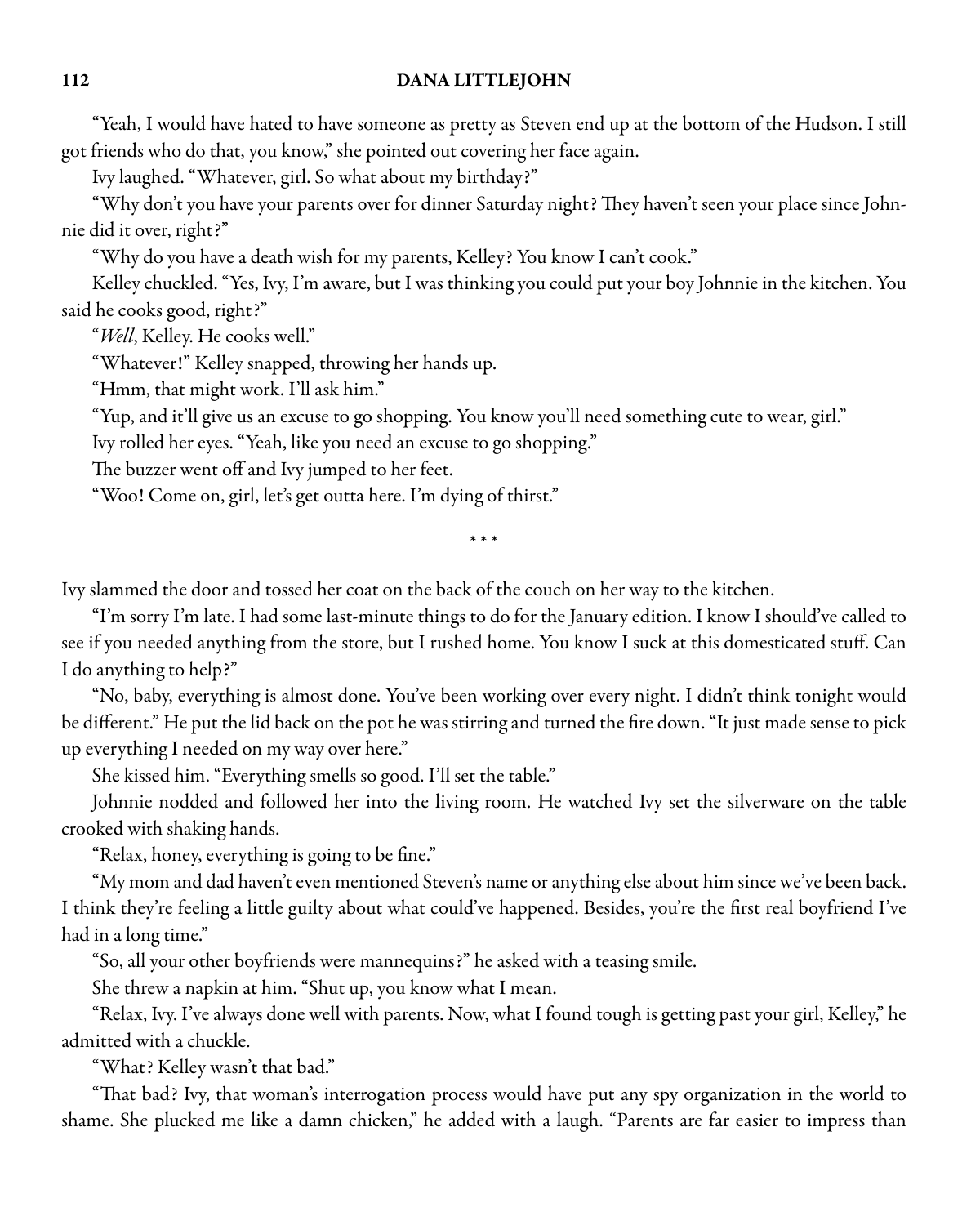"Yeah, I would have hated to have someone as pretty as Steven end up at the bottom of the Hudson. I still got friends who do that, you know," she pointed out covering her face again.

Ivy laughed. "Whatever, girl. So what about my birthday?"

"Why don't you have your parents over for dinner Saturday night? They haven't seen your place since Johnnie did it over, right?"

"Why do you have a death wish for my parents, Kelley? You know I can't cook."

Kelley chuckled. "Yes, Ivy, I'm aware, but I was thinking you could put your boy Johnnie in the kitchen. You said he cooks good, right?"

"*Well*, Kelley. He cooks well."

"Whatever!" Kelley snapped, throwing her hands up.

"Hmm, that might work. I'll ask him."

"Yup, and it'll give us an excuse to go shopping. You know you'll need something cute to wear, girl."

Ivy rolled her eyes. "Yeah, like you need an excuse to go shopping."

The buzzer went off and Ivy jumped to her feet.

"Woo! Come on, girl, let's get outta here. I'm dying of thirst."

\* \* \*

Ivy slammed the door and tossed her coat on the back of the couch on her way to the kitchen.

"I'm sorry I'm late. I had some last-minute things to do for the January edition. I know I should've called to see if you needed anything from the store, but I rushed home. You know I suck at this domesticated stuff. Can I do anything to help?"

"No, baby, everything is almost done. You've been working over every night. I didn't think tonight would be different." He put the lid back on the pot he was stirring and turned the fire down. "It just made sense to pick up everything I needed on my way over here."

She kissed him. "Everything smells so good. I'll set the table."

Johnnie nodded and followed her into the living room. He watched Ivy set the silverware on the table crooked with shaking hands.

"Relax, honey, everything is going to be fine."

"My mom and dad haven't even mentioned Steven's name or anything else about him since we've been back. I think they're feeling a little guilty about what could've happened. Besides, you're the first real boyfriend I've had in a long time."

"So, all your other boyfriends were mannequins?" he asked with a teasing smile.

She threw a napkin at him. "Shut up, you know what I mean.

"Relax, Ivy. I've always done well with parents. Now, what I found tough is getting past your girl, Kelley," he admitted with a chuckle.

"What? Kelley wasn't that bad."

"That bad? Ivy, that woman's interrogation process would have put any spy organization in the world to shame. She plucked me like a damn chicken," he added with a laugh. "Parents are far easier to impress than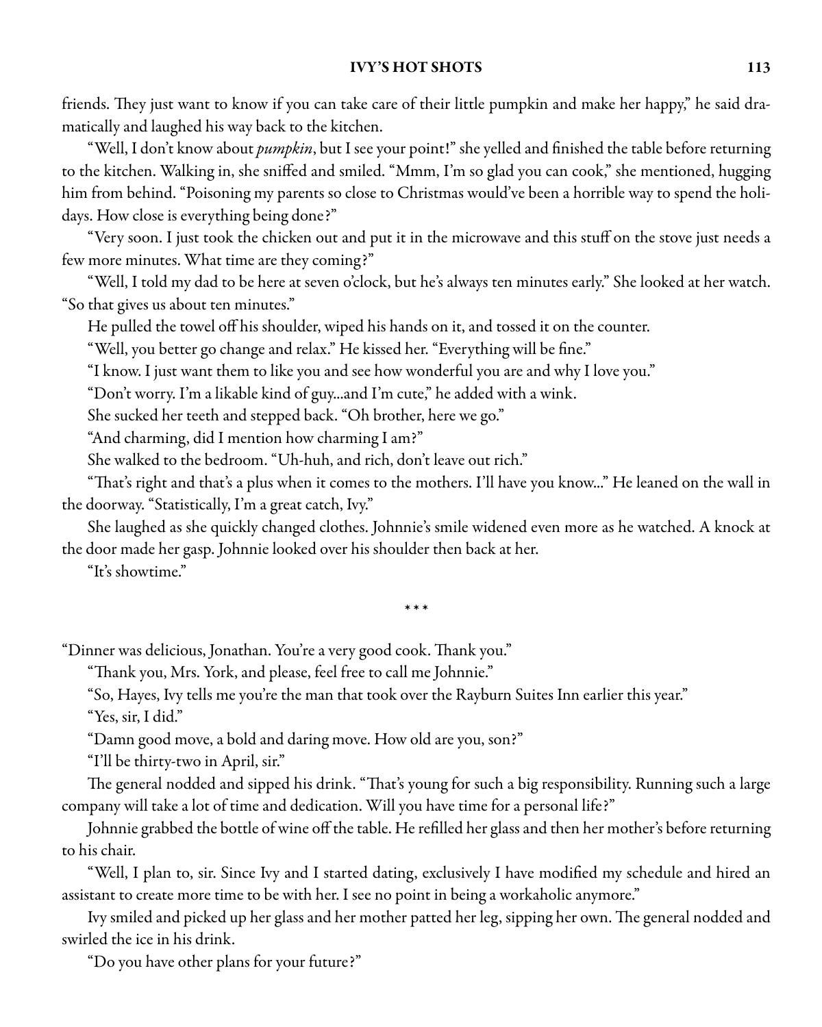friends. They just want to know if you can take care of their little pumpkin and make her happy," he said dramatically and laughed his way back to the kitchen.

"Well, I don't know about *pumpkin*, but I see your point!" she yelled and finished the table before returning to the kitchen. Walking in, she sniffed and smiled. "Mmm, I'm so glad you can cook," she mentioned, hugging him from behind. "Poisoning my parents so close to Christmas would've been a horrible way to spend the holidays. How close is everything being done?"

"Very soon. I just took the chicken out and put it in the microwave and this stuff on the stove just needs a few more minutes. What time are they coming?"

"Well, I told my dad to be here at seven o'clock, but he's always ten minutes early." She looked at her watch. "So that gives us about ten minutes."

He pulled the towel off his shoulder, wiped his hands on it, and tossed it on the counter.

"Well, you better go change and relax." He kissed her. "Everything will be fine."

"I know. I just want them to like you and see how wonderful you are and why I love you."

"Don't worry. I'm a likable kind of guy...and I'm cute," he added with a wink.

She sucked her teeth and stepped back. "Oh brother, here we go."

"And charming, did I mention how charming I am?"

She walked to the bedroom. "Uh-huh, and rich, don't leave out rich."

"That's right and that's a plus when it comes to the mothers. I'll have you know..." He leaned on the wall in the doorway. "Statistically, I'm a great catch, Ivy."

She laughed as she quickly changed clothes. Johnnie's smile widened even more as he watched. A knock at the door made her gasp. Johnnie looked over his shoulder then back at her.

"It's showtime."

\* \* \*

"Dinner was delicious, Jonathan. You're a very good cook. Thank you."

"Thank you, Mrs. York, and please, feel free to call me Johnnie."

"So, Hayes, Ivy tells me you're the man that took over the Rayburn Suites Inn earlier this year."

"Yes, sir, I did."

"Damn good move, a bold and daring move. How old are you, son?"

"I'll be thirty-two in April, sir."

The general nodded and sipped his drink. "That's young for such a big responsibility. Running such a large company will take a lot of time and dedication. Will you have time for a personal life?"

Johnnie grabbed the bottle of wine off the table. He refilled her glass and then her mother's before returning to his chair.

"Well, I plan to, sir. Since Ivy and I started dating, exclusively I have modified my schedule and hired an assistant to create more time to be with her. I see no point in being a workaholic anymore."

Ivy smiled and picked up her glass and her mother patted her leg, sipping her own. The general nodded and swirled the ice in his drink.

"Do you have other plans for your future?"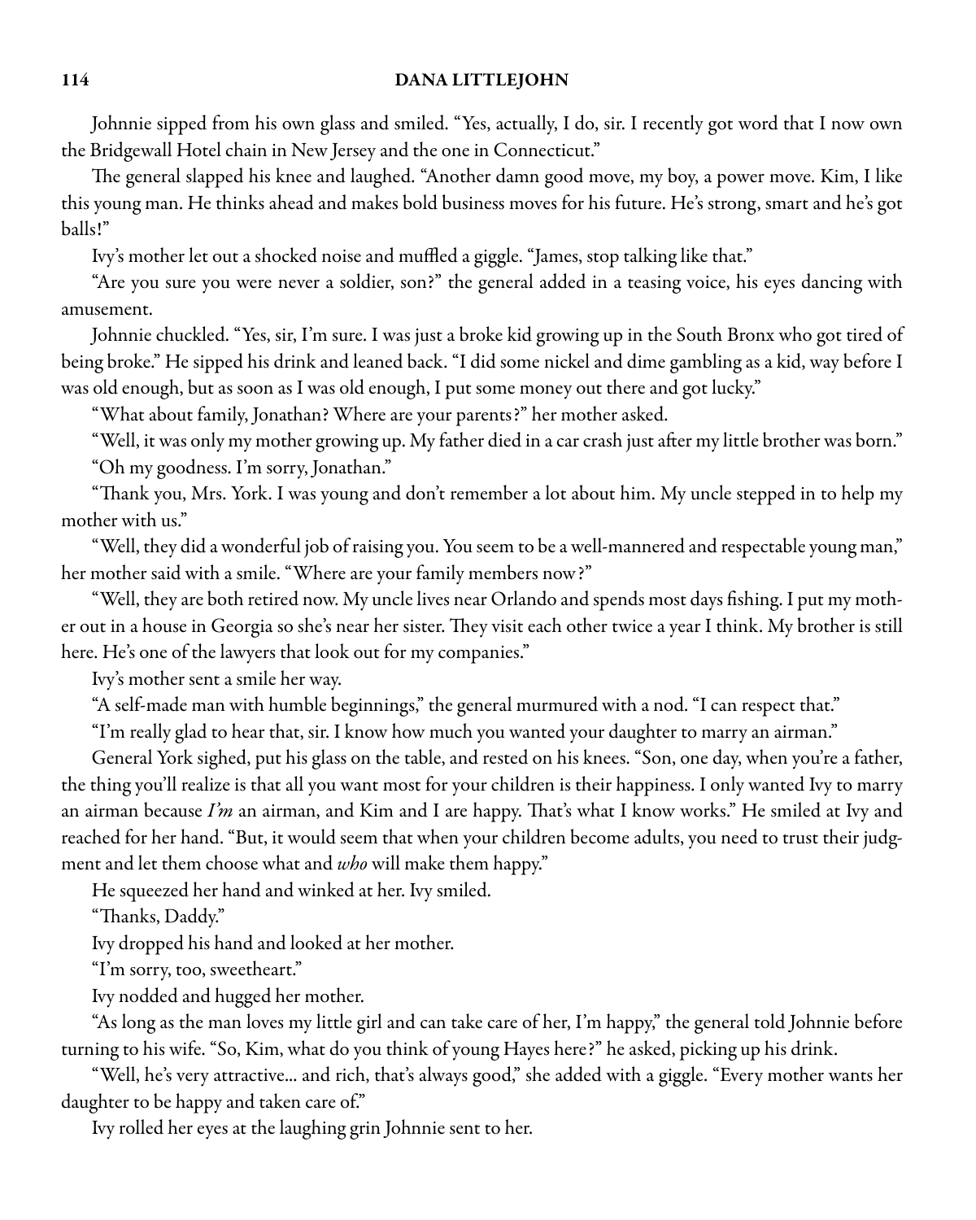Johnnie sipped from his own glass and smiled. "Yes, actually, I do, sir. I recently got word that I now own the Bridgewall Hotel chain in New Jersey and the one in Connecticut."

The general slapped his knee and laughed. "Another damn good move, my boy, a power move. Kim, I like this young man. He thinks ahead and makes bold business moves for his future. He's strong, smart and he's got balls!"

Ivy's mother let out a shocked noise and muffled a giggle. "James, stop talking like that."

"Are you sure you were never a soldier, son?" the general added in a teasing voice, his eyes dancing with amusement.

Johnnie chuckled. "Yes, sir, I'm sure. I was just a broke kid growing up in the South Bronx who got tired of being broke." He sipped his drink and leaned back. "I did some nickel and dime gambling as a kid, way before I was old enough, but as soon as I was old enough, I put some money out there and got lucky."

"What about family, Jonathan? Where are your parents?" her mother asked.

"Well, it was only my mother growing up. My father died in a car crash just after my little brother was born."

"Oh my goodness. I'm sorry, Jonathan."

"Thank you, Mrs. York. I was young and don't remember a lot about him. My uncle stepped in to help my mother with us."

"Well, they did a wonderful job of raising you. You seem to be a well-mannered and respectable young man," her mother said with a smile. "Where are your family members now?"

"Well, they are both retired now. My uncle lives near Orlando and spends most days fishing. I put my mother out in a house in Georgia so she's near her sister. They visit each other twice a year I think. My brother is still here. He's one of the lawyers that look out for my companies."

Ivy's mother sent a smile her way.

"A self-made man with humble beginnings," the general murmured with a nod. "I can respect that."

"I'm really glad to hear that, sir. I know how much you wanted your daughter to marry an airman."

General York sighed, put his glass on the table, and rested on his knees. "Son, one day, when you're a father, the thing you'll realize is that all you want most for your children is their happiness. I only wanted Ivy to marry an airman because *I'm* an airman, and Kim and I are happy. That's what I know works." He smiled at Ivy and reached for her hand. "But, it would seem that when your children become adults, you need to trust their judgment and let them choose what and *who* will make them happy."

He squeezed her hand and winked at her. Ivy smiled.

"Thanks, Daddy."

Ivy dropped his hand and looked at her mother.

"I'm sorry, too, sweetheart."

Ivy nodded and hugged her mother.

"As long as the man loves my little girl and can take care of her, I'm happy," the general told Johnnie before turning to his wife. "So, Kim, what do you think of young Hayes here?" he asked, picking up his drink.

"Well, he's very attractive... and rich, that's always good," she added with a giggle. "Every mother wants her daughter to be happy and taken care of."

Ivy rolled her eyes at the laughing grin Johnnie sent to her.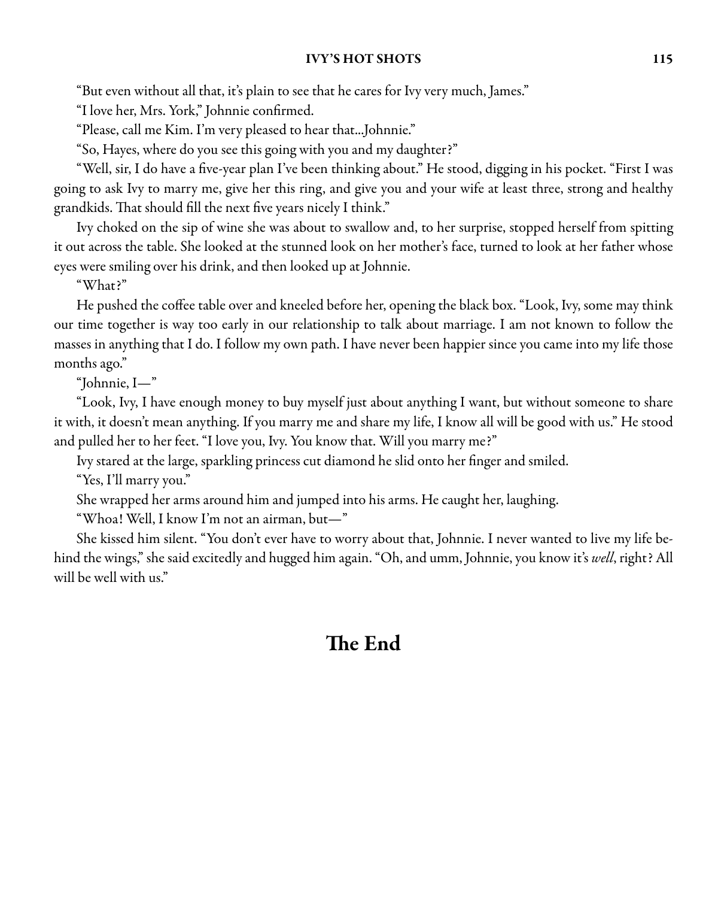"But even without all that, it's plain to see that he cares for Ivy very much, James."

"I love her, Mrs. York," Johnnie confirmed.

"Please, call me Kim. I'm very pleased to hear that...Johnnie."

"So, Hayes, where do you see this going with you and my daughter?"

"Well, sir, I do have a five-year plan I've been thinking about." He stood, digging in his pocket. "First I was going to ask Ivy to marry me, give her this ring, and give you and your wife at least three, strong and healthy grandkids. That should fill the next five years nicely I think."

Ivy choked on the sip of wine she was about to swallow and, to her surprise, stopped herself from spitting it out across the table. She looked at the stunned look on her mother's face, turned to look at her father whose eyes were smiling over his drink, and then looked up at Johnnie.

"What?"

He pushed the coffee table over and kneeled before her, opening the black box. "Look, Ivy, some may think our time together is way too early in our relationship to talk about marriage. I am not known to follow the masses in anything that I do. I follow my own path. I have never been happier since you came into my life those months ago."

"Johnnie, I—"

"Look, Ivy, I have enough money to buy myself just about anything I want, but without someone to share it with, it doesn't mean anything. If you marry me and share my life, I know all will be good with us." He stood and pulled her to her feet. "I love you, Ivy. You know that. Will you marry me?"

Ivy stared at the large, sparkling princess cut diamond he slid onto her finger and smiled.

"Yes, I'll marry you."

She wrapped her arms around him and jumped into his arms. He caught her, laughing.

"Whoa! Well, I know I'm not an airman, but—"

She kissed him silent. "You don't ever have to worry about that, Johnnie. I never wanted to live my life behind the wings," she said excitedly and hugged him again. "Oh, and umm, Johnnie, you know it's *well*, right? All will be well with us."

## The End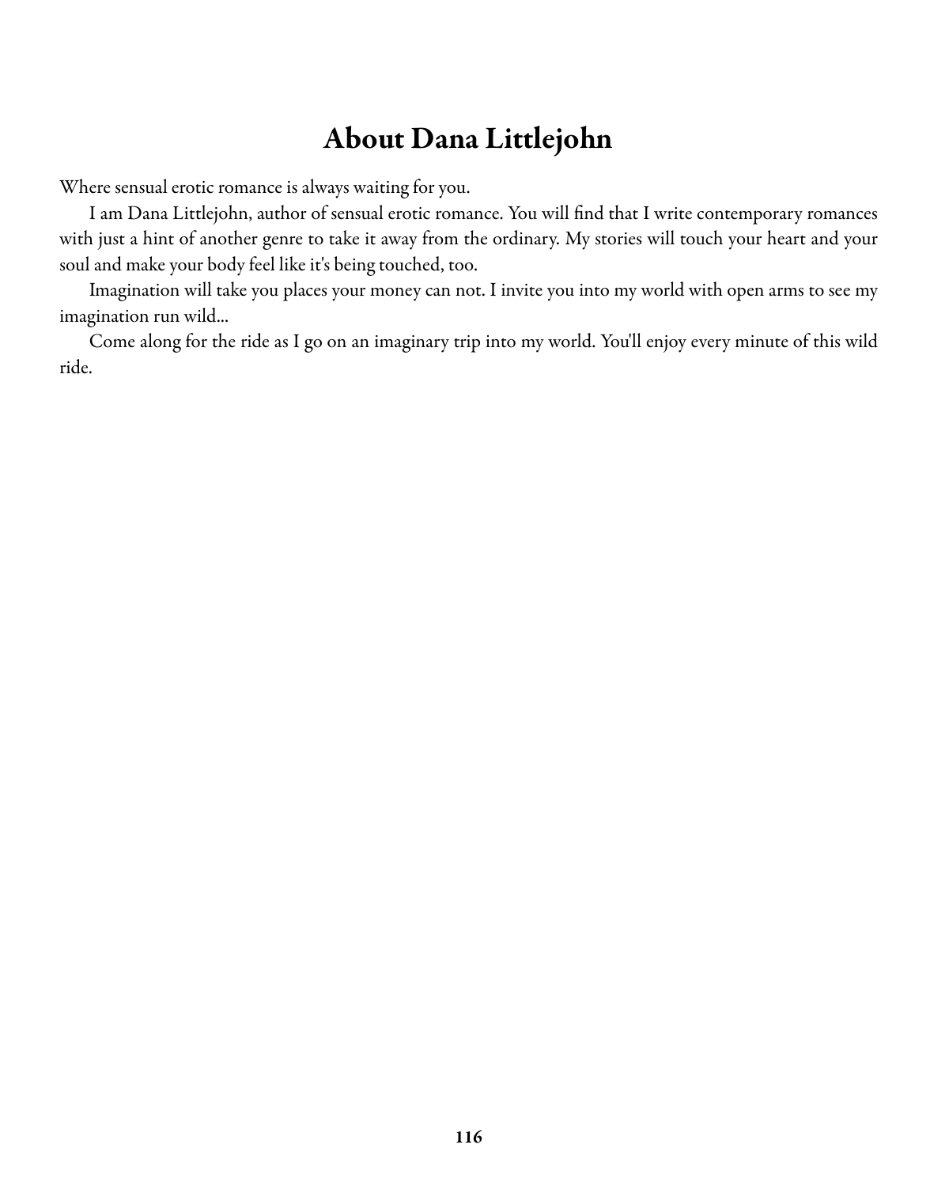# About Dana Littlejohn

Where sensual erotic romance is always waiting for you.

I am Dana Littlejohn, author of sensual erotic romance. You will find that I write contemporary romances with just a hint of another genre to take it away from the ordinary. My stories will touch your heart and your soul and make your body feel like it's being touched, too.

Imagination will take you places your money can not. I invite you into my world with open arms to see my imagination run wild...

Come along for the ride as I go on an imaginary trip into my world. You'll enjoy every minute of this wild ride.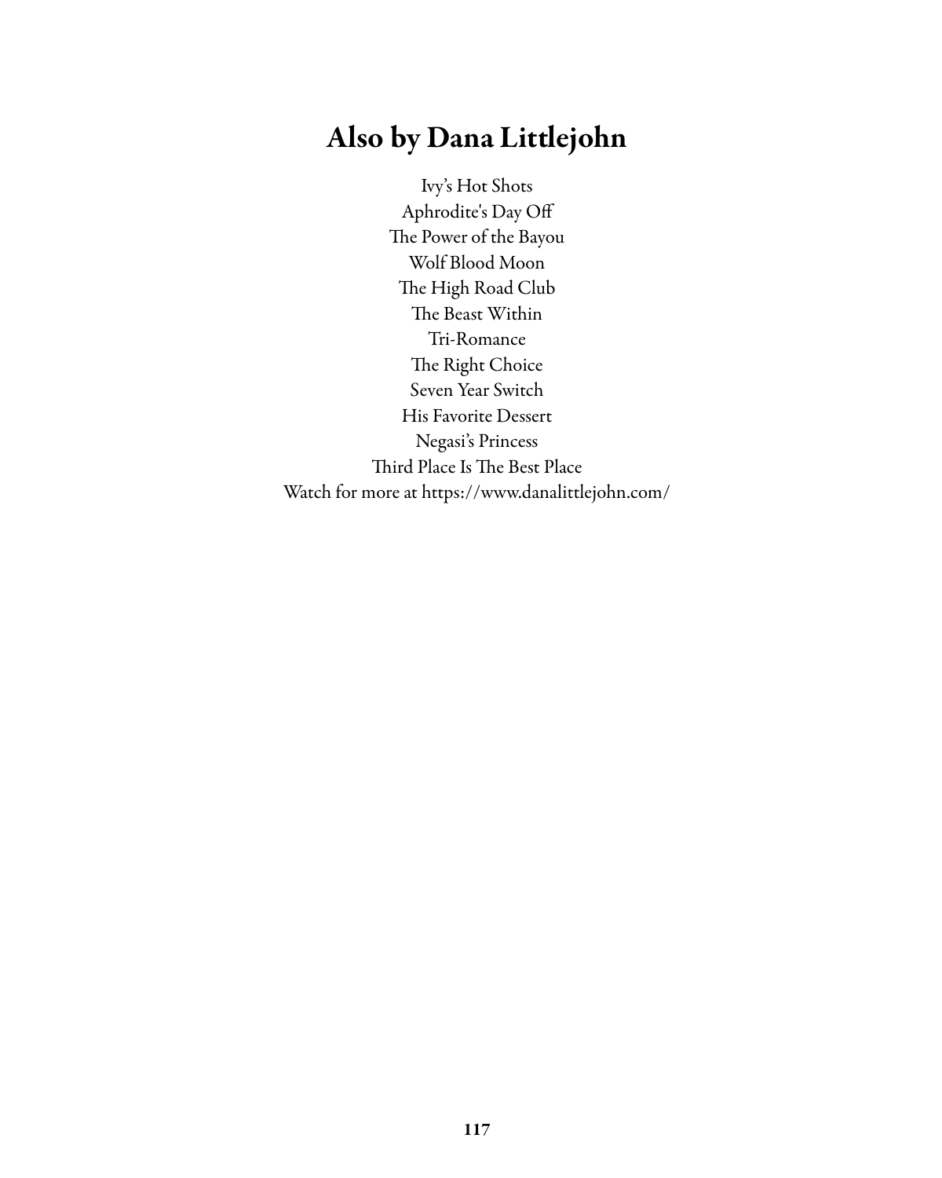# Also by Dana Littlejohn

Ivy's Hot Shots
Aphrodite's Day Off
The Power of the Bayou
Wolf Blood Moon
The High Road Club
The Beast Within
Tri-Romance
The Right Choice
Seven Year Switch
His Favorite Dessert
Negasi's Princess
Third Place Is The Best Place
Watch for more at https://www.danalittlejohn.com/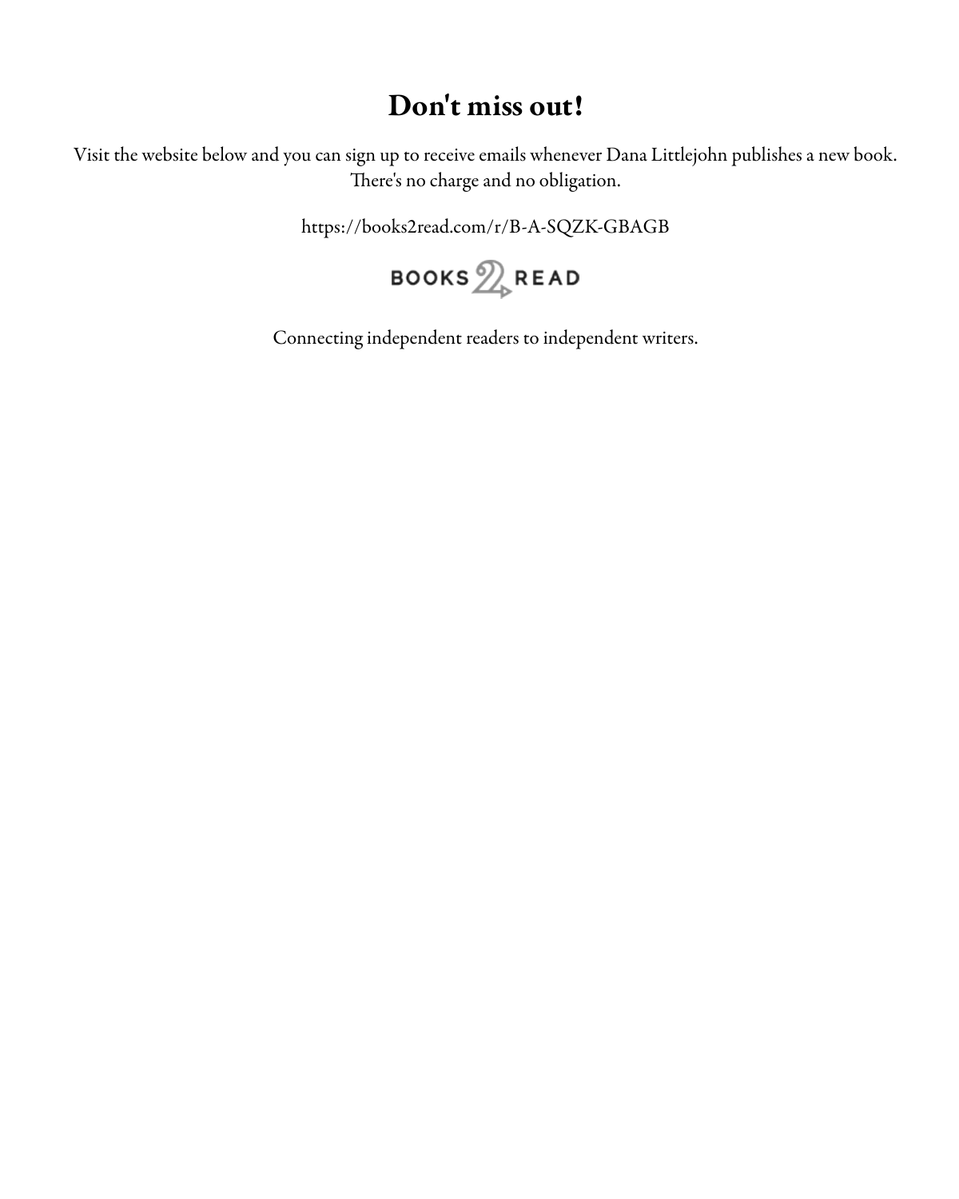# Don't miss out!

Visit the website below and you can sign up to receive emails whenever Dana Littlejohn publishes a new book. There's no charge and no obligation.

https://books2read.com/r/B-A-SQZK-GBAGB

BOOKS 2 READ

Connecting independent readers to independent writers.